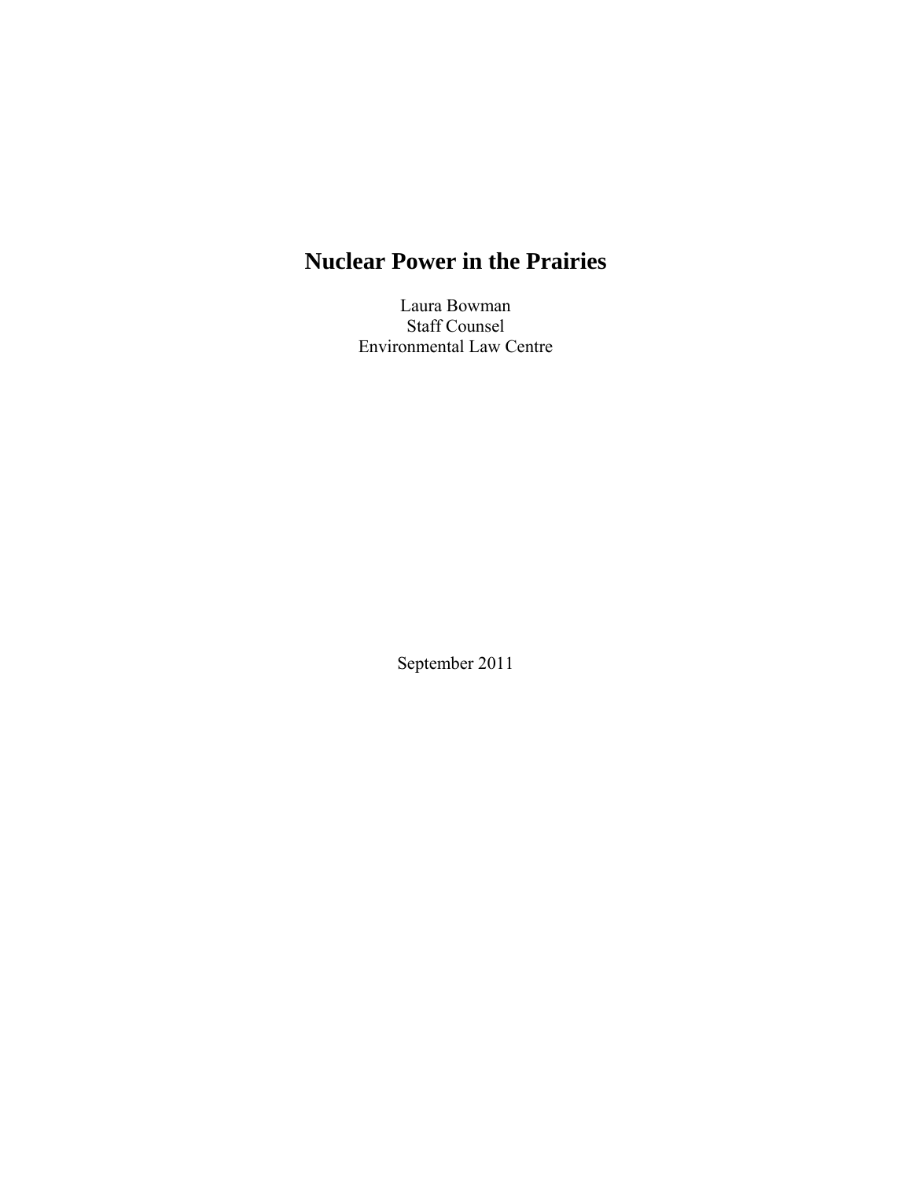# Nuclear Power in the Prairies

Laura Bowman
Staff Counsel
Environmental Law Centre

September 2011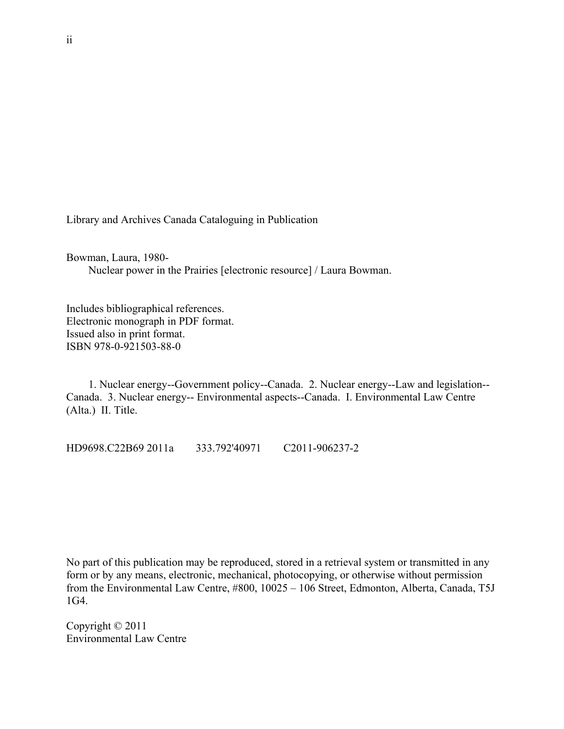Library and Archives Canada Cataloguing in Publication

Bowman, Laura, 1980-
    Nuclear power in the Prairies [electronic resource] / Laura Bowman.

Includes bibliographical references.
Electronic monograph in PDF format.
Issued also in print format.
ISBN 978-0-921503-88-0

1. Nuclear energy--Government policy--Canada. 2. Nuclear energy--Law and legislation--Canada. 3. Nuclear energy-- Environmental aspects--Canada. I. Environmental Law Centre (Alta.) II. Title.

HD9698.C22B69 2011a    333.792'40971    C2011-906237-2

No part of this publication may be reproduced, stored in a retrieval system or transmitted in any form or by any means, electronic, mechanical, photocopying, or otherwise without permission from the Environmental Law Centre, #800, 10025 – 106 Street, Edmonton, Alberta, Canada, T5J 1G4.

Copyright © 2011
Environmental Law Centre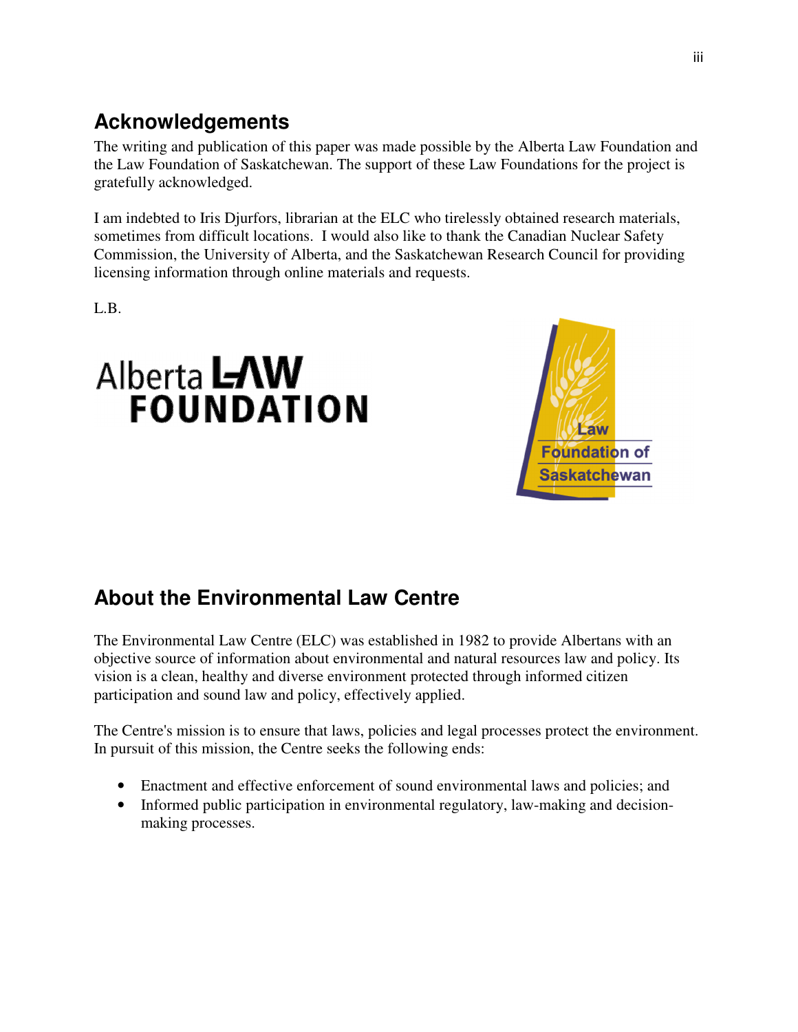## Acknowledgements

The writing and publication of this paper was made possible by the Alberta Law Foundation and the Law Foundation of Saskatchewan. The support of these Law Foundations for the project is gratefully acknowledged.

I am indebted to Iris Djurfors, librarian at the ELC who tirelessly obtained research materials, sometimes from difficult locations. I would also like to thank the Canadian Nuclear Safety Commission, the University of Alberta, and the Saskatchewan Research Council for providing licensing information through online materials and requests.

L.B.

Alberta LAW FOUNDATION

Law Foundation of Saskatchewan

## About the Environmental Law Centre

The Environmental Law Centre (ELC) was established in 1982 to provide Albertans with an objective source of information about environmental and natural resources law and policy. Its vision is a clean, healthy and diverse environment protected through informed citizen participation and sound law and policy, effectively applied.

The Centre's mission is to ensure that laws, policies and legal processes protect the environment. In pursuit of this mission, the Centre seeks the following ends:

- Enactment and effective enforcement of sound environmental laws and policies; and
- Informed public participation in environmental regulatory, law-making and decision-making processes.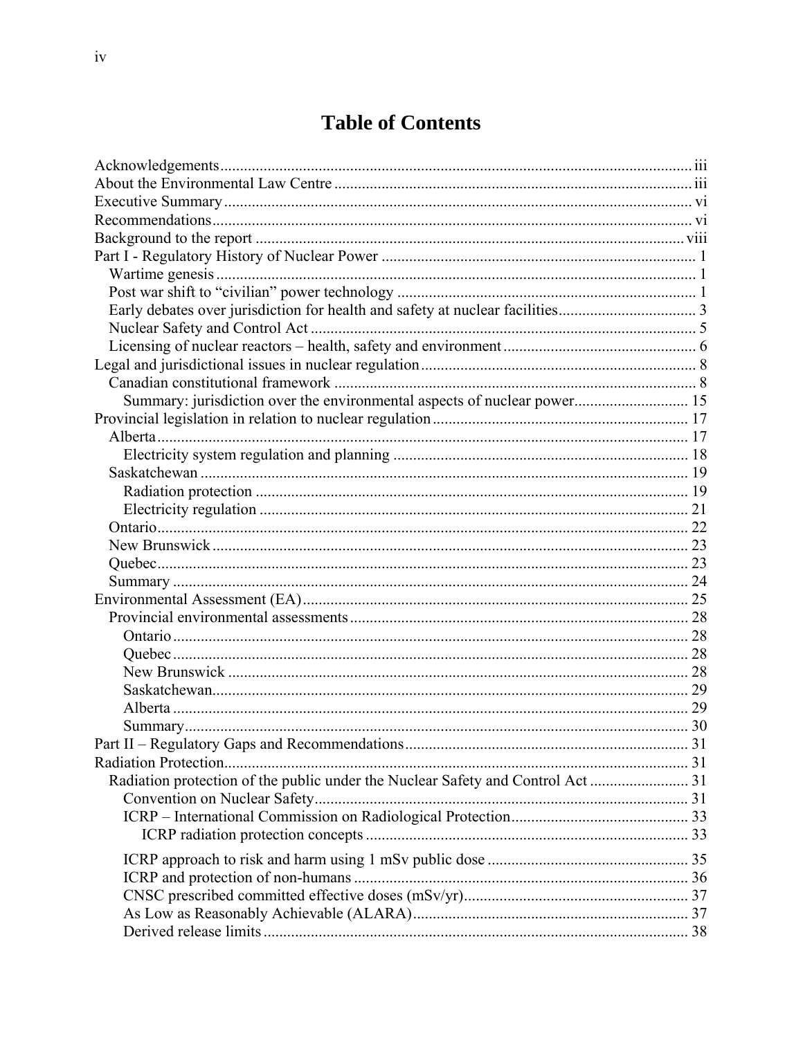# Table of Contents

Acknowledgements ..... iii
About the Environmental Law Centre ..... iii
Executive Summary ..... vi
Recommendations ..... vi
Background to the report ..... viii
Part I - Regulatory History of Nuclear Power ..... 1
- Wartime genesis ..... 1
- Post war shift to "civilian" power technology ..... 1
- Early debates over jurisdiction for health and safety at nuclear facilities ..... 3
- Nuclear Safety and Control Act ..... 5
- Licensing of nuclear reactors – health, safety and environment ..... 6

Legal and jurisdictional issues in nuclear regulation ..... 8
- Canadian constitutional framework ..... 8
  - Summary: jurisdiction over the environmental aspects of nuclear power ..... 15

Provincial legislation in relation to nuclear regulation ..... 17
- Alberta ..... 17
  - Electricity system regulation and planning ..... 18
- Saskatchewan ..... 19
  - Radiation protection ..... 19
  - Electricity regulation ..... 21
- Ontario ..... 22
- New Brunswick ..... 23
- Quebec ..... 23
- Summary ..... 24

Environmental Assessment (EA) ..... 25
- Provincial environmental assessments ..... 28
  - Ontario ..... 28
  - Quebec ..... 28
  - New Brunswick ..... 28
  - Saskatchewan ..... 29
  - Alberta ..... 29
  - Summary ..... 30

Part II – Regulatory Gaps and Recommendations ..... 31
Radiation Protection ..... 31
- Radiation protection of the public under the Nuclear Safety and Control Act ..... 31
  - Convention on Nuclear Safety ..... 31
  - ICRP – International Commission on Radiological Protection ..... 33
    - ICRP radiation protection concepts ..... 33
  - ICRP approach to risk and harm using 1 mSv public dose ..... 35
  - ICRP and protection of non-humans ..... 36
  - CNSC prescribed committed effective doses (mSv/yr) ..... 37
  - As Low as Reasonably Achievable (ALARA) ..... 37
  - Derived release limits ..... 38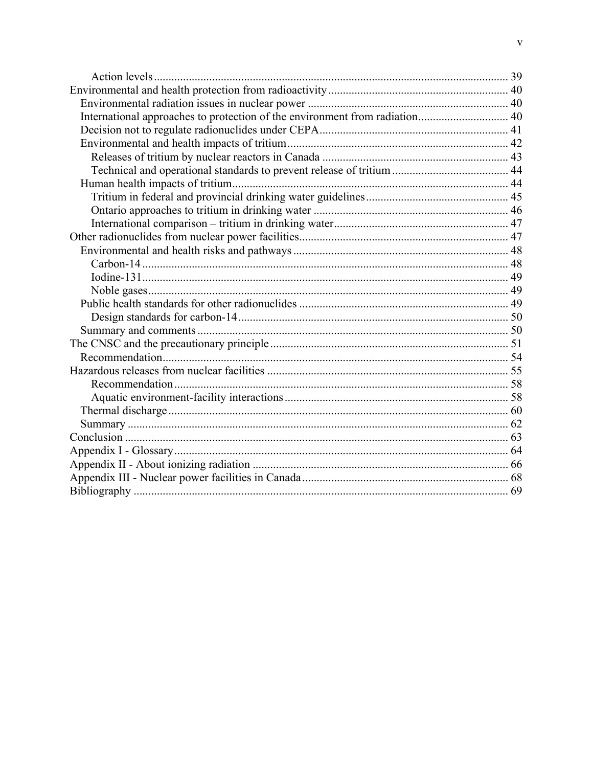- Action levels ... 39
- Environmental and health protection from radioactivity ... 40
  - Environmental radiation issues in nuclear power ... 40
  - International approaches to protection of the environment from radiation ... 40
  - Decision not to regulate radionuclides under CEPA ... 41
  - Environmental and health impacts of tritium ... 42
    - Releases of tritium by nuclear reactors in Canada ... 43
    - Technical and operational standards to prevent release of tritium ... 44
  - Human health impacts of tritium ... 44
    - Tritium in federal and provincial drinking water guidelines ... 45
    - Ontario approaches to tritium in drinking water ... 46
    - International comparison – tritium in drinking water ... 47
- Other radionuclides from nuclear power facilities ... 47
  - Environmental and health risks and pathways ... 48
    - Carbon-14 ... 48
    - Iodine-131 ... 49
    - Noble gases ... 49
  - Public health standards for other radionuclides ... 49
    - Design standards for carbon-14 ... 50
  - Summary and comments ... 50
- The CNSC and the precautionary principle ... 51
  - Recommendation ... 54
- Hazardous releases from nuclear facilities ... 55
    - Recommendation ... 58
    - Aquatic environment-facility interactions ... 58
  - Thermal discharge ... 60
  - Summary ... 62
- Conclusion ... 63
- Appendix I - Glossary ... 64
- Appendix II - About ionizing radiation ... 66
- Appendix III - Nuclear power facilities in Canada ... 68
- Bibliography ... 69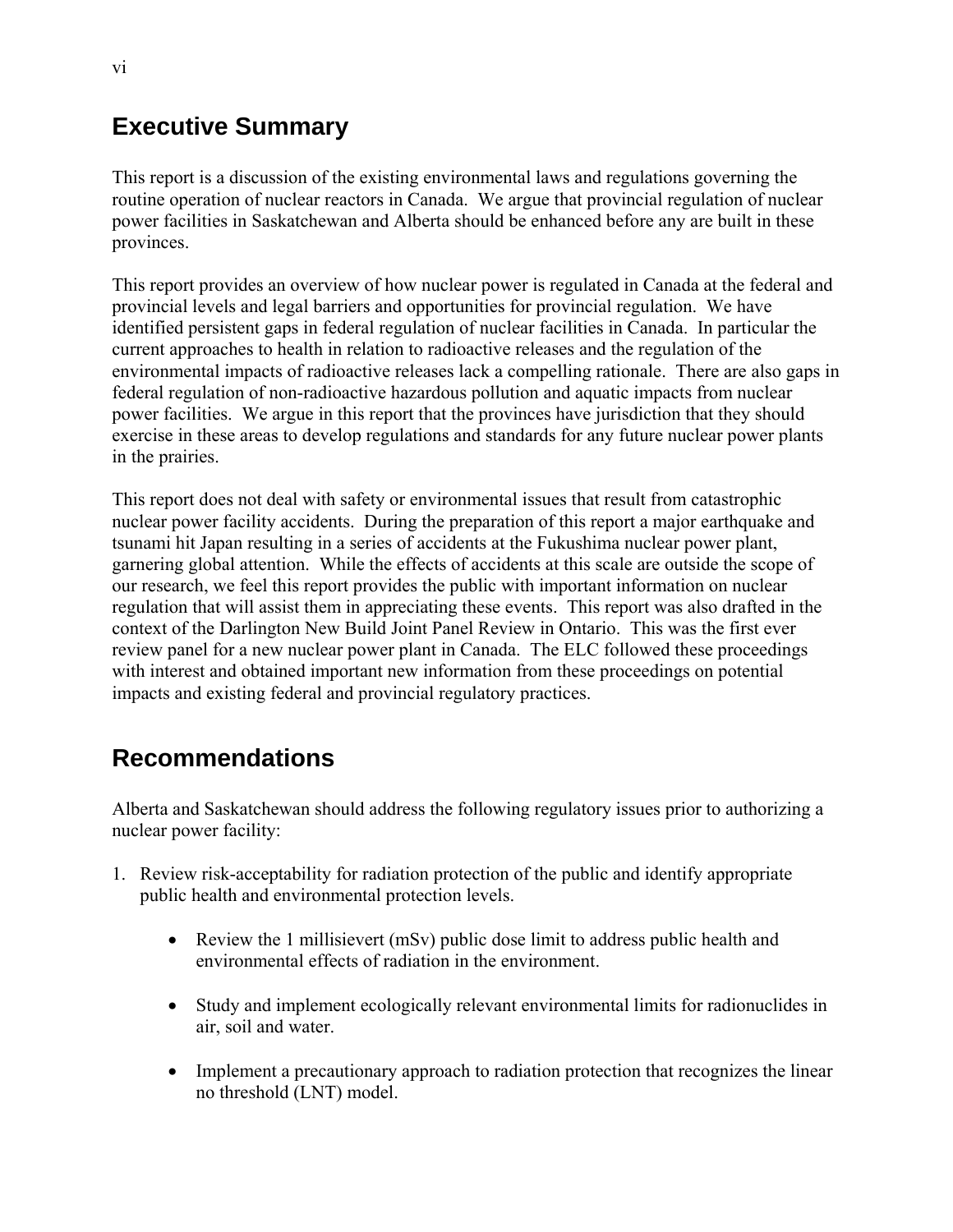## Executive Summary

This report is a discussion of the existing environmental laws and regulations governing the routine operation of nuclear reactors in Canada. We argue that provincial regulation of nuclear power facilities in Saskatchewan and Alberta should be enhanced before any are built in these provinces.

This report provides an overview of how nuclear power is regulated in Canada at the federal and provincial levels and legal barriers and opportunities for provincial regulation. We have identified persistent gaps in federal regulation of nuclear facilities in Canada. In particular the current approaches to health in relation to radioactive releases and the regulation of the environmental impacts of radioactive releases lack a compelling rationale. There are also gaps in federal regulation of non-radioactive hazardous pollution and aquatic impacts from nuclear power facilities. We argue in this report that the provinces have jurisdiction that they should exercise in these areas to develop regulations and standards for any future nuclear power plants in the prairies.

This report does not deal with safety or environmental issues that result from catastrophic nuclear power facility accidents. During the preparation of this report a major earthquake and tsunami hit Japan resulting in a series of accidents at the Fukushima nuclear power plant, garnering global attention. While the effects of accidents at this scale are outside the scope of our research, we feel this report provides the public with important information on nuclear regulation that will assist them in appreciating these events. This report was also drafted in the context of the Darlington New Build Joint Panel Review in Ontario. This was the first ever review panel for a new nuclear power plant in Canada. The ELC followed these proceedings with interest and obtained important new information from these proceedings on potential impacts and existing federal and provincial regulatory practices.

## Recommendations

Alberta and Saskatchewan should address the following regulatory issues prior to authorizing a nuclear power facility:

1. Review risk-acceptability for radiation protection of the public and identify appropriate public health and environmental protection levels.

    - Review the 1 millisievert (mSv) public dose limit to address public health and environmental effects of radiation in the environment.

    - Study and implement ecologically relevant environmental limits for radionuclides in air, soil and water.

    - Implement a precautionary approach to radiation protection that recognizes the linear no threshold (LNT) model.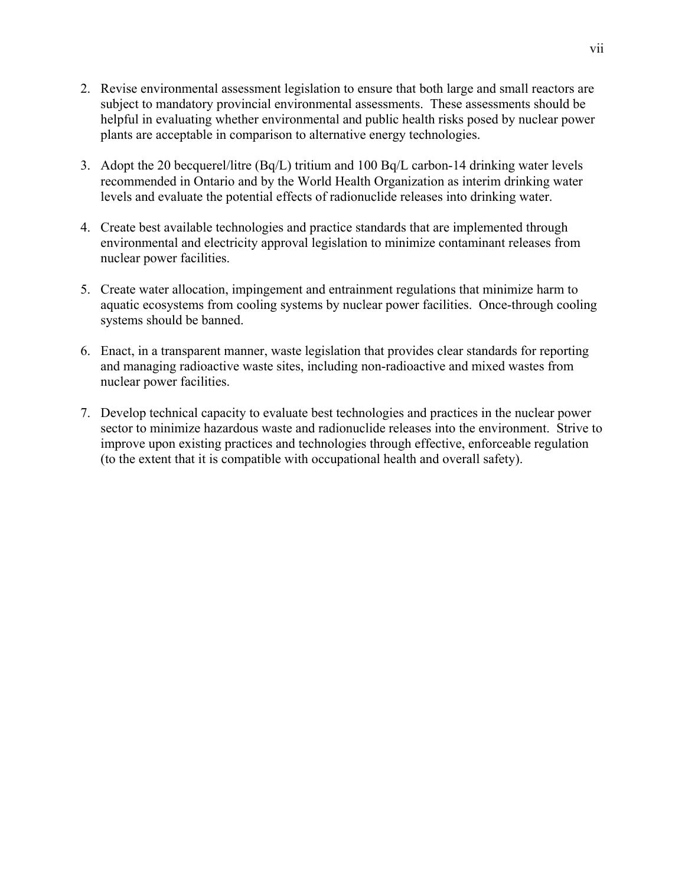2. Revise environmental assessment legislation to ensure that both large and small reactors are subject to mandatory provincial environmental assessments. These assessments should be helpful in evaluating whether environmental and public health risks posed by nuclear power plants are acceptable in comparison to alternative energy technologies.

3. Adopt the 20 becquerel/litre (Bq/L) tritium and 100 Bq/L carbon-14 drinking water levels recommended in Ontario and by the World Health Organization as interim drinking water levels and evaluate the potential effects of radionuclide releases into drinking water.

4. Create best available technologies and practice standards that are implemented through environmental and electricity approval legislation to minimize contaminant releases from nuclear power facilities.

5. Create water allocation, impingement and entrainment regulations that minimize harm to aquatic ecosystems from cooling systems by nuclear power facilities. Once-through cooling systems should be banned.

6. Enact, in a transparent manner, waste legislation that provides clear standards for reporting and managing radioactive waste sites, including non-radioactive and mixed wastes from nuclear power facilities.

7. Develop technical capacity to evaluate best technologies and practices in the nuclear power sector to minimize hazardous waste and radionuclide releases into the environment. Strive to improve upon existing practices and technologies through effective, enforceable regulation (to the extent that it is compatible with occupational health and overall safety).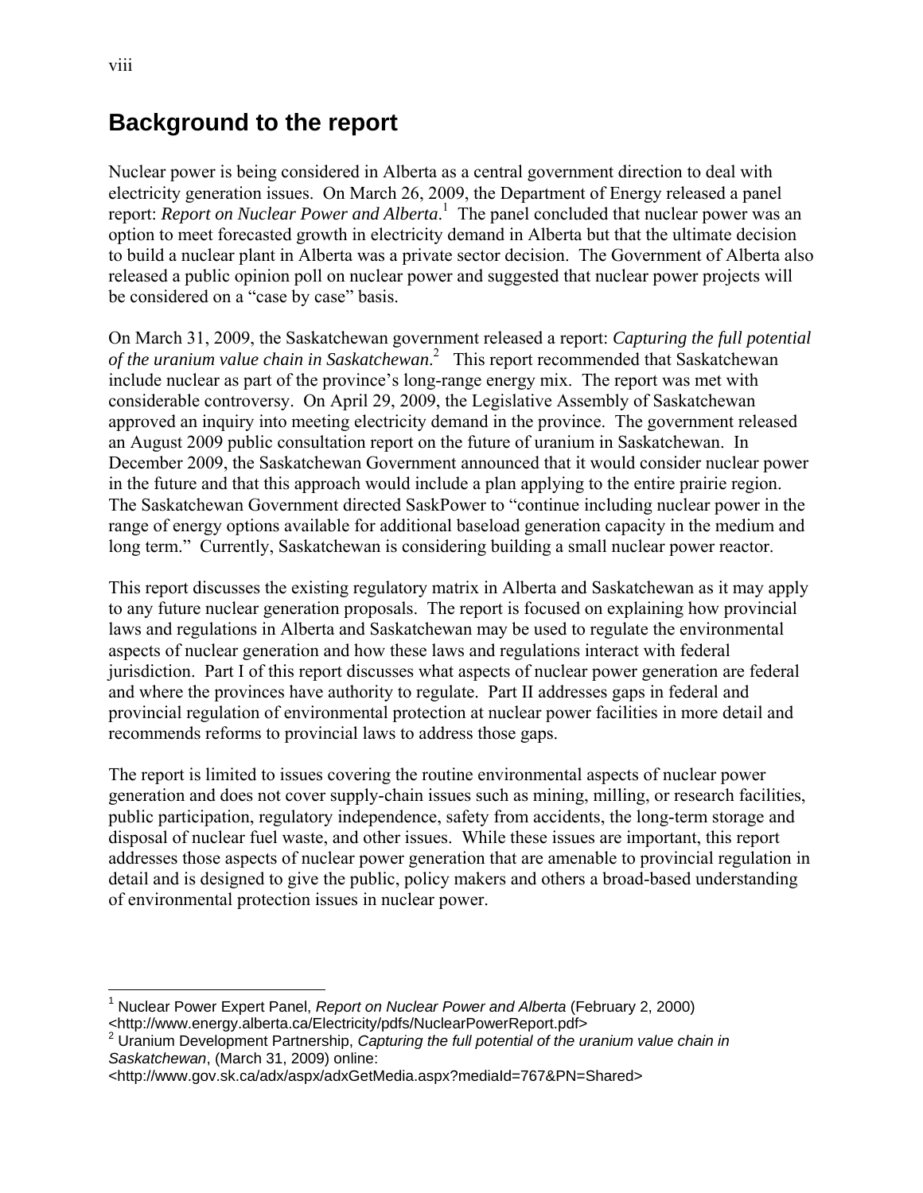## Background to the report

Nuclear power is being considered in Alberta as a central government direction to deal with electricity generation issues. On March 26, 2009, the Department of Energy released a panel report: *Report on Nuclear Power and Alberta*.[1] The panel concluded that nuclear power was an option to meet forecasted growth in electricity demand in Alberta but that the ultimate decision to build a nuclear plant in Alberta was a private sector decision. The Government of Alberta also released a public opinion poll on nuclear power and suggested that nuclear power projects will be considered on a "case by case" basis.

On March 31, 2009, the Saskatchewan government released a report: *Capturing the full potential of the uranium value chain in Saskatchewan*.[2] This report recommended that Saskatchewan include nuclear as part of the province's long-range energy mix. The report was met with considerable controversy. On April 29, 2009, the Legislative Assembly of Saskatchewan approved an inquiry into meeting electricity demand in the province. The government released an August 2009 public consultation report on the future of uranium in Saskatchewan. In December 2009, the Saskatchewan Government announced that it would consider nuclear power in the future and that this approach would include a plan applying to the entire prairie region. The Saskatchewan Government directed SaskPower to "continue including nuclear power in the range of energy options available for additional baseload generation capacity in the medium and long term." Currently, Saskatchewan is considering building a small nuclear power reactor.

This report discusses the existing regulatory matrix in Alberta and Saskatchewan as it may apply to any future nuclear generation proposals. The report is focused on explaining how provincial laws and regulations in Alberta and Saskatchewan may be used to regulate the environmental aspects of nuclear generation and how these laws and regulations interact with federal jurisdiction. Part I of this report discusses what aspects of nuclear power generation are federal and where the provinces have authority to regulate. Part II addresses gaps in federal and provincial regulation of environmental protection at nuclear power facilities in more detail and recommends reforms to provincial laws to address those gaps.

The report is limited to issues covering the routine environmental aspects of nuclear power generation and does not cover supply-chain issues such as mining, milling, or research facilities, public participation, regulatory independence, safety from accidents, the long-term storage and disposal of nuclear fuel waste, and other issues. While these issues are important, this report addresses those aspects of nuclear power generation that are amenable to provincial regulation in detail and is designed to give the public, policy makers and others a broad-based understanding of environmental protection issues in nuclear power.

---

[1] Nuclear Power Expert Panel, *Report on Nuclear Power and Alberta* (February 2, 2000) <http://www.energy.alberta.ca/Electricity/pdfs/NuclearPowerReport.pdf>

[2] Uranium Development Partnership, *Capturing the full potential of the uranium value chain in Saskatchewan*, (March 31, 2009) online: <http://www.gov.sk.ca/adx/aspx/adxGetMedia.aspx?mediaId=767&PN=Shared>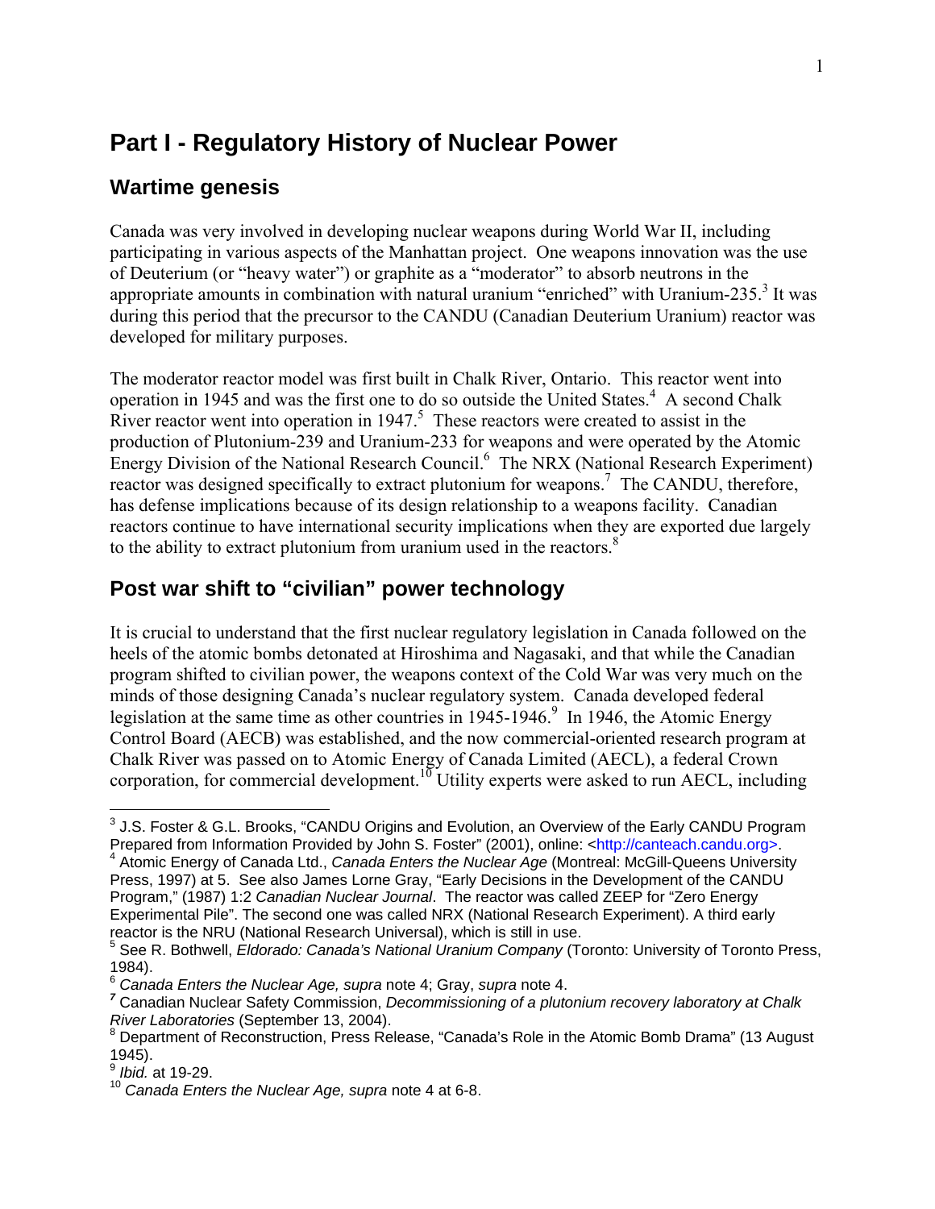# Part I - Regulatory History of Nuclear Power

## Wartime genesis

Canada was very involved in developing nuclear weapons during World War II, including participating in various aspects of the Manhattan project. One weapons innovation was the use of Deuterium (or "heavy water") or graphite as a "moderator" to absorb neutrons in the appropriate amounts in combination with natural uranium "enriched" with Uranium-235.[3] It was during this period that the precursor to the CANDU (Canadian Deuterium Uranium) reactor was developed for military purposes.

The moderator reactor model was first built in Chalk River, Ontario. This reactor went into operation in 1945 and was the first one to do so outside the United States.[4] A second Chalk River reactor went into operation in 1947.[5] These reactors were created to assist in the production of Plutonium-239 and Uranium-233 for weapons and were operated by the Atomic Energy Division of the National Research Council.[6] The NRX (National Research Experiment) reactor was designed specifically to extract plutonium for weapons.[7] The CANDU, therefore, has defense implications because of its design relationship to a weapons facility. Canadian reactors continue to have international security implications when they are exported due largely to the ability to extract plutonium from uranium used in the reactors.[8]

## Post war shift to "civilian" power technology

It is crucial to understand that the first nuclear regulatory legislation in Canada followed on the heels of the atomic bombs detonated at Hiroshima and Nagasaki, and that while the Canadian program shifted to civilian power, the weapons context of the Cold War was very much on the minds of those designing Canada's nuclear regulatory system. Canada developed federal legislation at the same time as other countries in 1945-1946.[9] In 1946, the Atomic Energy Control Board (AECB) was established, and the now commercial-oriented research program at Chalk River was passed on to Atomic Energy of Canada Limited (AECL), a federal Crown corporation, for commercial development.[10] Utility experts were asked to run AECL, including

---

[3] J.S. Foster & G.L. Brooks, "CANDU Origins and Evolution, an Overview of the Early CANDU Program Prepared from Information Provided by John S. Foster" (2001), online: <http://canteach.candu.org>.

[4] Atomic Energy of Canada Ltd., *Canada Enters the Nuclear Age* (Montreal: McGill-Queens University Press, 1997) at 5. See also James Lorne Gray, "Early Decisions in the Development of the CANDU Program," (1987) 1:2 *Canadian Nuclear Journal*. The reactor was called ZEEP for "Zero Energy Experimental Pile". The second one was called NRX (National Research Experiment). A third early reactor is the NRU (National Research Universal), which is still in use.

[5] See R. Bothwell, *Eldorado: Canada's National Uranium Company* (Toronto: University of Toronto Press, 1984).

[6] *Canada Enters the Nuclear Age, supra* note 4; Gray, *supra* note 4.

[7] Canadian Nuclear Safety Commission, *Decommissioning of a plutonium recovery laboratory at Chalk River Laboratories* (September 13, 2004).

[8] Department of Reconstruction, Press Release, "Canada's Role in the Atomic Bomb Drama" (13 August 1945).

[9] *Ibid.* at 19-29.

[10] *Canada Enters the Nuclear Age, supra* note 4 at 6-8.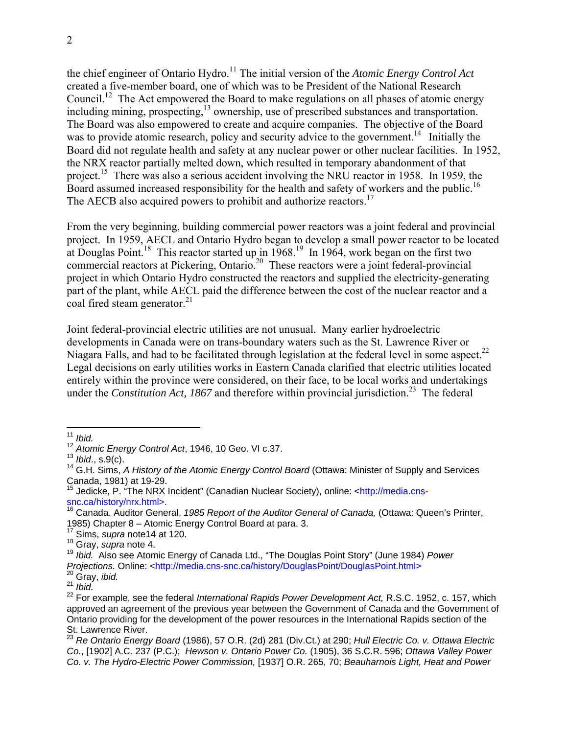the chief engineer of Ontario Hydro.[11] The initial version of the *Atomic Energy Control Act* created a five-member board, one of which was to be President of the National Research Council.[12] The Act empowered the Board to make regulations on all phases of atomic energy including mining, prospecting,[13] ownership, use of prescribed substances and transportation. The Board was also empowered to create and acquire companies. The objective of the Board was to provide atomic research, policy and security advice to the government.[14] Initially the Board did not regulate health and safety at any nuclear power or other nuclear facilities. In 1952, the NRX reactor partially melted down, which resulted in temporary abandonment of that project.[15] There was also a serious accident involving the NRU reactor in 1958. In 1959, the Board assumed increased responsibility for the health and safety of workers and the public.[16] The AECB also acquired powers to prohibit and authorize reactors.[17]

From the very beginning, building commercial power reactors was a joint federal and provincial project. In 1959, AECL and Ontario Hydro began to develop a small power reactor to be located at Douglas Point.[18] This reactor started up in 1968.[19] In 1964, work began on the first two commercial reactors at Pickering, Ontario.[20] These reactors were a joint federal-provincial project in which Ontario Hydro constructed the reactors and supplied the electricity-generating part of the plant, while AECL paid the difference between the cost of the nuclear reactor and a coal fired steam generator.[21]

Joint federal-provincial electric utilities are not unusual. Many earlier hydroelectric developments in Canada were on trans-boundary waters such as the St. Lawrence River or Niagara Falls, and had to be facilitated through legislation at the federal level in some aspect.[22] Legal decisions on early utilities works in Eastern Canada clarified that electric utilities located entirely within the province were considered, on their face, to be local works and undertakings under the *Constitution Act, 1867* and therefore within provincial jurisdiction.[23] The federal

---

[11] *Ibid.*

[12] *Atomic Energy Control Act*, 1946, 10 Geo. VI c.37.

[13] *Ibid*., s.9(c).

[14] G.H. Sims, *A History of the Atomic Energy Control Board* (Ottawa: Minister of Supply and Services Canada, 1981) at 19-29.

[15] Jedicke, P. "The NRX Incident" (Canadian Nuclear Society), online: <http://media.cns-snc.ca/history/nrx.html>.

[16] Canada. Auditor General, *1985 Report of the Auditor General of Canada,* (Ottawa: Queen's Printer, 1985) Chapter 8 – Atomic Energy Control Board at para. 3.

[17] Sims, *supra* note14 at 120.

[18] Gray, *supra* note 4.

[19] *Ibid.* Also see Atomic Energy of Canada Ltd., "The Douglas Point Story" (June 1984) *Power Projections.* Online: <http://media.cns-snc.ca/history/DouglasPoint/DouglasPoint.html>

[20] Gray, *ibid.*

[21] *Ibid.*

[22] For example, see the federal *International Rapids Power Development Act,* R.S.C. 1952, c. 157, which approved an agreement of the previous year between the Government of Canada and the Government of Ontario providing for the development of the power resources in the International Rapids section of the St. Lawrence River.

[23] *Re Ontario Energy Board* (1986), 57 O.R. (2d) 281 (Div.Ct.) at 290; *Hull Electric Co. v. Ottawa Electric Co.*, [1902] A.C. 237 (P.C.); *Hewson v. Ontario Power Co.* (1905), 36 S.C.R. 596; *Ottawa Valley Power Co. v. The Hydro-Electric Power Commission,* [1937] O.R. 265, 70; *Beauharnois Light, Heat and Power*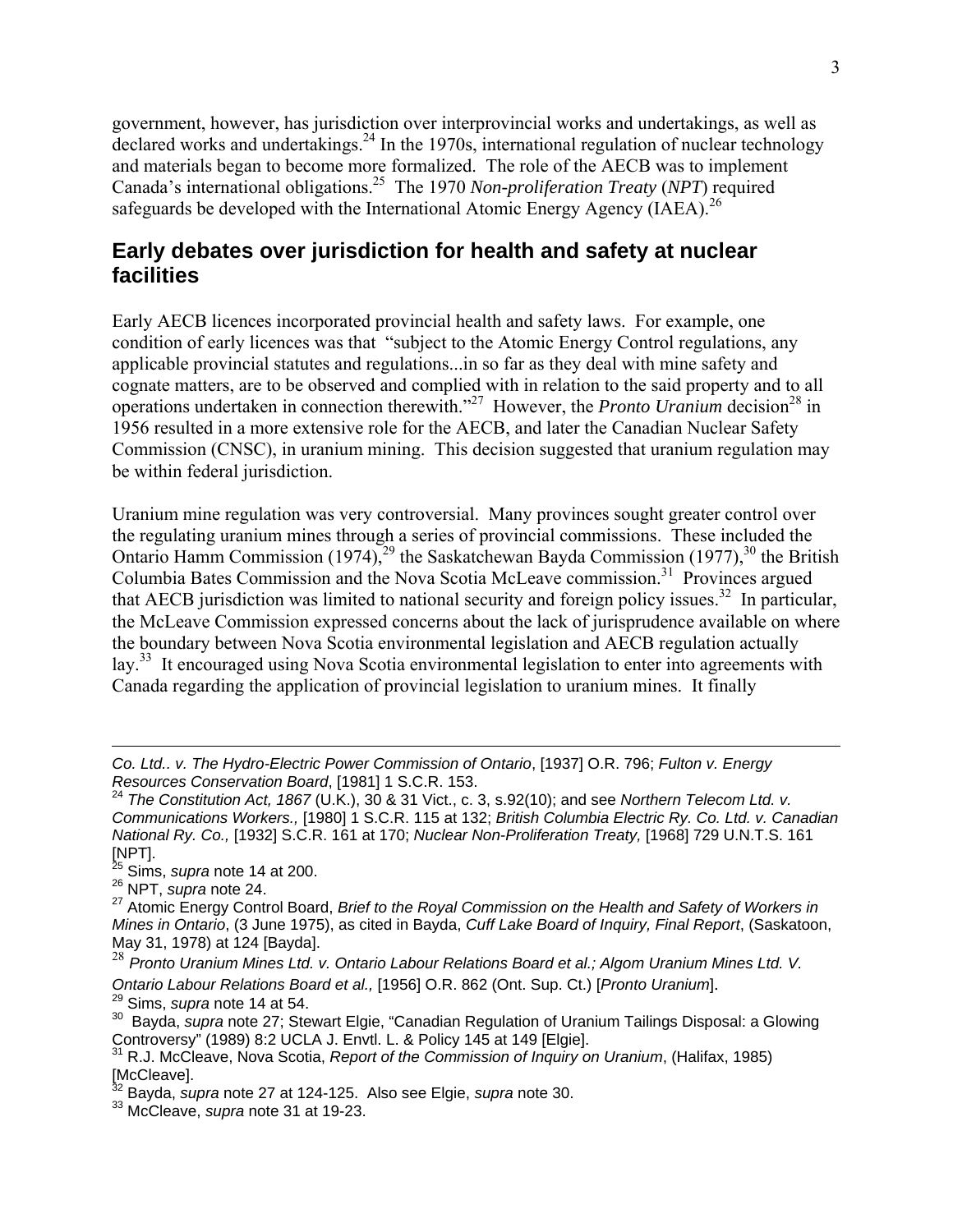government, however, has jurisdiction over interprovincial works and undertakings, as well as declared works and undertakings.[24] In the 1970s, international regulation of nuclear technology and materials began to become more formalized. The role of the AECB was to implement Canada's international obligations.[25] The 1970 *Non-proliferation Treaty* (*NPT*) required safeguards be developed with the International Atomic Energy Agency (IAEA).[26]

## Early debates over jurisdiction for health and safety at nuclear facilities

Early AECB licences incorporated provincial health and safety laws. For example, one condition of early licences was that "subject to the Atomic Energy Control regulations, any applicable provincial statutes and regulations...in so far as they deal with mine safety and cognate matters, are to be observed and complied with in relation to the said property and to all operations undertaken in connection therewith."[27] However, the *Pronto Uranium* decision[28] in 1956 resulted in a more extensive role for the AECB, and later the Canadian Nuclear Safety Commission (CNSC), in uranium mining. This decision suggested that uranium regulation may be within federal jurisdiction.

Uranium mine regulation was very controversial. Many provinces sought greater control over the regulating uranium mines through a series of provincial commissions. These included the Ontario Hamm Commission (1974),[29] the Saskatchewan Bayda Commission (1977),[30] the British Columbia Bates Commission and the Nova Scotia McLeave commission.[31] Provinces argued that AECB jurisdiction was limited to national security and foreign policy issues.[32] In particular, the McLeave Commission expressed concerns about the lack of jurisprudence available on where the boundary between Nova Scotia environmental legislation and AECB regulation actually lay.[33] It encouraged using Nova Scotia environmental legislation to enter into agreements with Canada regarding the application of provincial legislation to uranium mines. It finally

---

*Co. Ltd.. v. The Hydro-Electric Power Commission of Ontario*, [1937] O.R. 796; *Fulton v. Energy Resources Conservation Board*, [1981] 1 S.C.R. 153.

[24] *The Constitution Act, 1867* (U.K.), 30 & 31 Vict., c. 3, s.92(10); and see *Northern Telecom Ltd. v. Communications Workers.,* [1980] 1 S.C.R. 115 at 132; *British Columbia Electric Ry. Co. Ltd. v. Canadian National Ry. Co.,* [1932] S.C.R. 161 at 170; *Nuclear Non-Proliferation Treaty,* [1968] 729 U.N.T.S. 161 [NPT].

[25] Sims, *supra* note 14 at 200.

[26] NPT, *supra* note 24.

[27] Atomic Energy Control Board, *Brief to the Royal Commission on the Health and Safety of Workers in Mines in Ontario*, (3 June 1975), as cited in Bayda, *Cuff Lake Board of Inquiry, Final Report*, (Saskatoon, May 31, 1978) at 124 [Bayda].

[28] *Pronto Uranium Mines Ltd. v. Ontario Labour Relations Board et al.; Algom Uranium Mines Ltd. V. Ontario Labour Relations Board et al.,* [1956] O.R. 862 (Ont. Sup. Ct.) [*Pronto Uranium*].

[29] Sims, *supra* note 14 at 54.

[30] Bayda, *supra* note 27; Stewart Elgie, "Canadian Regulation of Uranium Tailings Disposal: a Glowing Controversy" (1989) 8:2 UCLA J. Envtl. L. & Policy 145 at 149 [Elgie].

[31] R.J. McCleave, Nova Scotia, *Report of the Commission of Inquiry on Uranium*, (Halifax, 1985) [McCleave].

[32] Bayda, *supra* note 27 at 124-125. Also see Elgie, *supra* note 30.

[33] McCleave, *supra* note 31 at 19-23.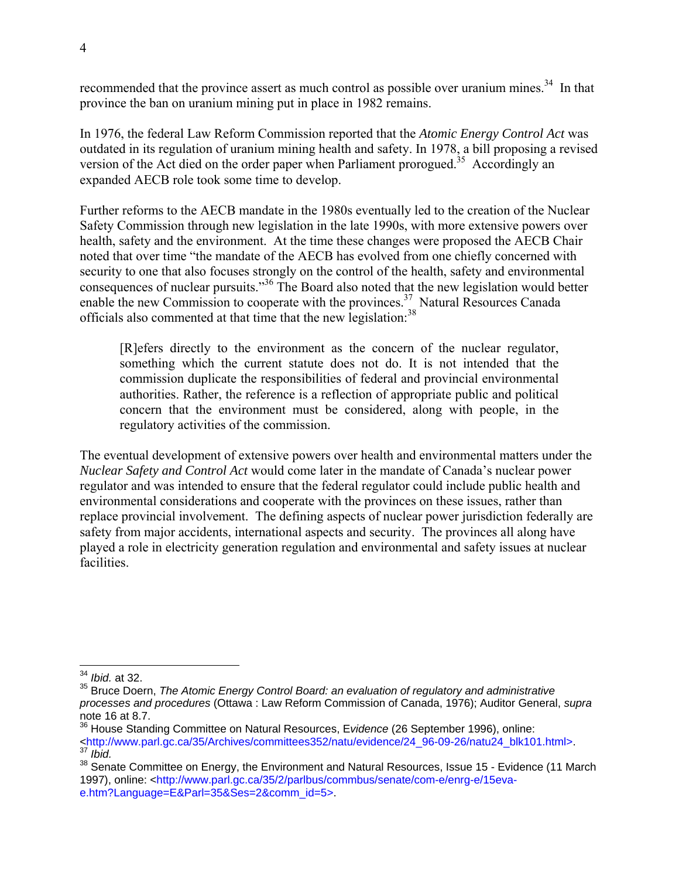recommended that the province assert as much control as possible over uranium mines.[34] In that province the ban on uranium mining put in place in 1982 remains.

In 1976, the federal Law Reform Commission reported that the *Atomic Energy Control Act* was outdated in its regulation of uranium mining health and safety. In 1978, a bill proposing a revised version of the Act died on the order paper when Parliament prorogued.[35] Accordingly an expanded AECB role took some time to develop.

Further reforms to the AECB mandate in the 1980s eventually led to the creation of the Nuclear Safety Commission through new legislation in the late 1990s, with more extensive powers over health, safety and the environment. At the time these changes were proposed the AECB Chair noted that over time "the mandate of the AECB has evolved from one chiefly concerned with security to one that also focuses strongly on the control of the health, safety and environmental consequences of nuclear pursuits."[36] The Board also noted that the new legislation would better enable the new Commission to cooperate with the provinces.[37] Natural Resources Canada officials also commented at that time that the new legislation:[38]

> [R]efers directly to the environment as the concern of the nuclear regulator, something which the current statute does not do. It is not intended that the commission duplicate the responsibilities of federal and provincial environmental authorities. Rather, the reference is a reflection of appropriate public and political concern that the environment must be considered, along with people, in the regulatory activities of the commission.

The eventual development of extensive powers over health and environmental matters under the *Nuclear Safety and Control Act* would come later in the mandate of Canada's nuclear power regulator and was intended to ensure that the federal regulator could include public health and environmental considerations and cooperate with the provinces on these issues, rather than replace provincial involvement. The defining aspects of nuclear power jurisdiction federally are safety from major accidents, international aspects and security. The provinces all along have played a role in electricity generation regulation and environmental and safety issues at nuclear facilities.

---

[34] *Ibid.* at 32.

[35] Bruce Doern, *The Atomic Energy Control Board: an evaluation of regulatory and administrative processes and procedures* (Ottawa : Law Reform Commission of Canada, 1976); Auditor General, *supra* note 16 at 8.7.

[36] House Standing Committee on Natural Resources, E*vidence* (26 September 1996), online: <http://www.parl.gc.ca/35/Archives/committees352/natu/evidence/24_96-09-26/natu24_blk101.html>.

[37] *Ibid.*

[38] Senate Committee on Energy, the Environment and Natural Resources, Issue 15 - Evidence (11 March 1997), online: <http://www.parl.gc.ca/35/2/parlbus/commbus/senate/com-e/enrg-e/15eva-e.htm?Language=E&Parl=35&Ses=2&comm_id=5>.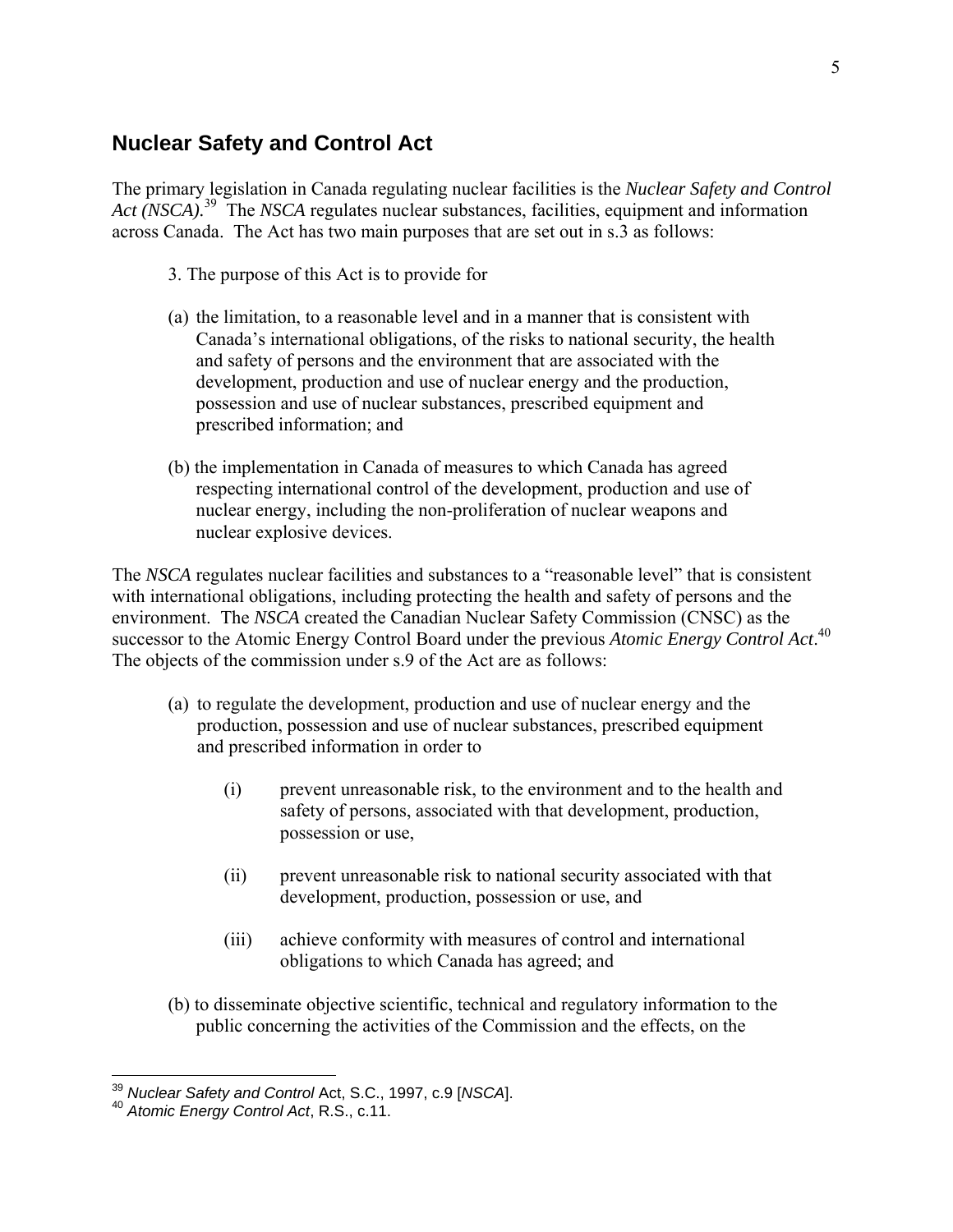## Nuclear Safety and Control Act

The primary legislation in Canada regulating nuclear facilities is the *Nuclear Safety and Control Act (NSCA).*[39] The *NSCA* regulates nuclear substances, facilities, equipment and information across Canada. The Act has two main purposes that are set out in s.3 as follows:

> 3. The purpose of this Act is to provide for
>
> (a) the limitation, to a reasonable level and in a manner that is consistent with Canada's international obligations, of the risks to national security, the health and safety of persons and the environment that are associated with the development, production and use of nuclear energy and the production, possession and use of nuclear substances, prescribed equipment and prescribed information; and
>
> (b) the implementation in Canada of measures to which Canada has agreed respecting international control of the development, production and use of nuclear energy, including the non-proliferation of nuclear weapons and nuclear explosive devices.

The *NSCA* regulates nuclear facilities and substances to a "reasonable level" that is consistent with international obligations, including protecting the health and safety of persons and the environment. The *NSCA* created the Canadian Nuclear Safety Commission (CNSC) as the successor to the Atomic Energy Control Board under the previous *Atomic Energy Control Act*.[40] The objects of the commission under s.9 of the Act are as follows:

> (a) to regulate the development, production and use of nuclear energy and the production, possession and use of nuclear substances, prescribed equipment and prescribed information in order to
>
> > (i) prevent unreasonable risk, to the environment and to the health and safety of persons, associated with that development, production, possession or use,
> >
> > (ii) prevent unreasonable risk to national security associated with that development, production, possession or use, and
> >
> > (iii) achieve conformity with measures of control and international obligations to which Canada has agreed; and
>
> (b) to disseminate objective scientific, technical and regulatory information to the public concerning the activities of the Commission and the effects, on the

---

[39] *Nuclear Safety and Control* Act, S.C., 1997, c.9 [*NSCA*].

[40] *Atomic Energy Control Act*, R.S., c.11.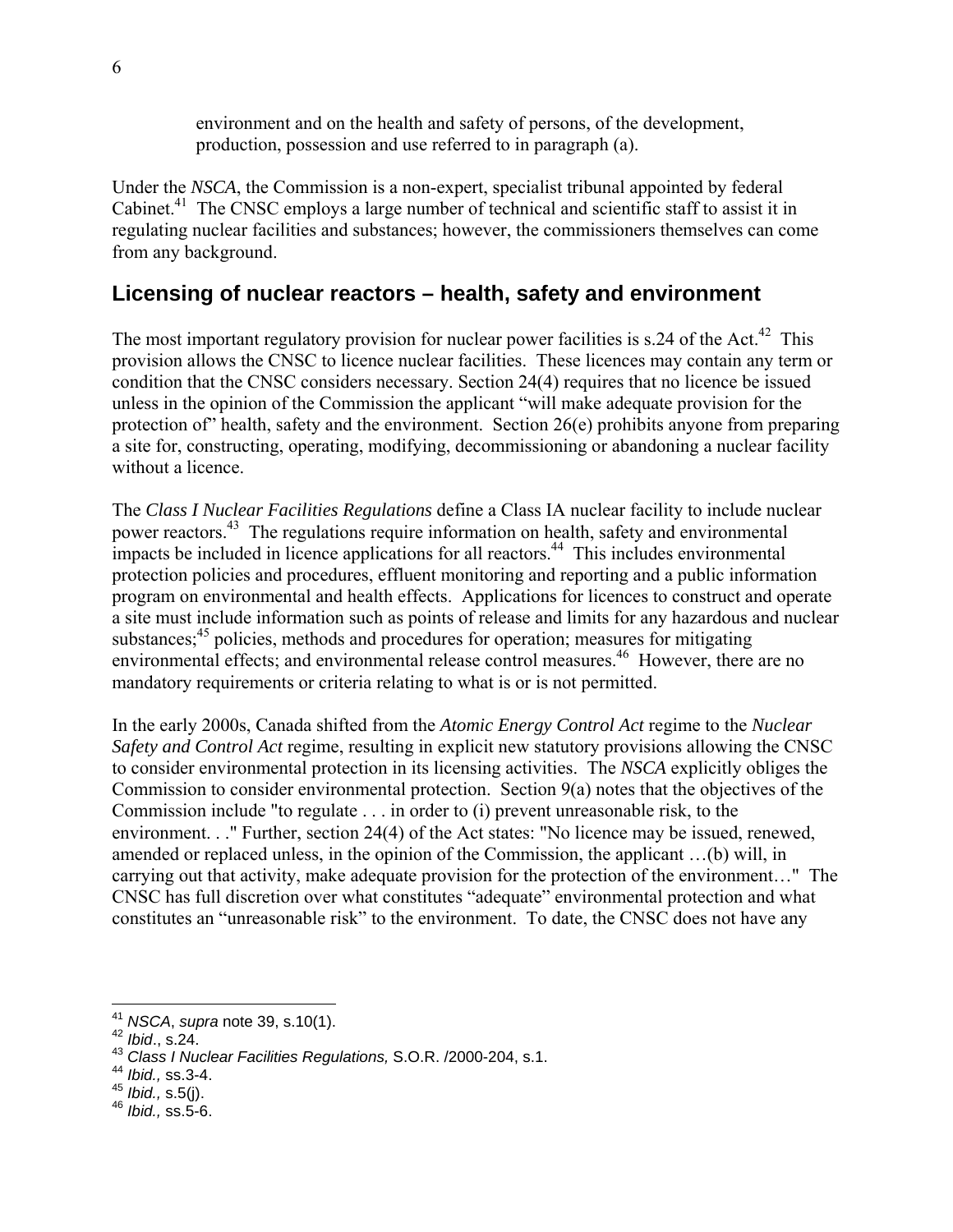> environment and on the health and safety of persons, of the development, production, possession and use referred to in paragraph (a).

Under the *NSCA*, the Commission is a non-expert, specialist tribunal appointed by federal Cabinet.[41] The CNSC employs a large number of technical and scientific staff to assist it in regulating nuclear facilities and substances; however, the commissioners themselves can come from any background.

## Licensing of nuclear reactors – health, safety and environment

The most important regulatory provision for nuclear power facilities is s.24 of the Act.[42] This provision allows the CNSC to licence nuclear facilities. These licences may contain any term or condition that the CNSC considers necessary. Section 24(4) requires that no licence be issued unless in the opinion of the Commission the applicant "will make adequate provision for the protection of" health, safety and the environment. Section 26(e) prohibits anyone from preparing a site for, constructing, operating, modifying, decommissioning or abandoning a nuclear facility without a licence.

The *Class I Nuclear Facilities Regulations* define a Class IA nuclear facility to include nuclear power reactors.[43] The regulations require information on health, safety and environmental impacts be included in licence applications for all reactors.[44] This includes environmental protection policies and procedures, effluent monitoring and reporting and a public information program on environmental and health effects. Applications for licences to construct and operate a site must include information such as points of release and limits for any hazardous and nuclear substances;[45] policies, methods and procedures for operation; measures for mitigating environmental effects; and environmental release control measures.[46] However, there are no mandatory requirements or criteria relating to what is or is not permitted.

In the early 2000s, Canada shifted from the *Atomic Energy Control Act* regime to the *Nuclear Safety and Control Act* regime, resulting in explicit new statutory provisions allowing the CNSC to consider environmental protection in its licensing activities. The *NSCA* explicitly obliges the Commission to consider environmental protection. Section 9(a) notes that the objectives of the Commission include "to regulate . . . in order to (i) prevent unreasonable risk, to the environment. . ." Further, section 24(4) of the Act states: "No licence may be issued, renewed, amended or replaced unless, in the opinion of the Commission, the applicant …(b) will, in carrying out that activity, make adequate provision for the protection of the environment…" The CNSC has full discretion over what constitutes "adequate" environmental protection and what constitutes an "unreasonable risk" to the environment. To date, the CNSC does not have any

---

[41] *NSCA*, *supra* note 39, s.10(1).
[42] *Ibid*., s.24.
[43] *Class I Nuclear Facilities Regulations,* S.O.R. /2000-204, s.1.
[44] *Ibid.,* ss.3-4.
[45] *Ibid.,* s.5(j).
[46] *Ibid.,* ss.5-6.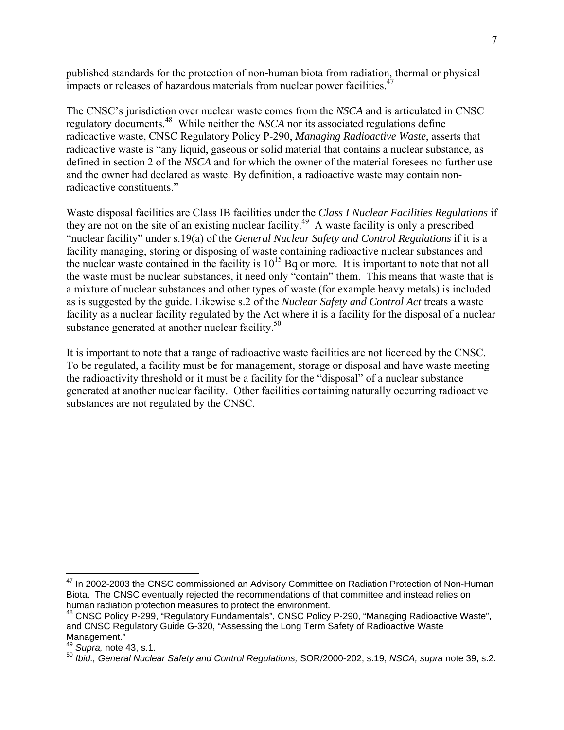published standards for the protection of non-human biota from radiation, thermal or physical impacts or releases of hazardous materials from nuclear power facilities.[47]

The CNSC's jurisdiction over nuclear waste comes from the *NSCA* and is articulated in CNSC regulatory documents.[48] While neither the *NSCA* nor its associated regulations define radioactive waste, CNSC Regulatory Policy P-290, *Managing Radioactive Waste*, asserts that radioactive waste is "any liquid, gaseous or solid material that contains a nuclear substance, as defined in section 2 of the *NSCA* and for which the owner of the material foresees no further use and the owner had declared as waste. By definition, a radioactive waste may contain non-radioactive constituents."

Waste disposal facilities are Class IB facilities under the *Class I Nuclear Facilities Regulations* if they are not on the site of an existing nuclear facility.[49] A waste facility is only a prescribed "nuclear facility" under s.19(a) of the *General Nuclear Safety and Control Regulations* if it is a facility managing, storing or disposing of waste containing radioactive nuclear substances and the nuclear waste contained in the facility is $10^{15}$ Bq or more. It is important to note that not all the waste must be nuclear substances, it need only "contain" them. This means that waste that is a mixture of nuclear substances and other types of waste (for example heavy metals) is included as is suggested by the guide. Likewise s.2 of the *Nuclear Safety and Control Act* treats a waste facility as a nuclear facility regulated by the Act where it is a facility for the disposal of a nuclear substance generated at another nuclear facility.[50]

It is important to note that a range of radioactive waste facilities are not licenced by the CNSC. To be regulated, a facility must be for management, storage or disposal and have waste meeting the radioactivity threshold or it must be a facility for the "disposal" of a nuclear substance generated at another nuclear facility. Other facilities containing naturally occurring radioactive substances are not regulated by the CNSC.

---

[47] In 2002-2003 the CNSC commissioned an Advisory Committee on Radiation Protection of Non-Human Biota. The CNSC eventually rejected the recommendations of that committee and instead relies on human radiation protection measures to protect the environment.

[48] CNSC Policy P-299, "Regulatory Fundamentals", CNSC Policy P-290, "Managing Radioactive Waste", and CNSC Regulatory Guide G-320, "Assessing the Long Term Safety of Radioactive Waste Management."

[49] *Supra,* note 43, s.1.

[50] *Ibid., General Nuclear Safety and Control Regulations,* SOR/2000-202, s.19; *NSCA, supra* note 39, s.2.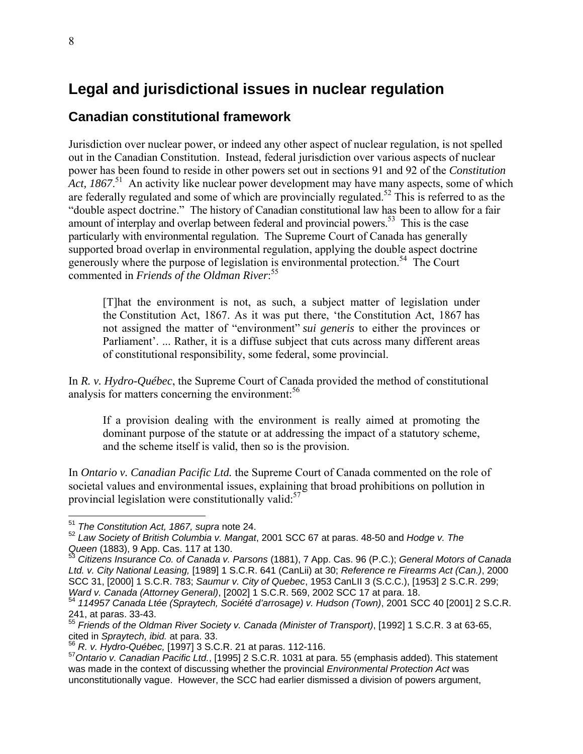# Legal and jurisdictional issues in nuclear regulation

## Canadian constitutional framework

Jurisdiction over nuclear power, or indeed any other aspect of nuclear regulation, is not spelled out in the Canadian Constitution. Instead, federal jurisdiction over various aspects of nuclear power has been found to reside in other powers set out in sections 91 and 92 of the *Constitution Act, 1867*.[51] An activity like nuclear power development may have many aspects, some of which are federally regulated and some of which are provincially regulated.[52] This is referred to as the "double aspect doctrine." The history of Canadian constitutional law has been to allow for a fair amount of interplay and overlap between federal and provincial powers.[53] This is the case particularly with environmental regulation. The Supreme Court of Canada has generally supported broad overlap in environmental regulation, applying the double aspect doctrine generously where the purpose of legislation is environmental protection.[54] The Court commented in *Friends of the Oldman River*:[55]

> [T]hat the environment is not, as such, a subject matter of legislation under the Constitution Act, 1867. As it was put there, 'the Constitution Act, 1867 has not assigned the matter of "environment" *sui generis* to either the provinces or Parliament'. ... Rather, it is a diffuse subject that cuts across many different areas of constitutional responsibility, some federal, some provincial.

In *R. v. Hydro-Québec*, the Supreme Court of Canada provided the method of constitutional analysis for matters concerning the environment:[56]

> If a provision dealing with the environment is really aimed at promoting the dominant purpose of the statute or at addressing the impact of a statutory scheme, and the scheme itself is valid, then so is the provision.

In *Ontario v. Canadian Pacific Ltd.* the Supreme Court of Canada commented on the role of societal values and environmental issues, explaining that broad prohibitions on pollution in provincial legislation were constitutionally valid:[57]

---

[51] *The Constitution Act, 1867, supra* note 24.

[52] *Law Society of British Columbia v. Mangat*, 2001 SCC 67 at paras. 48-50 and *Hodge v. The Queen* (1883), 9 App. Cas. 117 at 130.

[53] *Citizens Insurance Co. of Canada v. Parsons* (1881), 7 App. Cas. 96 (P.C.); *General Motors of Canada Ltd. v. City National Leasing,* [1989] 1 S.C.R. 641 (CanLii) at 30; *Reference re Firearms Act (Can.)*, 2000 SCC 31, [2000] 1 S.C.R. 783; *Saumur v. City of Quebec*, 1953 CanLII 3 (S.C.C.), [1953] 2 S.C.R. 299; *Ward v. Canada (Attorney General)*, [2002] 1 S.C.R. 569, 2002 SCC 17 at para. 18.

[54] *114957 Canada Ltée (Spraytech, Société d'arrosage) v. Hudson (Town)*, 2001 SCC 40 [2001] 2 S.C.R. 241, at paras. 33-43.

[55] *Friends of the Oldman River Society v. Canada (Minister of Transport)*, [1992] 1 S.C.R. 3 at 63-65, cited in *Spraytech, ibid.* at para. 33.

[56] *R. v. Hydro-Québec,* [1997] 3 S.C.R. 21 at paras. 112-116.

[57] *Ontario v. Canadian Pacific Ltd.*, [1995] 2 S.C.R. 1031 at para. 55 (emphasis added). This statement was made in the context of discussing whether the provincial *Environmental Protection Act* was unconstitutionally vague. However, the SCC had earlier dismissed a division of powers argument,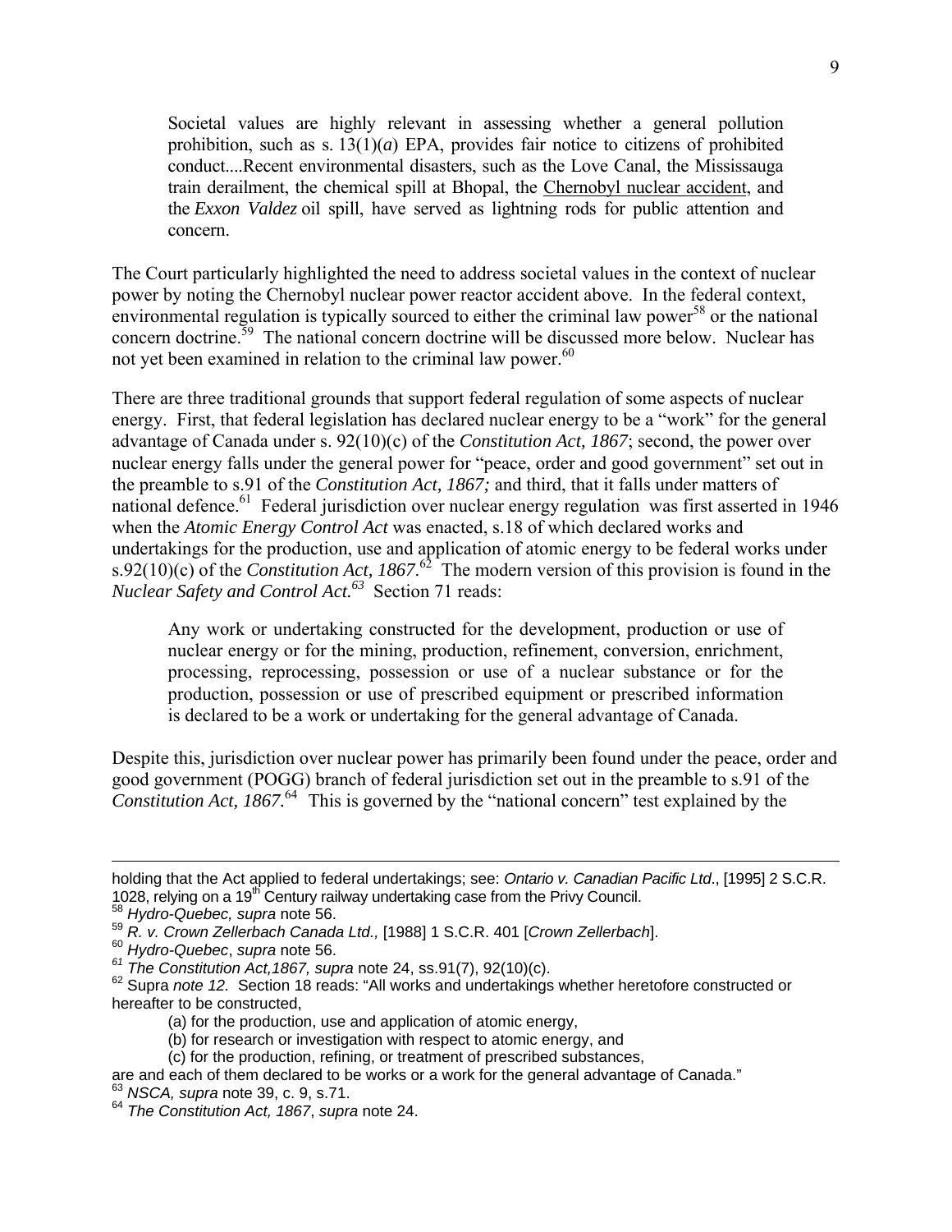> Societal values are highly relevant in assessing whether a general pollution prohibition, such as s. 13(1)(*a*) EPA, provides fair notice to citizens of prohibited conduct....Recent environmental disasters, such as the Love Canal, the Mississauga train derailment, the chemical spill at Bhopal, the Chernobyl nuclear accident, and the *Exxon Valdez* oil spill, have served as lightning rods for public attention and concern.

The Court particularly highlighted the need to address societal values in the context of nuclear power by noting the Chernobyl nuclear power reactor accident above. In the federal context, environmental regulation is typically sourced to either the criminal law power[58] or the national concern doctrine.[59] The national concern doctrine will be discussed more below. Nuclear has not yet been examined in relation to the criminal law power.[60]

There are three traditional grounds that support federal regulation of some aspects of nuclear energy. First, that federal legislation has declared nuclear energy to be a "work" for the general advantage of Canada under s. 92(10)(c) of the *Constitution Act, 1867*; second, the power over nuclear energy falls under the general power for "peace, order and good government" set out in the preamble to s.91 of the *Constitution Act, 1867;* and third, that it falls under matters of national defence.[61] Federal jurisdiction over nuclear energy regulation was first asserted in 1946 when the *Atomic Energy Control Act* was enacted, s.18 of which declared works and undertakings for the production, use and application of atomic energy to be federal works under s.92(10)(c) of the *Constitution Act, 1867*.[62] The modern version of this provision is found in the *Nuclear Safety and Control Act.*[63] Section 71 reads:

> Any work or undertaking constructed for the development, production or use of nuclear energy or for the mining, production, refinement, conversion, enrichment, processing, reprocessing, possession or use of a nuclear substance or for the production, possession or use of prescribed equipment or prescribed information is declared to be a work or undertaking for the general advantage of Canada.

Despite this, jurisdiction over nuclear power has primarily been found under the peace, order and good government (POGG) branch of federal jurisdiction set out in the preamble to s.91 of the *Constitution Act, 1867*.[64] This is governed by the "national concern" test explained by the

---

holding that the Act applied to federal undertakings; see: *Ontario v. Canadian Pacific Ltd*., [1995] 2 S.C.R. 1028, relying on a 19th Century railway undertaking case from the Privy Council.

[58] *Hydro-Quebec, supra* note 56.

[59] *R. v. Crown Zellerbach Canada Ltd.,* [1988] 1 S.C.R. 401 [*Crown Zellerbach*].

[60] *Hydro-Quebec*, *supra* note 56.

[61] *The Constitution Act,1867, supra* note 24, ss.91(7), 92(10)(c).

[62] Supra *note 12*. Section 18 reads: "All works and undertakings whether heretofore constructed or hereafter to be constructed,

(a) for the production, use and application of atomic energy,

(b) for research or investigation with respect to atomic energy, and

(c) for the production, refining, or treatment of prescribed substances,

are and each of them declared to be works or a work for the general advantage of Canada."

[63] *NSCA, supra* note 39, c. 9, s.71.

[64] *The Constitution Act, 1867*, *supra* note 24.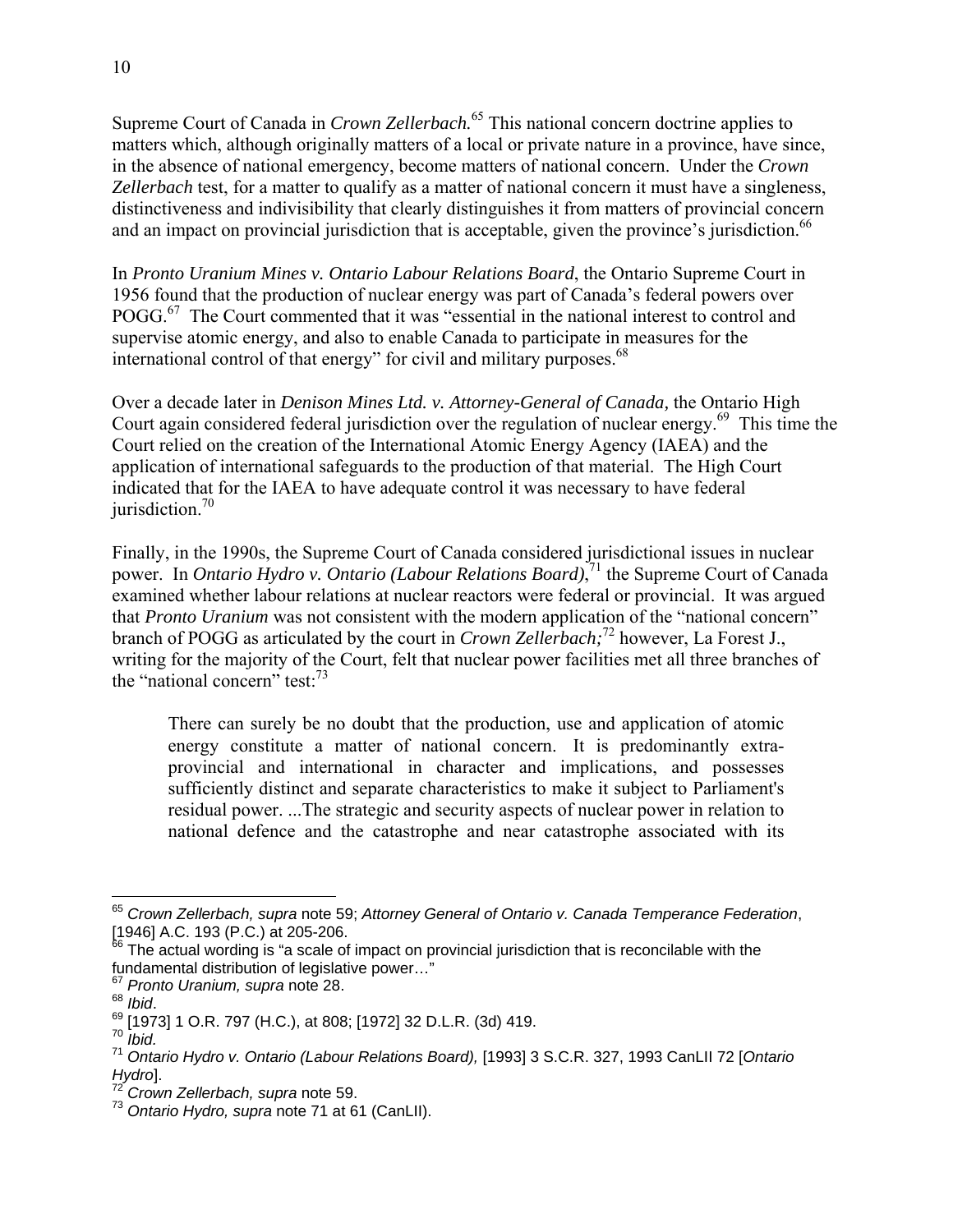Supreme Court of Canada in *Crown Zellerbach.*[65] This national concern doctrine applies to matters which, although originally matters of a local or private nature in a province, have since, in the absence of national emergency, become matters of national concern. Under the *Crown Zellerbach* test, for a matter to qualify as a matter of national concern it must have a singleness, distinctiveness and indivisibility that clearly distinguishes it from matters of provincial concern and an impact on provincial jurisdiction that is acceptable, given the province's jurisdiction.[66]

In *Pronto Uranium Mines v. Ontario Labour Relations Board*, the Ontario Supreme Court in 1956 found that the production of nuclear energy was part of Canada's federal powers over POGG.[67] The Court commented that it was "essential in the national interest to control and supervise atomic energy, and also to enable Canada to participate in measures for the international control of that energy" for civil and military purposes.[68]

Over a decade later in *Denison Mines Ltd. v. Attorney-General of Canada,* the Ontario High Court again considered federal jurisdiction over the regulation of nuclear energy.[69] This time the Court relied on the creation of the International Atomic Energy Agency (IAEA) and the application of international safeguards to the production of that material. The High Court indicated that for the IAEA to have adequate control it was necessary to have federal jurisdiction.[70]

Finally, in the 1990s, the Supreme Court of Canada considered jurisdictional issues in nuclear power. In *Ontario Hydro v. Ontario (Labour Relations Board)*,[71] the Supreme Court of Canada examined whether labour relations at nuclear reactors were federal or provincial. It was argued that *Pronto Uranium* was not consistent with the modern application of the "national concern" branch of POGG as articulated by the court in *Crown Zellerbach;*[72] however, La Forest J., writing for the majority of the Court, felt that nuclear power facilities met all three branches of the "national concern" test:[73]

> There can surely be no doubt that the production, use and application of atomic energy constitute a matter of national concern. It is predominantly extra-provincial and international in character and implications, and possesses sufficiently distinct and separate characteristics to make it subject to Parliament's residual power. ...The strategic and security aspects of nuclear power in relation to national defence and the catastrophe and near catastrophe associated with its

---

[65] *Crown Zellerbach, supra* note 59; *Attorney General of Ontario v. Canada Temperance Federation*, [1946] A.C. 193 (P.C.) at 205-206.

[66] The actual wording is "a scale of impact on provincial jurisdiction that is reconcilable with the fundamental distribution of legislative power…"

[67] *Pronto Uranium, supra* note 28.

[68] *Ibid*.

[69] [1973] 1 O.R. 797 (H.C.), at 808; [1972] 32 D.L.R. (3d) 419.

[70] *Ibid.*

[71] *Ontario Hydro v. Ontario (Labour Relations Board),* [1993] 3 S.C.R. 327, 1993 CanLII 72 [*Ontario Hydro*].

[72] *Crown Zellerbach, supra* note 59.

[73] *Ontario Hydro, supra* note 71 at 61 (CanLII).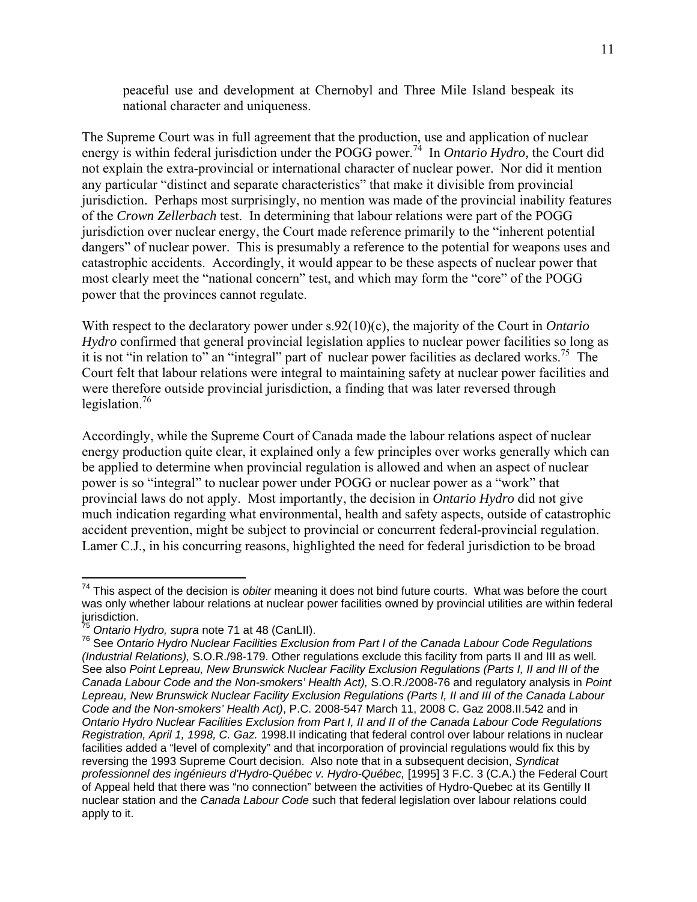> peaceful use and development at Chernobyl and Three Mile Island bespeak its national character and uniqueness.

The Supreme Court was in full agreement that the production, use and application of nuclear energy is within federal jurisdiction under the POGG power.[74] In *Ontario Hydro,* the Court did not explain the extra-provincial or international character of nuclear power. Nor did it mention any particular "distinct and separate characteristics" that make it divisible from provincial jurisdiction. Perhaps most surprisingly, no mention was made of the provincial inability features of the *Crown Zellerbach* test. In determining that labour relations were part of the POGG jurisdiction over nuclear energy, the Court made reference primarily to the "inherent potential dangers" of nuclear power. This is presumably a reference to the potential for weapons uses and catastrophic accidents. Accordingly, it would appear to be these aspects of nuclear power that most clearly meet the "national concern" test, and which may form the "core" of the POGG power that the provinces cannot regulate.

With respect to the declaratory power under s.92(10)(c), the majority of the Court in *Ontario Hydro* confirmed that general provincial legislation applies to nuclear power facilities so long as it is not "in relation to" an "integral" part of nuclear power facilities as declared works.[75] The Court felt that labour relations were integral to maintaining safety at nuclear power facilities and were therefore outside provincial jurisdiction, a finding that was later reversed through legislation.[76]

Accordingly, while the Supreme Court of Canada made the labour relations aspect of nuclear energy production quite clear, it explained only a few principles over works generally which can be applied to determine when provincial regulation is allowed and when an aspect of nuclear power is so "integral" to nuclear power under POGG or nuclear power as a "work" that provincial laws do not apply. Most importantly, the decision in *Ontario Hydro* did not give much indication regarding what environmental, health and safety aspects, outside of catastrophic accident prevention, might be subject to provincial or concurrent federal-provincial regulation. Lamer C.J., in his concurring reasons, highlighted the need for federal jurisdiction to be broad

---

[74] This aspect of the decision is *obiter* meaning it does not bind future courts. What was before the court was only whether labour relations at nuclear power facilities owned by provincial utilities are within federal jurisdiction.

[75] *Ontario Hydro, supra* note 71 at 48 (CanLII).

[76] See *Ontario Hydro Nuclear Facilities Exclusion from Part I of the Canada Labour Code Regulations (Industrial Relations),* S.O.R./98-179. Other regulations exclude this facility from parts II and III as well. See also *Point Lepreau, New Brunswick Nuclear Facility Exclusion Regulations (Parts I, II and III of the Canada Labour Code and the Non-smokers' Health Act),* S.O.R./2008-76 and regulatory analysis in *Point Lepreau, New Brunswick Nuclear Facility Exclusion Regulations (Parts I, II and III of the Canada Labour Code and the Non-smokers' Health Act)*, P.C. 2008-547 March 11, 2008 C. Gaz 2008.II.542 and in *Ontario Hydro Nuclear Facilities Exclusion from Part I, II and II of the Canada Labour Code Regulations Registration, April 1, 1998, C. Gaz.* 1998.II indicating that federal control over labour relations in nuclear facilities added a "level of complexity" and that incorporation of provincial regulations would fix this by reversing the 1993 Supreme Court decision. Also note that in a subsequent decision, *Syndicat professionnel des ingénieurs d'Hydro-Québec v. Hydro-Québec,* [1995] 3 F.C. 3 (C.A.) the Federal Court of Appeal held that there was "no connection" between the activities of Hydro-Quebec at its Gentilly II nuclear station and the *Canada Labour Code* such that federal legislation over labour relations could apply to it.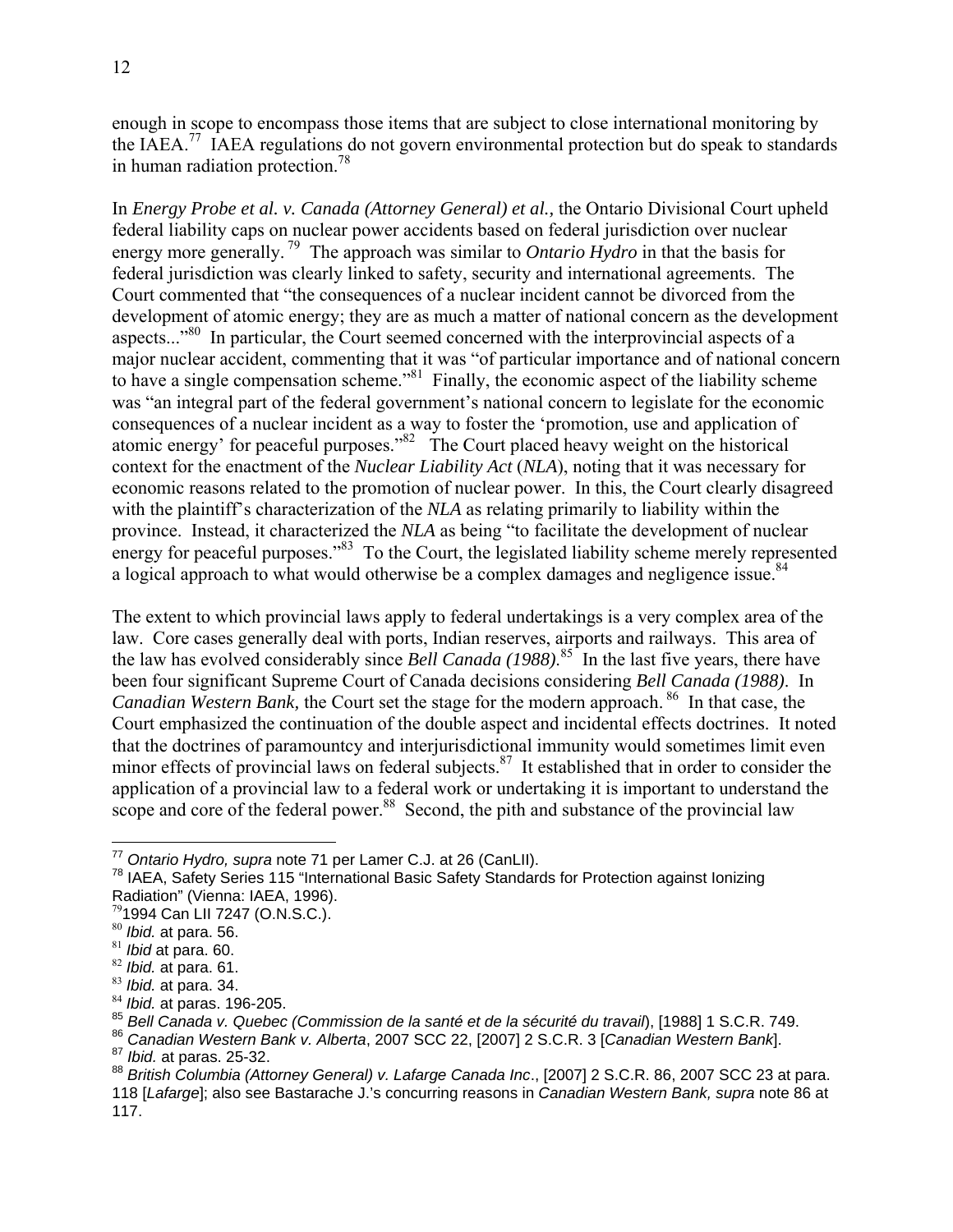enough in scope to encompass those items that are subject to close international monitoring by the IAEA.[77] IAEA regulations do not govern environmental protection but do speak to standards in human radiation protection.[78]

In *Energy Probe et al. v. Canada (Attorney General) et al.,* the Ontario Divisional Court upheld federal liability caps on nuclear power accidents based on federal jurisdiction over nuclear energy more generally.[79] The approach was similar to *Ontario Hydro* in that the basis for federal jurisdiction was clearly linked to safety, security and international agreements. The Court commented that "the consequences of a nuclear incident cannot be divorced from the development of atomic energy; they are as much a matter of national concern as the development aspects..."[80] In particular, the Court seemed concerned with the interprovincial aspects of a major nuclear accident, commenting that it was "of particular importance and of national concern to have a single compensation scheme."[81] Finally, the economic aspect of the liability scheme was "an integral part of the federal government's national concern to legislate for the economic consequences of a nuclear incident as a way to foster the 'promotion, use and application of atomic energy' for peaceful purposes."[82] The Court placed heavy weight on the historical context for the enactment of the *Nuclear Liability Act* (*NLA*), noting that it was necessary for economic reasons related to the promotion of nuclear power. In this, the Court clearly disagreed with the plaintiff's characterization of the *NLA* as relating primarily to liability within the province. Instead, it characterized the *NLA* as being "to facilitate the development of nuclear energy for peaceful purposes."[83] To the Court, the legislated liability scheme merely represented a logical approach to what would otherwise be a complex damages and negligence issue.[84]

The extent to which provincial laws apply to federal undertakings is a very complex area of the law. Core cases generally deal with ports, Indian reserves, airports and railways. This area of the law has evolved considerably since *Bell Canada (1988)*.[85] In the last five years, there have been four significant Supreme Court of Canada decisions considering *Bell Canada (1988)*. In *Canadian Western Bank,* the Court set the stage for the modern approach.[86] In that case, the Court emphasized the continuation of the double aspect and incidental effects doctrines. It noted that the doctrines of paramountcy and interjurisdictional immunity would sometimes limit even minor effects of provincial laws on federal subjects.[87] It established that in order to consider the application of a provincial law to a federal work or undertaking it is important to understand the scope and core of the federal power.[88] Second, the pith and substance of the provincial law

---

[77] *Ontario Hydro, supra* note 71 per Lamer C.J. at 26 (CanLII).

[78] IAEA, Safety Series 115 "International Basic Safety Standards for Protection against Ionizing Radiation" (Vienna: IAEA, 1996).

[79] 1994 Can LII 7247 (O.N.S.C.).

[80] *Ibid.* at para. 56.

[81] *Ibid* at para. 60.

[82] *Ibid.* at para. 61.

[83] *Ibid.* at para. 34.

[84] *Ibid.* at paras. 196-205.

[85] *Bell Canada v. Quebec (Commission de la santé et de la sécurité du travail*), [1988] 1 S.C.R. 749.

[86] *Canadian Western Bank v. Alberta*, 2007 SCC 22, [2007] 2 S.C.R. 3 [*Canadian Western Bank*].

[87] *Ibid.* at paras. 25-32.

[88] *British Columbia (Attorney General) v. Lafarge Canada Inc*., [2007] 2 S.C.R. 86, 2007 SCC 23 at para. 118 [*Lafarge*]; also see Bastarache J.'s concurring reasons in *Canadian Western Bank, supra* note 86 at 117.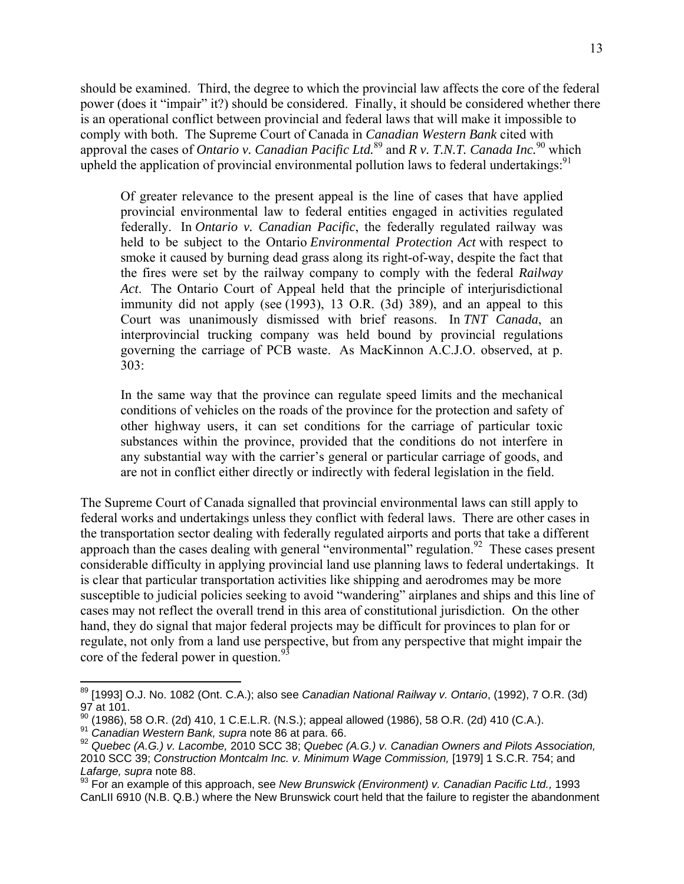should be examined. Third, the degree to which the provincial law affects the core of the federal power (does it "impair" it?) should be considered. Finally, it should be considered whether there is an operational conflict between provincial and federal laws that will make it impossible to comply with both. The Supreme Court of Canada in *Canadian Western Bank* cited with approval the cases of *Ontario v. Canadian Pacific Ltd.*[89] and *R v. T.N.T. Canada Inc.*[90] which upheld the application of provincial environmental pollution laws to federal undertakings:[91]

> Of greater relevance to the present appeal is the line of cases that have applied provincial environmental law to federal entities engaged in activities regulated federally. In *Ontario v. Canadian Pacific*, the federally regulated railway was held to be subject to the Ontario *Environmental Protection Act* with respect to smoke it caused by burning dead grass along its right-of-way, despite the fact that the fires were set by the railway company to comply with the federal *Railway Act*. The Ontario Court of Appeal held that the principle of interjurisdictional immunity did not apply (see (1993), 13 O.R. (3d) 389), and an appeal to this Court was unanimously dismissed with brief reasons. In *TNT Canada*, an interprovincial trucking company was held bound by provincial regulations governing the carriage of PCB waste. As MacKinnon A.C.J.O. observed, at p. 303:
>
> In the same way that the province can regulate speed limits and the mechanical conditions of vehicles on the roads of the province for the protection and safety of other highway users, it can set conditions for the carriage of particular toxic substances within the province, provided that the conditions do not interfere in any substantial way with the carrier's general or particular carriage of goods, and are not in conflict either directly or indirectly with federal legislation in the field.

The Supreme Court of Canada signalled that provincial environmental laws can still apply to federal works and undertakings unless they conflict with federal laws. There are other cases in the transportation sector dealing with federally regulated airports and ports that take a different approach than the cases dealing with general "environmental" regulation.[92] These cases present considerable difficulty in applying provincial land use planning laws to federal undertakings. It is clear that particular transportation activities like shipping and aerodromes may be more susceptible to judicial policies seeking to avoid "wandering" airplanes and ships and this line of cases may not reflect the overall trend in this area of constitutional jurisdiction. On the other hand, they do signal that major federal projects may be difficult for provinces to plan for or regulate, not only from a land use perspective, but from any perspective that might impair the core of the federal power in question.[93]

---

[89] [1993] O.J. No. 1082 (Ont. C.A.); also see *Canadian National Railway v. Ontario*, (1992), 7 O.R. (3d) 97 at 101.

[90] (1986), 58 O.R. (2d) 410, 1 C.E.L.R. (N.S.); appeal allowed (1986), 58 O.R. (2d) 410 (C.A.).

[91] *Canadian Western Bank, supra* note 86 at para. 66.

[92] *Quebec (A.G.) v. Lacombe,* 2010 SCC 38; *Quebec (A.G.) v. Canadian Owners and Pilots Association,* 2010 SCC 39; *Construction Montcalm Inc. v. Minimum Wage Commission,* [1979] 1 S.C.R. 754; and *Lafarge, supra* note 88.

[93] For an example of this approach, see *New Brunswick (Environment) v. Canadian Pacific Ltd.,* 1993 CanLII 6910 (N.B. Q.B.) where the New Brunswick court held that the failure to register the abandonment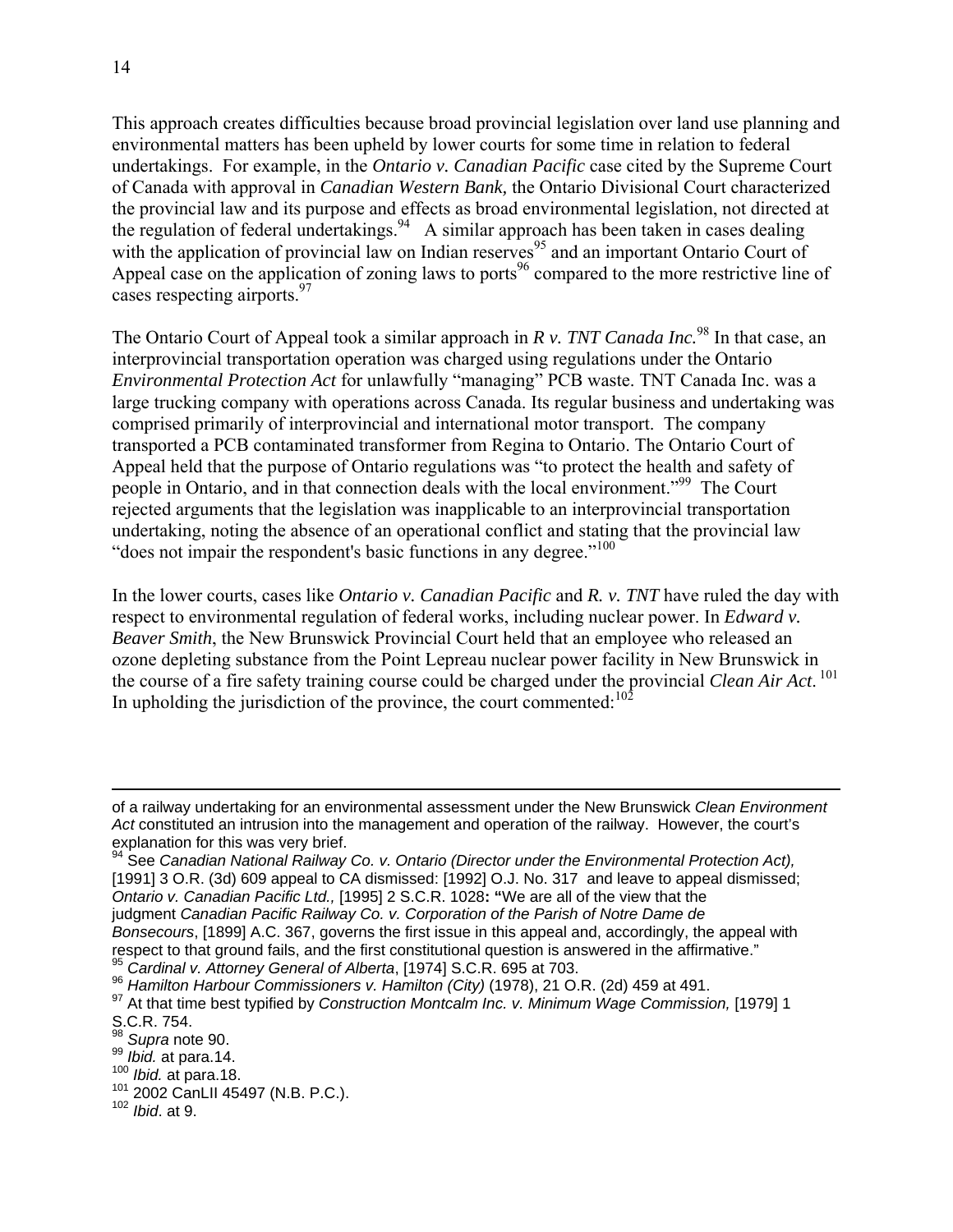This approach creates difficulties because broad provincial legislation over land use planning and environmental matters has been upheld by lower courts for some time in relation to federal undertakings. For example, in the *Ontario v. Canadian Pacific* case cited by the Supreme Court of Canada with approval in *Canadian Western Bank,* the Ontario Divisional Court characterized the provincial law and its purpose and effects as broad environmental legislation, not directed at the regulation of federal undertakings.[94] A similar approach has been taken in cases dealing with the application of provincial law on Indian reserves[95] and an important Ontario Court of Appeal case on the application of zoning laws to ports[96] compared to the more restrictive line of cases respecting airports.[97]

The Ontario Court of Appeal took a similar approach in *R v. TNT Canada Inc.*[98] In that case, an interprovincial transportation operation was charged using regulations under the Ontario *Environmental Protection Act* for unlawfully "managing" PCB waste. TNT Canada Inc. was a large trucking company with operations across Canada. Its regular business and undertaking was comprised primarily of interprovincial and international motor transport. The company transported a PCB contaminated transformer from Regina to Ontario. The Ontario Court of Appeal held that the purpose of Ontario regulations was "to protect the health and safety of people in Ontario, and in that connection deals with the local environment."[99] The Court rejected arguments that the legislation was inapplicable to an interprovincial transportation undertaking, noting the absence of an operational conflict and stating that the provincial law "does not impair the respondent's basic functions in any degree."[100]

In the lower courts, cases like *Ontario v. Canadian Pacific* and *R. v. TNT* have ruled the day with respect to environmental regulation of federal works, including nuclear power. In *Edward v. Beaver Smith*, the New Brunswick Provincial Court held that an employee who released an ozone depleting substance from the Point Lepreau nuclear power facility in New Brunswick in the course of a fire safety training course could be charged under the provincial *Clean Air Act*.[101] In upholding the jurisdiction of the province, the court commented:[102]

---

of a railway undertaking for an environmental assessment under the New Brunswick *Clean Environment Act* constituted an intrusion into the management and operation of the railway. However, the court's explanation for this was very brief.

[94] See *Canadian National Railway Co. v. Ontario (Director under the Environmental Protection Act),* [1991] 3 O.R. (3d) 609 appeal to CA dismissed: [1992] O.J. No. 317 and leave to appeal dismissed; *Ontario v. Canadian Pacific Ltd.,* [1995] 2 S.C.R. 1028**:** **"**We are all of the view that the judgment *Canadian Pacific Railway Co. v. Corporation of the Parish of Notre Dame de Bonsecours*, [1899] A.C. 367, governs the first issue in this appeal and, accordingly, the appeal with respect to that ground fails, and the first constitutional question is answered in the affirmative."

[95] *Cardinal v. Attorney General of Alberta*, [1974] S.C.R. 695 at 703.

[96] *Hamilton Harbour Commissioners v. Hamilton (City)* (1978), 21 O.R. (2d) 459 at 491.

[97] At that time best typified by *Construction Montcalm Inc. v. Minimum Wage Commission,* [1979] 1 S.C.R. 754.

[98] *Supra* note 90.

[99] *Ibid.* at para.14.

[100] *Ibid.* at para.18.

[101] 2002 CanLII 45497 (N.B. P.C.).

[102] *Ibid*. at 9.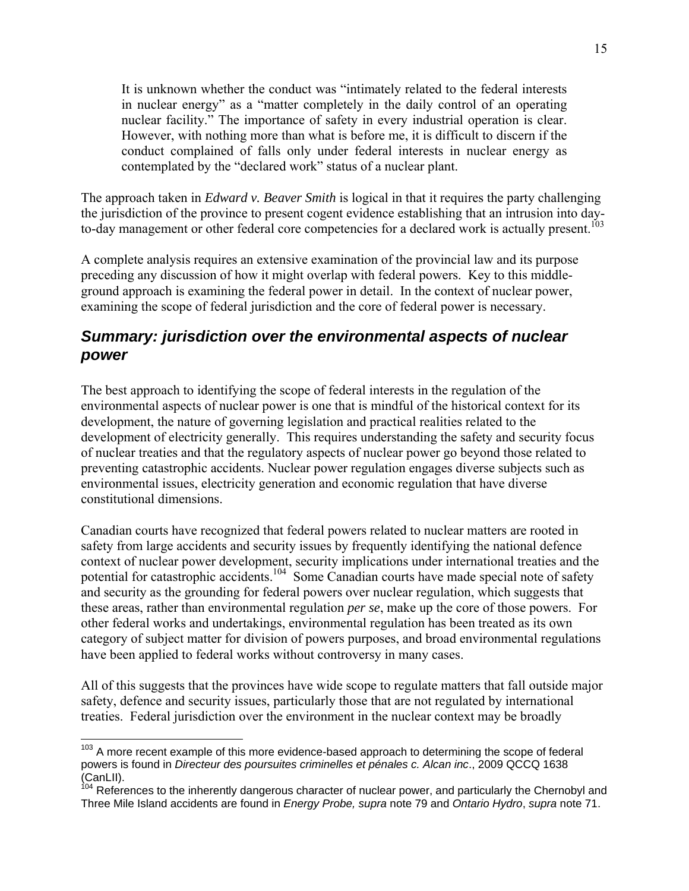> It is unknown whether the conduct was "intimately related to the federal interests in nuclear energy" as a "matter completely in the daily control of an operating nuclear facility." The importance of safety in every industrial operation is clear. However, with nothing more than what is before me, it is difficult to discern if the conduct complained of falls only under federal interests in nuclear energy as contemplated by the "declared work" status of a nuclear plant.

The approach taken in *Edward v. Beaver Smith* is logical in that it requires the party challenging the jurisdiction of the province to present cogent evidence establishing that an intrusion into day-to-day management or other federal core competencies for a declared work is actually present.[103]

A complete analysis requires an extensive examination of the provincial law and its purpose preceding any discussion of how it might overlap with federal powers. Key to this middle-ground approach is examining the federal power in detail. In the context of nuclear power, examining the scope of federal jurisdiction and the core of federal power is necessary.

## *Summary: jurisdiction over the environmental aspects of nuclear power*

The best approach to identifying the scope of federal interests in the regulation of the environmental aspects of nuclear power is one that is mindful of the historical context for its development, the nature of governing legislation and practical realities related to the development of electricity generally. This requires understanding the safety and security focus of nuclear treaties and that the regulatory aspects of nuclear power go beyond those related to preventing catastrophic accidents. Nuclear power regulation engages diverse subjects such as environmental issues, electricity generation and economic regulation that have diverse constitutional dimensions.

Canadian courts have recognized that federal powers related to nuclear matters are rooted in safety from large accidents and security issues by frequently identifying the national defence context of nuclear power development, security implications under international treaties and the potential for catastrophic accidents.[104] Some Canadian courts have made special note of safety and security as the grounding for federal powers over nuclear regulation, which suggests that these areas, rather than environmental regulation *per se*, make up the core of those powers. For other federal works and undertakings, environmental regulation has been treated as its own category of subject matter for division of powers purposes, and broad environmental regulations have been applied to federal works without controversy in many cases.

All of this suggests that the provinces have wide scope to regulate matters that fall outside major safety, defence and security issues, particularly those that are not regulated by international treaties. Federal jurisdiction over the environment in the nuclear context may be broadly

---

[103] A more recent example of this more evidence-based approach to determining the scope of federal powers is found in *Directeur des poursuites criminelles et pénales c. Alcan inc*., 2009 QCCQ 1638 (CanLII).

[104] References to the inherently dangerous character of nuclear power, and particularly the Chernobyl and Three Mile Island accidents are found in *Energy Probe, supra* note 79 and *Ontario Hydro*, *supra* note 71.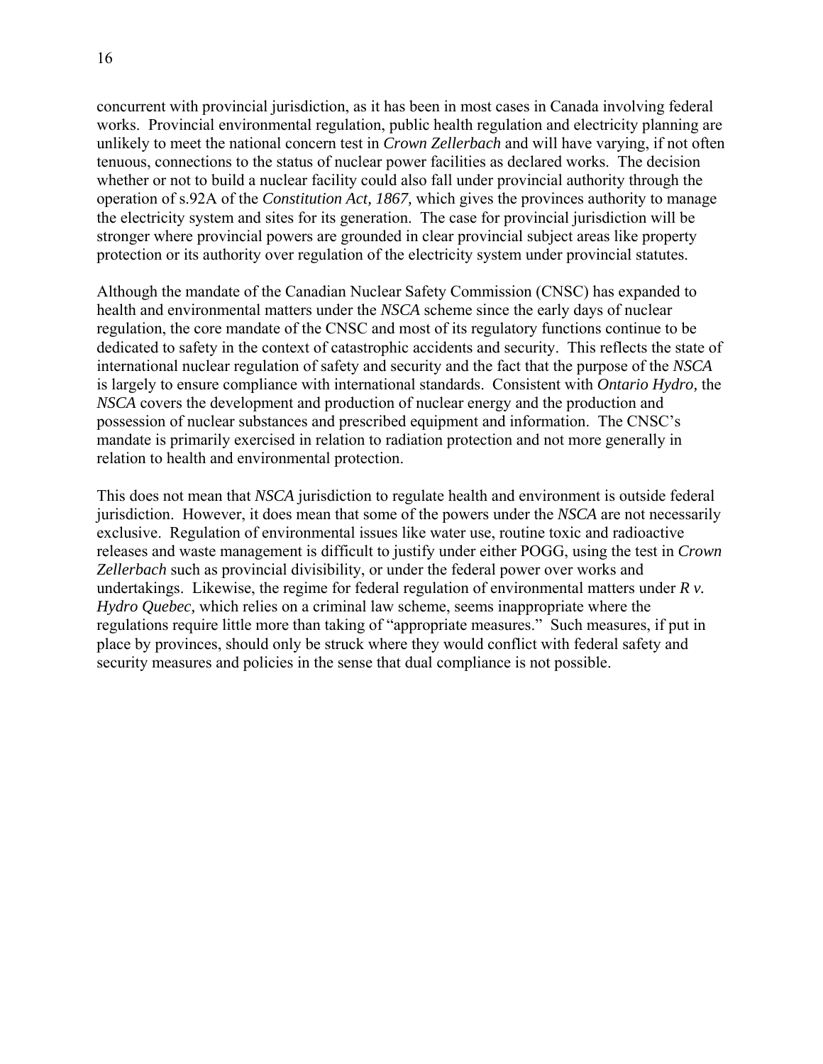concurrent with provincial jurisdiction, as it has been in most cases in Canada involving federal works. Provincial environmental regulation, public health regulation and electricity planning are unlikely to meet the national concern test in *Crown Zellerbach* and will have varying, if not often tenuous, connections to the status of nuclear power facilities as declared works. The decision whether or not to build a nuclear facility could also fall under provincial authority through the operation of s.92A of the *Constitution Act, 1867,* which gives the provinces authority to manage the electricity system and sites for its generation. The case for provincial jurisdiction will be stronger where provincial powers are grounded in clear provincial subject areas like property protection or its authority over regulation of the electricity system under provincial statutes.

Although the mandate of the Canadian Nuclear Safety Commission (CNSC) has expanded to health and environmental matters under the *NSCA* scheme since the early days of nuclear regulation, the core mandate of the CNSC and most of its regulatory functions continue to be dedicated to safety in the context of catastrophic accidents and security. This reflects the state of international nuclear regulation of safety and security and the fact that the purpose of the *NSCA* is largely to ensure compliance with international standards. Consistent with *Ontario Hydro,* the *NSCA* covers the development and production of nuclear energy and the production and possession of nuclear substances and prescribed equipment and information. The CNSC's mandate is primarily exercised in relation to radiation protection and not more generally in relation to health and environmental protection.

This does not mean that *NSCA* jurisdiction to regulate health and environment is outside federal jurisdiction. However, it does mean that some of the powers under the *NSCA* are not necessarily exclusive. Regulation of environmental issues like water use, routine toxic and radioactive releases and waste management is difficult to justify under either POGG, using the test in *Crown Zellerbach* such as provincial divisibility, or under the federal power over works and undertakings. Likewise, the regime for federal regulation of environmental matters under *R v. Hydro Quebec,* which relies on a criminal law scheme, seems inappropriate where the regulations require little more than taking of "appropriate measures." Such measures, if put in place by provinces, should only be struck where they would conflict with federal safety and security measures and policies in the sense that dual compliance is not possible.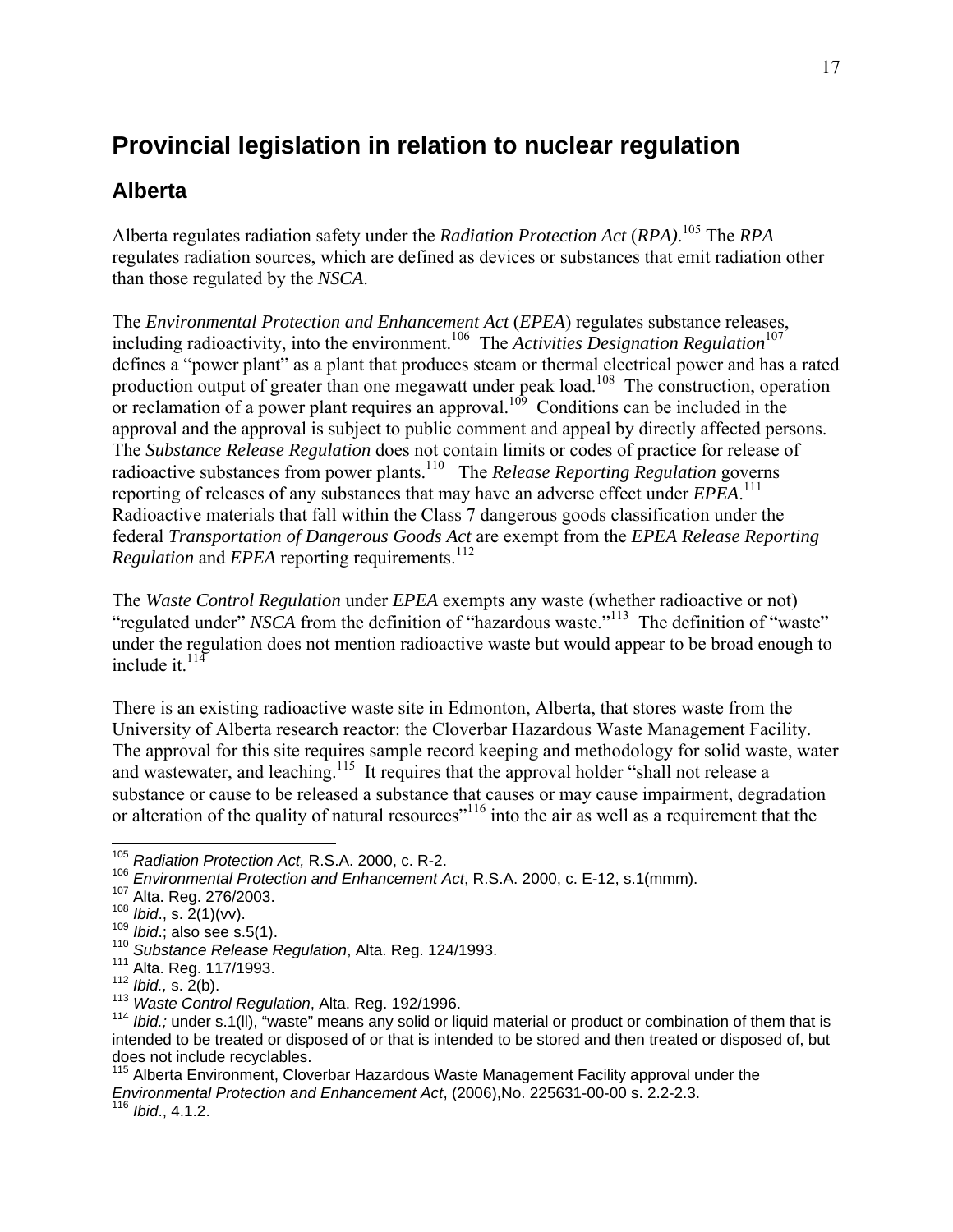# Provincial legislation in relation to nuclear regulation

## Alberta

Alberta regulates radiation safety under the *Radiation Protection Act* (*RPA)*.[105] The *RPA* regulates radiation sources, which are defined as devices or substances that emit radiation other than those regulated by the *NSCA.*

The *Environmental Protection and Enhancement Act* (*EPEA*) regulates substance releases, including radioactivity, into the environment.[106] The *Activities Designation Regulation*[107] defines a "power plant" as a plant that produces steam or thermal electrical power and has a rated production output of greater than one megawatt under peak load.[108] The construction, operation or reclamation of a power plant requires an approval.[109] Conditions can be included in the approval and the approval is subject to public comment and appeal by directly affected persons. The *Substance Release Regulation* does not contain limits or codes of practice for release of radioactive substances from power plants.[110] The *Release Reporting Regulation* governs reporting of releases of any substances that may have an adverse effect under *EPEA.*[111] Radioactive materials that fall within the Class 7 dangerous goods classification under the federal *Transportation of Dangerous Goods Act* are exempt from the *EPEA Release Reporting Regulation* and *EPEA* reporting requirements.[112]

The *Waste Control Regulation* under *EPEA* exempts any waste (whether radioactive or not) "regulated under" *NSCA* from the definition of "hazardous waste."[113] The definition of "waste" under the regulation does not mention radioactive waste but would appear to be broad enough to include it.[114]

There is an existing radioactive waste site in Edmonton, Alberta, that stores waste from the University of Alberta research reactor: the Cloverbar Hazardous Waste Management Facility. The approval for this site requires sample record keeping and methodology for solid waste, water and wastewater, and leaching.[115] It requires that the approval holder "shall not release a substance or cause to be released a substance that causes or may cause impairment, degradation or alteration of the quality of natural resources"[116] into the air as well as a requirement that the

---

[105] *Radiation Protection Act,* R.S.A. 2000, c. R-2.

[106] *Environmental Protection and Enhancement Act*, R.S.A. 2000, c. E-12, s.1(mmm).

[107] Alta. Reg. 276/2003.

[108] *Ibid*., s. 2(1)(vv).

[109] *Ibid*.; also see s.5(1).

[110] *Substance Release Regulation*, Alta. Reg. 124/1993.

[111] Alta. Reg. 117/1993.

[112] *Ibid.,* s. 2(b).

[113] *Waste Control Regulation*, Alta. Reg. 192/1996.

[114] *Ibid.;* under s.1(ll), "waste" means any solid or liquid material or product or combination of them that is intended to be treated or disposed of or that is intended to be stored and then treated or disposed of, but does not include recyclables.

[115] Alberta Environment, Cloverbar Hazardous Waste Management Facility approval under the *Environmental Protection and Enhancement Act*, (2006),No. 225631-00-00 s. 2.2-2.3.

[116] *Ibid*., 4.1.2.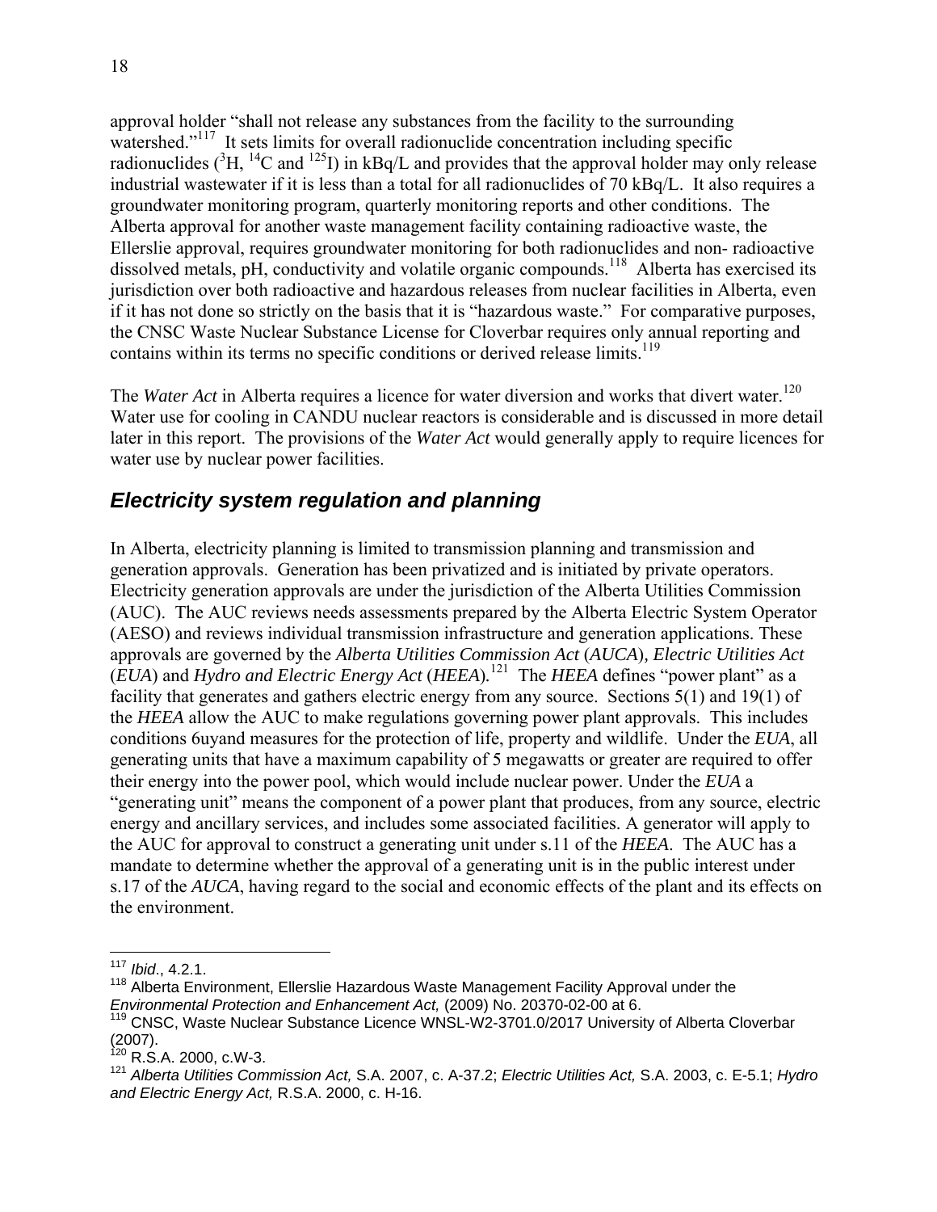approval holder "shall not release any substances from the facility to the surrounding watershed."[117] It sets limits for overall radionuclide concentration including specific radionuclides ($^{3}H$, $^{14}C$ and $^{125}I$) in kBq/L and provides that the approval holder may only release industrial wastewater if it is less than a total for all radionuclides of 70 kBq/L. It also requires a groundwater monitoring program, quarterly monitoring reports and other conditions. The Alberta approval for another waste management facility containing radioactive waste, the Ellerslie approval, requires groundwater monitoring for both radionuclides and non- radioactive dissolved metals, pH, conductivity and volatile organic compounds.[118] Alberta has exercised its jurisdiction over both radioactive and hazardous releases from nuclear facilities in Alberta, even if it has not done so strictly on the basis that it is "hazardous waste." For comparative purposes, the CNSC Waste Nuclear Substance License for Cloverbar requires only annual reporting and contains within its terms no specific conditions or derived release limits.[119]

The *Water Act* in Alberta requires a licence for water diversion and works that divert water.[120] Water use for cooling in CANDU nuclear reactors is considerable and is discussed in more detail later in this report. The provisions of the *Water Act* would generally apply to require licences for water use by nuclear power facilities.

## *Electricity system regulation and planning*

In Alberta, electricity planning is limited to transmission planning and transmission and generation approvals. Generation has been privatized and is initiated by private operators. Electricity generation approvals are under the jurisdiction of the Alberta Utilities Commission (AUC). The AUC reviews needs assessments prepared by the Alberta Electric System Operator (AESO) and reviews individual transmission infrastructure and generation applications. These approvals are governed by the *Alberta Utilities Commission Act* (*AUCA*)*, Electric Utilities Act* (*EUA*) and *Hydro and Electric Energy Act* (*HEEA*)*.*[121] The *HEEA* defines "power plant" as a facility that generates and gathers electric energy from any source. Sections 5(1) and 19(1) of the *HEEA* allow the AUC to make regulations governing power plant approvals. This includes conditions 6uyand measures for the protection of life, property and wildlife. Under the *EUA*, all generating units that have a maximum capability of 5 megawatts or greater are required to offer their energy into the power pool, which would include nuclear power. Under the *EUA* a "generating unit" means the component of a power plant that produces, from any source, electric energy and ancillary services, and includes some associated facilities. A generator will apply to the AUC for approval to construct a generating unit under s.11 of the *HEEA*. The AUC has a mandate to determine whether the approval of a generating unit is in the public interest under s.17 of the *AUCA*, having regard to the social and economic effects of the plant and its effects on the environment.

---

[117] *Ibid*., 4.2.1.

[118] Alberta Environment, Ellerslie Hazardous Waste Management Facility Approval under the *Environmental Protection and Enhancement Act,* (2009) No. 20370-02-00 at 6.

[119] CNSC, Waste Nuclear Substance Licence WNSL-W2-3701.0/2017 University of Alberta Cloverbar (2007).

[120] R.S.A. 2000, c.W-3.

[121] *Alberta Utilities Commission Act,* S.A. 2007, c. A-37.2; *Electric Utilities Act,* S.A. 2003, c. E-5.1; *Hydro and Electric Energy Act,* R.S.A. 2000, c. H-16.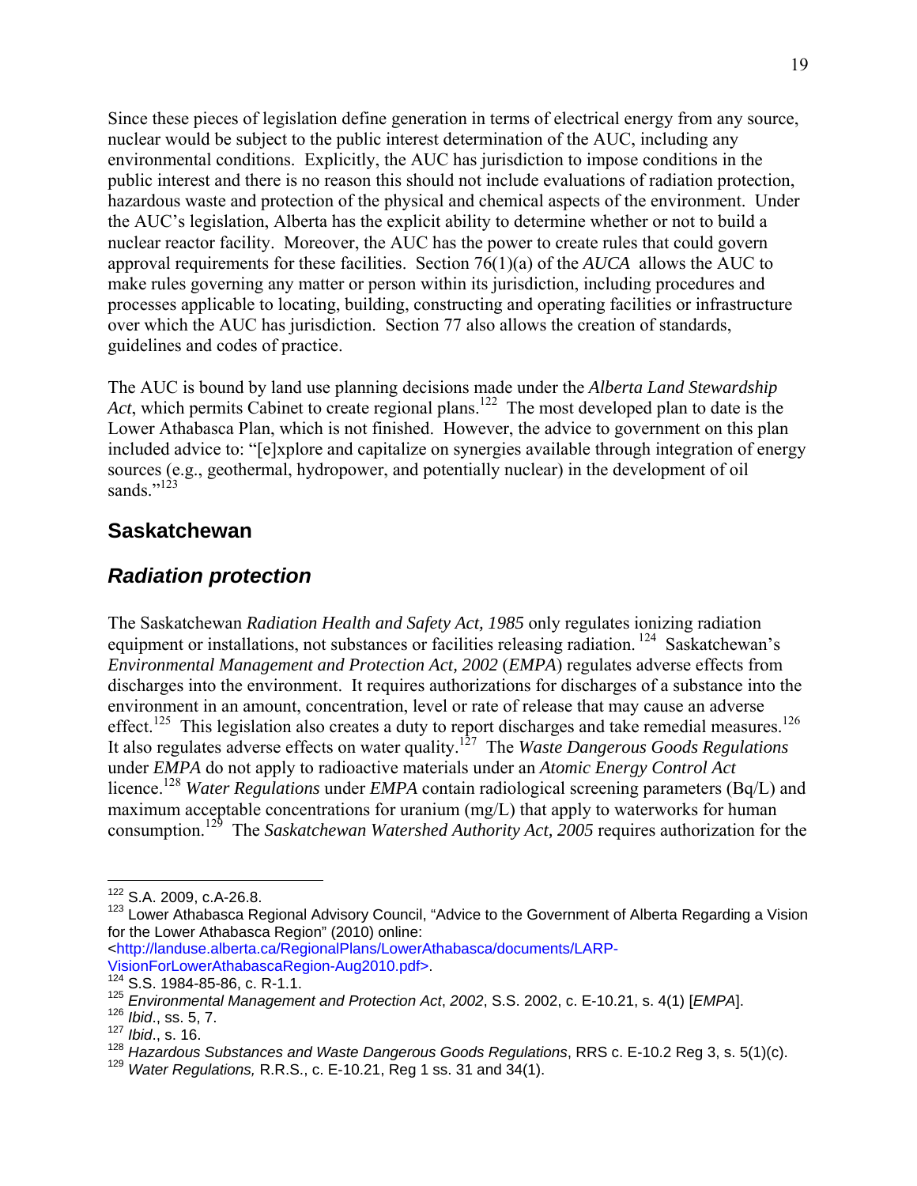Since these pieces of legislation define generation in terms of electrical energy from any source, nuclear would be subject to the public interest determination of the AUC, including any environmental conditions. Explicitly, the AUC has jurisdiction to impose conditions in the public interest and there is no reason this should not include evaluations of radiation protection, hazardous waste and protection of the physical and chemical aspects of the environment. Under the AUC's legislation, Alberta has the explicit ability to determine whether or not to build a nuclear reactor facility. Moreover, the AUC has the power to create rules that could govern approval requirements for these facilities. Section 76(1)(a) of the *AUCA* allows the AUC to make rules governing any matter or person within its jurisdiction, including procedures and processes applicable to locating, building, constructing and operating facilities or infrastructure over which the AUC has jurisdiction. Section 77 also allows the creation of standards, guidelines and codes of practice.

The AUC is bound by land use planning decisions made under the *Alberta Land Stewardship Act*, which permits Cabinet to create regional plans.[122] The most developed plan to date is the Lower Athabasca Plan, which is not finished. However, the advice to government on this plan included advice to: "[e]xplore and capitalize on synergies available through integration of energy sources (e.g., geothermal, hydropower, and potentially nuclear) in the development of oil sands."[123]

## Saskatchewan

### *Radiation protection*

The Saskatchewan *Radiation Health and Safety Act, 1985* only regulates ionizing radiation equipment or installations, not substances or facilities releasing radiation.[124] Saskatchewan's *Environmental Management and Protection Act, 2002* (*EMPA*) regulates adverse effects from discharges into the environment. It requires authorizations for discharges of a substance into the environment in an amount, concentration, level or rate of release that may cause an adverse effect.[125] This legislation also creates a duty to report discharges and take remedial measures.[126] It also regulates adverse effects on water quality.[127] The *Waste Dangerous Goods Regulations* under *EMPA* do not apply to radioactive materials under an *Atomic Energy Control Act* licence.[128] *Water Regulations* under *EMPA* contain radiological screening parameters (Bq/L) and maximum acceptable concentrations for uranium (mg/L) that apply to waterworks for human consumption.[129] The *Saskatchewan Watershed Authority Act, 2005* requires authorization for the

---

[122] S.A. 2009, c.A-26.8.

[123] Lower Athabasca Regional Advisory Council, "Advice to the Government of Alberta Regarding a Vision for the Lower Athabasca Region" (2010) online: <http://landuse.alberta.ca/RegionalPlans/LowerAthabasca/documents/LARP-VisionForLowerAthabascaRegion-Aug2010.pdf>.

[124] S.S. 1984-85-86, c. R-1.1.

[125] *Environmental Management and Protection Act*, *2002*, S.S. 2002, c. E-10.21, s. 4(1) [*EMPA*].

[126] *Ibid*., ss. 5, 7.

[127] *Ibid*., s. 16.

[128] *Hazardous Substances and Waste Dangerous Goods Regulations*, RRS c. E-10.2 Reg 3, s. 5(1)(c).

[129] *Water Regulations,* R.R.S., c. E-10.21, Reg 1 ss. 31 and 34(1).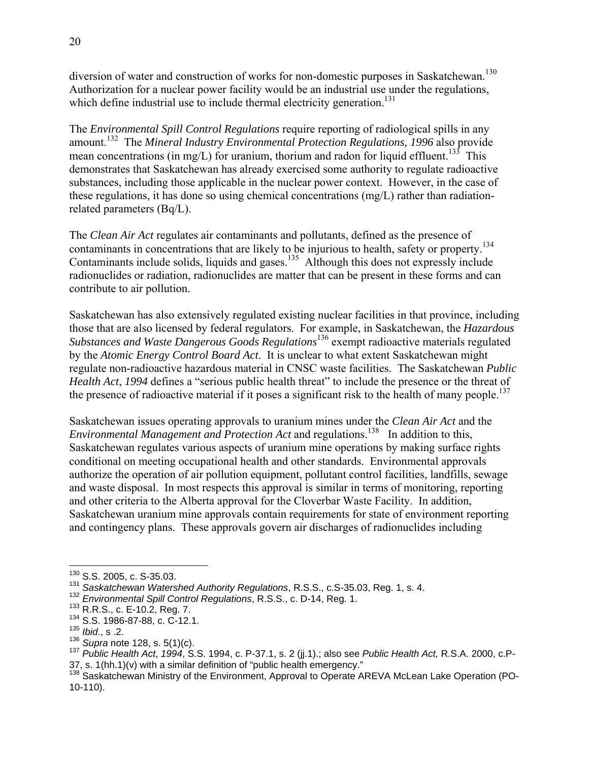diversion of water and construction of works for non-domestic purposes in Saskatchewan.[130] Authorization for a nuclear power facility would be an industrial use under the regulations, which define industrial use to include thermal electricity generation.[131]

The *Environmental Spill Control Regulations* require reporting of radiological spills in any amount.[132] The *Mineral Industry Environmental Protection Regulations, 1996* also provide mean concentrations (in mg/L) for uranium, thorium and radon for liquid effluent.[133] This demonstrates that Saskatchewan has already exercised some authority to regulate radioactive substances, including those applicable in the nuclear power context. However, in the case of these regulations, it has done so using chemical concentrations (mg/L) rather than radiation-related parameters (Bq/L).

The *Clean Air Act* regulates air contaminants and pollutants, defined as the presence of contaminants in concentrations that are likely to be injurious to health, safety or property.[134] Contaminants include solids, liquids and gases.[135] Although this does not expressly include radionuclides or radiation, radionuclides are matter that can be present in these forms and can contribute to air pollution.

Saskatchewan has also extensively regulated existing nuclear facilities in that province, including those that are also licensed by federal regulators. For example, in Saskatchewan, the *Hazardous Substances and Waste Dangerous Goods Regulations*[136] exempt radioactive materials regulated by the *Atomic Energy Control Board Act*. It is unclear to what extent Saskatchewan might regulate non-radioactive hazardous material in CNSC waste facilities. The Saskatchewan *Public Health Act*, *1994* defines a "serious public health threat" to include the presence or the threat of the presence of radioactive material if it poses a significant risk to the health of many people.[137]

Saskatchewan issues operating approvals to uranium mines under the *Clean Air Act* and the *Environmental Management and Protection Act* and regulations.[138] In addition to this, Saskatchewan regulates various aspects of uranium mine operations by making surface rights conditional on meeting occupational health and other standards. Environmental approvals authorize the operation of air pollution equipment, pollutant control facilities, landfills, sewage and waste disposal. In most respects this approval is similar in terms of monitoring, reporting and other criteria to the Alberta approval for the Cloverbar Waste Facility. In addition, Saskatchewan uranium mine approvals contain requirements for state of environment reporting and contingency plans. These approvals govern air discharges of radionuclides including

---

[130] S.S. 2005, c. S-35.03.

[131] *Saskatchewan Watershed Authority Regulations*, R.S.S., c.S-35.03, Reg. 1, s. 4.

[132] *Environmental Spill Control Regulations*, R.S.S., c. D-14, Reg. 1.

[133] R.R.S., c. E-10.2, Reg. 7.

[134] S.S. 1986-87-88, c. C-12.1.

[135] *Ibid*., s .2.

[136] *Supra* note 128, s. 5(1)(c).

[137] *Public Health Act*, *1994*, S.S. 1994, c. P-37.1, s. 2 (jj.1).; also see *Public Health Act,* R.S.A. 2000, c.P-37, s. 1(hh.1)(v) with a similar definition of "public health emergency."

[138] Saskatchewan Ministry of the Environment, Approval to Operate AREVA McLean Lake Operation (PO-10-110).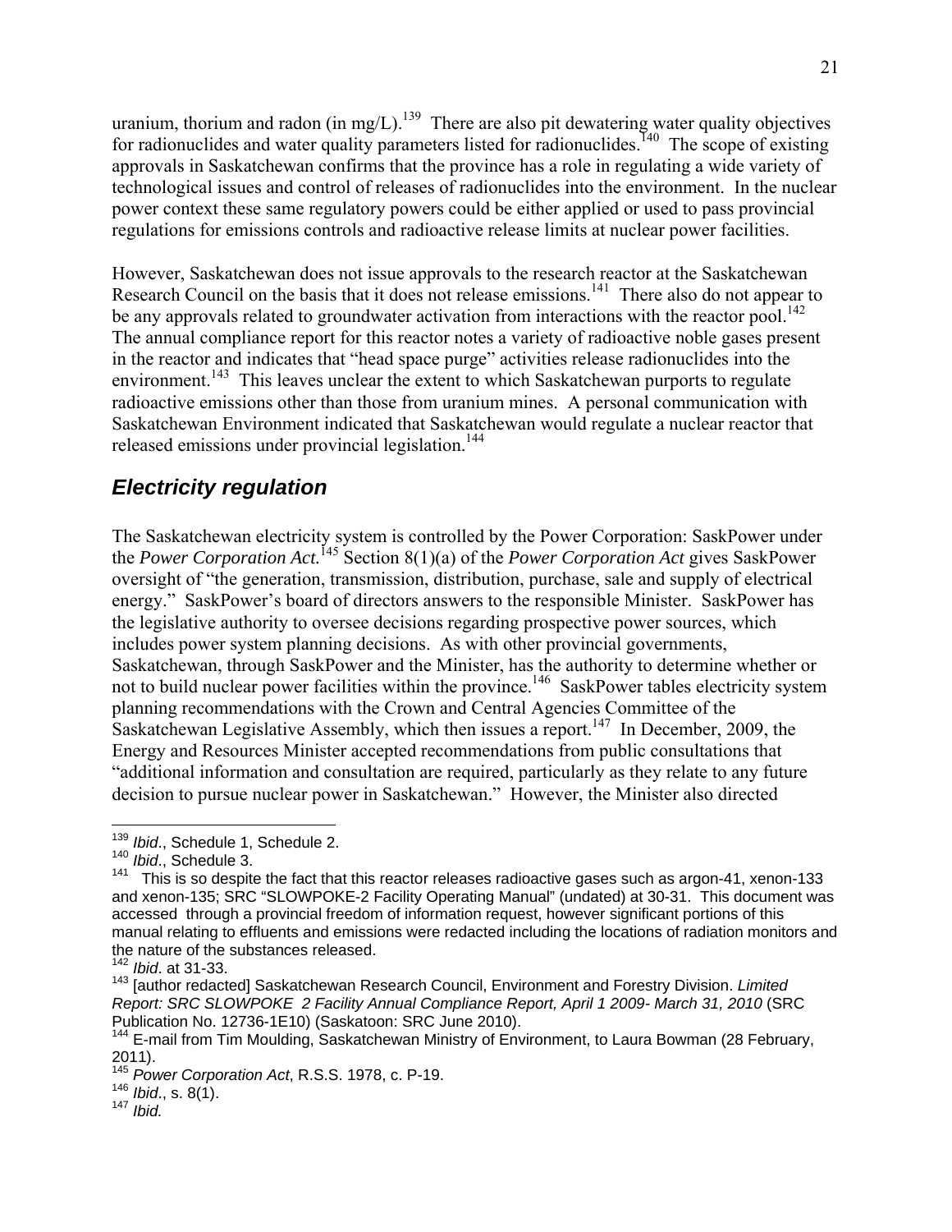uranium, thorium and radon (in mg/L).[139] There are also pit dewatering water quality objectives for radionuclides and water quality parameters listed for radionuclides.[140] The scope of existing approvals in Saskatchewan confirms that the province has a role in regulating a wide variety of technological issues and control of releases of radionuclides into the environment. In the nuclear power context these same regulatory powers could be either applied or used to pass provincial regulations for emissions controls and radioactive release limits at nuclear power facilities.

However, Saskatchewan does not issue approvals to the research reactor at the Saskatchewan Research Council on the basis that it does not release emissions.[141] There also do not appear to be any approvals related to groundwater activation from interactions with the reactor pool.[142] The annual compliance report for this reactor notes a variety of radioactive noble gases present in the reactor and indicates that "head space purge" activities release radionuclides into the environment.[143] This leaves unclear the extent to which Saskatchewan purports to regulate radioactive emissions other than those from uranium mines. A personal communication with Saskatchewan Environment indicated that Saskatchewan would regulate a nuclear reactor that released emissions under provincial legislation.[144]

## *Electricity regulation*

The Saskatchewan electricity system is controlled by the Power Corporation: SaskPower under the *Power Corporation Act.*[145] Section 8(1)(a) of the *Power Corporation Act* gives SaskPower oversight of "the generation, transmission, distribution, purchase, sale and supply of electrical energy." SaskPower's board of directors answers to the responsible Minister. SaskPower has the legislative authority to oversee decisions regarding prospective power sources, which includes power system planning decisions. As with other provincial governments, Saskatchewan, through SaskPower and the Minister, has the authority to determine whether or not to build nuclear power facilities within the province.[146] SaskPower tables electricity system planning recommendations with the Crown and Central Agencies Committee of the Saskatchewan Legislative Assembly, which then issues a report.[147] In December, 2009, the Energy and Resources Minister accepted recommendations from public consultations that "additional information and consultation are required, particularly as they relate to any future decision to pursue nuclear power in Saskatchewan." However, the Minister also directed

---

[139] *Ibid*., Schedule 1, Schedule 2.

[140] *Ibid*., Schedule 3.

[141] This is so despite the fact that this reactor releases radioactive gases such as argon-41, xenon-133 and xenon-135; SRC "SLOWPOKE-2 Facility Operating Manual" (undated) at 30-31. This document was accessed through a provincial freedom of information request, however significant portions of this manual relating to effluents and emissions were redacted including the locations of radiation monitors and the nature of the substances released.

[142] *Ibid*. at 31-33.

[143] [author redacted] Saskatchewan Research Council, Environment and Forestry Division. *Limited Report: SRC SLOWPOKE 2 Facility Annual Compliance Report, April 1 2009- March 31, 2010* (SRC Publication No. 12736-1E10) (Saskatoon: SRC June 2010).

[144] E-mail from Tim Moulding, Saskatchewan Ministry of Environment, to Laura Bowman (28 February, 2011).

[145] *Power Corporation Act*, R.S.S. 1978, c. P-19.

[146] *Ibid*., s. 8(1).

[147] *Ibid.*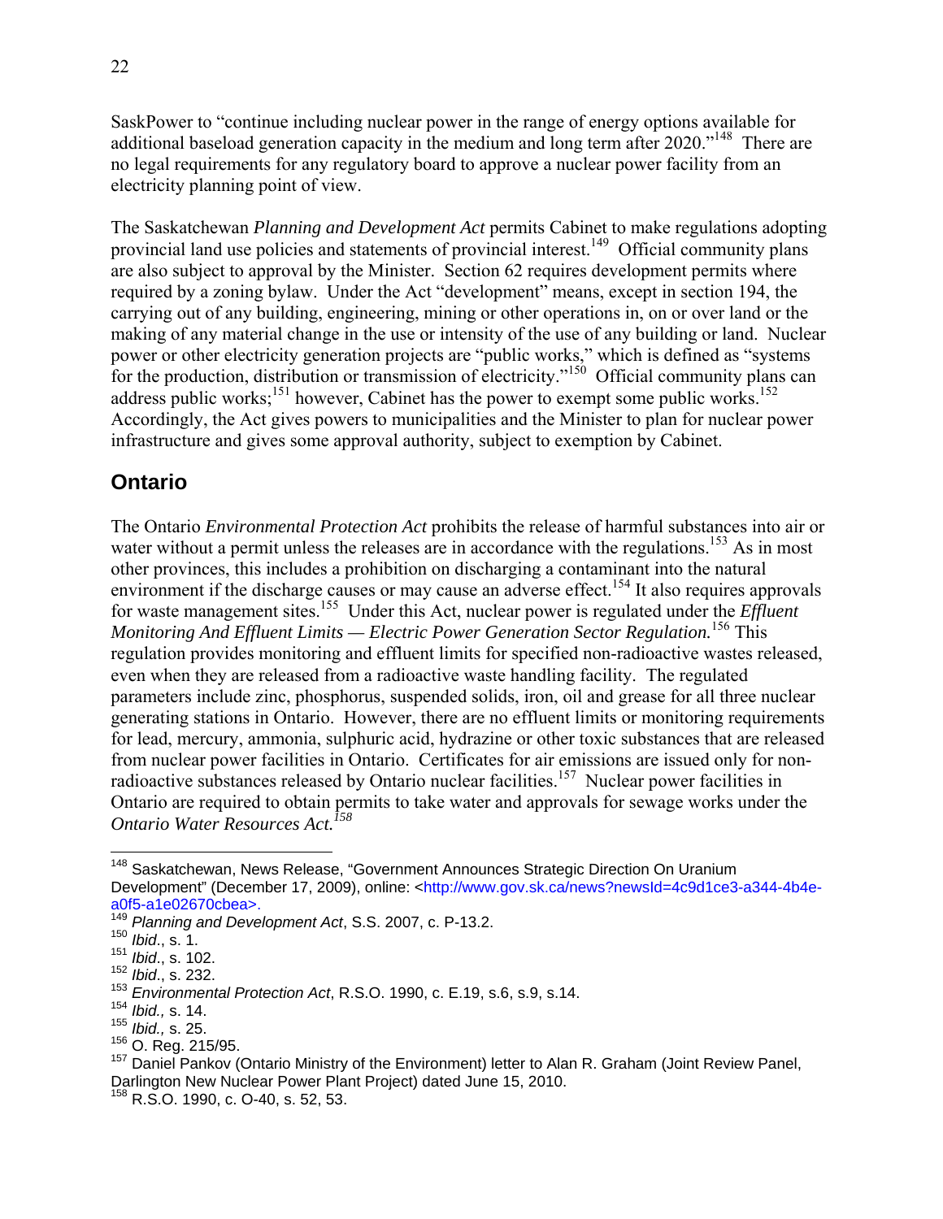SaskPower to "continue including nuclear power in the range of energy options available for additional baseload generation capacity in the medium and long term after 2020."[148] There are no legal requirements for any regulatory board to approve a nuclear power facility from an electricity planning point of view.

The Saskatchewan *Planning and Development Act* permits Cabinet to make regulations adopting provincial land use policies and statements of provincial interest.[149] Official community plans are also subject to approval by the Minister. Section 62 requires development permits where required by a zoning bylaw. Under the Act "development" means, except in section 194, the carrying out of any building, engineering, mining or other operations in, on or over land or the making of any material change in the use or intensity of the use of any building or land. Nuclear power or other electricity generation projects are "public works," which is defined as "systems for the production, distribution or transmission of electricity."[150] Official community plans can address public works;[151] however, Cabinet has the power to exempt some public works.[152] Accordingly, the Act gives powers to municipalities and the Minister to plan for nuclear power infrastructure and gives some approval authority, subject to exemption by Cabinet.

## Ontario

The Ontario *Environmental Protection Act* prohibits the release of harmful substances into air or water without a permit unless the releases are in accordance with the regulations.[153] As in most other provinces, this includes a prohibition on discharging a contaminant into the natural environment if the discharge causes or may cause an adverse effect.[154] It also requires approvals for waste management sites.[155] Under this Act, nuclear power is regulated under the *Effluent Monitoring And Effluent Limits — Electric Power Generation Sector Regulation.*[156] This regulation provides monitoring and effluent limits for specified non-radioactive wastes released, even when they are released from a radioactive waste handling facility. The regulated parameters include zinc, phosphorus, suspended solids, iron, oil and grease for all three nuclear generating stations in Ontario. However, there are no effluent limits or monitoring requirements for lead, mercury, ammonia, sulphuric acid, hydrazine or other toxic substances that are released from nuclear power facilities in Ontario. Certificates for air emissions are issued only for non-radioactive substances released by Ontario nuclear facilities.[157] Nuclear power facilities in Ontario are required to obtain permits to take water and approvals for sewage works under the *Ontario Water Resources Act.*[158]

---

[148] Saskatchewan, News Release, "Government Announces Strategic Direction On Uranium Development" (December 17, 2009), online: <http://www.gov.sk.ca/news?newsId=4c9d1ce3-a344-4b4e-a0f5-a1e02670cbea>.

[149] *Planning and Development Act*, S.S. 2007, c. P-13.2.

[150] *Ibid*., s. 1.

[151] *Ibid*., s. 102.

[152] *Ibid*., s. 232.

[153] *Environmental Protection Act*, R.S.O. 1990, c. E.19, s.6, s.9, s.14.

[154] *Ibid.,* s. 14.

[155] *Ibid.,* s. 25.

[156] O. Reg. 215/95.

[157] Daniel Pankov (Ontario Ministry of the Environment) letter to Alan R. Graham (Joint Review Panel, Darlington New Nuclear Power Plant Project) dated June 15, 2010.

[158] R.S.O. 1990, c. O-40, s. 52, 53.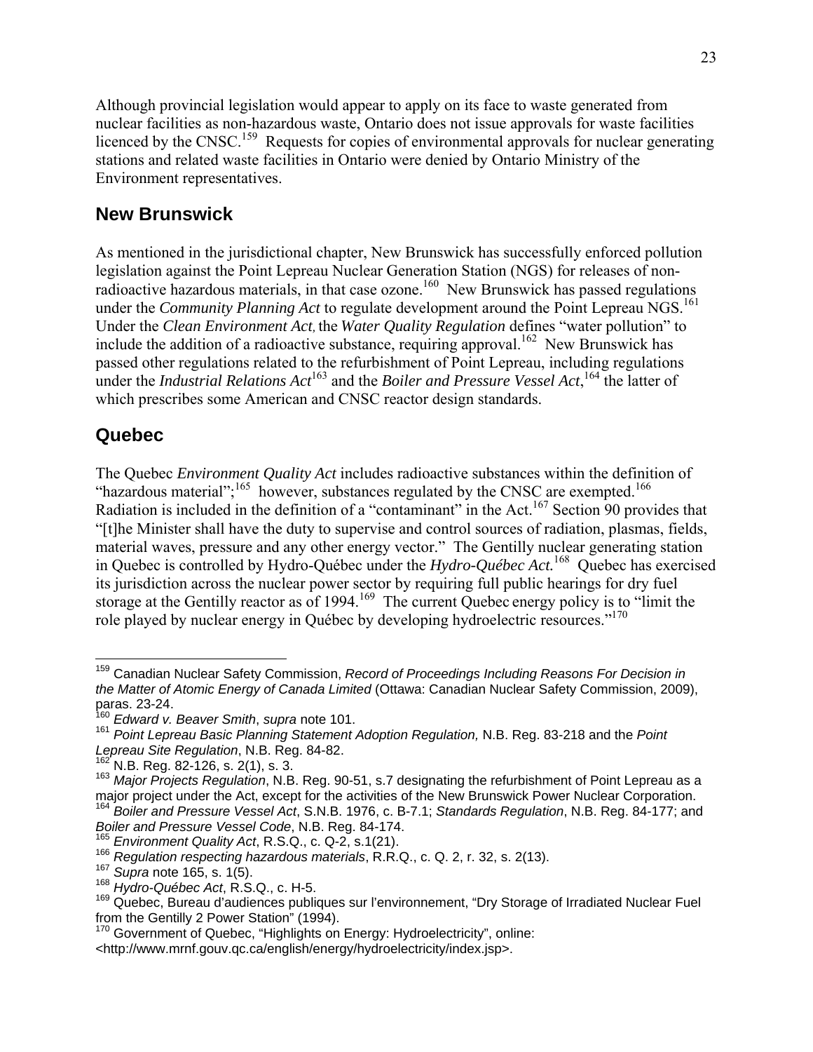Although provincial legislation would appear to apply on its face to waste generated from nuclear facilities as non-hazardous waste, Ontario does not issue approvals for waste facilities licenced by the CNSC.[159] Requests for copies of environmental approvals for nuclear generating stations and related waste facilities in Ontario were denied by Ontario Ministry of the Environment representatives.

## New Brunswick

As mentioned in the jurisdictional chapter, New Brunswick has successfully enforced pollution legislation against the Point Lepreau Nuclear Generation Station (NGS) for releases of non-radioactive hazardous materials, in that case ozone.[160] New Brunswick has passed regulations under the *Community Planning Act* to regulate development around the Point Lepreau NGS.[161] Under the *Clean Environment Act,* the *Water Quality Regulation* defines "water pollution" to include the addition of a radioactive substance, requiring approval.[162] New Brunswick has passed other regulations related to the refurbishment of Point Lepreau, including regulations under the *Industrial Relations Act*[163] and the *Boiler and Pressure Vessel Act*,[164] the latter of which prescribes some American and CNSC reactor design standards.

## Quebec

The Quebec *Environment Quality Act* includes radioactive substances within the definition of "hazardous material";[165] however, substances regulated by the CNSC are exempted.[166] Radiation is included in the definition of a "contaminant" in the Act.[167] Section 90 provides that "[t]he Minister shall have the duty to supervise and control sources of radiation, plasmas, fields, material waves, pressure and any other energy vector." The Gentilly nuclear generating station in Quebec is controlled by Hydro-Québec under the *Hydro-Québec Act.*[168] Quebec has exercised its jurisdiction across the nuclear power sector by requiring full public hearings for dry fuel storage at the Gentilly reactor as of 1994.[169] The current Quebec energy policy is to "limit the role played by nuclear energy in Québec by developing hydroelectric resources."[170]

---

[159] Canadian Nuclear Safety Commission, *Record of Proceedings Including Reasons For Decision in the Matter of Atomic Energy of Canada Limited* (Ottawa: Canadian Nuclear Safety Commission, 2009), paras. 23-24.

[160] *Edward v. Beaver Smith*, *supra* note 101.

[161] *Point Lepreau Basic Planning Statement Adoption Regulation,* N.B. Reg. 83-218 and the *Point Lepreau Site Regulation*, N.B. Reg. 84-82.

[162] N.B. Reg. 82-126, s. 2(1), s. 3.

[163] *Major Projects Regulation*, N.B. Reg. 90-51, s.7 designating the refurbishment of Point Lepreau as a major project under the Act, except for the activities of the New Brunswick Power Nuclear Corporation.

[164] *Boiler and Pressure Vessel Act*, S.N.B. 1976, c. B-7.1; *Standards Regulation*, N.B. Reg. 84-177; and *Boiler and Pressure Vessel Code*, N.B. Reg. 84-174.

[165] *Environment Quality Act*, R.S.Q., c. Q-2, s.1(21).

[166] *Regulation respecting hazardous materials*, R.R.Q., c. Q. 2, r. 32, s. 2(13).

[167] *Supra* note 165, s. 1(5).

[168] *Hydro-Québec Act*, R.S.Q., c. H-5.

[169] Quebec, Bureau d'audiences publiques sur l'environnement, "Dry Storage of Irradiated Nuclear Fuel from the Gentilly 2 Power Station" (1994).

[170] Government of Quebec, "Highlights on Energy: Hydroelectricity", online: <http://www.mrnf.gouv.qc.ca/english/energy/hydroelectricity/index.jsp>.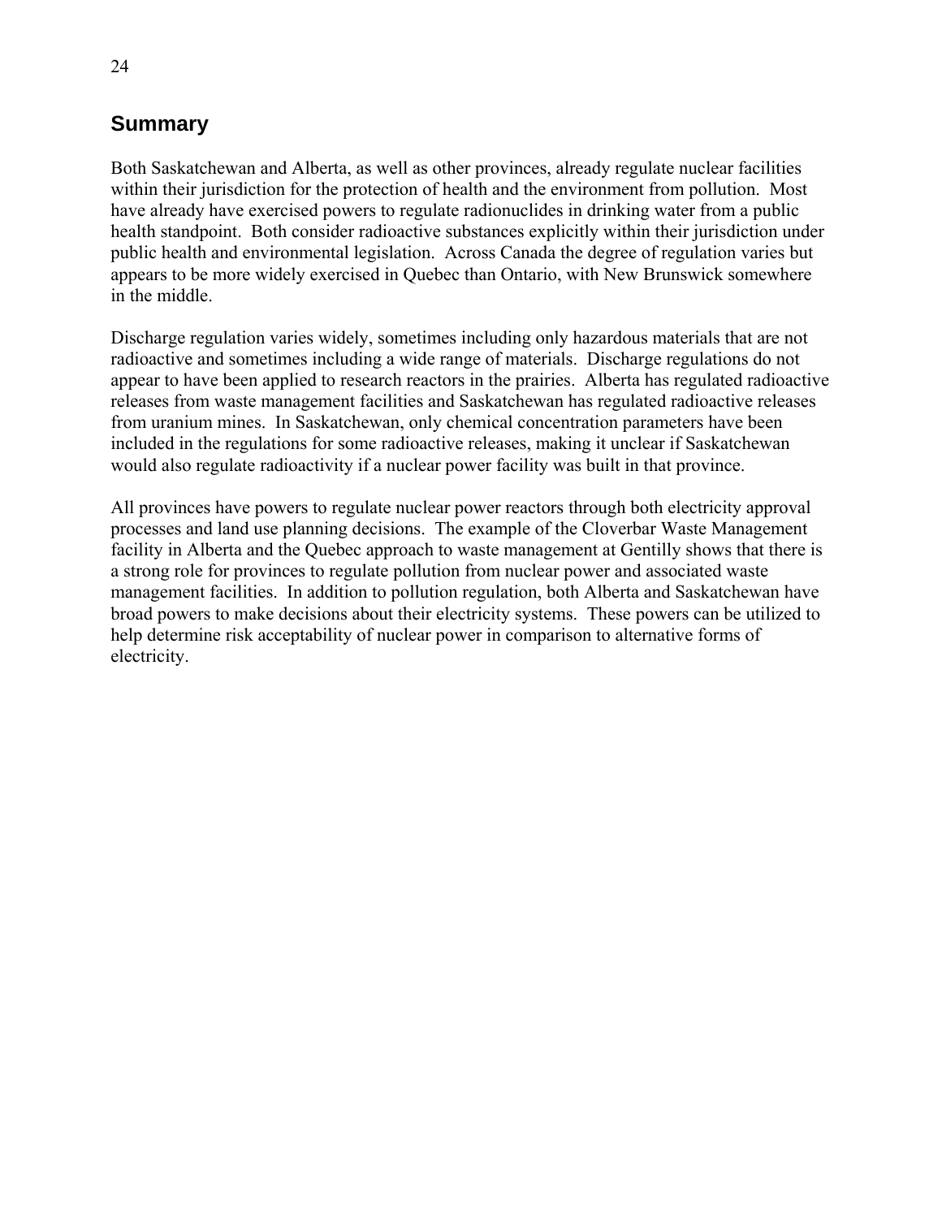## Summary

Both Saskatchewan and Alberta, as well as other provinces, already regulate nuclear facilities within their jurisdiction for the protection of health and the environment from pollution. Most have already have exercised powers to regulate radionuclides in drinking water from a public health standpoint. Both consider radioactive substances explicitly within their jurisdiction under public health and environmental legislation. Across Canada the degree of regulation varies but appears to be more widely exercised in Quebec than Ontario, with New Brunswick somewhere in the middle.

Discharge regulation varies widely, sometimes including only hazardous materials that are not radioactive and sometimes including a wide range of materials. Discharge regulations do not appear to have been applied to research reactors in the prairies. Alberta has regulated radioactive releases from waste management facilities and Saskatchewan has regulated radioactive releases from uranium mines. In Saskatchewan, only chemical concentration parameters have been included in the regulations for some radioactive releases, making it unclear if Saskatchewan would also regulate radioactivity if a nuclear power facility was built in that province.

All provinces have powers to regulate nuclear power reactors through both electricity approval processes and land use planning decisions. The example of the Cloverbar Waste Management facility in Alberta and the Quebec approach to waste management at Gentilly shows that there is a strong role for provinces to regulate pollution from nuclear power and associated waste management facilities. In addition to pollution regulation, both Alberta and Saskatchewan have broad powers to make decisions about their electricity systems. These powers can be utilized to help determine risk acceptability of nuclear power in comparison to alternative forms of electricity.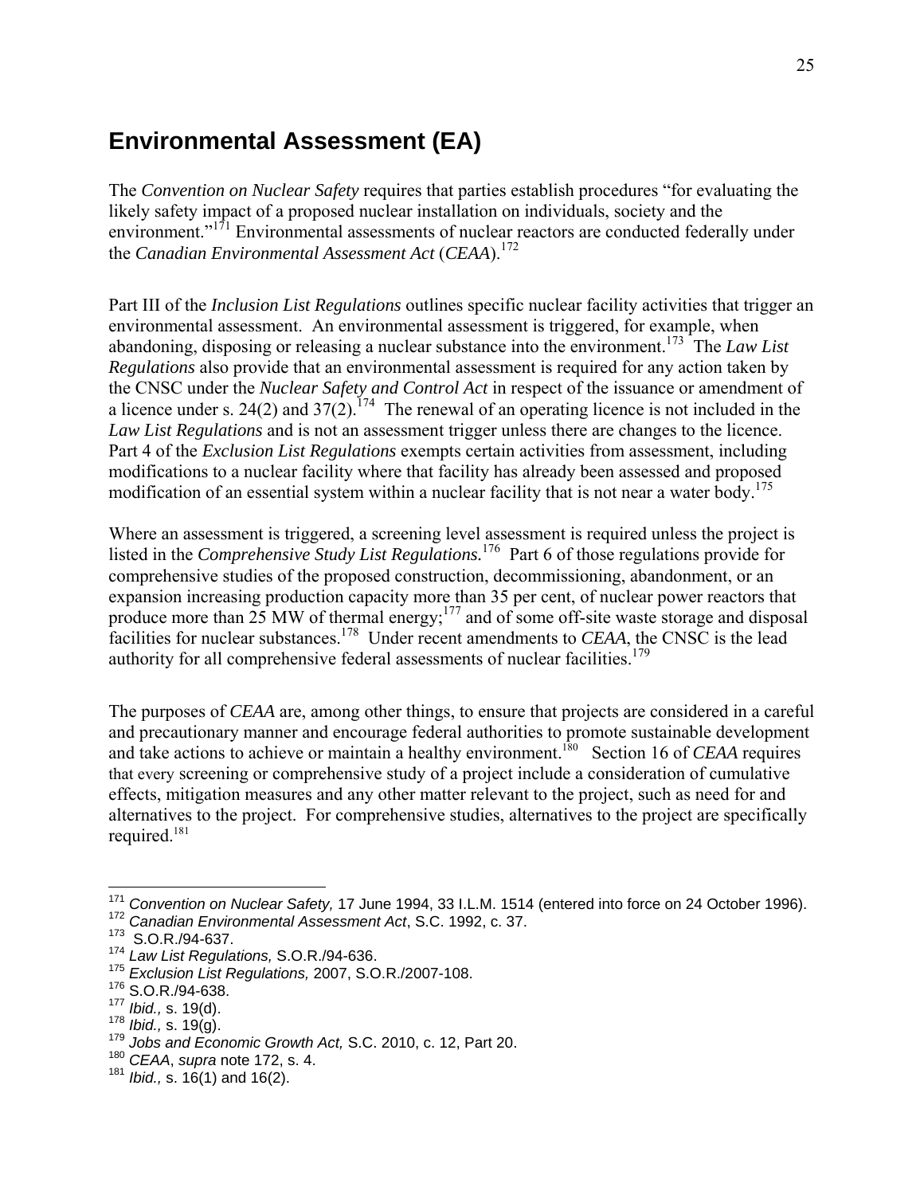## Environmental Assessment (EA)

The *Convention on Nuclear Safety* requires that parties establish procedures "for evaluating the likely safety impact of a proposed nuclear installation on individuals, society and the environment."[171] Environmental assessments of nuclear reactors are conducted federally under the *Canadian Environmental Assessment Act* (*CEAA*).[172]

Part III of the *Inclusion List Regulations* outlines specific nuclear facility activities that trigger an environmental assessment. An environmental assessment is triggered, for example, when abandoning, disposing or releasing a nuclear substance into the environment.[173] The *Law List Regulations* also provide that an environmental assessment is required for any action taken by the CNSC under the *Nuclear Safety and Control Act* in respect of the issuance or amendment of a licence under s. 24(2) and 37(2).[174] The renewal of an operating licence is not included in the *Law List Regulations* and is not an assessment trigger unless there are changes to the licence. Part 4 of the *Exclusion List Regulations* exempts certain activities from assessment, including modifications to a nuclear facility where that facility has already been assessed and proposed modification of an essential system within a nuclear facility that is not near a water body.[175]

Where an assessment is triggered, a screening level assessment is required unless the project is listed in the *Comprehensive Study List Regulations.*[176] Part 6 of those regulations provide for comprehensive studies of the proposed construction, decommissioning, abandonment, or an expansion increasing production capacity more than 35 per cent, of nuclear power reactors that produce more than 25 MW of thermal energy;[177] and of some off-site waste storage and disposal facilities for nuclear substances.[178] Under recent amendments to *CEAA*, the CNSC is the lead authority for all comprehensive federal assessments of nuclear facilities.[179]

The purposes of *CEAA* are, among other things, to ensure that projects are considered in a careful and precautionary manner and encourage federal authorities to promote sustainable development and take actions to achieve or maintain a healthy environment.[180] Section 16 of *CEAA* requires that every screening or comprehensive study of a project include a consideration of cumulative effects, mitigation measures and any other matter relevant to the project, such as need for and alternatives to the project. For comprehensive studies, alternatives to the project are specifically required.[181]

---

[171] *Convention on Nuclear Safety,* 17 June 1994, 33 I.L.M. 1514 (entered into force on 24 October 1996).
[172] *Canadian Environmental Assessment Act*, S.C. 1992, c. 37.
[173] S.O.R./94-637.
[174] *Law List Regulations,* S.O.R./94-636.
[175] *Exclusion List Regulations,* 2007, S.O.R./2007-108.
[176] S.O.R./94-638.
[177] *Ibid.,* s. 19(d).
[178] *Ibid.,* s. 19(g).
[179] *Jobs and Economic Growth Act,* S.C. 2010, c. 12, Part 20.
[180] *CEAA*, *supra* note 172, s. 4.
[181] *Ibid.,* s. 16(1) and 16(2).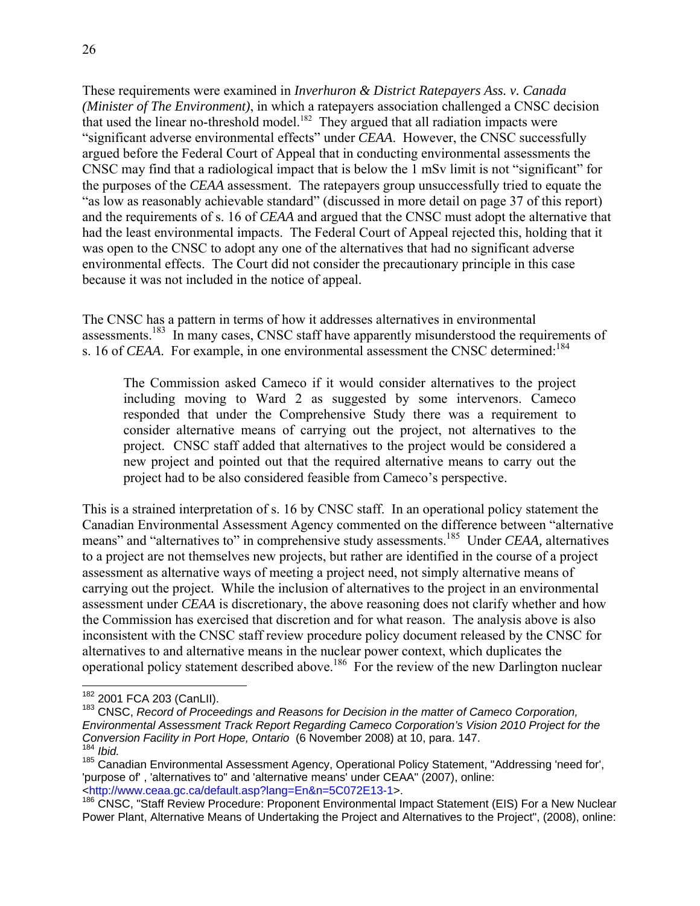These requirements were examined in *Inverhuron & District Ratepayers Ass. v. Canada (Minister of The Environment)*, in which a ratepayers association challenged a CNSC decision that used the linear no-threshold model.[182] They argued that all radiation impacts were "significant adverse environmental effects" under *CEAA*. However, the CNSC successfully argued before the Federal Court of Appeal that in conducting environmental assessments the CNSC may find that a radiological impact that is below the 1 mSv limit is not "significant" for the purposes of the *CEAA* assessment. The ratepayers group unsuccessfully tried to equate the "as low as reasonably achievable standard" (discussed in more detail on page 37 of this report) and the requirements of s. 16 of *CEAA* and argued that the CNSC must adopt the alternative that had the least environmental impacts. The Federal Court of Appeal rejected this, holding that it was open to the CNSC to adopt any one of the alternatives that had no significant adverse environmental effects. The Court did not consider the precautionary principle in this case because it was not included in the notice of appeal.

The CNSC has a pattern in terms of how it addresses alternatives in environmental assessments.[183] In many cases, CNSC staff have apparently misunderstood the requirements of s. 16 of *CEAA*. For example, in one environmental assessment the CNSC determined:[184]

> The Commission asked Cameco if it would consider alternatives to the project including moving to Ward 2 as suggested by some intervenors. Cameco responded that under the Comprehensive Study there was a requirement to consider alternative means of carrying out the project, not alternatives to the project. CNSC staff added that alternatives to the project would be considered a new project and pointed out that the required alternative means to carry out the project had to be also considered feasible from Cameco's perspective.

This is a strained interpretation of s. 16 by CNSC staff. In an operational policy statement the Canadian Environmental Assessment Agency commented on the difference between "alternative means" and "alternatives to" in comprehensive study assessments.[185] Under *CEAA,* alternatives to a project are not themselves new projects, but rather are identified in the course of a project assessment as alternative ways of meeting a project need, not simply alternative means of carrying out the project. While the inclusion of alternatives to the project in an environmental assessment under *CEAA* is discretionary, the above reasoning does not clarify whether and how the Commission has exercised that discretion and for what reason. The analysis above is also inconsistent with the CNSC staff review procedure policy document released by the CNSC for alternatives to and alternative means in the nuclear power context, which duplicates the operational policy statement described above.[186] For the review of the new Darlington nuclear

---

[182] 2001 FCA 203 (CanLII).

[183] CNSC, *Record of Proceedings and Reasons for Decision in the matter of Cameco Corporation, Environmental Assessment Track Report Regarding Cameco Corporation's Vision 2010 Project for the Conversion Facility in Port Hope, Ontario* (6 November 2008) at 10, para. 147.

[184] *Ibid.*

[185] Canadian Environmental Assessment Agency, Operational Policy Statement, "Addressing 'need for', 'purpose of' , 'alternatives to" and 'alternative means' under CEAA" (2007), online: <http://www.ceaa.gc.ca/default.asp?lang=En&n=5C072E13-1>.

[186] CNSC, "Staff Review Procedure: Proponent Environmental Impact Statement (EIS) For a New Nuclear Power Plant, Alternative Means of Undertaking the Project and Alternatives to the Project", (2008), online: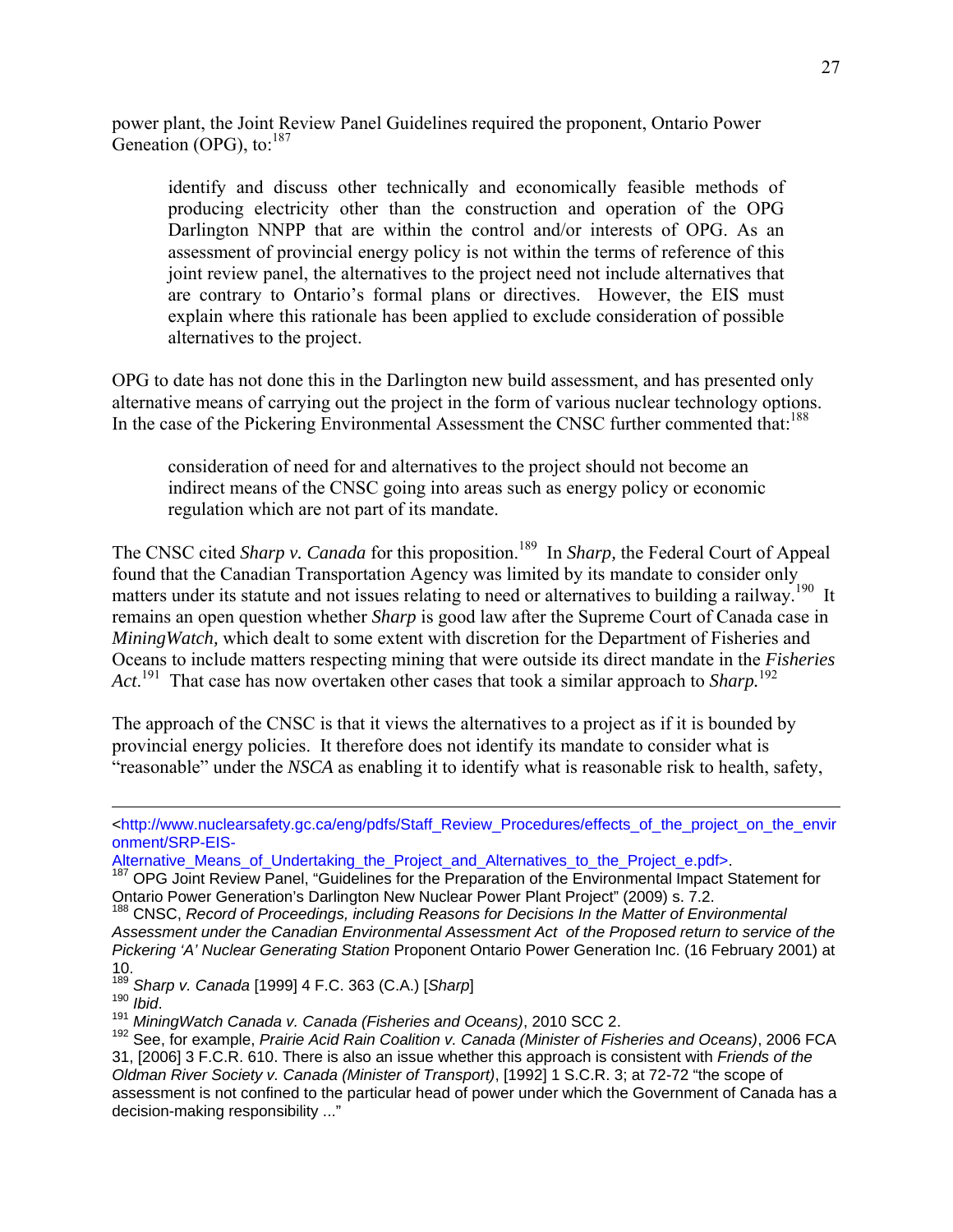power plant, the Joint Review Panel Guidelines required the proponent, Ontario Power Geneation (OPG), to:[187]

> identify and discuss other technically and economically feasible methods of producing electricity other than the construction and operation of the OPG Darlington NNPP that are within the control and/or interests of OPG. As an assessment of provincial energy policy is not within the terms of reference of this joint review panel, the alternatives to the project need not include alternatives that are contrary to Ontario's formal plans or directives. However, the EIS must explain where this rationale has been applied to exclude consideration of possible alternatives to the project.

OPG to date has not done this in the Darlington new build assessment, and has presented only alternative means of carrying out the project in the form of various nuclear technology options. In the case of the Pickering Environmental Assessment the CNSC further commented that:[188]

> consideration of need for and alternatives to the project should not become an indirect means of the CNSC going into areas such as energy policy or economic regulation which are not part of its mandate.

The CNSC cited *Sharp v. Canada* for this proposition.[189] In *Sharp,* the Federal Court of Appeal found that the Canadian Transportation Agency was limited by its mandate to consider only matters under its statute and not issues relating to need or alternatives to building a railway.[190] It remains an open question whether *Sharp* is good law after the Supreme Court of Canada case in *MiningWatch,* which dealt to some extent with discretion for the Department of Fisheries and Oceans to include matters respecting mining that were outside its direct mandate in the *Fisheries Act*.[191] That case has now overtaken other cases that took a similar approach to *Sharp.*[192]

The approach of the CNSC is that it views the alternatives to a project as if it is bounded by provincial energy policies. It therefore does not identify its mandate to consider what is "reasonable" under the *NSCA* as enabling it to identify what is reasonable risk to health, safety,

---

<http://www.nuclearsafety.gc.ca/eng/pdfs/Staff_Review_Procedures/effects_of_the_project_on_the_environment/SRP-EIS-Alternative_Means_of_Undertaking_the_Project_and_Alternatives_to_the_Project_e.pdf>.

[187] OPG Joint Review Panel, "Guidelines for the Preparation of the Environmental Impact Statement for Ontario Power Generation's Darlington New Nuclear Power Plant Project" (2009) s. 7.2.

[188] CNSC, *Record of Proceedings, including Reasons for Decisions In the Matter of Environmental Assessment under the Canadian Environmental Assessment Act of the Proposed return to service of the Pickering 'A' Nuclear Generating Station* Proponent Ontario Power Generation Inc. (16 February 2001) at 10.

[189] *Sharp v. Canada* [1999] 4 F.C. 363 (C.A.) [*Sharp*]

[190] *Ibid*.

[191] *MiningWatch Canada v. Canada (Fisheries and Oceans)*, 2010 SCC 2.

[192] See, for example, *Prairie Acid Rain Coalition v. Canada (Minister of Fisheries and Oceans)*, 2006 FCA 31, [2006] 3 F.C.R. 610. There is also an issue whether this approach is consistent with *Friends of the Oldman River Society v. Canada (Minister of Transport)*, [1992] 1 S.C.R. 3; at 72-72 "the scope of assessment is not confined to the particular head of power under which the Government of Canada has a decision-making responsibility ..."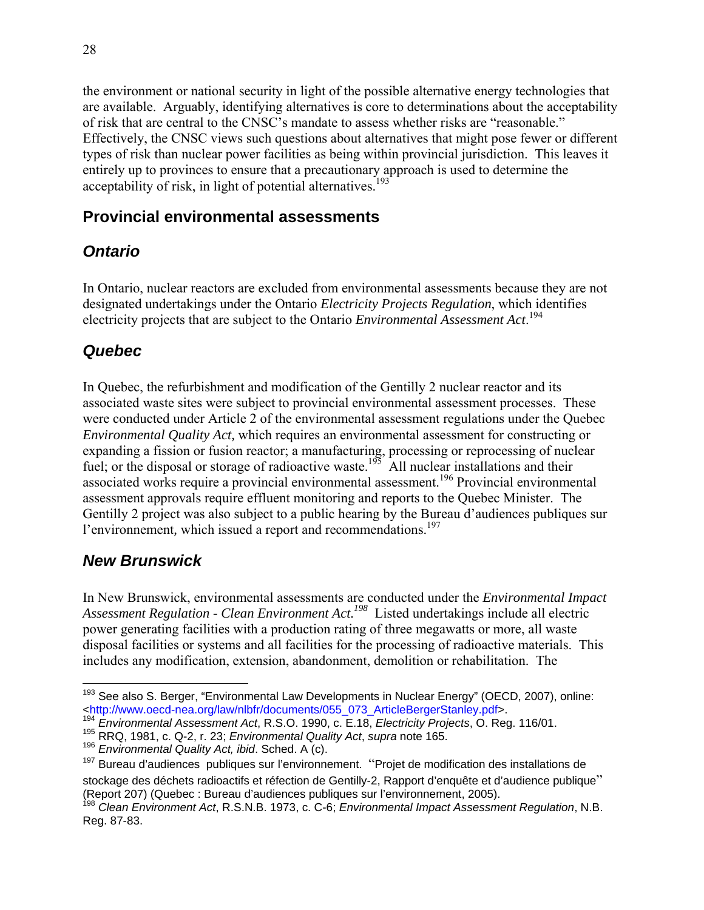the environment or national security in light of the possible alternative energy technologies that are available. Arguably, identifying alternatives is core to determinations about the acceptability of risk that are central to the CNSC's mandate to assess whether risks are "reasonable." Effectively, the CNSC views such questions about alternatives that might pose fewer or different types of risk than nuclear power facilities as being within provincial jurisdiction. This leaves it entirely up to provinces to ensure that a precautionary approach is used to determine the acceptability of risk, in light of potential alternatives.[193]

## Provincial environmental assessments

### *Ontario*

In Ontario, nuclear reactors are excluded from environmental assessments because they are not designated undertakings under the Ontario *Electricity Projects Regulation*, which identifies electricity projects that are subject to the Ontario *Environmental Assessment Act*.[194]

### *Quebec*

In Quebec, the refurbishment and modification of the Gentilly 2 nuclear reactor and its associated waste sites were subject to provincial environmental assessment processes. These were conducted under Article 2 of the environmental assessment regulations under the Quebec *Environmental Quality Act,* which requires an environmental assessment for constructing or expanding a fission or fusion reactor; a manufacturing, processing or reprocessing of nuclear fuel; or the disposal or storage of radioactive waste.[195] All nuclear installations and their associated works require a provincial environmental assessment.[196] Provincial environmental assessment approvals require effluent monitoring and reports to the Quebec Minister. The Gentilly 2 project was also subject to a public hearing by the Bureau d'audiences publiques sur l'environnement, which issued a report and recommendations.[197]

### *New Brunswick*

In New Brunswick, environmental assessments are conducted under the *Environmental Impact Assessment Regulation - Clean Environment Act.*[198] Listed undertakings include all electric power generating facilities with a production rating of three megawatts or more, all waste disposal facilities or systems and all facilities for the processing of radioactive materials. This includes any modification, extension, abandonment, demolition or rehabilitation. The

---

[193] See also S. Berger, "Environmental Law Developments in Nuclear Energy" (OECD, 2007), online: <http://www.oecd-nea.org/law/nlbfr/documents/055_073_ArticleBergerStanley.pdf>.

[194] *Environmental Assessment Act*, R.S.O. 1990, c. E.18, *Electricity Projects*, O. Reg. 116/01.

[195] RRQ, 1981, c. Q-2, r. 23; *Environmental Quality Act*, *supra* note 165.

[196] *Environmental Quality Act, ibid*. Sched. A (c).

[197] Bureau d'audiences publiques sur l'environnement. "Projet de modification des installations de stockage des déchets radioactifs et réfection de Gentilly-2, Rapport d'enquête et d'audience publique" (Report 207) (Quebec : Bureau d'audiences publiques sur l'environnement, 2005).

[198] *Clean Environment Act*, R.S.N.B. 1973, c. C-6; *Environmental Impact Assessment Regulation*, N.B. Reg. 87-83.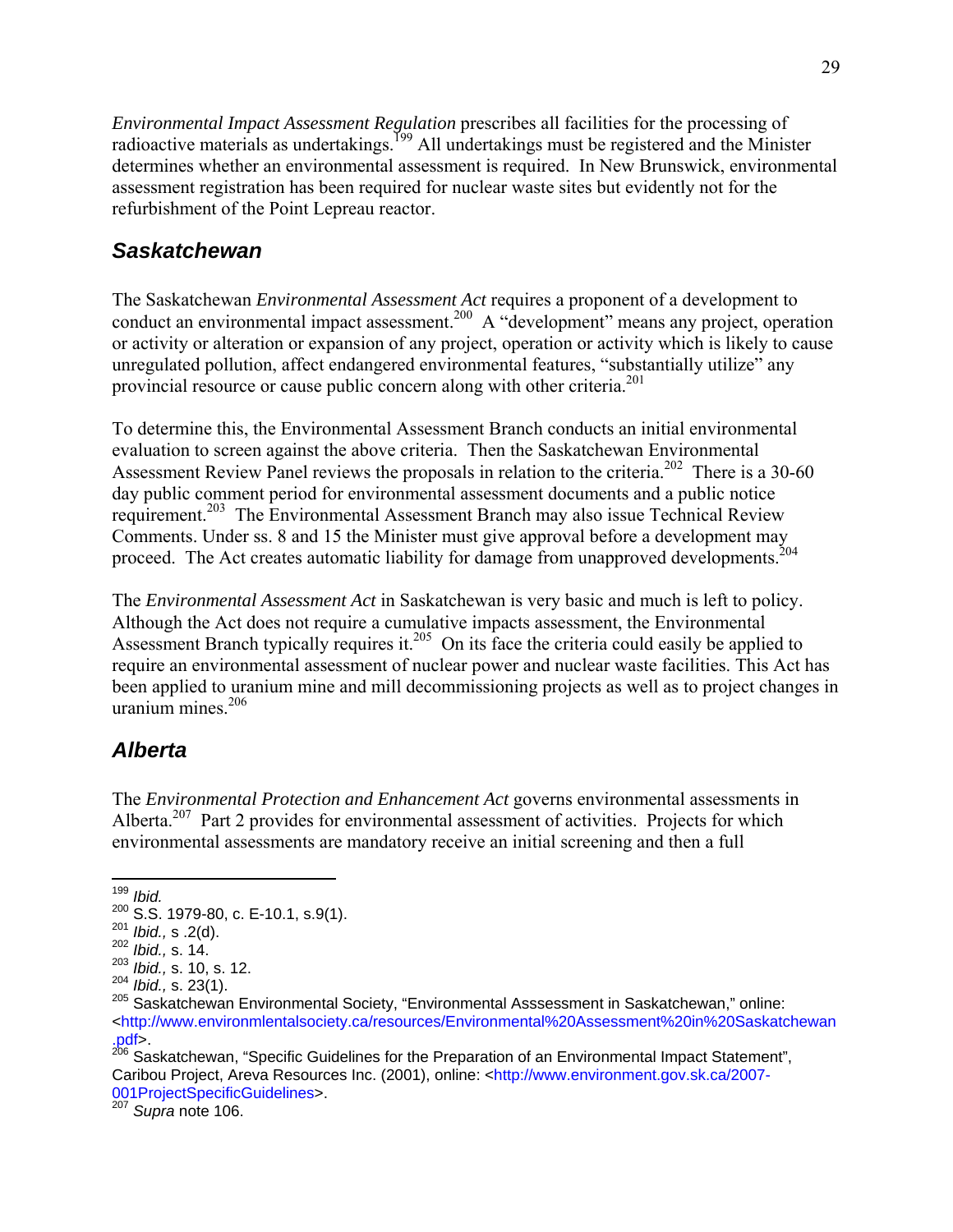*Environmental Impact Assessment Regulation* prescribes all facilities for the processing of radioactive materials as undertakings.[199] All undertakings must be registered and the Minister determines whether an environmental assessment is required. In New Brunswick, environmental assessment registration has been required for nuclear waste sites but evidently not for the refurbishment of the Point Lepreau reactor.

## *Saskatchewan*

The Saskatchewan *Environmental Assessment Act* requires a proponent of a development to conduct an environmental impact assessment.[200] A "development" means any project, operation or activity or alteration or expansion of any project, operation or activity which is likely to cause unregulated pollution, affect endangered environmental features, "substantially utilize" any provincial resource or cause public concern along with other criteria.[201]

To determine this, the Environmental Assessment Branch conducts an initial environmental evaluation to screen against the above criteria. Then the Saskatchewan Environmental Assessment Review Panel reviews the proposals in relation to the criteria.[202] There is a 30-60 day public comment period for environmental assessment documents and a public notice requirement.[203] The Environmental Assessment Branch may also issue Technical Review Comments. Under ss. 8 and 15 the Minister must give approval before a development may proceed. The Act creates automatic liability for damage from unapproved developments.[204]

The *Environmental Assessment Act* in Saskatchewan is very basic and much is left to policy. Although the Act does not require a cumulative impacts assessment, the Environmental Assessment Branch typically requires it.[205] On its face the criteria could easily be applied to require an environmental assessment of nuclear power and nuclear waste facilities. This Act has been applied to uranium mine and mill decommissioning projects as well as to project changes in uranium mines.[206]

## *Alberta*

The *Environmental Protection and Enhancement Act* governs environmental assessments in Alberta.[207] Part 2 provides for environmental assessment of activities. Projects for which environmental assessments are mandatory receive an initial screening and then a full

---

[199] *Ibid.*
[200] S.S. 1979-80, c. E-10.1, s.9(1).
[201] *Ibid.,* s .2(d).
[202] *Ibid.,* s. 14.
[203] *Ibid.,* s. 10, s. 12.
[204] *Ibid.,* s. 23(1).
[205] Saskatchewan Environmental Society, "Environmental Asssessment in Saskatchewan," online: <http://www.environmlentalsociety.ca/resources/Environmental%20Assessment%20in%20Saskatchewan.pdf>.
[206] Saskatchewan, "Specific Guidelines for the Preparation of an Environmental Impact Statement", Caribou Project, Areva Resources Inc. (2001), online: <http://www.environment.gov.sk.ca/2007-001ProjectSpecificGuidelines>.
[207] *Supra* note 106.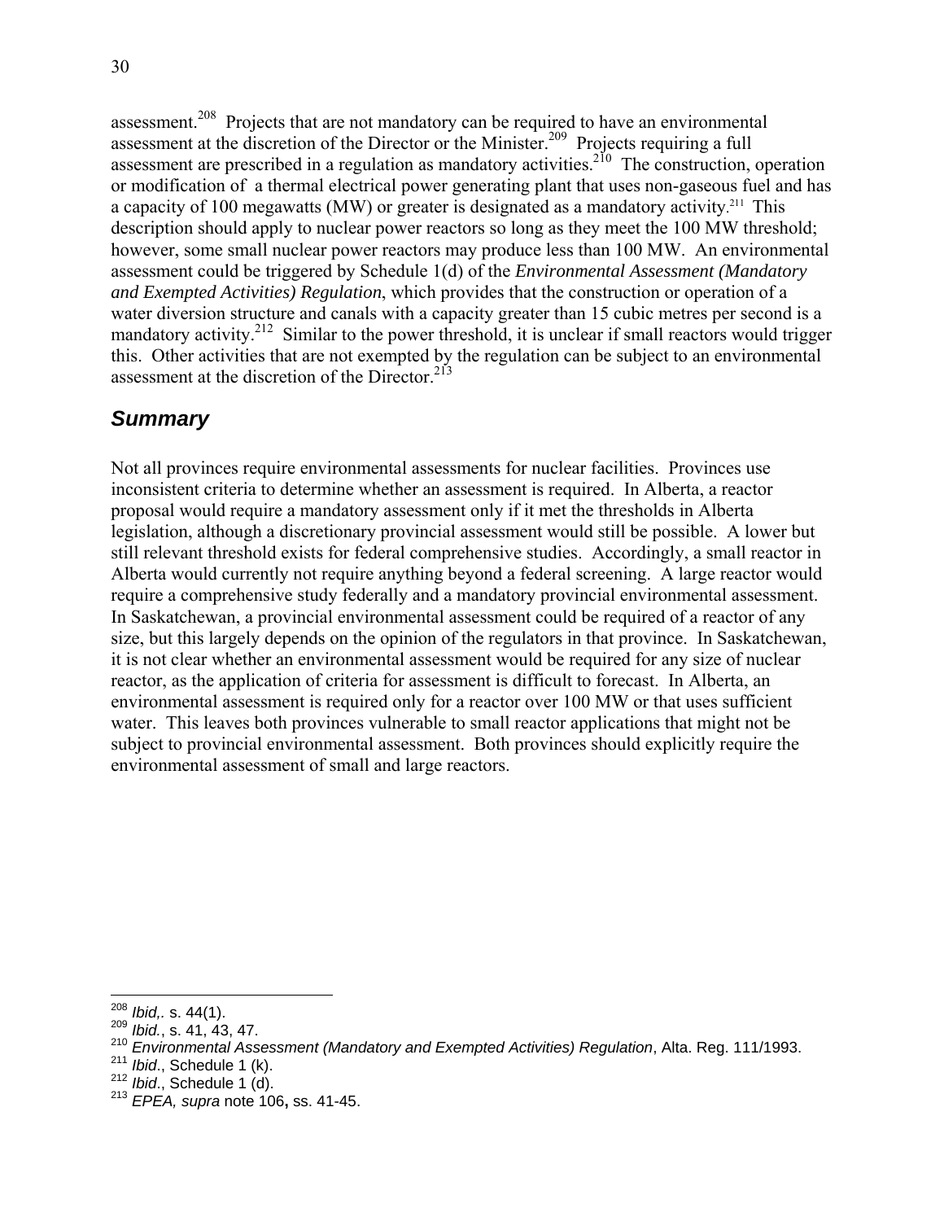assessment.[208] Projects that are not mandatory can be required to have an environmental assessment at the discretion of the Director or the Minister.[209] Projects requiring a full assessment are prescribed in a regulation as mandatory activities.[210] The construction, operation or modification of a thermal electrical power generating plant that uses non-gaseous fuel and has a capacity of 100 megawatts (MW) or greater is designated as a mandatory activity.[211] This description should apply to nuclear power reactors so long as they meet the 100 MW threshold; however, some small nuclear power reactors may produce less than 100 MW. An environmental assessment could be triggered by Schedule 1(d) of the *Environmental Assessment (Mandatory and Exempted Activities) Regulation*, which provides that the construction or operation of a water diversion structure and canals with a capacity greater than 15 cubic metres per second is a mandatory activity.[212] Similar to the power threshold, it is unclear if small reactors would trigger this. Other activities that are not exempted by the regulation can be subject to an environmental assessment at the discretion of the Director.[213]

## *Summary*

Not all provinces require environmental assessments for nuclear facilities. Provinces use inconsistent criteria to determine whether an assessment is required. In Alberta, a reactor proposal would require a mandatory assessment only if it met the thresholds in Alberta legislation, although a discretionary provincial assessment would still be possible. A lower but still relevant threshold exists for federal comprehensive studies. Accordingly, a small reactor in Alberta would currently not require anything beyond a federal screening. A large reactor would require a comprehensive study federally and a mandatory provincial environmental assessment. In Saskatchewan, a provincial environmental assessment could be required of a reactor of any size, but this largely depends on the opinion of the regulators in that province. In Saskatchewan, it is not clear whether an environmental assessment would be required for any size of nuclear reactor, as the application of criteria for assessment is difficult to forecast. In Alberta, an environmental assessment is required only for a reactor over 100 MW or that uses sufficient water. This leaves both provinces vulnerable to small reactor applications that might not be subject to provincial environmental assessment. Both provinces should explicitly require the environmental assessment of small and large reactors.

---

[208] *Ibid,.* s. 44(1).
[209] *Ibid.*, s. 41, 43, 47.
[210] *Environmental Assessment (Mandatory and Exempted Activities) Regulation*, Alta. Reg. 111/1993.
[211] *Ibid*., Schedule 1 (k).
[212] *Ibid*., Schedule 1 (d).
[213] *EPEA, supra* note 106**,** ss. 41-45.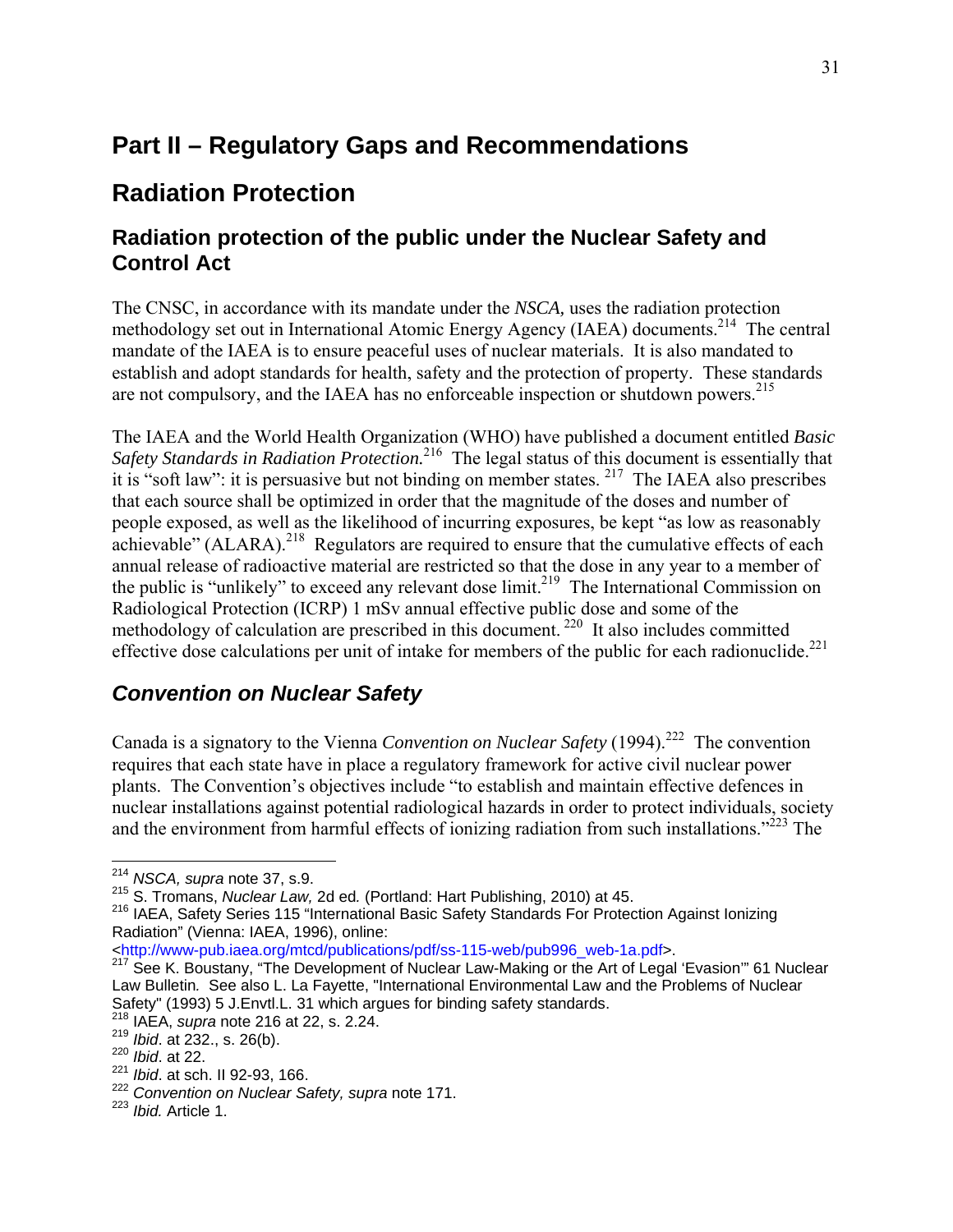# Part II – Regulatory Gaps and Recommendations

## Radiation Protection

### Radiation protection of the public under the Nuclear Safety and Control Act

The CNSC, in accordance with its mandate under the *NSCA*, uses the radiation protection methodology set out in International Atomic Energy Agency (IAEA) documents.[214] The central mandate of the IAEA is to ensure peaceful uses of nuclear materials. It is also mandated to establish and adopt standards for health, safety and the protection of property. These standards are not compulsory, and the IAEA has no enforceable inspection or shutdown powers.[215]

The IAEA and the World Health Organization (WHO) have published a document entitled *Basic Safety Standards in Radiation Protection.*[216] The legal status of this document is essentially that it is "soft law": it is persuasive but not binding on member states.[217] The IAEA also prescribes that each source shall be optimized in order that the magnitude of the doses and number of people exposed, as well as the likelihood of incurring exposures, be kept "as low as reasonably achievable" (ALARA).[218] Regulators are required to ensure that the cumulative effects of each annual release of radioactive material are restricted so that the dose in any year to a member of the public is "unlikely" to exceed any relevant dose limit.[219] The International Commission on Radiological Protection (ICRP) 1 mSv annual effective public dose and some of the methodology of calculation are prescribed in this document.[220] It also includes committed effective dose calculations per unit of intake for members of the public for each radionuclide.[221]

### *Convention on Nuclear Safety*

Canada is a signatory to the Vienna *Convention on Nuclear Safety* (1994).[222] The convention requires that each state have in place a regulatory framework for active civil nuclear power plants. The Convention's objectives include "to establish and maintain effective defences in nuclear installations against potential radiological hazards in order to protect individuals, society and the environment from harmful effects of ionizing radiation from such installations."[223] The

---

[214] *NSCA, supra* note 37, s.9.

[215] S. Tromans, *Nuclear Law,* 2d ed*.* (Portland: Hart Publishing, 2010) at 45.

[216] IAEA, Safety Series 115 "International Basic Safety Standards For Protection Against Ionizing Radiation" (Vienna: IAEA, 1996), online: <http://www-pub.iaea.org/mtcd/publications/pdf/ss-115-web/pub996_web-1a.pdf>.

[217] See K. Boustany, "The Development of Nuclear Law-Making or the Art of Legal 'Evasion'" 61 Nuclear Law Bulletin*.* See also L. La Fayette, "International Environmental Law and the Problems of Nuclear Safety" (1993) 5 J.Envtl.L. 31 which argues for binding safety standards.

[218] IAEA, *supra* note 216 at 22, s. 2.24.

[219] *Ibid*. at 232., s. 26(b).

[220] *Ibid*. at 22.

[221] *Ibid*. at sch. II 92-93, 166.

[222] *Convention on Nuclear Safety, supra* note 171.

[223] *Ibid.* Article 1.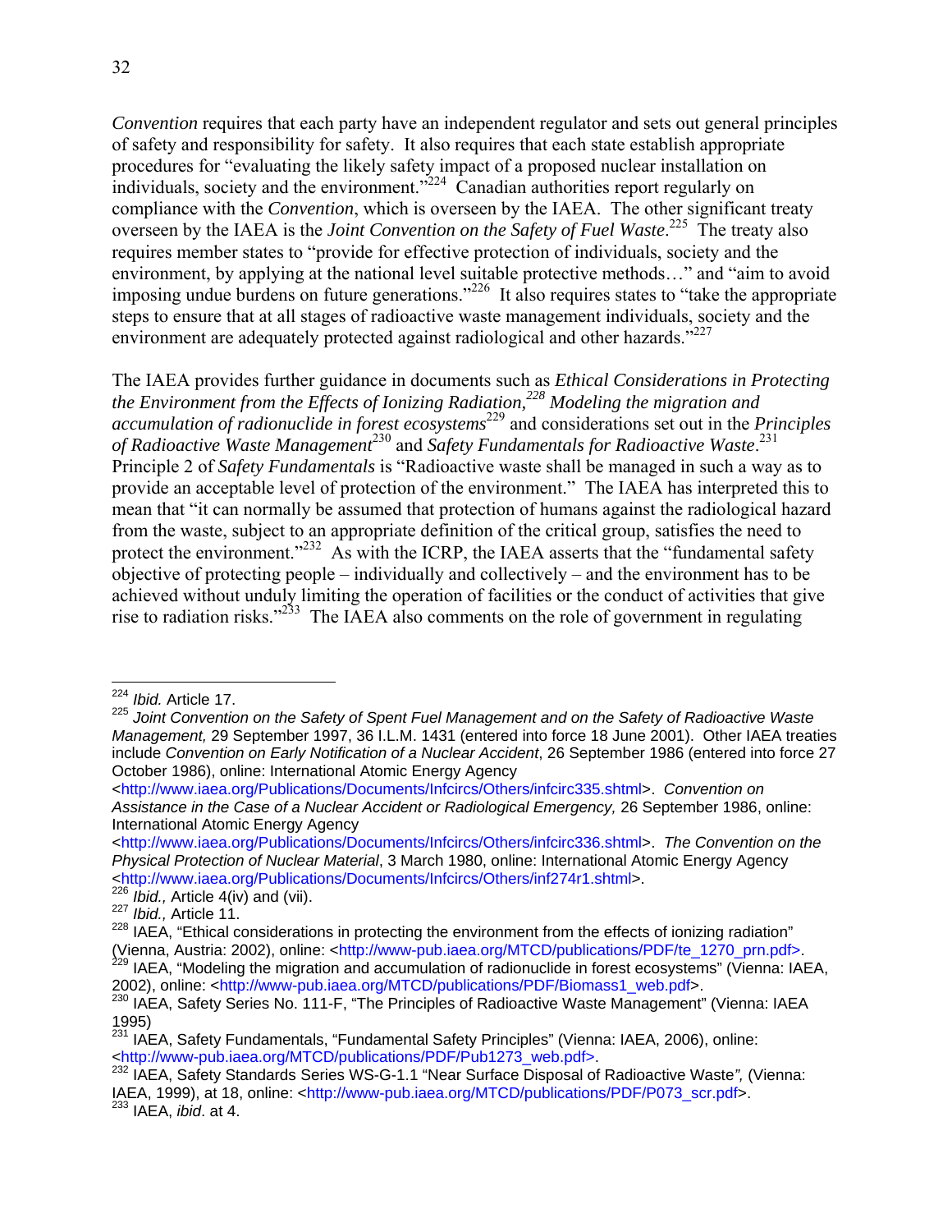*Convention* requires that each party have an independent regulator and sets out general principles of safety and responsibility for safety. It also requires that each state establish appropriate procedures for "evaluating the likely safety impact of a proposed nuclear installation on individuals, society and the environment."[224] Canadian authorities report regularly on compliance with the *Convention*, which is overseen by the IAEA. The other significant treaty overseen by the IAEA is the *Joint Convention on the Safety of Fuel Waste*.[225] The treaty also requires member states to "provide for effective protection of individuals, society and the environment, by applying at the national level suitable protective methods…" and "aim to avoid imposing undue burdens on future generations."[226] It also requires states to "take the appropriate steps to ensure that at all stages of radioactive waste management individuals, society and the environment are adequately protected against radiological and other hazards."[227]

The IAEA provides further guidance in documents such as *Ethical Considerations in Protecting the Environment from the Effects of Ionizing Radiation,*[228] *Modeling the migration and accumulation of radionuclide in forest ecosystems*[229] and considerations set out in the *Principles of Radioactive Waste Management*[230] and *Safety Fundamentals for Radioactive Waste*.[231] Principle 2 of *Safety Fundamentals* is "Radioactive waste shall be managed in such a way as to provide an acceptable level of protection of the environment." The IAEA has interpreted this to mean that "it can normally be assumed that protection of humans against the radiological hazard from the waste, subject to an appropriate definition of the critical group, satisfies the need to protect the environment."[232] As with the ICRP, the IAEA asserts that the "fundamental safety objective of protecting people – individually and collectively – and the environment has to be achieved without unduly limiting the operation of facilities or the conduct of activities that give rise to radiation risks."[233] The IAEA also comments on the role of government in regulating

---

[224] *Ibid.* Article 17.

[225] *Joint Convention on the Safety of Spent Fuel Management and on the Safety of Radioactive Waste Management,* 29 September 1997, 36 I.L.M. 1431 (entered into force 18 June 2001). Other IAEA treaties include *Convention on Early Notification of a Nuclear Accident*, 26 September 1986 (entered into force 27 October 1986), online: International Atomic Energy Agency <http://www.iaea.org/Publications/Documents/Infcircs/Others/infcirc335.shtml>. *Convention on Assistance in the Case of a Nuclear Accident or Radiological Emergency,* 26 September 1986, online: International Atomic Energy Agency <http://www.iaea.org/Publications/Documents/Infcircs/Others/infcirc336.shtml>. *The Convention on the Physical Protection of Nuclear Material*, 3 March 1980, online: International Atomic Energy Agency <http://www.iaea.org/Publications/Documents/Infcircs/Others/inf274r1.shtml>.

[226] *Ibid.,* Article 4(iv) and (vii).

[227] *Ibid.,* Article 11.

[228] IAEA, "Ethical considerations in protecting the environment from the effects of ionizing radiation" (Vienna, Austria: 2002), online: <http://www-pub.iaea.org/MTCD/publications/PDF/te_1270_prn.pdf>.

[229] IAEA, "Modeling the migration and accumulation of radionuclide in forest ecosystems" (Vienna: IAEA, 2002), online: <http://www-pub.iaea.org/MTCD/publications/PDF/Biomass1_web.pdf>.

[230] IAEA, Safety Series No. 111-F, "The Principles of Radioactive Waste Management" (Vienna: IAEA 1995)

[231] IAEA, Safety Fundamentals, "Fundamental Safety Principles" (Vienna: IAEA, 2006), online: <http://www-pub.iaea.org/MTCD/publications/PDF/Pub1273_web.pdf>.

[232] IAEA, Safety Standards Series WS-G-1.1 "Near Surface Disposal of Radioactive Waste*",* (Vienna: IAEA, 1999), at 18, online: <http://www-pub.iaea.org/MTCD/publications/PDF/P073_scr.pdf>.

[233] IAEA, *ibid*. at 4.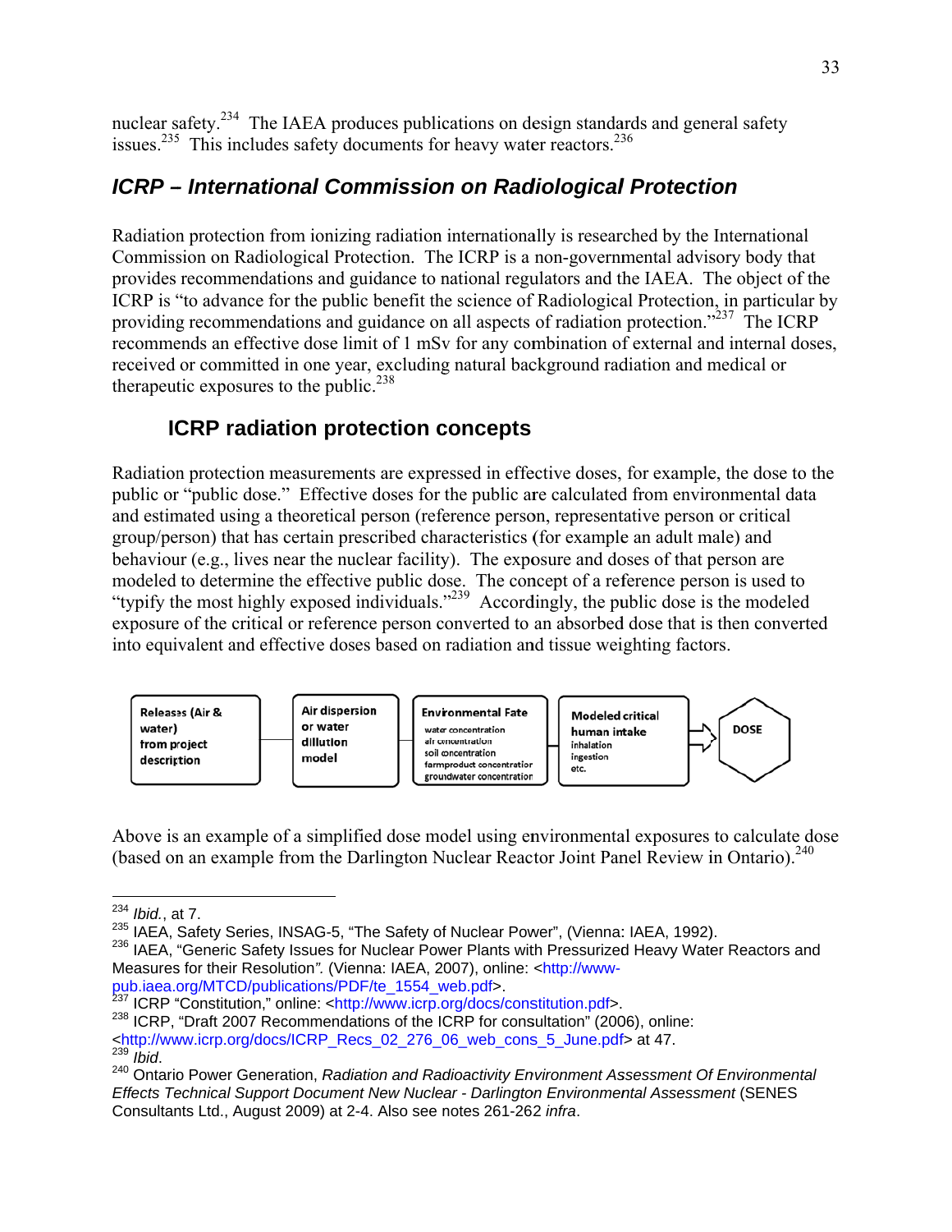nuclear safety.[234] The IAEA produces publications on design standards and general safety issues.[235] This includes safety documents for heavy water reactors.[236]

## *ICRP – International Commission on Radiological Protection*

Radiation protection from ionizing radiation internationally is researched by the International Commission on Radiological Protection. The ICRP is a non-governmental advisory body that provides recommendations and guidance to national regulators and the IAEA. The object of the ICRP is "to advance for the public benefit the science of Radiological Protection, in particular by providing recommendations and guidance on all aspects of radiation protection."[237] The ICRP recommends an effective dose limit of 1 mSv for any combination of external and internal doses, received or committed in one year, excluding natural background radiation and medical or therapeutic exposures to the public.[238]

### ICRP radiation protection concepts

Radiation protection measurements are expressed in effective doses, for example, the dose to the public or "public dose." Effective doses for the public are calculated from environmental data and estimated using a theoretical person (reference person, representative person or critical group/person) that has certain prescribed characteristics (for example an adult male) and behaviour (e.g., lives near the nuclear facility). The exposure and doses of that person are modeled to determine the effective public dose. The concept of a reference person is used to "typify the most highly exposed individuals."[239] Accordingly, the public dose is the modeled exposure of the critical or reference person converted to an absorbed dose that is then converted into equivalent and effective doses based on radiation and tissue weighting factors.

Releases (Air & water) from project description → Air dispersion or water dillution model → Environmental Fate: water concentration, air concentration, soil concentration, farmproduct concentration, groundwater concentration → Modeled critical human intake: inhalation, ingestion, etc. → DOSE

Above is an example of a simplified dose model using environmental exposures to calculate dose (based on an example from the Darlington Nuclear Reactor Joint Panel Review in Ontario).[240]

---

[234] *Ibid.*, at 7.

[235] IAEA, Safety Series, INSAG-5, "The Safety of Nuclear Power", (Vienna: IAEA, 1992).

[236] IAEA, "Generic Safety Issues for Nuclear Power Plants with Pressurized Heavy Water Reactors and Measures for their Resolution". (Vienna: IAEA, 2007), online: <http://www-pub.iaea.org/MTCD/publications/PDF/te_1554_web.pdf>.

[237] ICRP "Constitution," online: <http://www.icrp.org/docs/constitution.pdf>.

[238] ICRP, "Draft 2007 Recommendations of the ICRP for consultation" (2006), online: <http://www.icrp.org/docs/ICRP_Recs_02_276_06_web_cons_5_June.pdf> at 47.

[239] *Ibid*.

[240] Ontario Power Generation, *Radiation and Radioactivity Environment Assessment Of Environmental Effects Technical Support Document New Nuclear - Darlington Environmental Assessment* (SENES Consultants Ltd., August 2009) at 2-4. Also see notes 261-262 *infra*.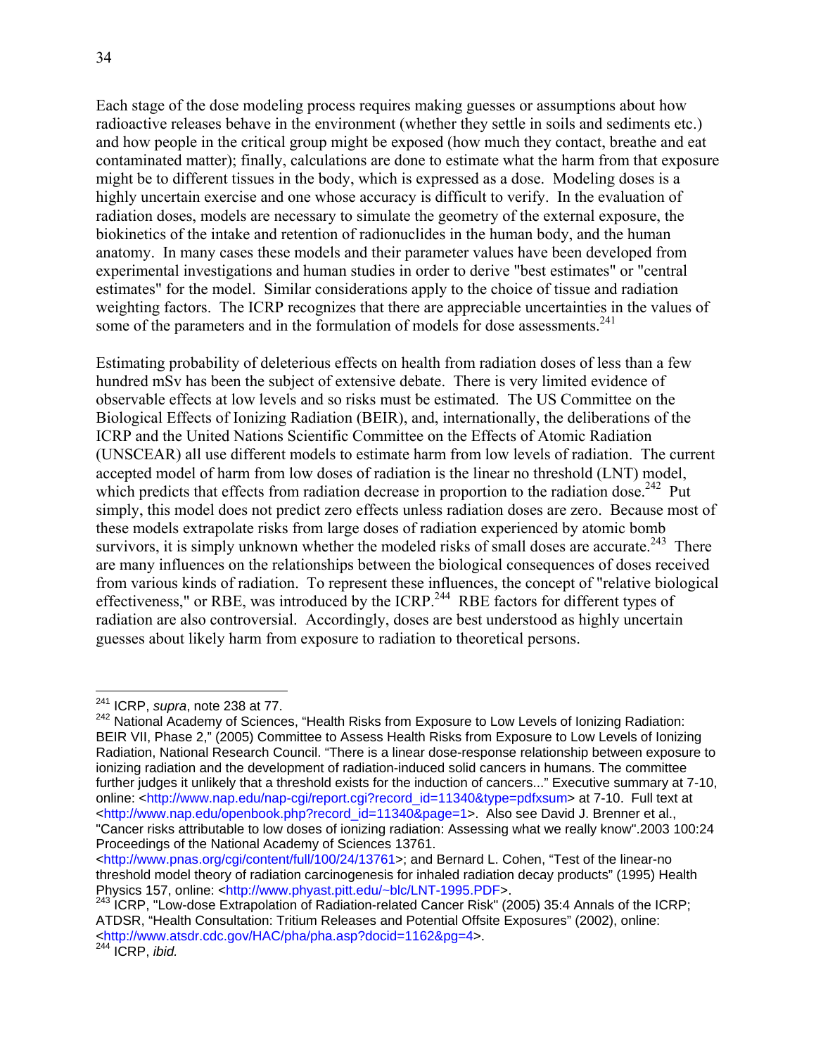Each stage of the dose modeling process requires making guesses or assumptions about how radioactive releases behave in the environment (whether they settle in soils and sediments etc.) and how people in the critical group might be exposed (how much they contact, breathe and eat contaminated matter); finally, calculations are done to estimate what the harm from that exposure might be to different tissues in the body, which is expressed as a dose. Modeling doses is a highly uncertain exercise and one whose accuracy is difficult to verify. In the evaluation of radiation doses, models are necessary to simulate the geometry of the external exposure, the biokinetics of the intake and retention of radionuclides in the human body, and the human anatomy. In many cases these models and their parameter values have been developed from experimental investigations and human studies in order to derive "best estimates" or "central estimates" for the model. Similar considerations apply to the choice of tissue and radiation weighting factors. The ICRP recognizes that there are appreciable uncertainties in the values of some of the parameters and in the formulation of models for dose assessments.[241]

Estimating probability of deleterious effects on health from radiation doses of less than a few hundred mSv has been the subject of extensive debate. There is very limited evidence of observable effects at low levels and so risks must be estimated. The US Committee on the Biological Effects of Ionizing Radiation (BEIR), and, internationally, the deliberations of the ICRP and the United Nations Scientific Committee on the Effects of Atomic Radiation (UNSCEAR) all use different models to estimate harm from low levels of radiation. The current accepted model of harm from low doses of radiation is the linear no threshold (LNT) model, which predicts that effects from radiation decrease in proportion to the radiation dose.[242] Put simply, this model does not predict zero effects unless radiation doses are zero. Because most of these models extrapolate risks from large doses of radiation experienced by atomic bomb survivors, it is simply unknown whether the modeled risks of small doses are accurate.[243] There are many influences on the relationships between the biological consequences of doses received from various kinds of radiation. To represent these influences, the concept of "relative biological effectiveness," or RBE, was introduced by the ICRP.[244] RBE factors for different types of radiation are also controversial. Accordingly, doses are best understood as highly uncertain guesses about likely harm from exposure to radiation to theoretical persons.

---

[241] ICRP, *supra*, note 238 at 77.

[242] National Academy of Sciences, "Health Risks from Exposure to Low Levels of Ionizing Radiation: BEIR VII, Phase 2," (2005) Committee to Assess Health Risks from Exposure to Low Levels of Ionizing Radiation, National Research Council. "There is a linear dose-response relationship between exposure to ionizing radiation and the development of radiation-induced solid cancers in humans. The committee further judges it unlikely that a threshold exists for the induction of cancers..." Executive summary at 7-10, online: <http://www.nap.edu/nap-cgi/report.cgi?record_id=11340&type=pdfxsum> at 7-10. Full text at <http://www.nap.edu/openbook.php?record_id=11340&page=1>. Also see David J. Brenner et al., "Cancer risks attributable to low doses of ionizing radiation: Assessing what we really know".2003 100:24 Proceedings of the National Academy of Sciences 13761. <http://www.pnas.org/cgi/content/full/100/24/13761>; and Bernard L. Cohen, "Test of the linear-no threshold model theory of radiation carcinogenesis for inhaled radiation decay products" (1995) Health Physics 157, online: <http://www.phyast.pitt.edu/~blc/LNT-1995.PDF>.

[243] ICRP, "Low-dose Extrapolation of Radiation-related Cancer Risk" (2005) 35:4 Annals of the ICRP; ATDSR, "Health Consultation: Tritium Releases and Potential Offsite Exposures" (2002), online: <http://www.atsdr.cdc.gov/HAC/pha/pha.asp?docid=1162&pg=4>.

[244] ICRP, *ibid.*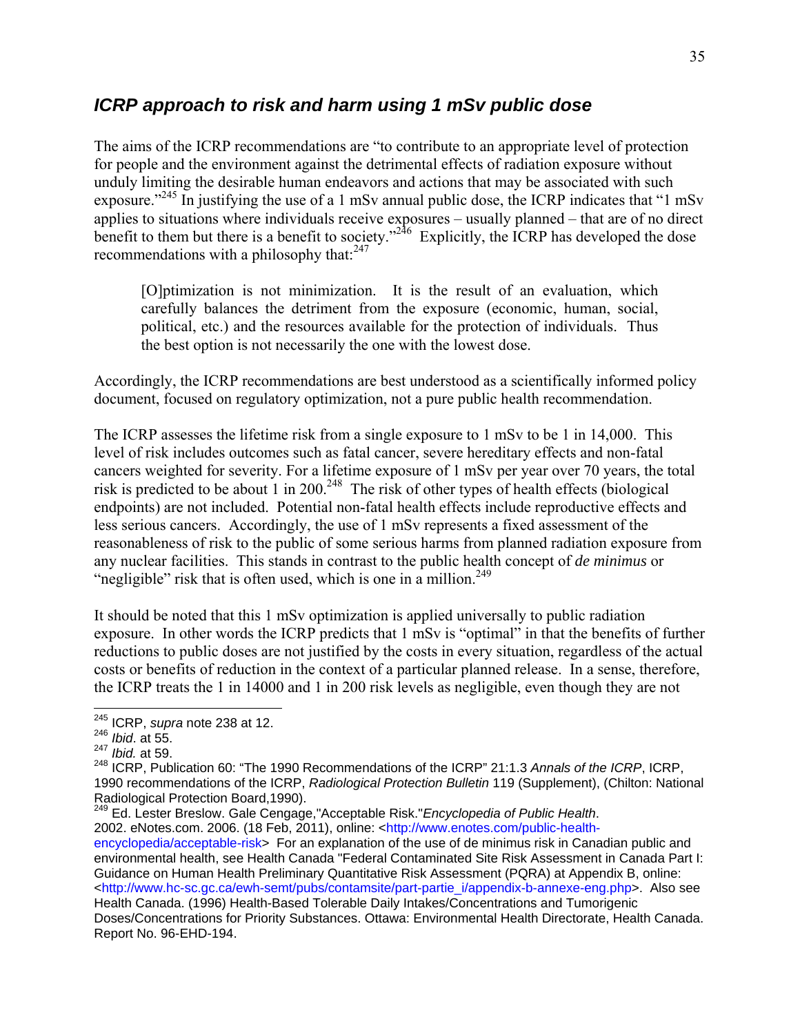## *ICRP approach to risk and harm using 1 mSv public dose*

The aims of the ICRP recommendations are "to contribute to an appropriate level of protection for people and the environment against the detrimental effects of radiation exposure without unduly limiting the desirable human endeavors and actions that may be associated with such exposure."[245] In justifying the use of a 1 mSv annual public dose, the ICRP indicates that "1 mSv applies to situations where individuals receive exposures – usually planned – that are of no direct benefit to them but there is a benefit to society."[246] Explicitly, the ICRP has developed the dose recommendations with a philosophy that:[247]

> [O]ptimization is not minimization. It is the result of an evaluation, which carefully balances the detriment from the exposure (economic, human, social, political, etc.) and the resources available for the protection of individuals. Thus the best option is not necessarily the one with the lowest dose.

Accordingly, the ICRP recommendations are best understood as a scientifically informed policy document, focused on regulatory optimization, not a pure public health recommendation.

The ICRP assesses the lifetime risk from a single exposure to 1 mSv to be 1 in 14,000. This level of risk includes outcomes such as fatal cancer, severe hereditary effects and non-fatal cancers weighted for severity. For a lifetime exposure of 1 mSv per year over 70 years, the total risk is predicted to be about 1 in 200.[248] The risk of other types of health effects (biological endpoints) are not included. Potential non-fatal health effects include reproductive effects and less serious cancers. Accordingly, the use of 1 mSv represents a fixed assessment of the reasonableness of risk to the public of some serious harms from planned radiation exposure from any nuclear facilities. This stands in contrast to the public health concept of *de minimus* or "negligible" risk that is often used, which is one in a million.[249]

It should be noted that this 1 mSv optimization is applied universally to public radiation exposure. In other words the ICRP predicts that 1 mSv is "optimal" in that the benefits of further reductions to public doses are not justified by the costs in every situation, regardless of the actual costs or benefits of reduction in the context of a particular planned release. In a sense, therefore, the ICRP treats the 1 in 14000 and 1 in 200 risk levels as negligible, even though they are not

---

[245] ICRP, *supra* note 238 at 12.

[246] *Ibid*. at 55.

[247] *Ibid.* at 59.

[248] ICRP, Publication 60: "The 1990 Recommendations of the ICRP" 21:1.3 *Annals of the ICRP*, ICRP, 1990 recommendations of the ICRP, *Radiological Protection Bulletin* 119 (Supplement), (Chilton: National Radiological Protection Board,1990).

[249] Ed. Lester Breslow. Gale Cengage,"Acceptable Risk."*Encyclopedia of Public Health*. 2002. eNotes.com. 2006. (18 Feb, 2011), online: <http://www.enotes.com/public-health-encyclopedia/acceptable-risk> For an explanation of the use of de minimus risk in Canadian public and environmental health, see Health Canada "Federal Contaminated Site Risk Assessment in Canada Part I: Guidance on Human Health Preliminary Quantitative Risk Assessment (PQRA) at Appendix B, online: <http://www.hc-sc.gc.ca/ewh-semt/pubs/contamsite/part-partie_i/appendix-b-annexe-eng.php>. Also see Health Canada. (1996) Health-Based Tolerable Daily Intakes/Concentrations and Tumorigenic Doses/Concentrations for Priority Substances. Ottawa: Environmental Health Directorate, Health Canada. Report No. 96-EHD-194.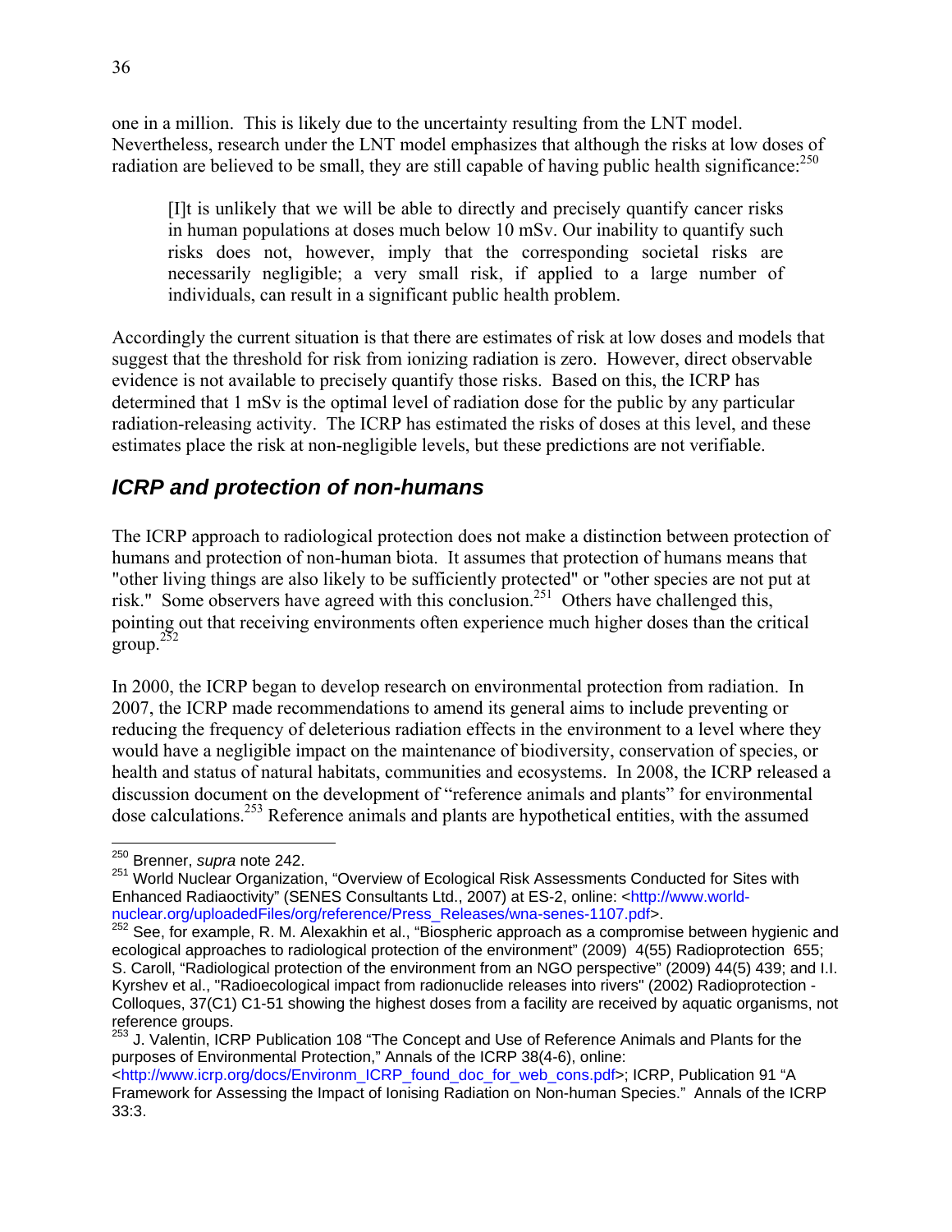one in a million. This is likely due to the uncertainty resulting from the LNT model. Nevertheless, research under the LNT model emphasizes that although the risks at low doses of radiation are believed to be small, they are still capable of having public health significance:[250]

> [I]t is unlikely that we will be able to directly and precisely quantify cancer risks in human populations at doses much below 10 mSv. Our inability to quantify such risks does not, however, imply that the corresponding societal risks are necessarily negligible; a very small risk, if applied to a large number of individuals, can result in a significant public health problem.

Accordingly the current situation is that there are estimates of risk at low doses and models that suggest that the threshold for risk from ionizing radiation is zero. However, direct observable evidence is not available to precisely quantify those risks. Based on this, the ICRP has determined that 1 mSv is the optimal level of radiation dose for the public by any particular radiation-releasing activity. The ICRP has estimated the risks of doses at this level, and these estimates place the risk at non-negligible levels, but these predictions are not verifiable.

## *ICRP and protection of non-humans*

The ICRP approach to radiological protection does not make a distinction between protection of humans and protection of non-human biota. It assumes that protection of humans means that "other living things are also likely to be sufficiently protected" or "other species are not put at risk." Some observers have agreed with this conclusion.[251] Others have challenged this, pointing out that receiving environments often experience much higher doses than the critical group.[252]

In 2000, the ICRP began to develop research on environmental protection from radiation. In 2007, the ICRP made recommendations to amend its general aims to include preventing or reducing the frequency of deleterious radiation effects in the environment to a level where they would have a negligible impact on the maintenance of biodiversity, conservation of species, or health and status of natural habitats, communities and ecosystems. In 2008, the ICRP released a discussion document on the development of "reference animals and plants" for environmental dose calculations.[253] Reference animals and plants are hypothetical entities, with the assumed

---

[250] Brenner, *supra* note 242.

[251] World Nuclear Organization, "Overview of Ecological Risk Assessments Conducted for Sites with Enhanced Radiaoctivity" (SENES Consultants Ltd., 2007) at ES-2, online: <http://www.world-nuclear.org/uploadedFiles/org/reference/Press_Releases/wna-senes-1107.pdf>.

[252] See, for example, R. M. Alexakhin et al., "Biospheric approach as a compromise between hygienic and ecological approaches to radiological protection of the environment" (2009) 4(55) Radioprotection 655; S. Caroll, "Radiological protection of the environment from an NGO perspective" (2009) 44(5) 439; and I.I. Kyrshev et al., "Radioecological impact from radionuclide releases into rivers" (2002) Radioprotection - Colloques, 37(C1) C1-51 showing the highest doses from a facility are received by aquatic organisms, not reference groups.

[253] J. Valentin, ICRP Publication 108 "The Concept and Use of Reference Animals and Plants for the purposes of Environmental Protection," Annals of the ICRP 38(4-6), online: <http://www.icrp.org/docs/Environm_ICRP_found_doc_for_web_cons.pdf>; ICRP, Publication 91 "A Framework for Assessing the Impact of Ionising Radiation on Non-human Species." Annals of the ICRP 33:3.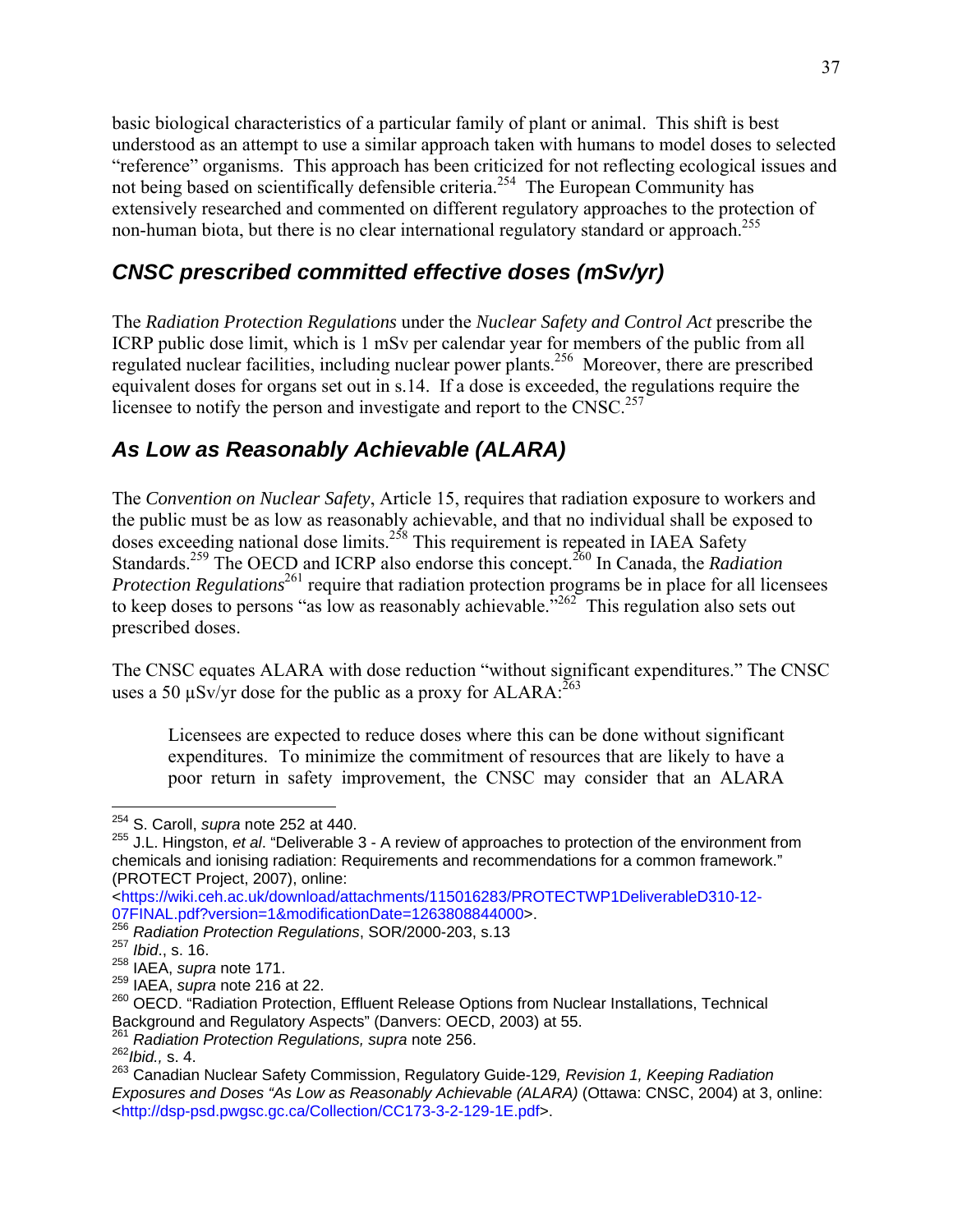basic biological characteristics of a particular family of plant or animal. This shift is best understood as an attempt to use a similar approach taken with humans to model doses to selected "reference" organisms. This approach has been criticized for not reflecting ecological issues and not being based on scientifically defensible criteria.[254] The European Community has extensively researched and commented on different regulatory approaches to the protection of non-human biota, but there is no clear international regulatory standard or approach.[255]

## *CNSC prescribed committed effective doses (mSv/yr)*

The *Radiation Protection Regulations* under the *Nuclear Safety and Control Act* prescribe the ICRP public dose limit, which is 1 mSv per calendar year for members of the public from all regulated nuclear facilities, including nuclear power plants.[256] Moreover, there are prescribed equivalent doses for organs set out in s.14. If a dose is exceeded, the regulations require the licensee to notify the person and investigate and report to the CNSC.[257]

## *As Low as Reasonably Achievable (ALARA)*

The *Convention on Nuclear Safety*, Article 15, requires that radiation exposure to workers and the public must be as low as reasonably achievable, and that no individual shall be exposed to doses exceeding national dose limits.[258] This requirement is repeated in IAEA Safety Standards.[259] The OECD and ICRP also endorse this concept.[260] In Canada, the *Radiation Protection Regulations*[261] require that radiation protection programs be in place for all licensees to keep doses to persons "as low as reasonably achievable."[262] This regulation also sets out prescribed doses.

The CNSC equates ALARA with dose reduction "without significant expenditures." The CNSC uses a 50 µSv/yr dose for the public as a proxy for ALARA:[263]

> Licensees are expected to reduce doses where this can be done without significant expenditures. To minimize the commitment of resources that are likely to have a poor return in safety improvement, the CNSC may consider that an ALARA

---

[254] S. Caroll, *supra* note 252 at 440.

[255] J.L. Hingston, *et al*. "Deliverable 3 - A review of approaches to protection of the environment from chemicals and ionising radiation: Requirements and recommendations for a common framework." (PROTECT Project, 2007), online: <https://wiki.ceh.ac.uk/download/attachments/115016283/PROTECTWP1DeliverableD310-12-07FINAL.pdf?version=1&modificationDate=1263808844000>.

[256] *Radiation Protection Regulations*, SOR/2000-203, s.13

[257] *Ibid*., s. 16.

[258] IAEA, *supra* note 171.

[259] IAEA, *supra* note 216 at 22.

[260] OECD. "Radiation Protection, Effluent Release Options from Nuclear Installations, Technical Background and Regulatory Aspects" (Danvers: OECD, 2003) at 55.

[261] *Radiation Protection Regulations, supra* note 256.

[262] *Ibid.,* s. 4.

[263] Canadian Nuclear Safety Commission, Regulatory Guide-129*, Revision 1, Keeping Radiation Exposures and Doses "As Low as Reasonably Achievable (ALARA)* (Ottawa: CNSC, 2004) at 3, online: <http://dsp-psd.pwgsc.gc.ca/Collection/CC173-3-2-129-1E.pdf>.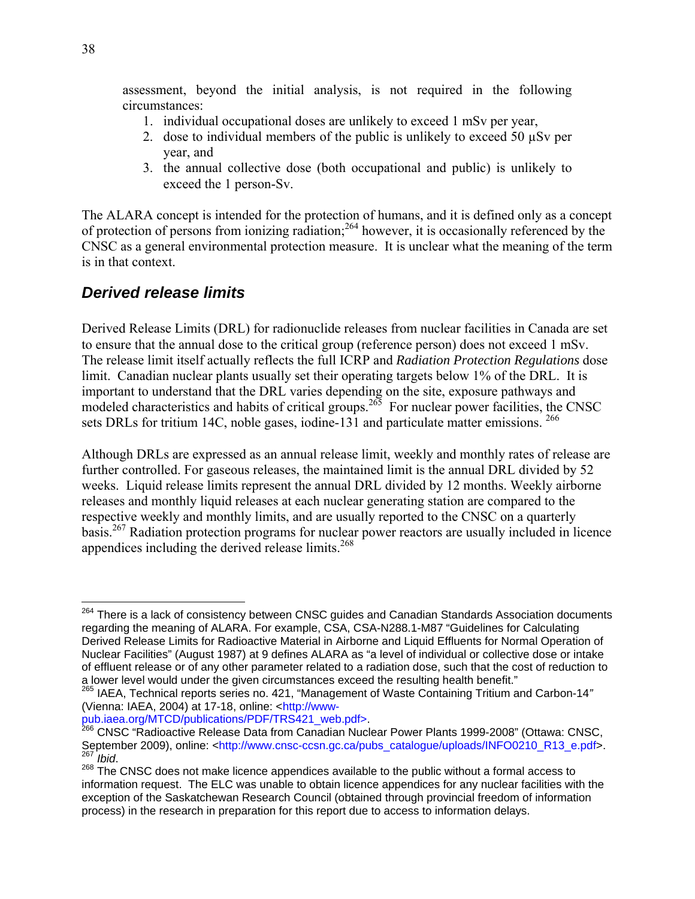assessment, beyond the initial analysis, is not required in the following circumstances:

1. individual occupational doses are unlikely to exceed 1 mSv per year,
2. dose to individual members of the public is unlikely to exceed 50 μSv per year, and
3. the annual collective dose (both occupational and public) is unlikely to exceed the 1 person-Sv.

The ALARA concept is intended for the protection of humans, and it is defined only as a concept of protection of persons from ionizing radiation;[264] however, it is occasionally referenced by the CNSC as a general environmental protection measure. It is unclear what the meaning of the term is in that context.

## *Derived release limits*

Derived Release Limits (DRL) for radionuclide releases from nuclear facilities in Canada are set to ensure that the annual dose to the critical group (reference person) does not exceed 1 mSv. The release limit itself actually reflects the full ICRP and *Radiation Protection Regulations* dose limit. Canadian nuclear plants usually set their operating targets below 1% of the DRL. It is important to understand that the DRL varies depending on the site, exposure pathways and modeled characteristics and habits of critical groups.[265] For nuclear power facilities, the CNSC sets DRLs for tritium 14C, noble gases, iodine-131 and particulate matter emissions.[266]

Although DRLs are expressed as an annual release limit, weekly and monthly rates of release are further controlled. For gaseous releases, the maintained limit is the annual DRL divided by 52 weeks. Liquid release limits represent the annual DRL divided by 12 months. Weekly airborne releases and monthly liquid releases at each nuclear generating station are compared to the respective weekly and monthly limits, and are usually reported to the CNSC on a quarterly basis.[267] Radiation protection programs for nuclear power reactors are usually included in licence appendices including the derived release limits.[268]

---

[264] There is a lack of consistency between CNSC guides and Canadian Standards Association documents regarding the meaning of ALARA. For example, CSA, CSA-N288.1-M87 "Guidelines for Calculating Derived Release Limits for Radioactive Material in Airborne and Liquid Effluents for Normal Operation of Nuclear Facilities" (August 1987) at 9 defines ALARA as "a level of individual or collective dose or intake of effluent release or of any other parameter related to a radiation dose, such that the cost of reduction to a lower level would under the given circumstances exceed the resulting health benefit."

[265] IAEA, Technical reports series no. 421, "Management of Waste Containing Tritium and Carbon-14" (Vienna: IAEA, 2004) at 17-18, online: <http://www-pub.iaea.org/MTCD/publications/PDF/TRS421_web.pdf>.

[266] CNSC "Radioactive Release Data from Canadian Nuclear Power Plants 1999-2008" (Ottawa: CNSC, September 2009), online: <http://www.cnsc-ccsn.gc.ca/pubs_catalogue/uploads/INFO0210_R13_e.pdf>.

[267] *Ibid*.

[268] The CNSC does not make licence appendices available to the public without a formal access to information request. The ELC was unable to obtain licence appendices for any nuclear facilities with the exception of the Saskatchewan Research Council (obtained through provincial freedom of information process) in the research in preparation for this report due to access to information delays.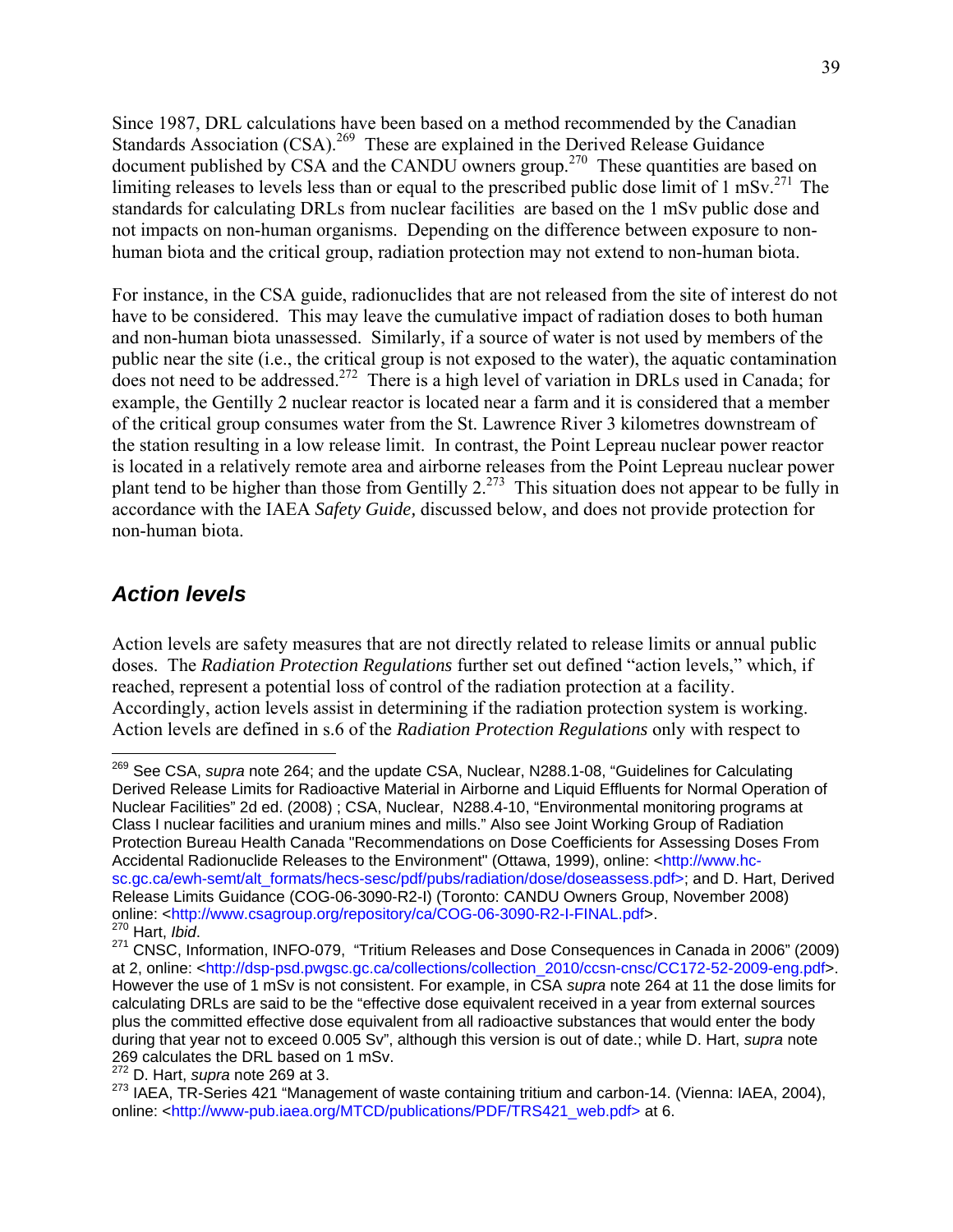Since 1987, DRL calculations have been based on a method recommended by the Canadian Standards Association (CSA).[269] These are explained in the Derived Release Guidance document published by CSA and the CANDU owners group.[270] These quantities are based on limiting releases to levels less than or equal to the prescribed public dose limit of 1 mSv.[271] The standards for calculating DRLs from nuclear facilities are based on the 1 mSv public dose and not impacts on non-human organisms. Depending on the difference between exposure to non-human biota and the critical group, radiation protection may not extend to non-human biota.

For instance, in the CSA guide, radionuclides that are not released from the site of interest do not have to be considered. This may leave the cumulative impact of radiation doses to both human and non-human biota unassessed. Similarly, if a source of water is not used by members of the public near the site (i.e., the critical group is not exposed to the water), the aquatic contamination does not need to be addressed.[272] There is a high level of variation in DRLs used in Canada; for example, the Gentilly 2 nuclear reactor is located near a farm and it is considered that a member of the critical group consumes water from the St. Lawrence River 3 kilometres downstream of the station resulting in a low release limit. In contrast, the Point Lepreau nuclear power reactor is located in a relatively remote area and airborne releases from the Point Lepreau nuclear power plant tend to be higher than those from Gentilly 2.[273] This situation does not appear to be fully in accordance with the IAEA *Safety Guide,* discussed below, and does not provide protection for non-human biota.

## *Action levels*

Action levels are safety measures that are not directly related to release limits or annual public doses. The *Radiation Protection Regulations* further set out defined "action levels," which, if reached, represent a potential loss of control of the radiation protection at a facility. Accordingly, action levels assist in determining if the radiation protection system is working. Action levels are defined in s.6 of the *Radiation Protection Regulations* only with respect to

---

[269] See CSA, *supra* note 264; and the update CSA, Nuclear, N288.1-08, "Guidelines for Calculating Derived Release Limits for Radioactive Material in Airborne and Liquid Effluents for Normal Operation of Nuclear Facilities" 2d ed. (2008) ; CSA, Nuclear, N288.4-10, "Environmental monitoring programs at Class I nuclear facilities and uranium mines and mills." Also see Joint Working Group of Radiation Protection Bureau Health Canada "Recommendations on Dose Coefficients for Assessing Doses From Accidental Radionuclide Releases to the Environment" (Ottawa, 1999), online: <http://www.hc-sc.gc.ca/ewh-semt/alt_formats/hecs-sesc/pdf/pubs/radiation/dose/doseassess.pdf>; and D. Hart, Derived Release Limits Guidance (COG-06-3090-R2-I) (Toronto: CANDU Owners Group, November 2008) online: <http://www.csagroup.org/repository/ca/COG-06-3090-R2-I-FINAL.pdf>.

[270] Hart, *Ibid*.

[271] CNSC, Information, INFO-079, "Tritium Releases and Dose Consequences in Canada in 2006" (2009) at 2, online: <http://dsp-psd.pwgsc.gc.ca/collections/collection_2010/ccsn-cnsc/CC172-52-2009-eng.pdf>. However the use of 1 mSv is not consistent. For example, in CSA *supra* note 264 at 11 the dose limits for calculating DRLs are said to be the "effective dose equivalent received in a year from external sources plus the committed effective dose equivalent from all radioactive substances that would enter the body during that year not to exceed 0.005 Sv", although this version is out of date.; while D. Hart, *supra* note 269 calculates the DRL based on 1 mSv.

[272] D. Hart, *supra* note 269 at 3.

[273] IAEA, TR-Series 421 "Management of waste containing tritium and carbon-14. (Vienna: IAEA, 2004), online: <http://www-pub.iaea.org/MTCD/publications/PDF/TRS421_web.pdf> at 6.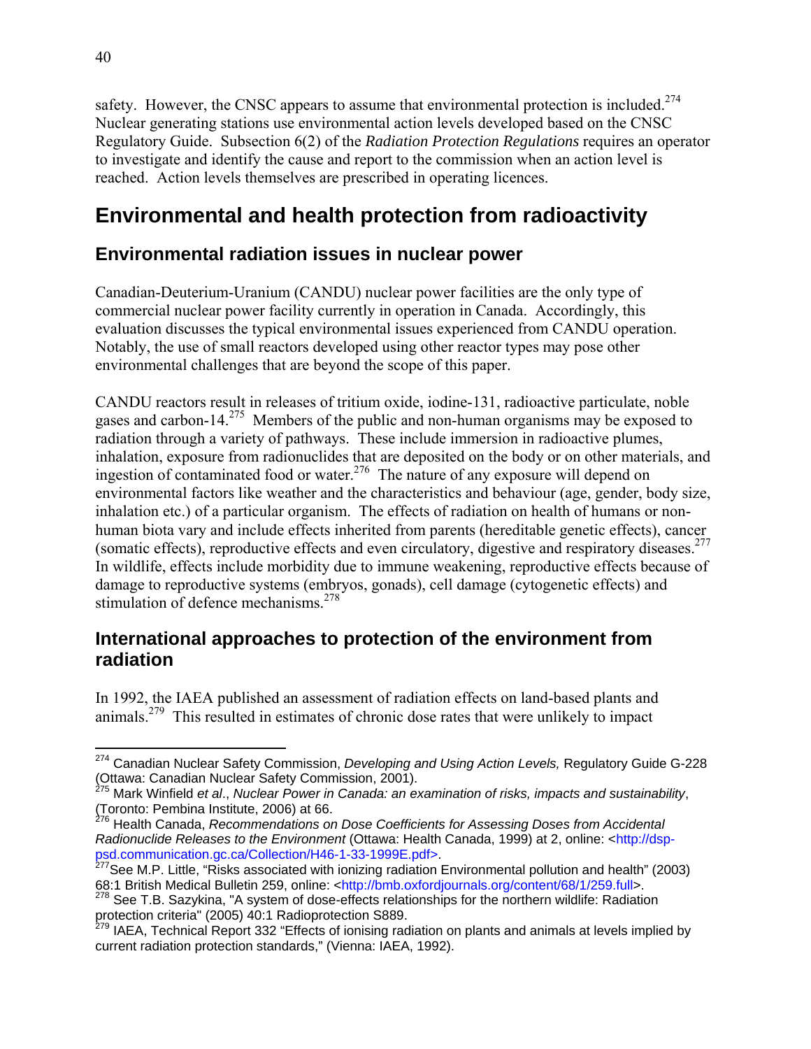safety. However, the CNSC appears to assume that environmental protection is included.[274] Nuclear generating stations use environmental action levels developed based on the CNSC Regulatory Guide. Subsection 6(2) of the *Radiation Protection Regulations* requires an operator to investigate and identify the cause and report to the commission when an action level is reached. Action levels themselves are prescribed in operating licences.

# Environmental and health protection from radioactivity

## Environmental radiation issues in nuclear power

Canadian-Deuterium-Uranium (CANDU) nuclear power facilities are the only type of commercial nuclear power facility currently in operation in Canada. Accordingly, this evaluation discusses the typical environmental issues experienced from CANDU operation. Notably, the use of small reactors developed using other reactor types may pose other environmental challenges that are beyond the scope of this paper.

CANDU reactors result in releases of tritium oxide, iodine-131, radioactive particulate, noble gases and carbon-14.[275] Members of the public and non-human organisms may be exposed to radiation through a variety of pathways. These include immersion in radioactive plumes, inhalation, exposure from radionuclides that are deposited on the body or on other materials, and ingestion of contaminated food or water.[276] The nature of any exposure will depend on environmental factors like weather and the characteristics and behaviour (age, gender, body size, inhalation etc.) of a particular organism. The effects of radiation on health of humans or non-human biota vary and include effects inherited from parents (hereditable genetic effects), cancer (somatic effects), reproductive effects and even circulatory, digestive and respiratory diseases.[277] In wildlife, effects include morbidity due to immune weakening, reproductive effects because of damage to reproductive systems (embryos, gonads), cell damage (cytogenetic effects) and stimulation of defence mechanisms.[278]

## International approaches to protection of the environment from radiation

In 1992, the IAEA published an assessment of radiation effects on land-based plants and animals.[279] This resulted in estimates of chronic dose rates that were unlikely to impact

---

[274] Canadian Nuclear Safety Commission, *Developing and Using Action Levels,* Regulatory Guide G-228 (Ottawa: Canadian Nuclear Safety Commission, 2001).

[275] Mark Winfield *et al*., *Nuclear Power in Canada: an examination of risks, impacts and sustainability*, (Toronto: Pembina Institute, 2006) at 66.

[276] Health Canada, *Recommendations on Dose Coefficients for Assessing Doses from Accidental Radionuclide Releases to the Environment* (Ottawa: Health Canada, 1999) at 2, online: <http://dsp-psd.communication.gc.ca/Collection/H46-1-33-1999E.pdf>.

[277] See M.P. Little, "Risks associated with ionizing radiation Environmental pollution and health" (2003) 68:1 British Medical Bulletin 259, online: <http://bmb.oxfordjournals.org/content/68/1/259.full>.

[278] See T.B. Sazykina, "A system of dose-effects relationships for the northern wildlife: Radiation protection criteria" (2005) 40:1 Radioprotection S889.

[279] IAEA, Technical Report 332 "Effects of ionising radiation on plants and animals at levels implied by current radiation protection standards," (Vienna: IAEA, 1992).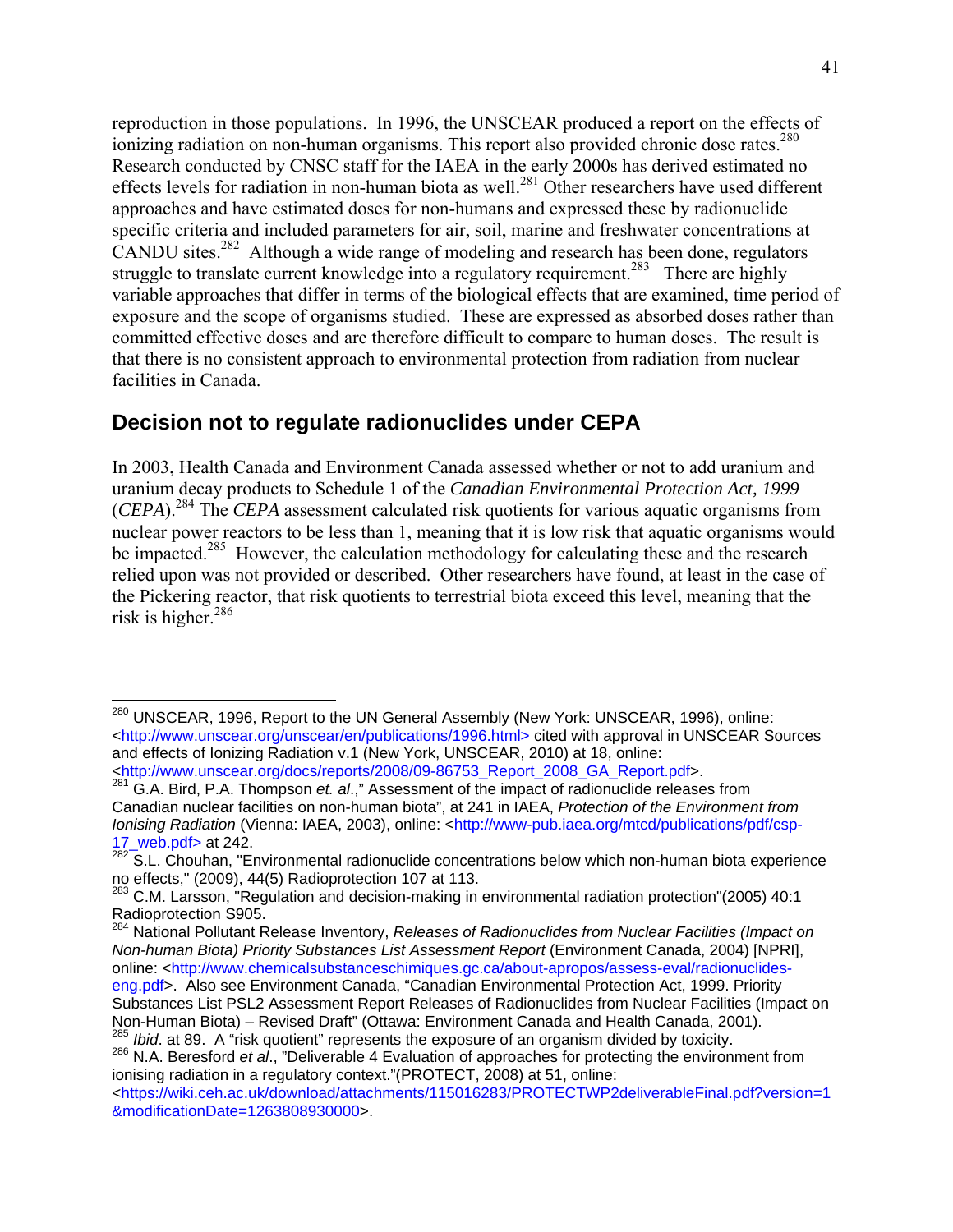reproduction in those populations. In 1996, the UNSCEAR produced a report on the effects of ionizing radiation on non-human organisms. This report also provided chronic dose rates.[280] Research conducted by CNSC staff for the IAEA in the early 2000s has derived estimated no effects levels for radiation in non-human biota as well.[281] Other researchers have used different approaches and have estimated doses for non-humans and expressed these by radionuclide specific criteria and included parameters for air, soil, marine and freshwater concentrations at CANDU sites.[282] Although a wide range of modeling and research has been done, regulators struggle to translate current knowledge into a regulatory requirement.[283] There are highly variable approaches that differ in terms of the biological effects that are examined, time period of exposure and the scope of organisms studied. These are expressed as absorbed doses rather than committed effective doses and are therefore difficult to compare to human doses. The result is that there is no consistent approach to environmental protection from radiation from nuclear facilities in Canada.

## Decision not to regulate radionuclides under CEPA

In 2003, Health Canada and Environment Canada assessed whether or not to add uranium and uranium decay products to Schedule 1 of the *Canadian Environmental Protection Act, 1999* (*CEPA*).[284] The *CEPA* assessment calculated risk quotients for various aquatic organisms from nuclear power reactors to be less than 1, meaning that it is low risk that aquatic organisms would be impacted.[285] However, the calculation methodology for calculating these and the research relied upon was not provided or described. Other researchers have found, at least in the case of the Pickering reactor, that risk quotients to terrestrial biota exceed this level, meaning that the risk is higher.[286]

---

[280] UNSCEAR, 1996, Report to the UN General Assembly (New York: UNSCEAR, 1996), online: <http://www.unscear.org/unscear/en/publications/1996.html> cited with approval in UNSCEAR Sources and effects of Ionizing Radiation v.1 (New York, UNSCEAR, 2010) at 18, online: <http://www.unscear.org/docs/reports/2008/09-86753_Report_2008_GA_Report.pdf>.

[281] G.A. Bird, P.A. Thompson *et. al*.," Assessment of the impact of radionuclide releases from Canadian nuclear facilities on non-human biota", at 241 in IAEA, *Protection of the Environment from Ionising Radiation* (Vienna: IAEA, 2003), online: <http://www-pub.iaea.org/mtcd/publications/pdf/csp-17_web.pdf> at 242.

[282] S.L. Chouhan, "Environmental radionuclide concentrations below which non-human biota experience no effects," (2009), 44(5) Radioprotection 107 at 113.

[283] C.M. Larsson, "Regulation and decision-making in environmental radiation protection"(2005) 40:1 Radioprotection S905.

[284] National Pollutant Release Inventory, *Releases of Radionuclides from Nuclear Facilities (Impact on Non-human Biota) Priority Substances List Assessment Report* (Environment Canada, 2004) [NPRI], online: <http://www.chemicalsubstanceschimiques.gc.ca/about-apropos/assess-eval/radionuclides-eng.pdf>. Also see Environment Canada, "Canadian Environmental Protection Act, 1999. Priority Substances List PSL2 Assessment Report Releases of Radionuclides from Nuclear Facilities (Impact on Non-Human Biota) – Revised Draft" (Ottawa: Environment Canada and Health Canada, 2001).

[285] *Ibid*. at 89. A "risk quotient" represents the exposure of an organism divided by toxicity.

[286] N.A. Beresford *et al*., "Deliverable 4 Evaluation of approaches for protecting the environment from ionising radiation in a regulatory context."(PROTECT, 2008) at 51, online: <https://wiki.ceh.ac.uk/download/attachments/115016283/PROTECTWP2deliverableFinal.pdf?version=1&modificationDate=1263808930000>.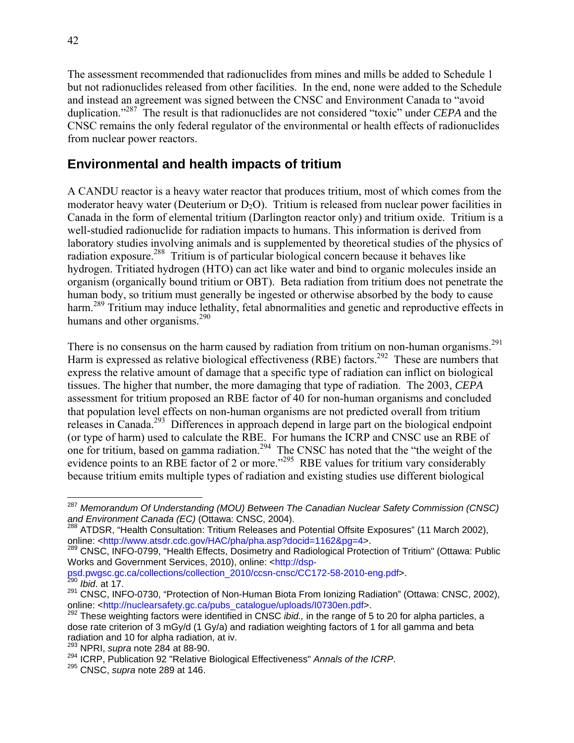The assessment recommended that radionuclides from mines and mills be added to Schedule 1 but not radionuclides released from other facilities. In the end, none were added to the Schedule and instead an agreement was signed between the CNSC and Environment Canada to "avoid duplication."[287] The result is that radionuclides are not considered "toxic" under *CEPA* and the CNSC remains the only federal regulator of the environmental or health effects of radionuclides from nuclear power reactors.

## Environmental and health impacts of tritium

A CANDU reactor is a heavy water reactor that produces tritium, most of which comes from the moderator heavy water (Deuterium or $D_2O$). Tritium is released from nuclear power facilities in Canada in the form of elemental tritium (Darlington reactor only) and tritium oxide. Tritium is a well-studied radionuclide for radiation impacts to humans. This information is derived from laboratory studies involving animals and is supplemented by theoretical studies of the physics of radiation exposure.[288] Tritium is of particular biological concern because it behaves like hydrogen. Tritiated hydrogen (HTO) can act like water and bind to organic molecules inside an organism (organically bound tritium or OBT). Beta radiation from tritium does not penetrate the human body, so tritium must generally be ingested or otherwise absorbed by the body to cause harm.[289] Tritium may induce lethality, fetal abnormalities and genetic and reproductive effects in humans and other organisms.[290]

There is no consensus on the harm caused by radiation from tritium on non-human organisms.[291] Harm is expressed as relative biological effectiveness (RBE) factors.[292] These are numbers that express the relative amount of damage that a specific type of radiation can inflict on biological tissues. The higher that number, the more damaging that type of radiation. The 2003, *CEPA* assessment for tritium proposed an RBE factor of 40 for non-human organisms and concluded that population level effects on non-human organisms are not predicted overall from tritium releases in Canada.[293] Differences in approach depend in large part on the biological endpoint (or type of harm) used to calculate the RBE. For humans the ICRP and CNSC use an RBE of one for tritium, based on gamma radiation.[294] The CNSC has noted that the "the weight of the evidence points to an RBE factor of 2 or more."[295] RBE values for tritium vary considerably because tritium emits multiple types of radiation and existing studies use different biological

---

[287] *Memorandum Of Understanding (MOU) Between The Canadian Nuclear Safety Commission (CNSC) and Environment Canada (EC)* (Ottawa: CNSC, 2004).

[288] ATDSR, "Health Consultation: Tritium Releases and Potential Offsite Exposures" (11 March 2002), online: <http://www.atsdr.cdc.gov/HAC/pha/pha.asp?docid=1162&pg=4>.

[289] CNSC, INFO-0799, "Health Effects, Dosimetry and Radiological Protection of Tritium" (Ottawa: Public Works and Government Services, 2010), online: <http://dsp-psd.pwgsc.gc.ca/collections/collection_2010/ccsn-cnsc/CC172-58-2010-eng.pdf>.

[290] *Ibid*. at 17.

[291] CNSC, INFO-0730, "Protection of Non-Human Biota From Ionizing Radiation" (Ottawa: CNSC, 2002), online: <http://nuclearsafety.gc.ca/pubs_catalogue/uploads/I0730en.pdf>.

[292] These weighting factors were identified in CNSC *ibid.,* in the range of 5 to 20 for alpha particles, a dose rate criterion of 3 mGy/d (1 Gy/a) and radiation weighting factors of 1 for all gamma and beta radiation and 10 for alpha radiation, at iv.

[293] NPRI, *supra* note 284 at 88-90.

[294] ICRP, Publication 92 "Relative Biological Effectiveness" *Annals of the ICRP*.

[295] CNSC, *supra* note 289 at 146.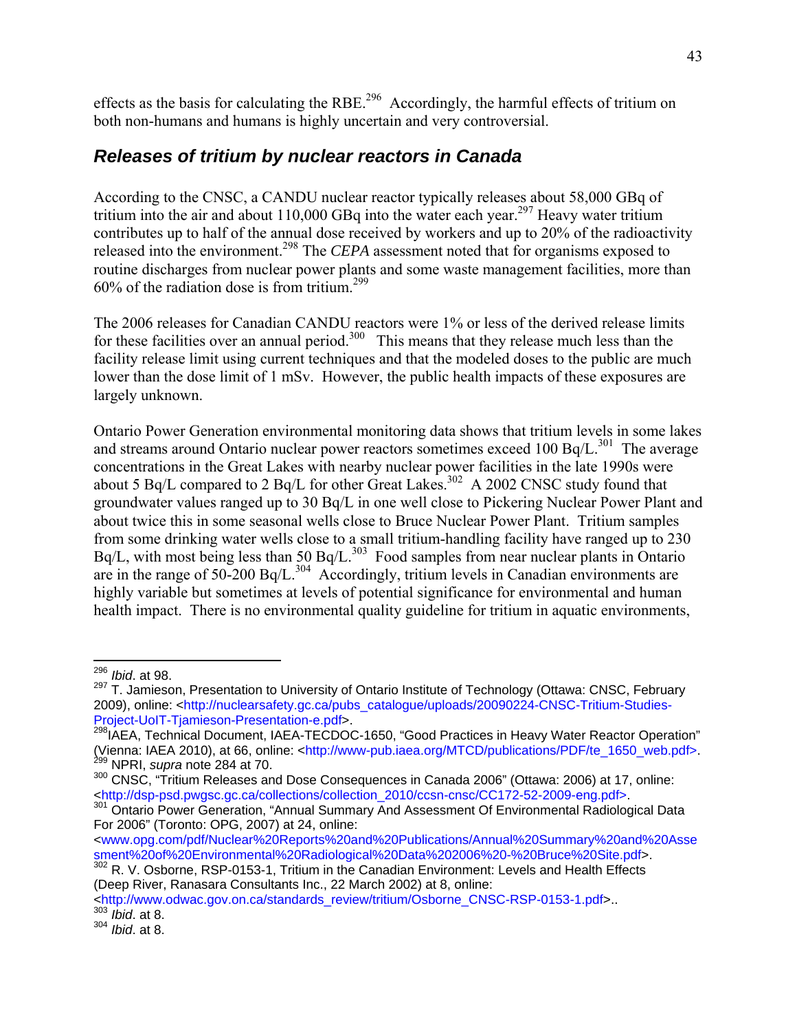effects as the basis for calculating the RBE.[296] Accordingly, the harmful effects of tritium on both non-humans and humans is highly uncertain and very controversial.

### *Releases of tritium by nuclear reactors in Canada*

According to the CNSC, a CANDU nuclear reactor typically releases about 58,000 GBq of tritium into the air and about 110,000 GBq into the water each year.[297] Heavy water tritium contributes up to half of the annual dose received by workers and up to 20% of the radioactivity released into the environment.[298] The *CEPA* assessment noted that for organisms exposed to routine discharges from nuclear power plants and some waste management facilities, more than 60% of the radiation dose is from tritium.[299]

The 2006 releases for Canadian CANDU reactors were 1% or less of the derived release limits for these facilities over an annual period.[300] This means that they release much less than the facility release limit using current techniques and that the modeled doses to the public are much lower than the dose limit of 1 mSv. However, the public health impacts of these exposures are largely unknown.

Ontario Power Generation environmental monitoring data shows that tritium levels in some lakes and streams around Ontario nuclear power reactors sometimes exceed 100 Bq/L.[301] The average concentrations in the Great Lakes with nearby nuclear power facilities in the late 1990s were about 5 Bq/L compared to 2 Bq/L for other Great Lakes.[302] A 2002 CNSC study found that groundwater values ranged up to 30 Bq/L in one well close to Pickering Nuclear Power Plant and about twice this in some seasonal wells close to Bruce Nuclear Power Plant. Tritium samples from some drinking water wells close to a small tritium-handling facility have ranged up to 230 Bq/L, with most being less than 50 Bq/L.[303] Food samples from near nuclear plants in Ontario are in the range of 50-200 Bq/L.[304] Accordingly, tritium levels in Canadian environments are highly variable but sometimes at levels of potential significance for environmental and human health impact. There is no environmental quality guideline for tritium in aquatic environments,

---

[296] *Ibid*. at 98.

[297] T. Jamieson, Presentation to University of Ontario Institute of Technology (Ottawa: CNSC, February 2009), online: <http://nuclearsafety.gc.ca/pubs_catalogue/uploads/20090224-CNSC-Tritium-Studies-Project-UoIT-Tjamieson-Presentation-e.pdf>.

[298] IAEA, Technical Document, IAEA-TECDOC-1650, "Good Practices in Heavy Water Reactor Operation" (Vienna: IAEA 2010), at 66, online: <http://www-pub.iaea.org/MTCD/publications/PDF/te_1650_web.pdf>.

[299] NPRI, *supra* note 284 at 70.

[300] CNSC, "Tritium Releases and Dose Consequences in Canada 2006" (Ottawa: 2006) at 17, online: <http://dsp-psd.pwgsc.gc.ca/collections/collection_2010/ccsn-cnsc/CC172-52-2009-eng.pdf>.

[301] Ontario Power Generation, "Annual Summary And Assessment Of Environmental Radiological Data For 2006" (Toronto: OPG, 2007) at 24, online: <www.opg.com/pdf/Nuclear%20Reports%20and%20Publications/Annual%20Summary%20and%20Assessment%20of%20Environmental%20Radiological%20Data%202006%20-%20Bruce%20Site.pdf>.

[302] R. V. Osborne, RSP-0153-1, Tritium in the Canadian Environment: Levels and Health Effects (Deep River, Ranasara Consultants Inc., 22 March 2002) at 8, online: <http://www.odwac.gov.on.ca/standards_review/tritium/Osborne_CNSC-RSP-0153-1.pdf>..

[303] *Ibid*. at 8.

[304] *Ibid*. at 8.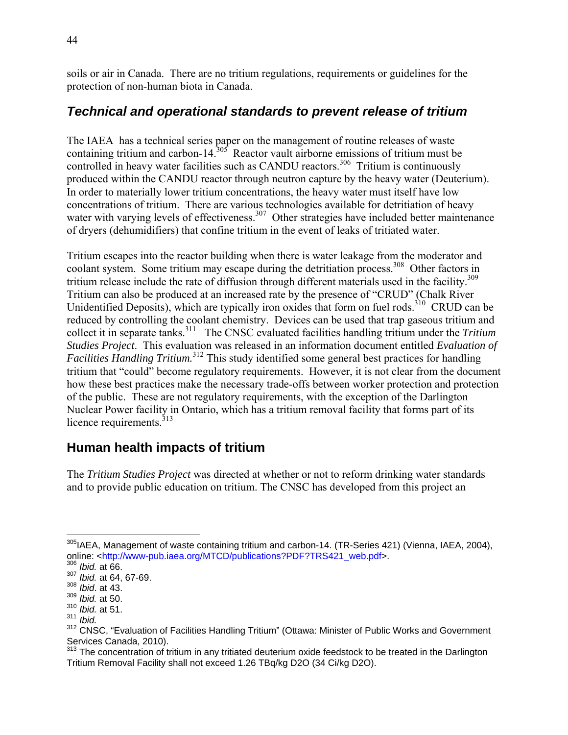soils or air in Canada. There are no tritium regulations, requirements or guidelines for the protection of non-human biota in Canada.

### *Technical and operational standards to prevent release of tritium*

The IAEA has a technical series paper on the management of routine releases of waste containing tritium and carbon-14.[305] Reactor vault airborne emissions of tritium must be controlled in heavy water facilities such as CANDU reactors.[306] Tritium is continuously produced within the CANDU reactor through neutron capture by the heavy water (Deuterium). In order to materially lower tritium concentrations, the heavy water must itself have low concentrations of tritium. There are various technologies available for detritiation of heavy water with varying levels of effectiveness.[307] Other strategies have included better maintenance of dryers (dehumidifiers) that confine tritium in the event of leaks of tritiated water.

Tritium escapes into the reactor building when there is water leakage from the moderator and coolant system. Some tritium may escape during the detritiation process.[308] Other factors in tritium release include the rate of diffusion through different materials used in the facility.[309] Tritium can also be produced at an increased rate by the presence of "CRUD" (Chalk River Unidentified Deposits), which are typically iron oxides that form on fuel rods.[310] CRUD can be reduced by controlling the coolant chemistry. Devices can be used that trap gaseous tritium and collect it in separate tanks.[311] The CNSC evaluated facilities handling tritium under the *Tritium Studies Project*. This evaluation was released in an information document entitled *Evaluation of Facilities Handling Tritium.*[312] This study identified some general best practices for handling tritium that "could" become regulatory requirements. However, it is not clear from the document how these best practices make the necessary trade-offs between worker protection and protection of the public. These are not regulatory requirements, with the exception of the Darlington Nuclear Power facility in Ontario, which has a tritium removal facility that forms part of its licence requirements.[313]

## Human health impacts of tritium

The *Tritium Studies Project* was directed at whether or not to reform drinking water standards and to provide public education on tritium. The CNSC has developed from this project an

---

[305] IAEA, Management of waste containing tritium and carbon-14. (TR-Series 421) (Vienna, IAEA, 2004), online: <http://www-pub.iaea.org/MTCD/publications?PDF?TRS421_web.pdf>.

[306] *Ibid.* at 66.

[307] *Ibid.* at 64, 67-69.

[308] *Ibid*. at 43.

[309] *Ibid.* at 50.

[310] *Ibid.* at 51.

[311] *Ibid.*

[312] CNSC, "Evaluation of Facilities Handling Tritium" (Ottawa: Minister of Public Works and Government Services Canada, 2010).

[313] The concentration of tritium in any tritiated deuterium oxide feedstock to be treated in the Darlington Tritium Removal Facility shall not exceed 1.26 TBq/kg $D_2O$ (34 Ci/kg $D_2O$).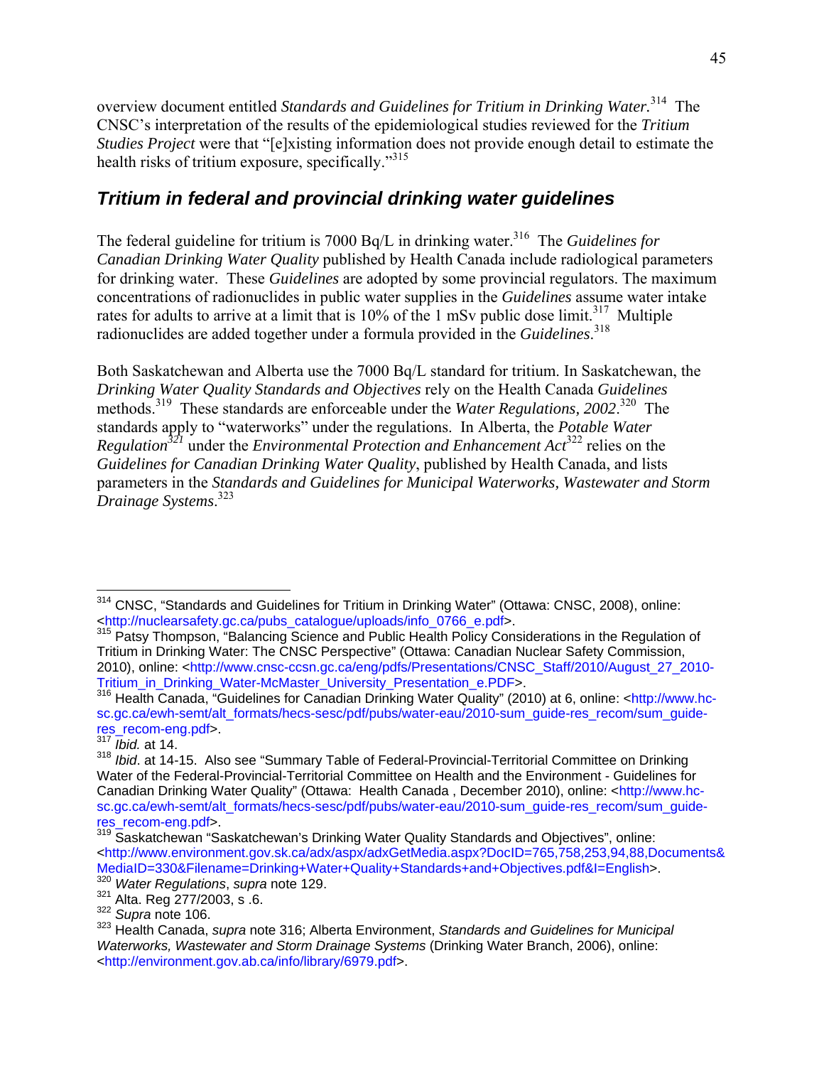overview document entitled *Standards and Guidelines for Tritium in Drinking Water*.[314] The CNSC's interpretation of the results of the epidemiological studies reviewed for the *Tritium Studies Project* were that "[e]xisting information does not provide enough detail to estimate the health risks of tritium exposure, specifically."[315]

## *Tritium in federal and provincial drinking water guidelines*

The federal guideline for tritium is 7000 Bq/L in drinking water.[316] The *Guidelines for Canadian Drinking Water Quality* published by Health Canada include radiological parameters for drinking water. These *Guidelines* are adopted by some provincial regulators. The maximum concentrations of radionuclides in public water supplies in the *Guidelines* assume water intake rates for adults to arrive at a limit that is 10% of the 1 mSv public dose limit.[317] Multiple radionuclides are added together under a formula provided in the *Guidelines*.[318]

Both Saskatchewan and Alberta use the 7000 Bq/L standard for tritium. In Saskatchewan, the *Drinking Water Quality Standards and Objectives* rely on the Health Canada *Guidelines* methods.[319] These standards are enforceable under the *Water Regulations, 2002*.[320] The standards apply to "waterworks" under the regulations. In Alberta, the *Potable Water Regulation*[321] under the *Environmental Protection and Enhancement Act*[322] relies on the *Guidelines for Canadian Drinking Water Quality*, published by Health Canada, and lists parameters in the *Standards and Guidelines for Municipal Waterworks, Wastewater and Storm Drainage Systems*.[323]

---

[314] CNSC, "Standards and Guidelines for Tritium in Drinking Water" (Ottawa: CNSC, 2008), online: <http://nuclearsafety.gc.ca/pubs_catalogue/uploads/info_0766_e.pdf>.

[315] Patsy Thompson, "Balancing Science and Public Health Policy Considerations in the Regulation of Tritium in Drinking Water: The CNSC Perspective" (Ottawa: Canadian Nuclear Safety Commission, 2010), online: <http://www.cnsc-ccsn.gc.ca/eng/pdfs/Presentations/CNSC_Staff/2010/August_27_2010-Tritium_in_Drinking_Water-McMaster_University_Presentation_e.PDF>.

[316] Health Canada, "Guidelines for Canadian Drinking Water Quality" (2010) at 6, online: <http://www.hc-sc.gc.ca/ewh-semt/alt_formats/hecs-sesc/pdf/pubs/water-eau/2010-sum_guide-res_recom/sum_guide-res_recom-eng.pdf>.

[317] *Ibid.* at 14.

[318] *Ibid*. at 14-15. Also see "Summary Table of Federal-Provincial-Territorial Committee on Drinking Water of the Federal-Provincial-Territorial Committee on Health and the Environment - Guidelines for Canadian Drinking Water Quality" (Ottawa: Health Canada , December 2010), online: <http://www.hc-sc.gc.ca/ewh-semt/alt_formats/hecs-sesc/pdf/pubs/water-eau/2010-sum_guide-res_recom/sum_guide-res_recom-eng.pdf>.

[319] Saskatchewan "Saskatchewan's Drinking Water Quality Standards and Objectives", online: <http://www.environment.gov.sk.ca/adx/aspx/adxGetMedia.aspx?DocID=765,758,253,94,88,Documents&MediaID=330&Filename=Drinking+Water+Quality+Standards+and+Objectives.pdf&l=English>.

[320] *Water Regulations*, *supra* note 129.

[321] Alta. Reg 277/2003, s .6.

[322] *Supra* note 106.

[323] Health Canada, *supra* note 316; Alberta Environment, *Standards and Guidelines for Municipal Waterworks, Wastewater and Storm Drainage Systems* (Drinking Water Branch, 2006), online: <http://environment.gov.ab.ca/info/library/6979.pdf>.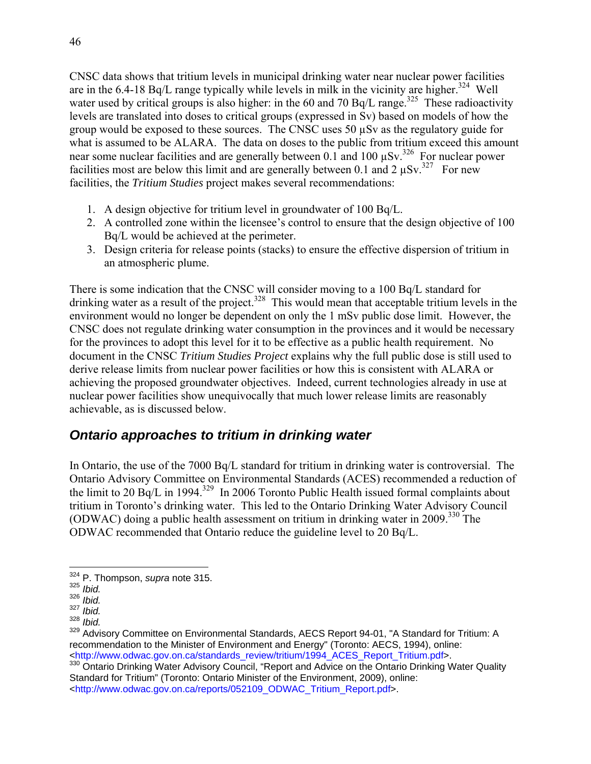CNSC data shows that tritium levels in municipal drinking water near nuclear power facilities are in the 6.4-18 Bq/L range typically while levels in milk in the vicinity are higher.[324] Well water used by critical groups is also higher: in the 60 and 70 Bq/L range.[325] These radioactivity levels are translated into doses to critical groups (expressed in Sv) based on models of how the group would be exposed to these sources. The CNSC uses 50 μSv as the regulatory guide for what is assumed to be ALARA. The data on doses to the public from tritium exceed this amount near some nuclear facilities and are generally between 0.1 and 100 μSv.[326] For nuclear power facilities most are below this limit and are generally between 0.1 and 2 μSv.[327] For new facilities, the *Tritium Studies* project makes several recommendations:

1. A design objective for tritium level in groundwater of 100 Bq/L.
2. A controlled zone within the licensee's control to ensure that the design objective of 100 Bq/L would be achieved at the perimeter.
3. Design criteria for release points (stacks) to ensure the effective dispersion of tritium in an atmospheric plume.

There is some indication that the CNSC will consider moving to a 100 Bq/L standard for drinking water as a result of the project.[328] This would mean that acceptable tritium levels in the environment would no longer be dependent on only the 1 mSv public dose limit. However, the CNSC does not regulate drinking water consumption in the provinces and it would be necessary for the provinces to adopt this level for it to be effective as a public health requirement. No document in the CNSC *Tritium Studies Project* explains why the full public dose is still used to derive release limits from nuclear power facilities or how this is consistent with ALARA or achieving the proposed groundwater objectives. Indeed, current technologies already in use at nuclear power facilities show unequivocally that much lower release limits are reasonably achievable, as is discussed below.

### *Ontario approaches to tritium in drinking water*

In Ontario, the use of the 7000 Bq/L standard for tritium in drinking water is controversial. The Ontario Advisory Committee on Environmental Standards (ACES) recommended a reduction of the limit to 20 Bq/L in 1994.[329] In 2006 Toronto Public Health issued formal complaints about tritium in Toronto's drinking water. This led to the Ontario Drinking Water Advisory Council (ODWAC) doing a public health assessment on tritium in drinking water in 2009.[330] The ODWAC recommended that Ontario reduce the guideline level to 20 Bq/L.

---

[324] P. Thompson, *supra* note 315.

[325] *Ibid.*

[326] *Ibid.*

[327] *Ibid.*

[328] *Ibid.*

[329] Advisory Committee on Environmental Standards, AECS Report 94-01, "A Standard for Tritium: A recommendation to the Minister of Environment and Energy" (Toronto: AECS, 1994), online: <http://www.odwac.gov.on.ca/standards_review/tritium/1994_ACES_Report_Tritium.pdf>.

[330] Ontario Drinking Water Advisory Council, "Report and Advice on the Ontario Drinking Water Quality Standard for Tritium" (Toronto: Ontario Minister of the Environment, 2009), online: <http://www.odwac.gov.on.ca/reports/052109_ODWAC_Tritium_Report.pdf>.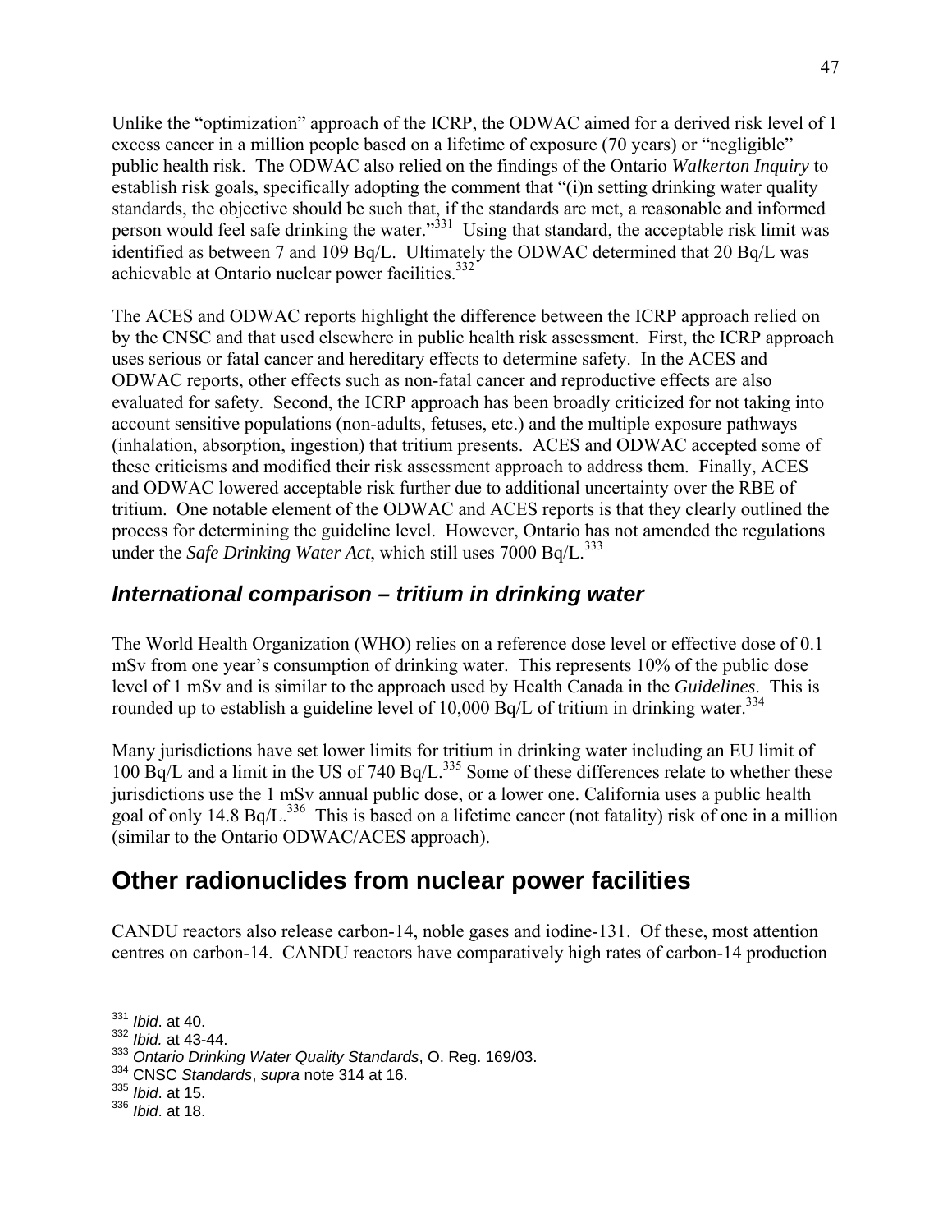Unlike the "optimization" approach of the ICRP, the ODWAC aimed for a derived risk level of 1 excess cancer in a million people based on a lifetime of exposure (70 years) or "negligible" public health risk. The ODWAC also relied on the findings of the Ontario *Walkerton Inquiry* to establish risk goals, specifically adopting the comment that "(i)n setting drinking water quality standards, the objective should be such that, if the standards are met, a reasonable and informed person would feel safe drinking the water."[331] Using that standard, the acceptable risk limit was identified as between 7 and 109 Bq/L. Ultimately the ODWAC determined that 20 Bq/L was achievable at Ontario nuclear power facilities.[332]

The ACES and ODWAC reports highlight the difference between the ICRP approach relied on by the CNSC and that used elsewhere in public health risk assessment. First, the ICRP approach uses serious or fatal cancer and hereditary effects to determine safety. In the ACES and ODWAC reports, other effects such as non-fatal cancer and reproductive effects are also evaluated for safety. Second, the ICRP approach has been broadly criticized for not taking into account sensitive populations (non-adults, fetuses, etc.) and the multiple exposure pathways (inhalation, absorption, ingestion) that tritium presents. ACES and ODWAC accepted some of these criticisms and modified their risk assessment approach to address them. Finally, ACES and ODWAC lowered acceptable risk further due to additional uncertainty over the RBE of tritium. One notable element of the ODWAC and ACES reports is that they clearly outlined the process for determining the guideline level. However, Ontario has not amended the regulations under the *Safe Drinking Water Act*, which still uses 7000 Bq/L.[333]

### *International comparison – tritium in drinking water*

The World Health Organization (WHO) relies on a reference dose level or effective dose of 0.1 mSv from one year's consumption of drinking water. This represents 10% of the public dose level of 1 mSv and is similar to the approach used by Health Canada in the *Guidelines*. This is rounded up to establish a guideline level of 10,000 Bq/L of tritium in drinking water.[334]

Many jurisdictions have set lower limits for tritium in drinking water including an EU limit of 100 Bq/L and a limit in the US of 740 Bq/L.[335] Some of these differences relate to whether these jurisdictions use the 1 mSv annual public dose, or a lower one. California uses a public health goal of only 14.8 Bq/L.[336] This is based on a lifetime cancer (not fatality) risk of one in a million (similar to the Ontario ODWAC/ACES approach).

## Other radionuclides from nuclear power facilities

CANDU reactors also release carbon-14, noble gases and iodine-131. Of these, most attention centres on carbon-14. CANDU reactors have comparatively high rates of carbon-14 production

---

[331] *Ibid*. at 40.
[332] *Ibid.* at 43-44.
[333] *Ontario Drinking Water Quality Standards*, O. Reg. 169/03.
[334] CNSC *Standards*, *supra* note 314 at 16.
[335] *Ibid*. at 15.
[336] *Ibid*. at 18.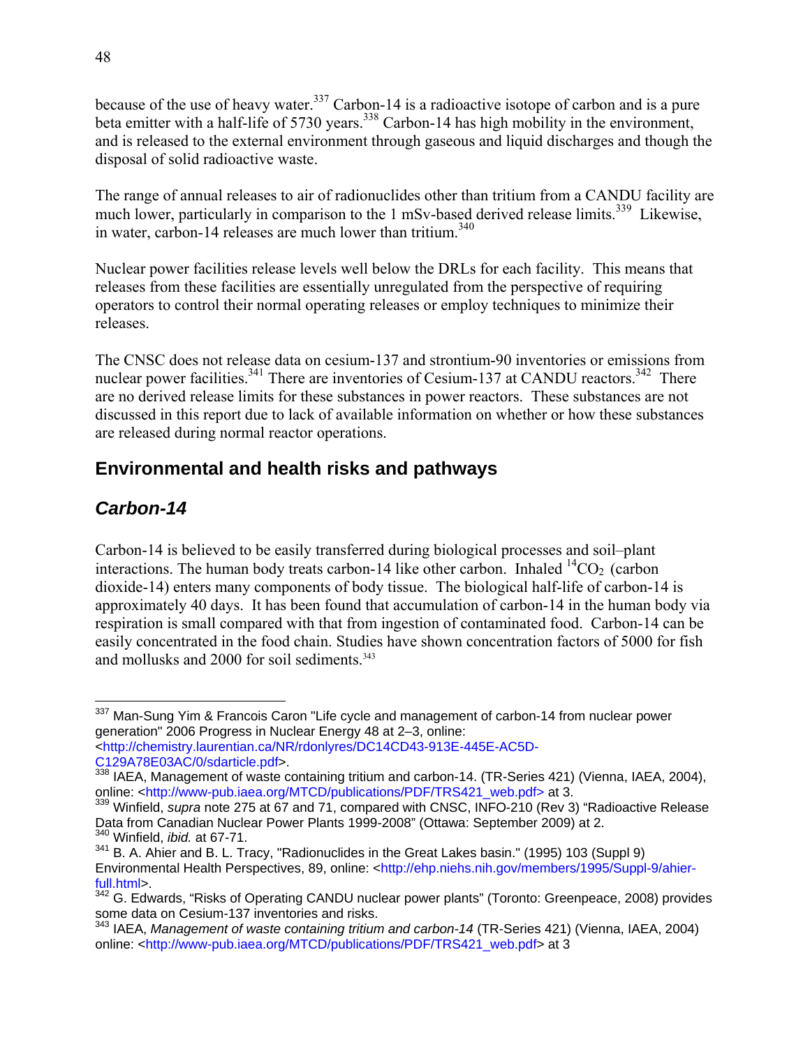because of the use of heavy water.[337] Carbon-14 is a radioactive isotope of carbon and is a pure beta emitter with a half-life of 5730 years.[338] Carbon-14 has high mobility in the environment, and is released to the external environment through gaseous and liquid discharges and though the disposal of solid radioactive waste.

The range of annual releases to air of radionuclides other than tritium from a CANDU facility are much lower, particularly in comparison to the 1 mSv-based derived release limits.[339] Likewise, in water, carbon-14 releases are much lower than tritium.[340]

Nuclear power facilities release levels well below the DRLs for each facility. This means that releases from these facilities are essentially unregulated from the perspective of requiring operators to control their normal operating releases or employ techniques to minimize their releases.

The CNSC does not release data on cesium-137 and strontium-90 inventories or emissions from nuclear power facilities.[341] There are inventories of Cesium-137 at CANDU reactors.[342] There are no derived release limits for these substances in power reactors. These substances are not discussed in this report due to lack of available information on whether or how these substances are released during normal reactor operations.

## Environmental and health risks and pathways

### *Carbon-14*

Carbon-14 is believed to be easily transferred during biological processes and soil–plant interactions. The human body treats carbon-14 like other carbon. Inhaled $^{14}CO_2$ (carbon dioxide-14) enters many components of body tissue. The biological half-life of carbon-14 is approximately 40 days. It has been found that accumulation of carbon-14 in the human body via respiration is small compared with that from ingestion of contaminated food. Carbon-14 can be easily concentrated in the food chain. Studies have shown concentration factors of 5000 for fish and mollusks and 2000 for soil sediments.[343]

---

[337] Man-Sung Yim & Francois Caron "Life cycle and management of carbon-14 from nuclear power generation" 2006 Progress in Nuclear Energy 48 at 2–3, online: <http://chemistry.laurentian.ca/NR/rdonlyres/DC14CD43-913E-445E-AC5D-C129A78E03AC/0/sdarticle.pdf>.

[338] IAEA, Management of waste containing tritium and carbon-14. (TR-Series 421) (Vienna, IAEA, 2004), online: <http://www-pub.iaea.org/MTCD/publications/PDF/TRS421_web.pdf> at 3.

[339] Winfield, *supra* note 275 at 67 and 71, compared with CNSC, INFO-210 (Rev 3) "Radioactive Release Data from Canadian Nuclear Power Plants 1999-2008" (Ottawa: September 2009) at 2.

[340] Winfield, *ibid.* at 67-71.

[341] B. A. Ahier and B. L. Tracy, "Radionuclides in the Great Lakes basin." (1995) 103 (Suppl 9) Environmental Health Perspectives, 89, online: <http://ehp.niehs.nih.gov/members/1995/Suppl-9/ahier-full.html>.

[342] G. Edwards, "Risks of Operating CANDU nuclear power plants" (Toronto: Greenpeace, 2008) provides some data on Cesium-137 inventories and risks.

[343] IAEA, *Management of waste containing tritium and carbon-14* (TR-Series 421) (Vienna, IAEA, 2004) online: <http://www-pub.iaea.org/MTCD/publications/PDF/TRS421_web.pdf> at 3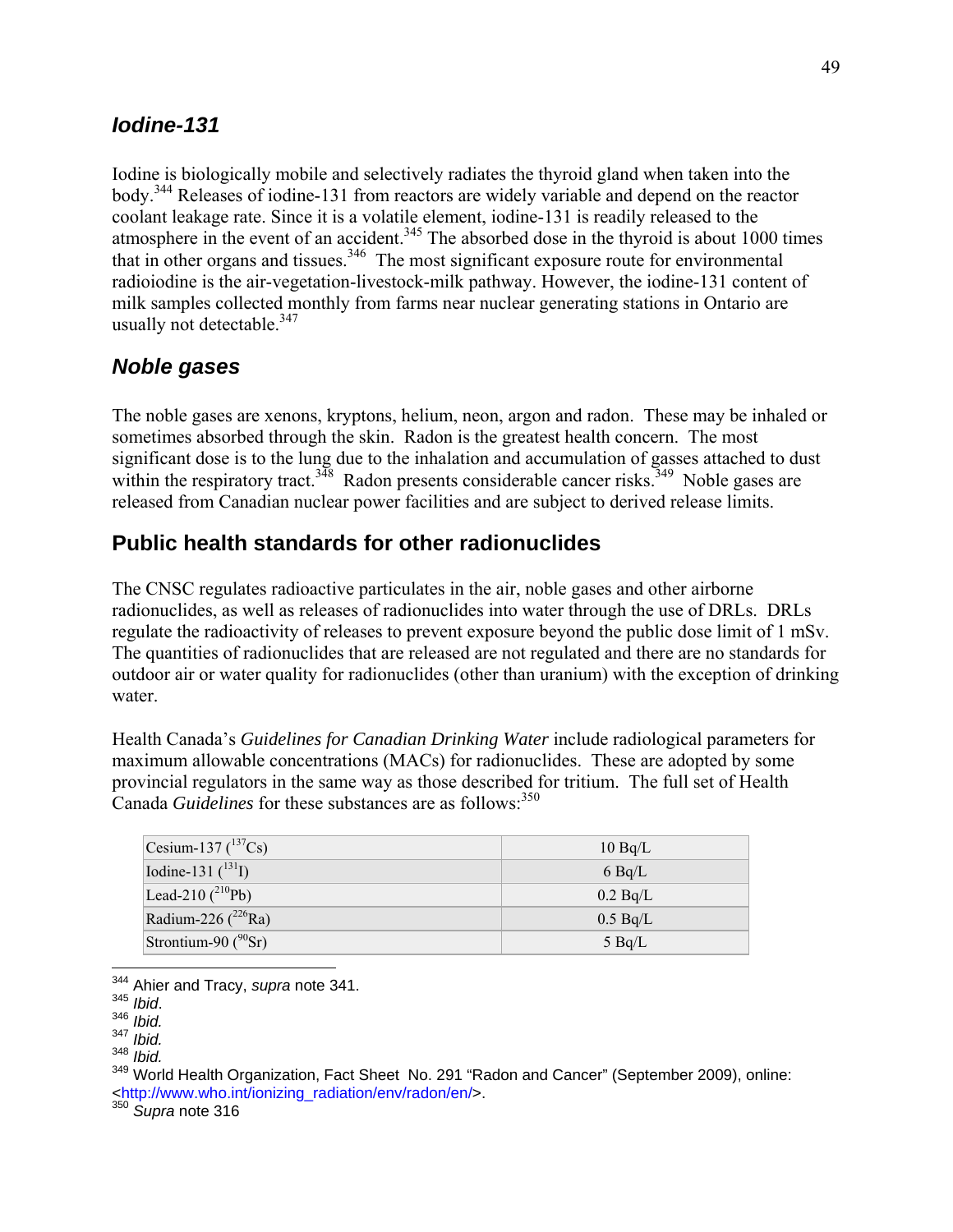### *Iodine-131*

Iodine is biologically mobile and selectively radiates the thyroid gland when taken into the body.[344] Releases of iodine-131 from reactors are widely variable and depend on the reactor coolant leakage rate. Since it is a volatile element, iodine-131 is readily released to the atmosphere in the event of an accident.[345] The absorbed dose in the thyroid is about 1000 times that in other organs and tissues.[346] The most significant exposure route for environmental radioiodine is the air-vegetation-livestock-milk pathway. However, the iodine-131 content of milk samples collected monthly from farms near nuclear generating stations in Ontario are usually not detectable.[347]

### *Noble gases*

The noble gases are xenons, kryptons, helium, neon, argon and radon. These may be inhaled or sometimes absorbed through the skin. Radon is the greatest health concern. The most significant dose is to the lung due to the inhalation and accumulation of gasses attached to dust within the respiratory tract.[348] Radon presents considerable cancer risks.[349] Noble gases are released from Canadian nuclear power facilities and are subject to derived release limits.

## Public health standards for other radionuclides

The CNSC regulates radioactive particulates in the air, noble gases and other airborne radionuclides, as well as releases of radionuclides into water through the use of DRLs. DRLs regulate the radioactivity of releases to prevent exposure beyond the public dose limit of 1 mSv. The quantities of radionuclides that are released are not regulated and there are no standards for outdoor air or water quality for radionuclides (other than uranium) with the exception of drinking water.

Health Canada's *Guidelines for Canadian Drinking Water* include radiological parameters for maximum allowable concentrations (MACs) for radionuclides. These are adopted by some provincial regulators in the same way as those described for tritium. The full set of Health Canada *Guidelines* for these substances are as follows:[350]

| Radionuclide | MAC |
|---|---|
| Cesium-137 ($^{137}Cs$) | 10 Bq/L |
| Iodine-131 ($^{131}I$) | 6 Bq/L |
| Lead-210 ($^{210}Pb$) | 0.2 Bq/L |
| Radium-226 ($^{226}Ra$) | 0.5 Bq/L |
| Strontium-90 ($^{90}Sr$) | 5 Bq/L |

---

[344] Ahier and Tracy, *supra* note 341.
[345] *Ibid*.
[346] *Ibid.*
[347] *Ibid.*
[348] *Ibid.*
[349] World Health Organization, Fact Sheet No. 291 "Radon and Cancer" (September 2009), online: <http://www.who.int/ionizing_radiation/env/radon/en/>.
[350] *Supra* note 316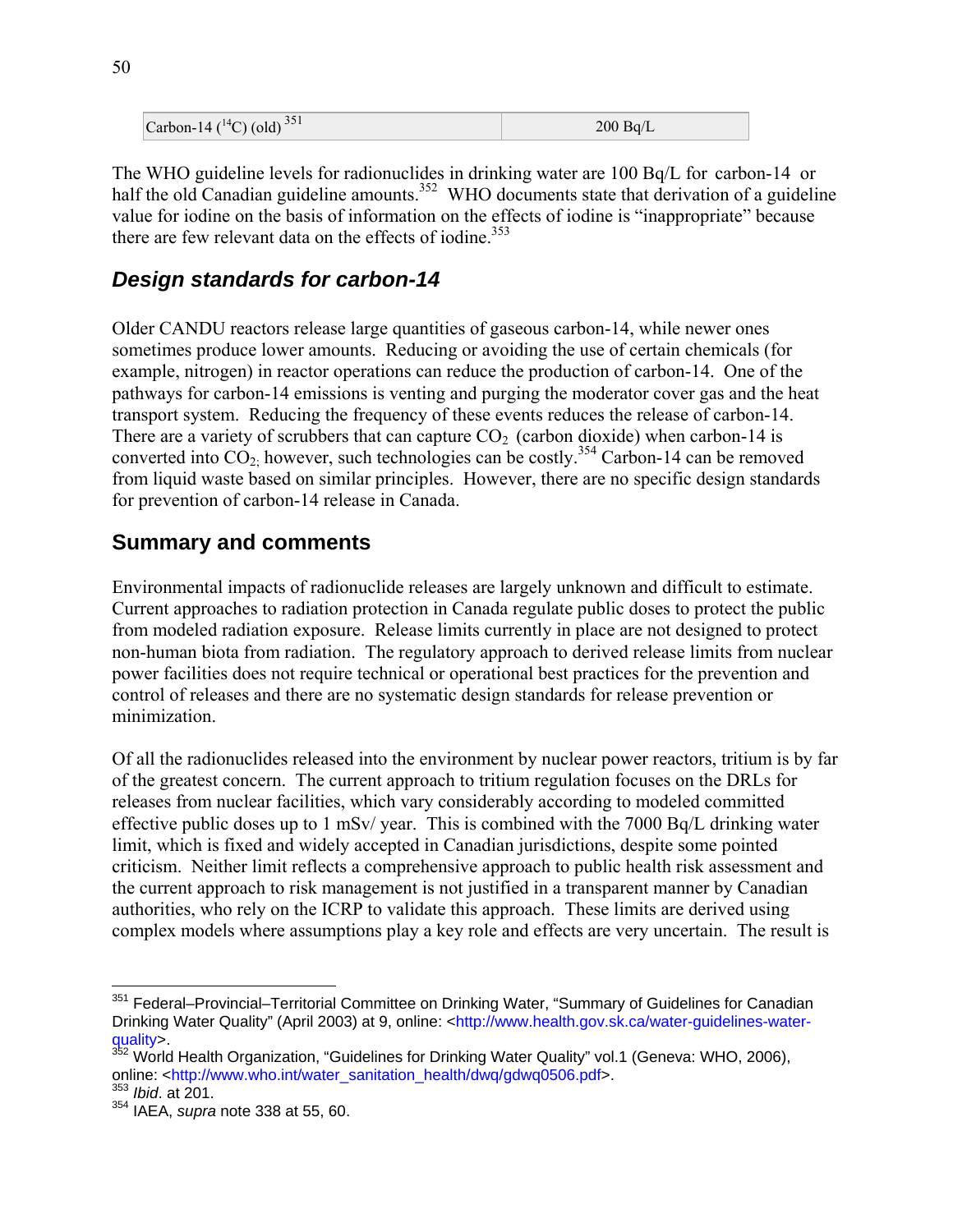| Carbon-14 ($^{14}C$) (old) [351] | 200 Bq/L |
|---|---|

The WHO guideline levels for radionuclides in drinking water are 100 Bq/L for carbon-14 or half the old Canadian guideline amounts.[352] WHO documents state that derivation of a guideline value for iodine on the basis of information on the effects of iodine is "inappropriate" because there are few relevant data on the effects of iodine.[353]

### *Design standards for carbon-14*

Older CANDU reactors release large quantities of gaseous carbon-14, while newer ones sometimes produce lower amounts. Reducing or avoiding the use of certain chemicals (for example, nitrogen) in reactor operations can reduce the production of carbon-14. One of the pathways for carbon-14 emissions is venting and purging the moderator cover gas and the heat transport system. Reducing the frequency of these events reduces the release of carbon-14. There are a variety of scrubbers that can capture $CO_2$ (carbon dioxide) when carbon-14 is converted into $CO_2$; however, such technologies can be costly.[354] Carbon-14 can be removed from liquid waste based on similar principles. However, there are no specific design standards for prevention of carbon-14 release in Canada.

## Summary and comments

Environmental impacts of radionuclide releases are largely unknown and difficult to estimate. Current approaches to radiation protection in Canada regulate public doses to protect the public from modeled radiation exposure. Release limits currently in place are not designed to protect non-human biota from radiation. The regulatory approach to derived release limits from nuclear power facilities does not require technical or operational best practices for the prevention and control of releases and there are no systematic design standards for release prevention or minimization.

Of all the radionuclides released into the environment by nuclear power reactors, tritium is by far of the greatest concern. The current approach to tritium regulation focuses on the DRLs for releases from nuclear facilities, which vary considerably according to modeled committed effective public doses up to 1 mSv/ year. This is combined with the 7000 Bq/L drinking water limit, which is fixed and widely accepted in Canadian jurisdictions, despite some pointed criticism. Neither limit reflects a comprehensive approach to public health risk assessment and the current approach to risk management is not justified in a transparent manner by Canadian authorities, who rely on the ICRP to validate this approach. These limits are derived using complex models where assumptions play a key role and effects are very uncertain. The result is

---

[351] Federal–Provincial–Territorial Committee on Drinking Water, "Summary of Guidelines for Canadian Drinking Water Quality" (April 2003) at 9, online: <http://www.health.gov.sk.ca/water-guidelines-water-quality>.

[352] World Health Organization, "Guidelines for Drinking Water Quality" vol.1 (Geneva: WHO, 2006), online: <http://www.who.int/water_sanitation_health/dwq/gdwq0506.pdf>.

[353] *Ibid*. at 201.

[354] IAEA, *supra* note 338 at 55, 60.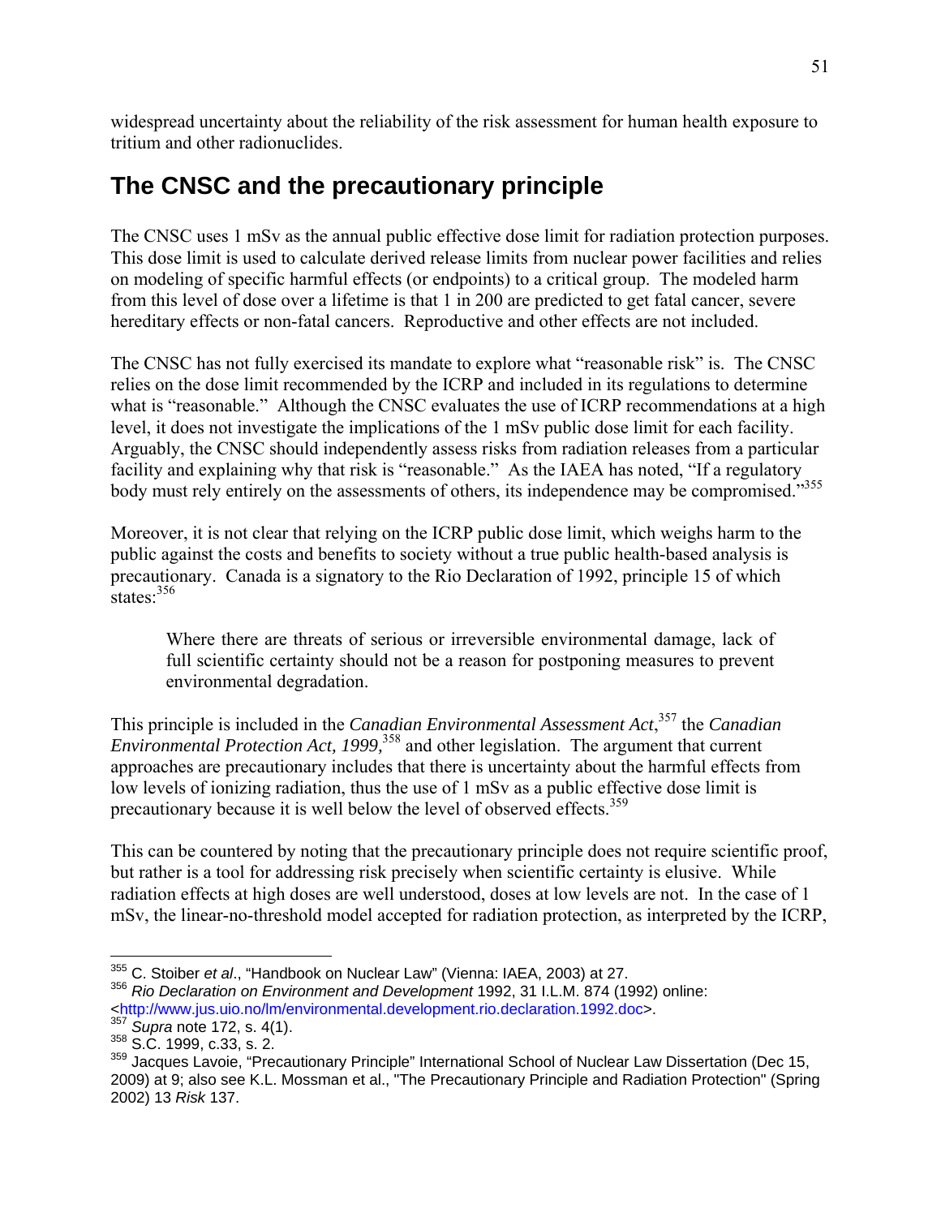widespread uncertainty about the reliability of the risk assessment for human health exposure to tritium and other radionuclides.

## The CNSC and the precautionary principle

The CNSC uses 1 mSv as the annual public effective dose limit for radiation protection purposes. This dose limit is used to calculate derived release limits from nuclear power facilities and relies on modeling of specific harmful effects (or endpoints) to a critical group. The modeled harm from this level of dose over a lifetime is that 1 in 200 are predicted to get fatal cancer, severe hereditary effects or non-fatal cancers. Reproductive and other effects are not included.

The CNSC has not fully exercised its mandate to explore what "reasonable risk" is. The CNSC relies on the dose limit recommended by the ICRP and included in its regulations to determine what is "reasonable." Although the CNSC evaluates the use of ICRP recommendations at a high level, it does not investigate the implications of the 1 mSv public dose limit for each facility. Arguably, the CNSC should independently assess risks from radiation releases from a particular facility and explaining why that risk is "reasonable." As the IAEA has noted, "If a regulatory body must rely entirely on the assessments of others, its independence may be compromised."[355]

Moreover, it is not clear that relying on the ICRP public dose limit, which weighs harm to the public against the costs and benefits to society without a true public health-based analysis is precautionary. Canada is a signatory to the Rio Declaration of 1992, principle 15 of which states:[356]

> Where there are threats of serious or irreversible environmental damage, lack of full scientific certainty should not be a reason for postponing measures to prevent environmental degradation.

This principle is included in the *Canadian Environmental Assessment Act*,[357] the *Canadian Environmental Protection Act, 1999,*[358] and other legislation. The argument that current approaches are precautionary includes that there is uncertainty about the harmful effects from low levels of ionizing radiation, thus the use of 1 mSv as a public effective dose limit is precautionary because it is well below the level of observed effects.[359]

This can be countered by noting that the precautionary principle does not require scientific proof, but rather is a tool for addressing risk precisely when scientific certainty is elusive. While radiation effects at high doses are well understood, doses at low levels are not. In the case of 1 mSv, the linear-no-threshold model accepted for radiation protection, as interpreted by the ICRP,

---

[355] C. Stoiber *et al*., "Handbook on Nuclear Law" (Vienna: IAEA, 2003) at 27.

[356] *Rio Declaration on Environment and Development* 1992, 31 I.L.M. 874 (1992) online: <http://www.jus.uio.no/lm/environmental.development.rio.declaration.1992.doc>.

[357] *Supra* note 172, s. 4(1).

[358] S.C. 1999, c.33, s. 2.

[359] Jacques Lavoie, "Precautionary Principle" International School of Nuclear Law Dissertation (Dec 15, 2009) at 9; also see K.L. Mossman et al., "The Precautionary Principle and Radiation Protection" (Spring 2002) 13 *Risk* 137.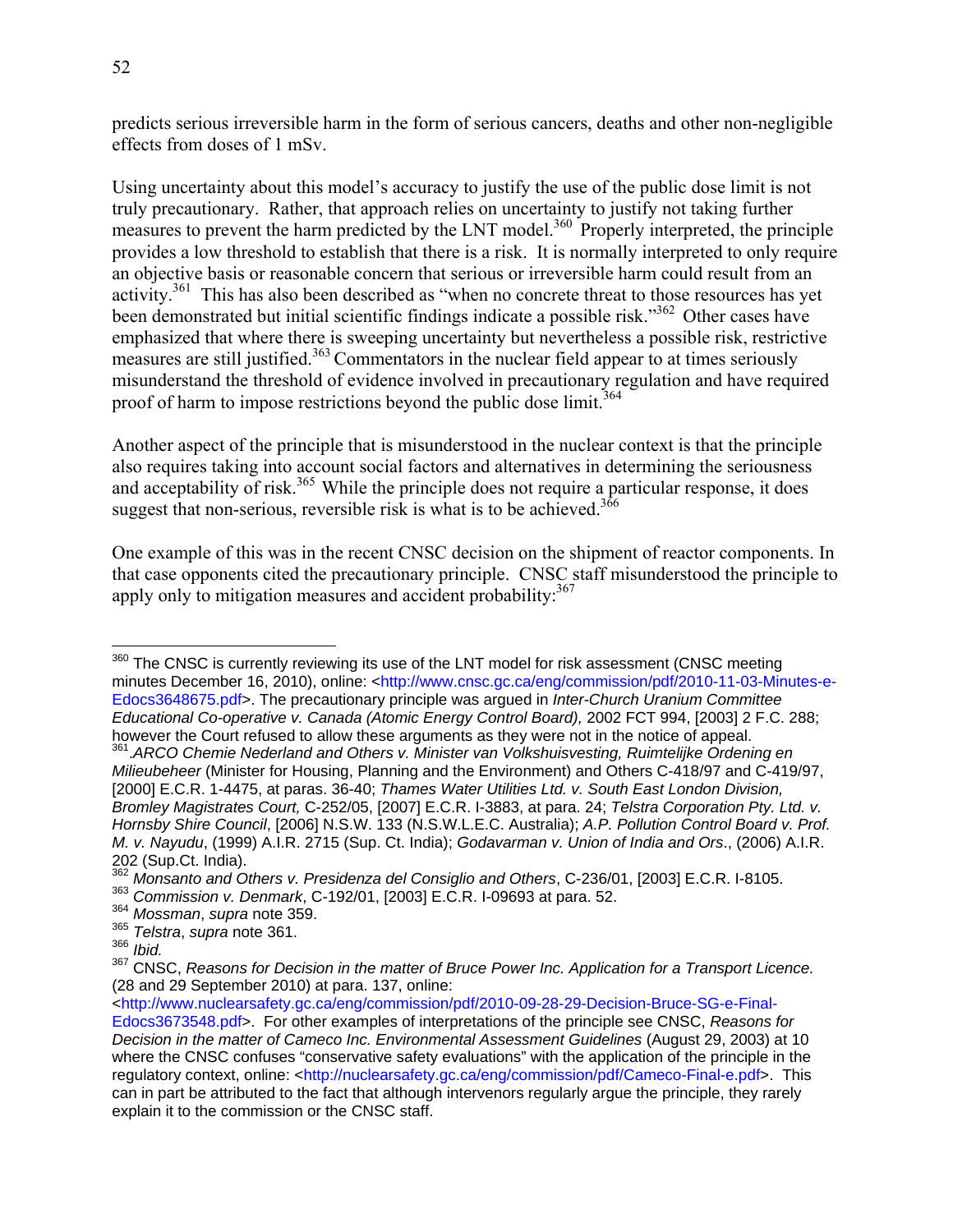predicts serious irreversible harm in the form of serious cancers, deaths and other non-negligible effects from doses of 1 mSv.

Using uncertainty about this model's accuracy to justify the use of the public dose limit is not truly precautionary. Rather, that approach relies on uncertainty to justify not taking further measures to prevent the harm predicted by the LNT model.[360] Properly interpreted, the principle provides a low threshold to establish that there is a risk. It is normally interpreted to only require an objective basis or reasonable concern that serious or irreversible harm could result from an activity.[361] This has also been described as "when no concrete threat to those resources has yet been demonstrated but initial scientific findings indicate a possible risk."[362] Other cases have emphasized that where there is sweeping uncertainty but nevertheless a possible risk, restrictive measures are still justified.[363] Commentators in the nuclear field appear to at times seriously misunderstand the threshold of evidence involved in precautionary regulation and have required proof of harm to impose restrictions beyond the public dose limit.[364]

Another aspect of the principle that is misunderstood in the nuclear context is that the principle also requires taking into account social factors and alternatives in determining the seriousness and acceptability of risk.[365] While the principle does not require a particular response, it does suggest that non-serious, reversible risk is what is to be achieved.[366]

One example of this was in the recent CNSC decision on the shipment of reactor components. In that case opponents cited the precautionary principle. CNSC staff misunderstood the principle to apply only to mitigation measures and accident probability:[367]

---

[360] The CNSC is currently reviewing its use of the LNT model for risk assessment (CNSC meeting minutes December 16, 2010), online: <http://www.cnsc.gc.ca/eng/commission/pdf/2010-11-03-Minutes-e-Edocs3648675.pdf>. The precautionary principle was argued in *Inter-Church Uranium Committee Educational Co-operative v. Canada (Atomic Energy Control Board),* 2002 FCT 994, [2003] 2 F.C. 288; however the Court refused to allow these arguments as they were not in the notice of appeal.

[361] *ARCO Chemie Nederland and Others v. Minister van Volkshuisvesting, Ruimtelijke Ordening en Milieubeheer* (Minister for Housing, Planning and the Environment) and Others C-418/97 and C-419/97, [2000] E.C.R. 1-4475, at paras. 36-40; *Thames Water Utilities Ltd. v. South East London Division, Bromley Magistrates Court,* C-252/05, [2007] E.C.R. I-3883, at para. 24; *Telstra Corporation Pty. Ltd. v. Hornsby Shire Council*, [2006] N.S.W. 133 (N.S.W.L.E.C. Australia); *A.P. Pollution Control Board v. Prof. M. v. Nayudu*, (1999) A.I.R. 2715 (Sup. Ct. India); *Godavarman v. Union of India and Ors*., (2006) A.I.R. 202 (Sup.Ct. India).

[362] *Monsanto and Others v. Presidenza del Consiglio and Others*, C-236/01, [2003] E.C.R. I-8105.

[363] *Commission v. Denmark*, C-192/01, [2003] E.C.R. I-09693 at para. 52.

[364] *Mossman*, *supra* note 359.

[365] *Telstra*, *supra* note 361.

[366] *Ibid.*

[367] CNSC, *Reasons for Decision in the matter of Bruce Power Inc. Application for a Transport Licence.* (28 and 29 September 2010) at para. 137, online: <http://www.nuclearsafety.gc.ca/eng/commission/pdf/2010-09-28-29-Decision-Bruce-SG-e-Final-Edocs3673548.pdf>. For other examples of interpretations of the principle see CNSC, *Reasons for Decision in the matter of Cameco Inc. Environmental Assessment Guidelines* (August 29, 2003) at 10 where the CNSC confuses "conservative safety evaluations" with the application of the principle in the regulatory context, online: <http://nuclearsafety.gc.ca/eng/commission/pdf/Cameco-Final-e.pdf>. This can in part be attributed to the fact that although intervenors regularly argue the principle, they rarely explain it to the commission or the CNSC staff.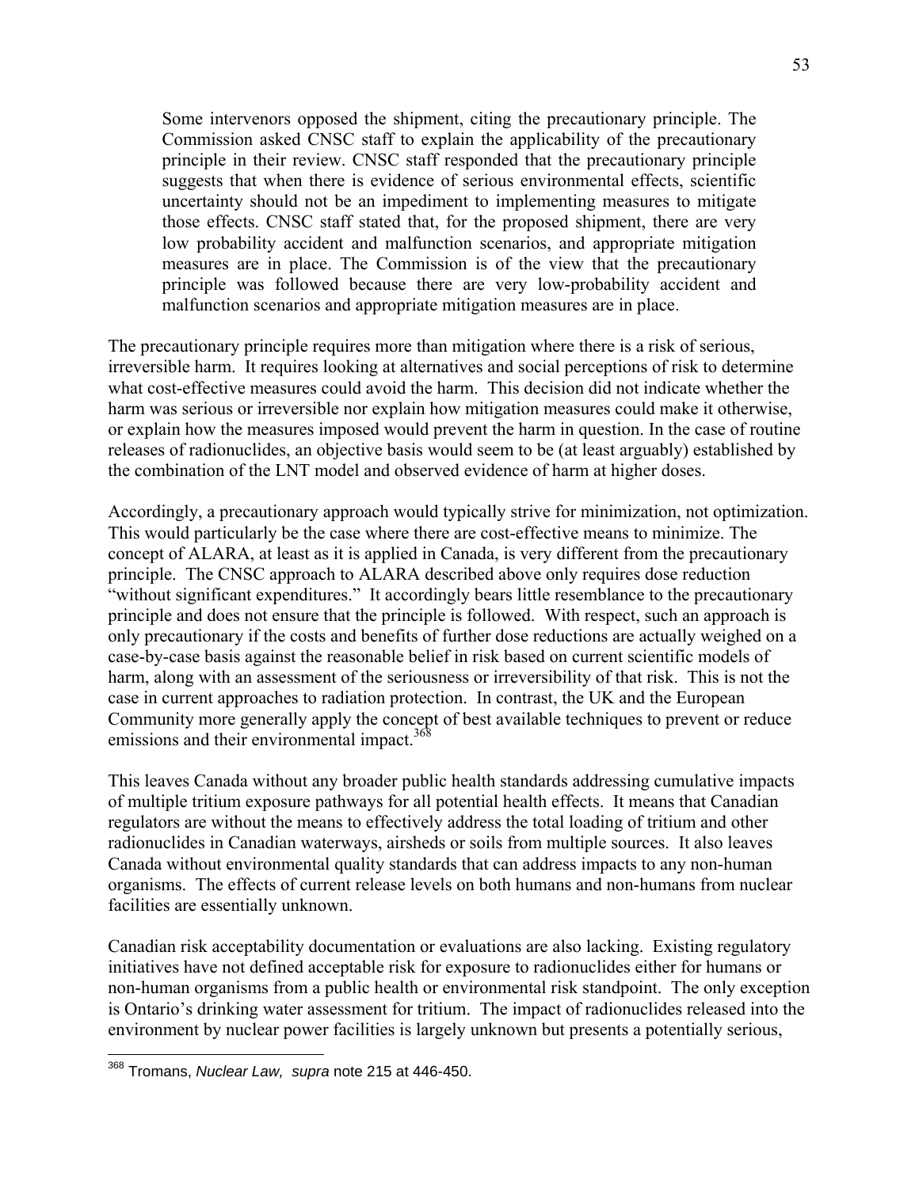> Some intervenors opposed the shipment, citing the precautionary principle. The Commission asked CNSC staff to explain the applicability of the precautionary principle in their review. CNSC staff responded that the precautionary principle suggests that when there is evidence of serious environmental effects, scientific uncertainty should not be an impediment to implementing measures to mitigate those effects. CNSC staff stated that, for the proposed shipment, there are very low probability accident and malfunction scenarios, and appropriate mitigation measures are in place. The Commission is of the view that the precautionary principle was followed because there are very low-probability accident and malfunction scenarios and appropriate mitigation measures are in place.

The precautionary principle requires more than mitigation where there is a risk of serious, irreversible harm. It requires looking at alternatives and social perceptions of risk to determine what cost-effective measures could avoid the harm. This decision did not indicate whether the harm was serious or irreversible nor explain how mitigation measures could make it otherwise, or explain how the measures imposed would prevent the harm in question. In the case of routine releases of radionuclides, an objective basis would seem to be (at least arguably) established by the combination of the LNT model and observed evidence of harm at higher doses.

Accordingly, a precautionary approach would typically strive for minimization, not optimization. This would particularly be the case where there are cost-effective means to minimize. The concept of ALARA, at least as it is applied in Canada, is very different from the precautionary principle. The CNSC approach to ALARA described above only requires dose reduction "without significant expenditures." It accordingly bears little resemblance to the precautionary principle and does not ensure that the principle is followed. With respect, such an approach is only precautionary if the costs and benefits of further dose reductions are actually weighed on a case-by-case basis against the reasonable belief in risk based on current scientific models of harm, along with an assessment of the seriousness or irreversibility of that risk. This is not the case in current approaches to radiation protection. In contrast, the UK and the European Community more generally apply the concept of best available techniques to prevent or reduce emissions and their environmental impact.[368]

This leaves Canada without any broader public health standards addressing cumulative impacts of multiple tritium exposure pathways for all potential health effects. It means that Canadian regulators are without the means to effectively address the total loading of tritium and other radionuclides in Canadian waterways, airsheds or soils from multiple sources. It also leaves Canada without environmental quality standards that can address impacts to any non-human organisms. The effects of current release levels on both humans and non-humans from nuclear facilities are essentially unknown.

Canadian risk acceptability documentation or evaluations are also lacking. Existing regulatory initiatives have not defined acceptable risk for exposure to radionuclides either for humans or non-human organisms from a public health or environmental risk standpoint. The only exception is Ontario's drinking water assessment for tritium. The impact of radionuclides released into the environment by nuclear power facilities is largely unknown but presents a potentially serious,

---

[368] Tromans, *Nuclear Law, supra* note 215 at 446-450.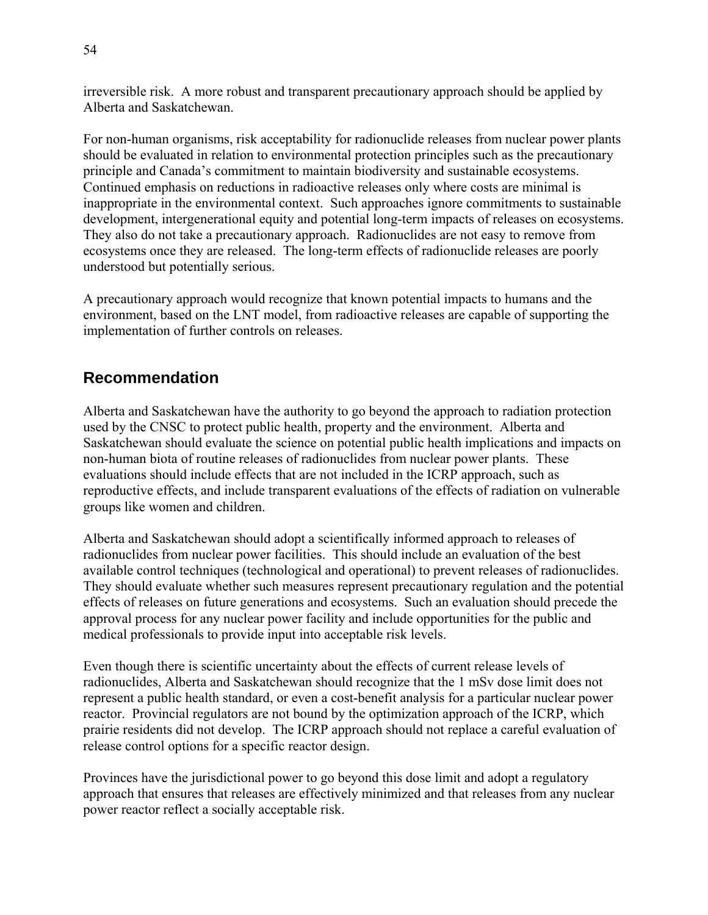irreversible risk. A more robust and transparent precautionary approach should be applied by Alberta and Saskatchewan.

For non-human organisms, risk acceptability for radionuclide releases from nuclear power plants should be evaluated in relation to environmental protection principles such as the precautionary principle and Canada's commitment to maintain biodiversity and sustainable ecosystems. Continued emphasis on reductions in radioactive releases only where costs are minimal is inappropriate in the environmental context. Such approaches ignore commitments to sustainable development, intergenerational equity and potential long-term impacts of releases on ecosystems. They also do not take a precautionary approach. Radionuclides are not easy to remove from ecosystems once they are released. The long-term effects of radionuclide releases are poorly understood but potentially serious.

A precautionary approach would recognize that known potential impacts to humans and the environment, based on the LNT model, from radioactive releases are capable of supporting the implementation of further controls on releases.

## Recommendation

Alberta and Saskatchewan have the authority to go beyond the approach to radiation protection used by the CNSC to protect public health, property and the environment. Alberta and Saskatchewan should evaluate the science on potential public health implications and impacts on non-human biota of routine releases of radionuclides from nuclear power plants. These evaluations should include effects that are not included in the ICRP approach, such as reproductive effects, and include transparent evaluations of the effects of radiation on vulnerable groups like women and children.

Alberta and Saskatchewan should adopt a scientifically informed approach to releases of radionuclides from nuclear power facilities. This should include an evaluation of the best available control techniques (technological and operational) to prevent releases of radionuclides. They should evaluate whether such measures represent precautionary regulation and the potential effects of releases on future generations and ecosystems. Such an evaluation should precede the approval process for any nuclear power facility and include opportunities for the public and medical professionals to provide input into acceptable risk levels.

Even though there is scientific uncertainty about the effects of current release levels of radionuclides, Alberta and Saskatchewan should recognize that the 1 mSv dose limit does not represent a public health standard, or even a cost-benefit analysis for a particular nuclear power reactor. Provincial regulators are not bound by the optimization approach of the ICRP, which prairie residents did not develop. The ICRP approach should not replace a careful evaluation of release control options for a specific reactor design.

Provinces have the jurisdictional power to go beyond this dose limit and adopt a regulatory approach that ensures that releases are effectively minimized and that releases from any nuclear power reactor reflect a socially acceptable risk.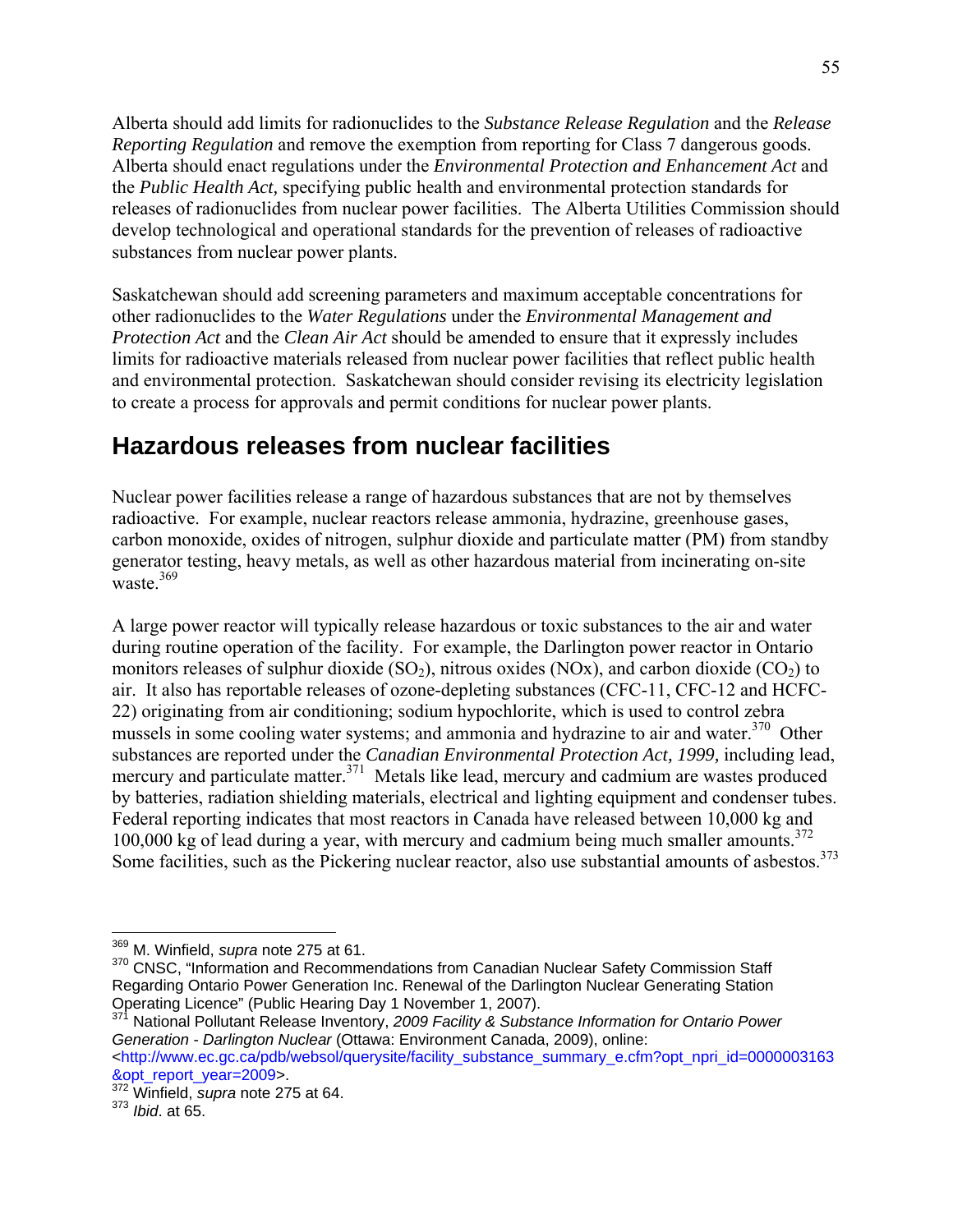Alberta should add limits for radionuclides to the *Substance Release Regulation* and the *Release Reporting Regulation* and remove the exemption from reporting for Class 7 dangerous goods. Alberta should enact regulations under the *Environmental Protection and Enhancement Act* and the *Public Health Act,* specifying public health and environmental protection standards for releases of radionuclides from nuclear power facilities. The Alberta Utilities Commission should develop technological and operational standards for the prevention of releases of radioactive substances from nuclear power plants.

Saskatchewan should add screening parameters and maximum acceptable concentrations for other radionuclides to the *Water Regulations* under the *Environmental Management and Protection Act* and the *Clean Air Act* should be amended to ensure that it expressly includes limits for radioactive materials released from nuclear power facilities that reflect public health and environmental protection. Saskatchewan should consider revising its electricity legislation to create a process for approvals and permit conditions for nuclear power plants.

## Hazardous releases from nuclear facilities

Nuclear power facilities release a range of hazardous substances that are not by themselves radioactive. For example, nuclear reactors release ammonia, hydrazine, greenhouse gases, carbon monoxide, oxides of nitrogen, sulphur dioxide and particulate matter (PM) from standby generator testing, heavy metals, as well as other hazardous material from incinerating on-site waste.[369]

A large power reactor will typically release hazardous or toxic substances to the air and water during routine operation of the facility. For example, the Darlington power reactor in Ontario monitors releases of sulphur dioxide ($SO_2$), nitrous oxides (NOx), and carbon dioxide ($CO_2$) to air. It also has reportable releases of ozone-depleting substances (CFC-11, CFC-12 and HCFC-22) originating from air conditioning; sodium hypochlorite, which is used to control zebra mussels in some cooling water systems; and ammonia and hydrazine to air and water.[370] Other substances are reported under the *Canadian Environmental Protection Act, 1999,* including lead, mercury and particulate matter.[371] Metals like lead, mercury and cadmium are wastes produced by batteries, radiation shielding materials, electrical and lighting equipment and condenser tubes. Federal reporting indicates that most reactors in Canada have released between 10,000 kg and 100,000 kg of lead during a year, with mercury and cadmium being much smaller amounts.[372] Some facilities, such as the Pickering nuclear reactor, also use substantial amounts of asbestos.[373]

---

[369] M. Winfield, *supra* note 275 at 61.

[370] CNSC, "Information and Recommendations from Canadian Nuclear Safety Commission Staff Regarding Ontario Power Generation Inc. Renewal of the Darlington Nuclear Generating Station Operating Licence" (Public Hearing Day 1 November 1, 2007).

[371] National Pollutant Release Inventory, *2009 Facility & Substance Information for Ontario Power Generation - Darlington Nuclear* (Ottawa: Environment Canada, 2009), online: <http://www.ec.gc.ca/pdb/websol/querysite/facility_substance_summary_e.cfm?opt_npri_id=0000003163&opt_report_year=2009>.

[372] Winfield, *supra* note 275 at 64.

[373] *Ibid*. at 65.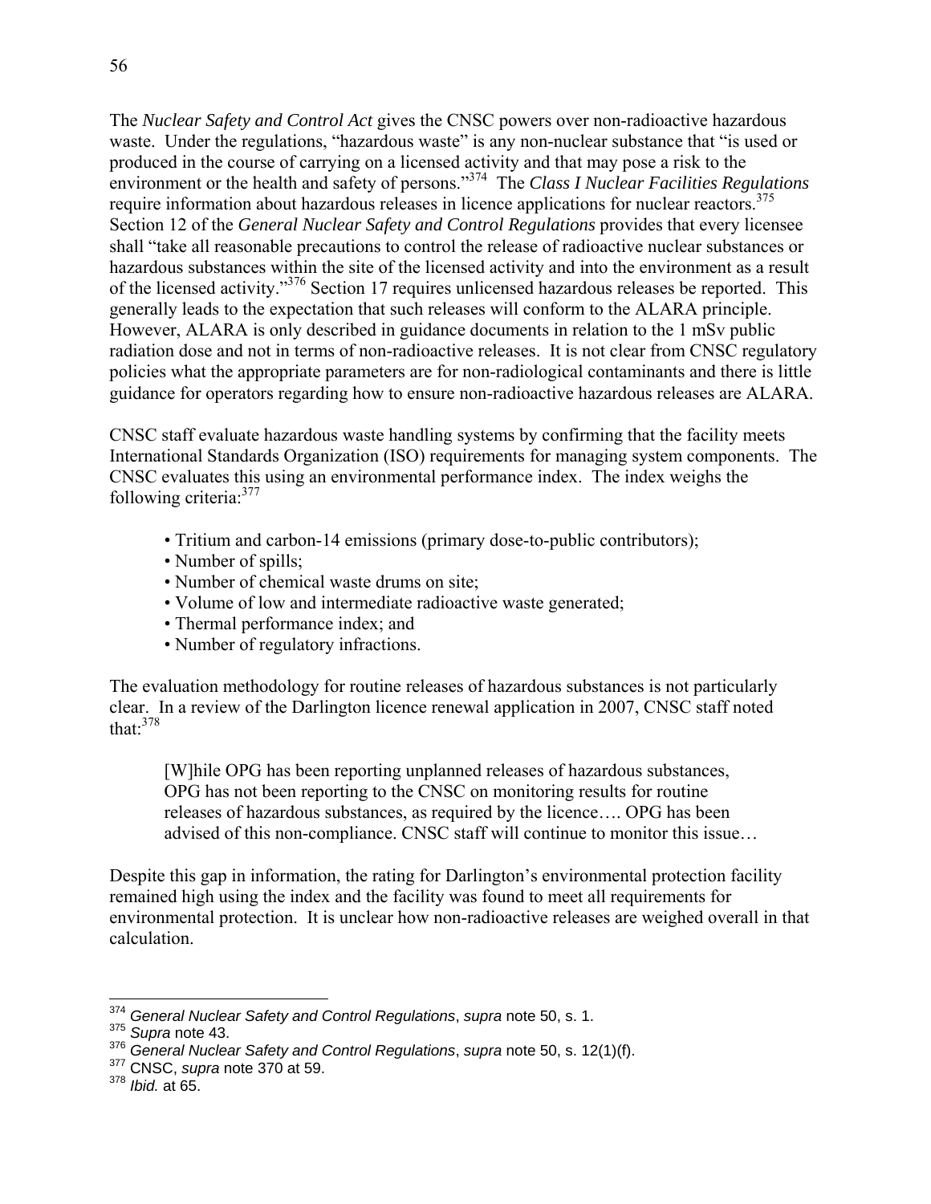The *Nuclear Safety and Control Act* gives the CNSC powers over non-radioactive hazardous waste. Under the regulations, "hazardous waste" is any non-nuclear substance that "is used or produced in the course of carrying on a licensed activity and that may pose a risk to the environment or the health and safety of persons."[374] The *Class I Nuclear Facilities Regulations* require information about hazardous releases in licence applications for nuclear reactors.[375] Section 12 of the *General Nuclear Safety and Control Regulations* provides that every licensee shall "take all reasonable precautions to control the release of radioactive nuclear substances or hazardous substances within the site of the licensed activity and into the environment as a result of the licensed activity."[376] Section 17 requires unlicensed hazardous releases be reported. This generally leads to the expectation that such releases will conform to the ALARA principle. However, ALARA is only described in guidance documents in relation to the 1 mSv public radiation dose and not in terms of non-radioactive releases. It is not clear from CNSC regulatory policies what the appropriate parameters are for non-radiological contaminants and there is little guidance for operators regarding how to ensure non-radioactive hazardous releases are ALARA.

CNSC staff evaluate hazardous waste handling systems by confirming that the facility meets International Standards Organization (ISO) requirements for managing system components. The CNSC evaluates this using an environmental performance index. The index weighs the following criteria:[377]

- Tritium and carbon-14 emissions (primary dose-to-public contributors);
- Number of spills;
- Number of chemical waste drums on site;
- Volume of low and intermediate radioactive waste generated;
- Thermal performance index; and
- Number of regulatory infractions.

The evaluation methodology for routine releases of hazardous substances is not particularly clear. In a review of the Darlington licence renewal application in 2007, CNSC staff noted that:[378]

> [W]hile OPG has been reporting unplanned releases of hazardous substances, OPG has not been reporting to the CNSC on monitoring results for routine releases of hazardous substances, as required by the licence…. OPG has been advised of this non-compliance. CNSC staff will continue to monitor this issue…

Despite this gap in information, the rating for Darlington's environmental protection facility remained high using the index and the facility was found to meet all requirements for environmental protection. It is unclear how non-radioactive releases are weighed overall in that calculation.

---

[374] *General Nuclear Safety and Control Regulations*, *supra* note 50, s. 1.

[375] *Supra* note 43.

[376] *General Nuclear Safety and Control Regulations*, *supra* note 50, s. 12(1)(f).

[377] CNSC, *supra* note 370 at 59.

[378] *Ibid.* at 65.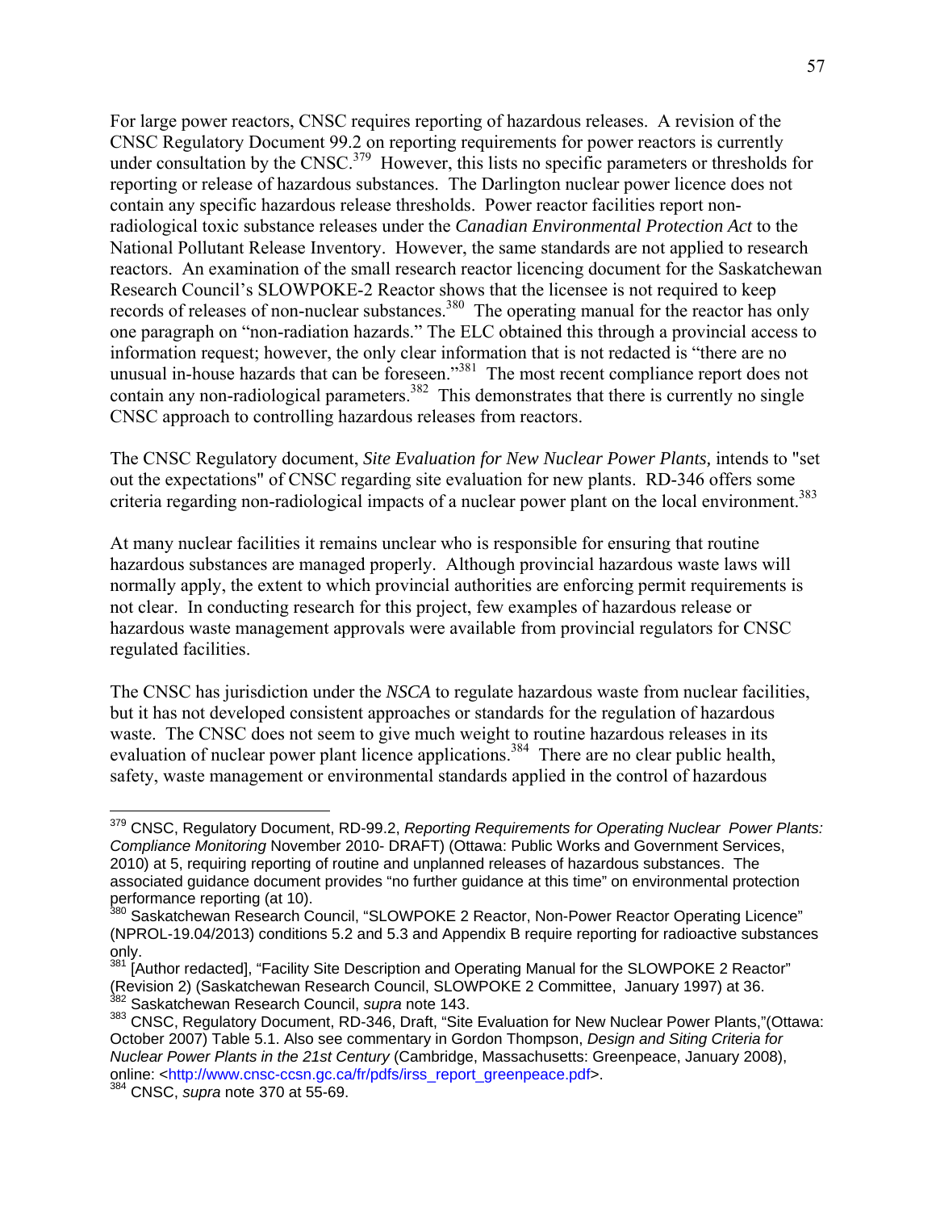For large power reactors, CNSC requires reporting of hazardous releases. A revision of the CNSC Regulatory Document 99.2 on reporting requirements for power reactors is currently under consultation by the CNSC.[379] However, this lists no specific parameters or thresholds for reporting or release of hazardous substances. The Darlington nuclear power licence does not contain any specific hazardous release thresholds. Power reactor facilities report non-radiological toxic substance releases under the *Canadian Environmental Protection Act* to the National Pollutant Release Inventory. However, the same standards are not applied to research reactors. An examination of the small research reactor licencing document for the Saskatchewan Research Council's SLOWPOKE-2 Reactor shows that the licensee is not required to keep records of releases of non-nuclear substances.[380] The operating manual for the reactor has only one paragraph on "non-radiation hazards." The ELC obtained this through a provincial access to information request; however, the only clear information that is not redacted is "there are no unusual in-house hazards that can be foreseen."[381] The most recent compliance report does not contain any non-radiological parameters.[382] This demonstrates that there is currently no single CNSC approach to controlling hazardous releases from reactors.

The CNSC Regulatory document, *Site Evaluation for New Nuclear Power Plants,* intends to "set out the expectations" of CNSC regarding site evaluation for new plants. RD-346 offers some criteria regarding non-radiological impacts of a nuclear power plant on the local environment.[383]

At many nuclear facilities it remains unclear who is responsible for ensuring that routine hazardous substances are managed properly. Although provincial hazardous waste laws will normally apply, the extent to which provincial authorities are enforcing permit requirements is not clear. In conducting research for this project, few examples of hazardous release or hazardous waste management approvals were available from provincial regulators for CNSC regulated facilities.

The CNSC has jurisdiction under the *NSCA* to regulate hazardous waste from nuclear facilities, but it has not developed consistent approaches or standards for the regulation of hazardous waste. The CNSC does not seem to give much weight to routine hazardous releases in its evaluation of nuclear power plant licence applications.[384] There are no clear public health, safety, waste management or environmental standards applied in the control of hazardous

---

[379] CNSC, Regulatory Document, RD-99.2, *Reporting Requirements for Operating Nuclear Power Plants: Compliance Monitoring* November 2010- DRAFT) (Ottawa: Public Works and Government Services, 2010) at 5, requiring reporting of routine and unplanned releases of hazardous substances. The associated guidance document provides "no further guidance at this time" on environmental protection performance reporting (at 10).

[380] Saskatchewan Research Council, "SLOWPOKE 2 Reactor, Non-Power Reactor Operating Licence" (NPROL-19.04/2013) conditions 5.2 and 5.3 and Appendix B require reporting for radioactive substances only.

[381] [Author redacted], "Facility Site Description and Operating Manual for the SLOWPOKE 2 Reactor" (Revision 2) (Saskatchewan Research Council, SLOWPOKE 2 Committee, January 1997) at 36.

[382] Saskatchewan Research Council, *supra* note 143.

[383] CNSC, Regulatory Document, RD-346, Draft, "Site Evaluation for New Nuclear Power Plants,"(Ottawa: October 2007) Table 5.1. Also see commentary in Gordon Thompson, *Design and Siting Criteria for Nuclear Power Plants in the 21st Century* (Cambridge, Massachusetts: Greenpeace, January 2008), online: <http://www.cnsc-ccsn.gc.ca/fr/pdfs/irss_report_greenpeace.pdf>.

[384] CNSC, *supra* note 370 at 55-69.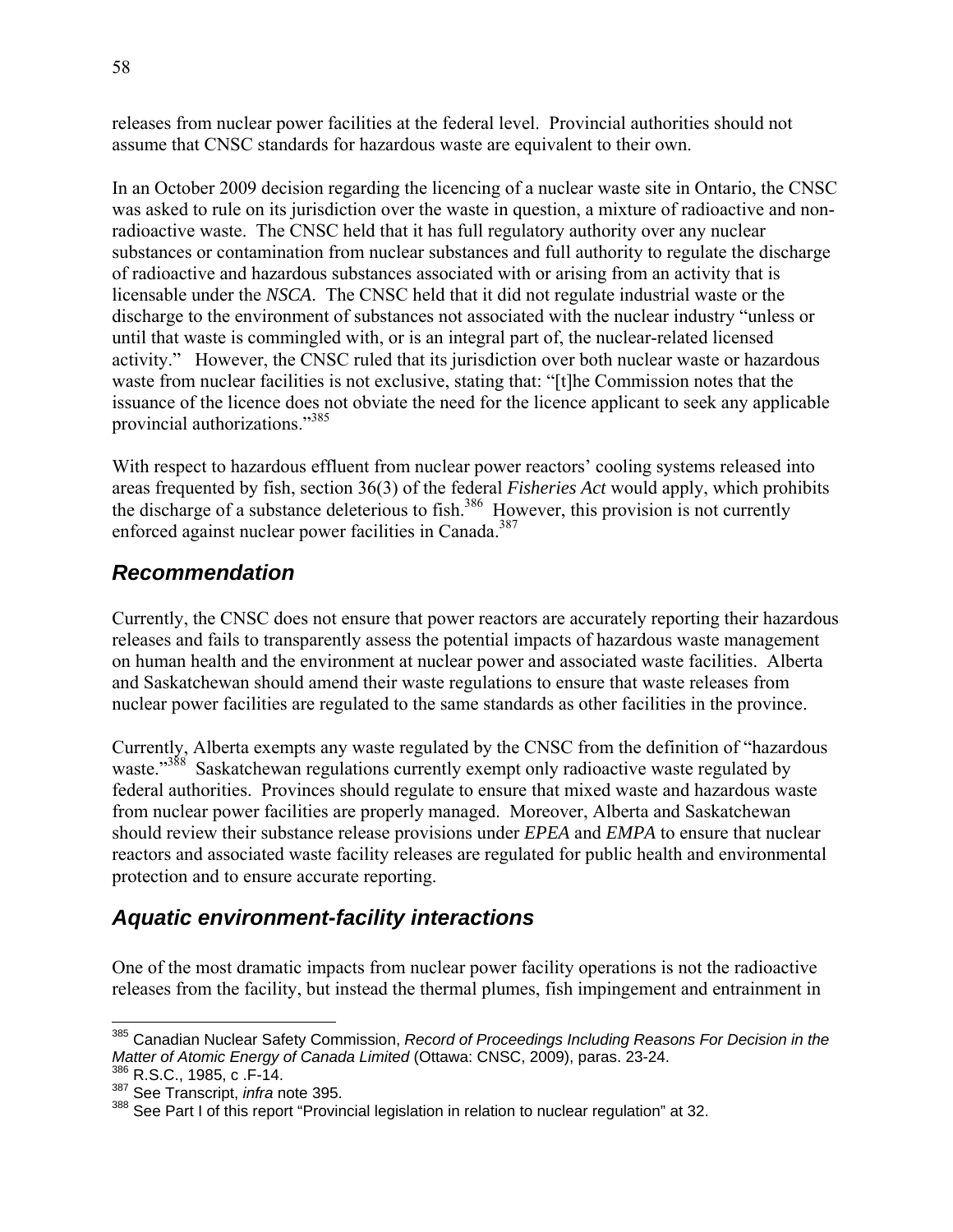releases from nuclear power facilities at the federal level. Provincial authorities should not assume that CNSC standards for hazardous waste are equivalent to their own.

In an October 2009 decision regarding the licencing of a nuclear waste site in Ontario, the CNSC was asked to rule on its jurisdiction over the waste in question, a mixture of radioactive and non-radioactive waste. The CNSC held that it has full regulatory authority over any nuclear substances or contamination from nuclear substances and full authority to regulate the discharge of radioactive and hazardous substances associated with or arising from an activity that is licensable under the *NSCA*. The CNSC held that it did not regulate industrial waste or the discharge to the environment of substances not associated with the nuclear industry "unless or until that waste is commingled with, or is an integral part of, the nuclear-related licensed activity." However, the CNSC ruled that its jurisdiction over both nuclear waste or hazardous waste from nuclear facilities is not exclusive, stating that: "[t]he Commission notes that the issuance of the licence does not obviate the need for the licence applicant to seek any applicable provincial authorizations."[385]

With respect to hazardous effluent from nuclear power reactors' cooling systems released into areas frequented by fish, section 36(3) of the federal *Fisheries Act* would apply, which prohibits the discharge of a substance deleterious to fish.[386] However, this provision is not currently enforced against nuclear power facilities in Canada.[387]

## *Recommendation*

Currently, the CNSC does not ensure that power reactors are accurately reporting their hazardous releases and fails to transparently assess the potential impacts of hazardous waste management on human health and the environment at nuclear power and associated waste facilities. Alberta and Saskatchewan should amend their waste regulations to ensure that waste releases from nuclear power facilities are regulated to the same standards as other facilities in the province.

Currently, Alberta exempts any waste regulated by the CNSC from the definition of "hazardous waste."[388] Saskatchewan regulations currently exempt only radioactive waste regulated by federal authorities. Provinces should regulate to ensure that mixed waste and hazardous waste from nuclear power facilities are properly managed. Moreover, Alberta and Saskatchewan should review their substance release provisions under *EPEA* and *EMPA* to ensure that nuclear reactors and associated waste facility releases are regulated for public health and environmental protection and to ensure accurate reporting.

## *Aquatic environment-facility interactions*

One of the most dramatic impacts from nuclear power facility operations is not the radioactive releases from the facility, but instead the thermal plumes, fish impingement and entrainment in

---

[385] Canadian Nuclear Safety Commission, *Record of Proceedings Including Reasons For Decision in the Matter of Atomic Energy of Canada Limited* (Ottawa: CNSC, 2009), paras. 23-24.

[386] R.S.C., 1985, c .F-14.

[387] See Transcript, *infra* note 395.

[388] See Part I of this report "Provincial legislation in relation to nuclear regulation" at 32.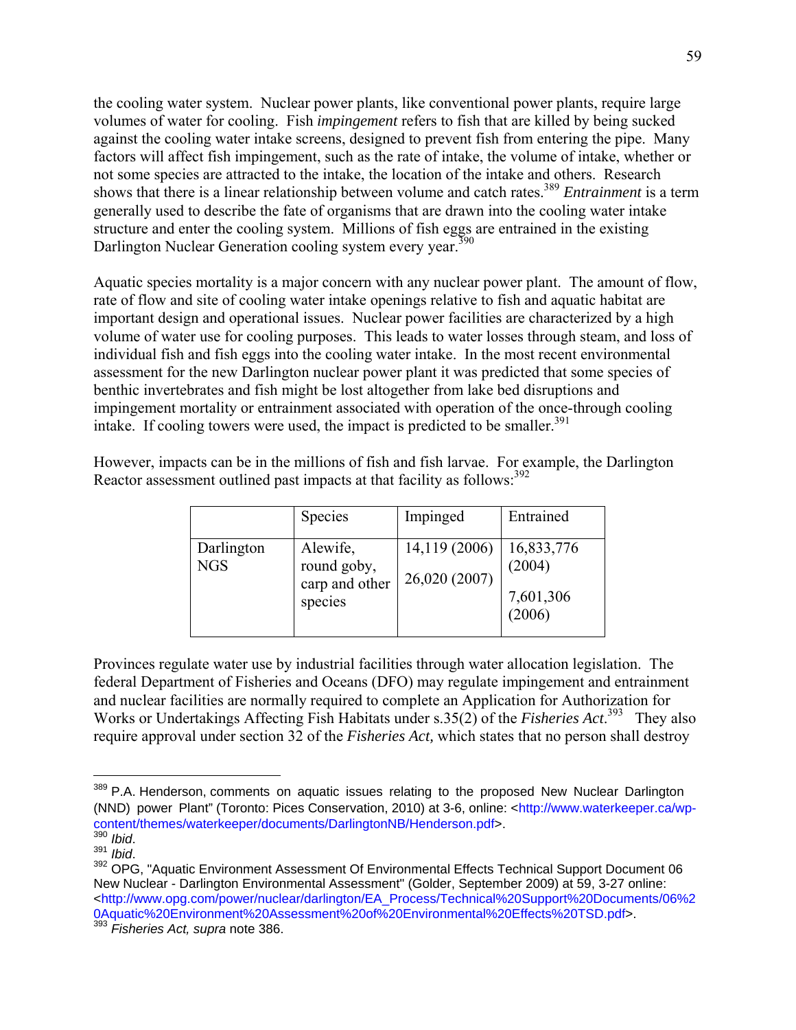the cooling water system. Nuclear power plants, like conventional power plants, require large volumes of water for cooling. Fish *impingement* refers to fish that are killed by being sucked against the cooling water intake screens, designed to prevent fish from entering the pipe. Many factors will affect fish impingement, such as the rate of intake, the volume of intake, whether or not some species are attracted to the intake, the location of the intake and others. Research shows that there is a linear relationship between volume and catch rates.[389] *Entrainment* is a term generally used to describe the fate of organisms that are drawn into the cooling water intake structure and enter the cooling system. Millions of fish eggs are entrained in the existing Darlington Nuclear Generation cooling system every year.[390]

Aquatic species mortality is a major concern with any nuclear power plant. The amount of flow, rate of flow and site of cooling water intake openings relative to fish and aquatic habitat are important design and operational issues. Nuclear power facilities are characterized by a high volume of water use for cooling purposes. This leads to water losses through steam, and loss of individual fish and fish eggs into the cooling water intake. In the most recent environmental assessment for the new Darlington nuclear power plant it was predicted that some species of benthic invertebrates and fish might be lost altogether from lake bed disruptions and impingement mortality or entrainment associated with operation of the once-through cooling intake. If cooling towers were used, the impact is predicted to be smaller.[391]

However, impacts can be in the millions of fish and fish larvae. For example, the Darlington Reactor assessment outlined past impacts at that facility as follows:[392]

| | Species | Impinged | Entrained |
|---|---|---|---|
| Darlington NGS | Alewife, round goby, carp and other species | 14,119 (2006)<br>26,020 (2007) | 16,833,776 (2004)<br>7,601,306 (2006) |

Provinces regulate water use by industrial facilities through water allocation legislation. The federal Department of Fisheries and Oceans (DFO) may regulate impingement and entrainment and nuclear facilities are normally required to complete an Application for Authorization for Works or Undertakings Affecting Fish Habitats under s.35(2) of the *Fisheries Act*.[393] They also require approval under section 32 of the *Fisheries Act,* which states that no person shall destroy

---

[389] P.A. Henderson, comments on aquatic issues relating to the proposed New Nuclear Darlington (NND) power Plant" (Toronto: Pices Conservation, 2010) at 3-6, online: <http://www.waterkeeper.ca/wp-content/themes/waterkeeper/documents/DarlingtonNB/Henderson.pdf>.

[390] *Ibid*.

[391] *Ibid*.

[392] OPG, "Aquatic Environment Assessment Of Environmental Effects Technical Support Document 06 New Nuclear - Darlington Environmental Assessment" (Golder, September 2009) at 59, 3-27 online: <http://www.opg.com/power/nuclear/darlington/EA_Process/Technical%20Support%20Documents/06%20Aquatic%20Environment%20Assessment%20of%20Environmental%20Effects%20TSD.pdf>.

[393] *Fisheries Act, supra* note 386.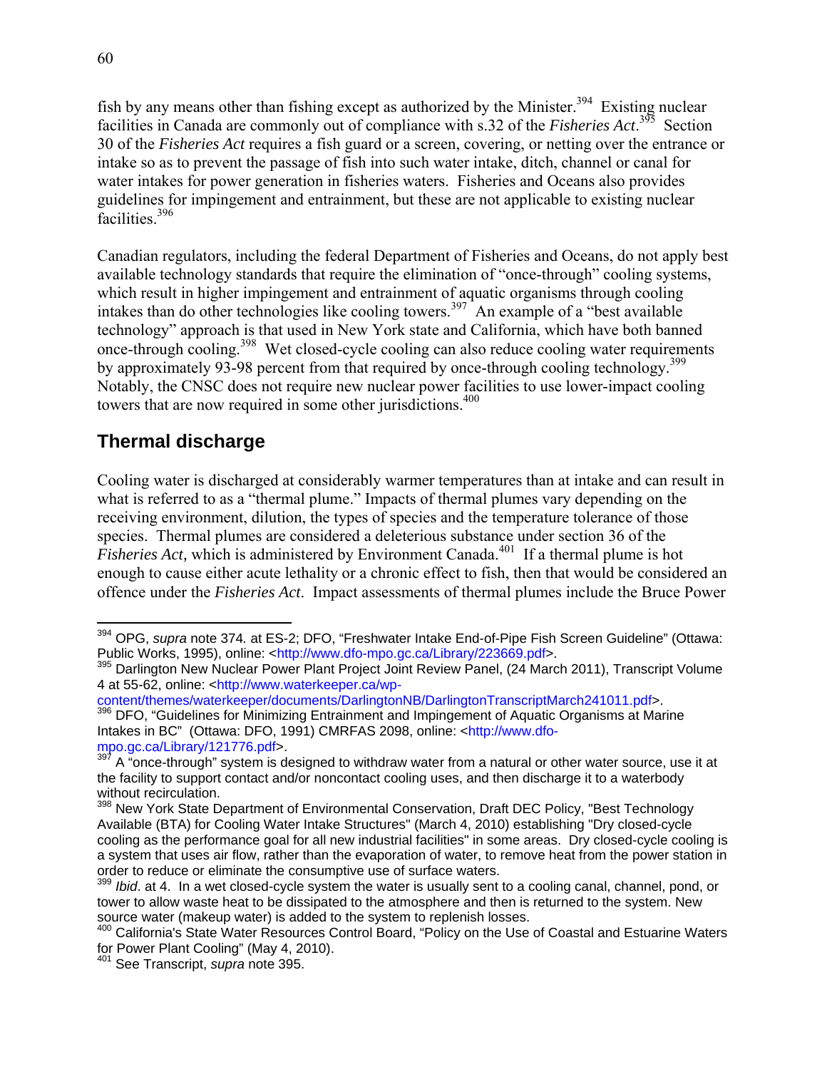fish by any means other than fishing except as authorized by the Minister.[394] Existing nuclear facilities in Canada are commonly out of compliance with s.32 of the *Fisheries Act*.[395] Section 30 of the *Fisheries Act* requires a fish guard or a screen, covering, or netting over the entrance or intake so as to prevent the passage of fish into such water intake, ditch, channel or canal for water intakes for power generation in fisheries waters. Fisheries and Oceans also provides guidelines for impingement and entrainment, but these are not applicable to existing nuclear facilities.[396]

Canadian regulators, including the federal Department of Fisheries and Oceans, do not apply best available technology standards that require the elimination of "once-through" cooling systems, which result in higher impingement and entrainment of aquatic organisms through cooling intakes than do other technologies like cooling towers.[397] An example of a "best available technology" approach is that used in New York state and California, which have both banned once-through cooling.[398] Wet closed-cycle cooling can also reduce cooling water requirements by approximately 93-98 percent from that required by once-through cooling technology.[399] Notably, the CNSC does not require new nuclear power facilities to use lower-impact cooling towers that are now required in some other jurisdictions.[400]

## Thermal discharge

Cooling water is discharged at considerably warmer temperatures than at intake and can result in what is referred to as a "thermal plume." Impacts of thermal plumes vary depending on the receiving environment, dilution, the types of species and the temperature tolerance of those species. Thermal plumes are considered a deleterious substance under section 36 of the *Fisheries Act,* which is administered by Environment Canada.[401] If a thermal plume is hot enough to cause either acute lethality or a chronic effect to fish, then that would be considered an offence under the *Fisheries Act*. Impact assessments of thermal plumes include the Bruce Power

---

[394] OPG, *supra* note 374*.* at ES-2; DFO, "Freshwater Intake End-of-Pipe Fish Screen Guideline" (Ottawa: Public Works, 1995), online: <http://www.dfo-mpo.gc.ca/Library/223669.pdf>.

[395] Darlington New Nuclear Power Plant Project Joint Review Panel, (24 March 2011), Transcript Volume 4 at 55-62, online: <http://www.waterkeeper.ca/wp-content/themes/waterkeeper/documents/DarlingtonNB/DarlingtonTranscriptMarch241011.pdf>.

[396] DFO, "Guidelines for Minimizing Entrainment and Impingement of Aquatic Organisms at Marine Intakes in BC" (Ottawa: DFO, 1991) CMRFAS 2098, online: <http://www.dfo-mpo.gc.ca/Library/121776.pdf>.

[397] A "once-through" system is designed to withdraw water from a natural or other water source, use it at the facility to support contact and/or noncontact cooling uses, and then discharge it to a waterbody without recirculation.

[398] New York State Department of Environmental Conservation, Draft DEC Policy, "Best Technology Available (BTA) for Cooling Water Intake Structures" (March 4, 2010) establishing "Dry closed-cycle cooling as the performance goal for all new industrial facilities" in some areas. Dry closed-cycle cooling is a system that uses air flow, rather than the evaporation of water, to remove heat from the power station in order to reduce or eliminate the consumptive use of surface waters.

[399] *Ibid*. at 4. In a wet closed-cycle system the water is usually sent to a cooling canal, channel, pond, or tower to allow waste heat to be dissipated to the atmosphere and then is returned to the system. New source water (makeup water) is added to the system to replenish losses.

[400] California's State Water Resources Control Board, "Policy on the Use of Coastal and Estuarine Waters for Power Plant Cooling" (May 4, 2010).

[401] See Transcript, *supra* note 395.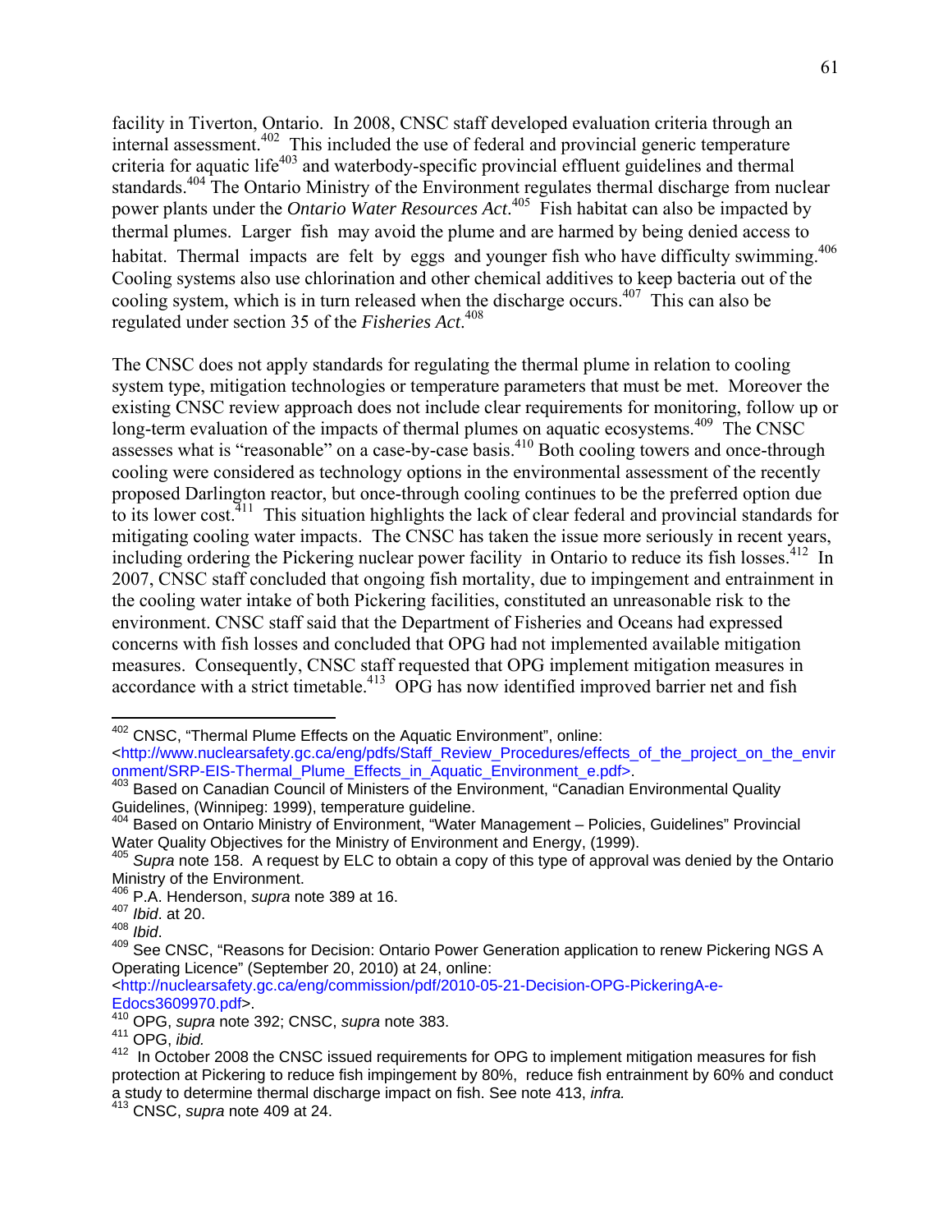facility in Tiverton, Ontario. In 2008, CNSC staff developed evaluation criteria through an internal assessment.[402] This included the use of federal and provincial generic temperature criteria for aquatic life[403] and waterbody-specific provincial effluent guidelines and thermal standards.[404] The Ontario Ministry of the Environment regulates thermal discharge from nuclear power plants under the *Ontario Water Resources Act*.[405] Fish habitat can also be impacted by thermal plumes. Larger fish may avoid the plume and are harmed by being denied access to habitat. Thermal impacts are felt by eggs and younger fish who have difficulty swimming.[406] Cooling systems also use chlorination and other chemical additives to keep bacteria out of the cooling system, which is in turn released when the discharge occurs.[407] This can also be regulated under section 35 of the *Fisheries Act*.[408]

The CNSC does not apply standards for regulating the thermal plume in relation to cooling system type, mitigation technologies or temperature parameters that must be met. Moreover the existing CNSC review approach does not include clear requirements for monitoring, follow up or long-term evaluation of the impacts of thermal plumes on aquatic ecosystems.[409] The CNSC assesses what is "reasonable" on a case-by-case basis.[410] Both cooling towers and once-through cooling were considered as technology options in the environmental assessment of the recently proposed Darlington reactor, but once-through cooling continues to be the preferred option due to its lower cost.[411] This situation highlights the lack of clear federal and provincial standards for mitigating cooling water impacts. The CNSC has taken the issue more seriously in recent years, including ordering the Pickering nuclear power facility in Ontario to reduce its fish losses.[412] In 2007, CNSC staff concluded that ongoing fish mortality, due to impingement and entrainment in the cooling water intake of both Pickering facilities, constituted an unreasonable risk to the environment. CNSC staff said that the Department of Fisheries and Oceans had expressed concerns with fish losses and concluded that OPG had not implemented available mitigation measures. Consequently, CNSC staff requested that OPG implement mitigation measures in accordance with a strict timetable.[413] OPG has now identified improved barrier net and fish

---

[402] CNSC, "Thermal Plume Effects on the Aquatic Environment", online: <http://www.nuclearsafety.gc.ca/eng/pdfs/Staff_Review_Procedures/effects_of_the_project_on_the_environment/SRP-EIS-Thermal_Plume_Effects_in_Aquatic_Environment_e.pdf>.

[403] Based on Canadian Council of Ministers of the Environment, "Canadian Environmental Quality Guidelines, (Winnipeg: 1999), temperature guideline.

[404] Based on Ontario Ministry of Environment, "Water Management – Policies, Guidelines" Provincial Water Quality Objectives for the Ministry of Environment and Energy, (1999).

[405] *Supra* note 158. A request by ELC to obtain a copy of this type of approval was denied by the Ontario Ministry of the Environment.

[406] P.A. Henderson, *supra* note 389 at 16.

[407] *Ibid*. at 20.

[408] *Ibid*.

[409] See CNSC, "Reasons for Decision: Ontario Power Generation application to renew Pickering NGS A Operating Licence" (September 20, 2010) at 24, online: <http://nuclearsafety.gc.ca/eng/commission/pdf/2010-05-21-Decision-OPG-PickeringA-e-Edocs3609970.pdf>.

[410] OPG, *supra* note 392; CNSC, *supra* note 383.

[411] OPG, *ibid.*

[412] In October 2008 the CNSC issued requirements for OPG to implement mitigation measures for fish protection at Pickering to reduce fish impingement by 80%, reduce fish entrainment by 60% and conduct a study to determine thermal discharge impact on fish. See note 413, *infra.*

[413] CNSC, *supra* note 409 at 24.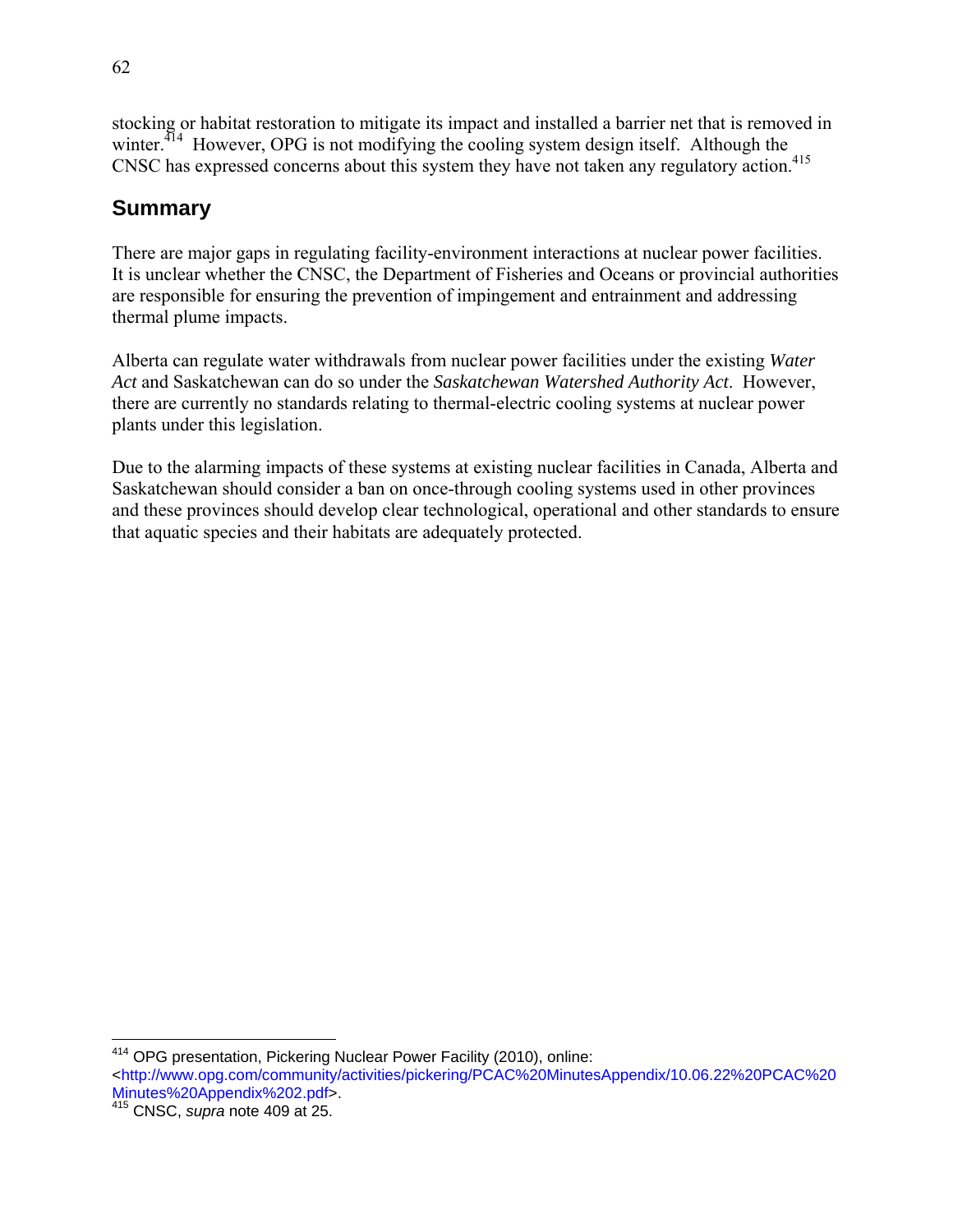stocking or habitat restoration to mitigate its impact and installed a barrier net that is removed in winter.[414] However, OPG is not modifying the cooling system design itself. Although the CNSC has expressed concerns about this system they have not taken any regulatory action.[415]

## Summary

There are major gaps in regulating facility-environment interactions at nuclear power facilities. It is unclear whether the CNSC, the Department of Fisheries and Oceans or provincial authorities are responsible for ensuring the prevention of impingement and entrainment and addressing thermal plume impacts.

Alberta can regulate water withdrawals from nuclear power facilities under the existing *Water Act* and Saskatchewan can do so under the *Saskatchewan Watershed Authority Act*. However, there are currently no standards relating to thermal-electric cooling systems at nuclear power plants under this legislation.

Due to the alarming impacts of these systems at existing nuclear facilities in Canada, Alberta and Saskatchewan should consider a ban on once-through cooling systems used in other provinces and these provinces should develop clear technological, operational and other standards to ensure that aquatic species and their habitats are adequately protected.

---

[414] OPG presentation, Pickering Nuclear Power Facility (2010), online: <http://www.opg.com/community/activities/pickering/PCAC%20MinutesAppendix/10.06.22%20PCAC%20Minutes%20Appendix%202.pdf>.

[415] CNSC, *supra* note 409 at 25.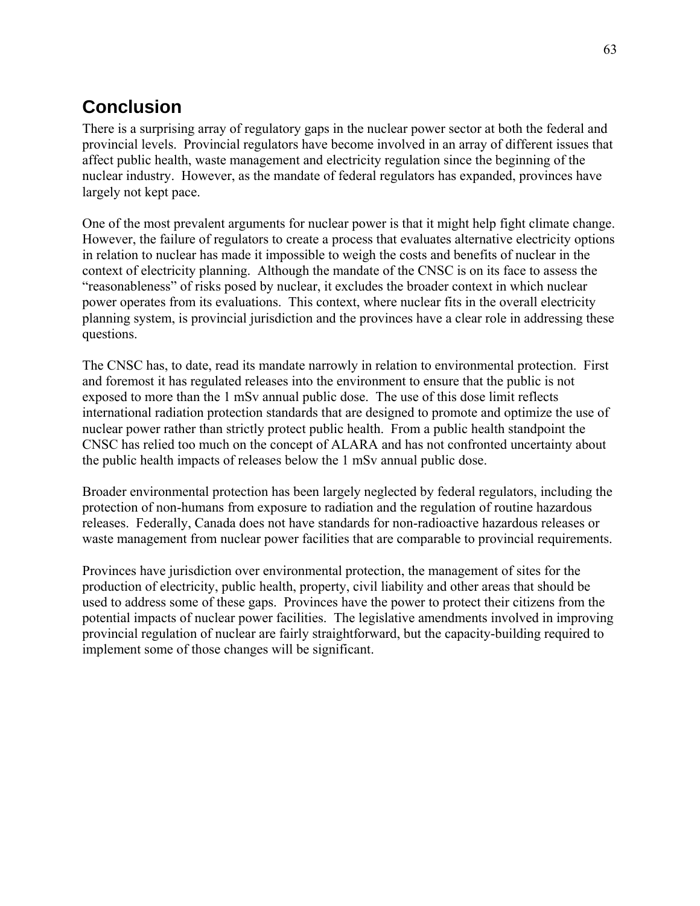## Conclusion

There is a surprising array of regulatory gaps in the nuclear power sector at both the federal and provincial levels. Provincial regulators have become involved in an array of different issues that affect public health, waste management and electricity regulation since the beginning of the nuclear industry. However, as the mandate of federal regulators has expanded, provinces have largely not kept pace.

One of the most prevalent arguments for nuclear power is that it might help fight climate change. However, the failure of regulators to create a process that evaluates alternative electricity options in relation to nuclear has made it impossible to weigh the costs and benefits of nuclear in the context of electricity planning. Although the mandate of the CNSC is on its face to assess the "reasonableness" of risks posed by nuclear, it excludes the broader context in which nuclear power operates from its evaluations. This context, where nuclear fits in the overall electricity planning system, is provincial jurisdiction and the provinces have a clear role in addressing these questions.

The CNSC has, to date, read its mandate narrowly in relation to environmental protection. First and foremost it has regulated releases into the environment to ensure that the public is not exposed to more than the 1 mSv annual public dose. The use of this dose limit reflects international radiation protection standards that are designed to promote and optimize the use of nuclear power rather than strictly protect public health. From a public health standpoint the CNSC has relied too much on the concept of ALARA and has not confronted uncertainty about the public health impacts of releases below the 1 mSv annual public dose.

Broader environmental protection has been largely neglected by federal regulators, including the protection of non-humans from exposure to radiation and the regulation of routine hazardous releases. Federally, Canada does not have standards for non-radioactive hazardous releases or waste management from nuclear power facilities that are comparable to provincial requirements.

Provinces have jurisdiction over environmental protection, the management of sites for the production of electricity, public health, property, civil liability and other areas that should be used to address some of these gaps. Provinces have the power to protect their citizens from the potential impacts of nuclear power facilities. The legislative amendments involved in improving provincial regulation of nuclear are fairly straightforward, but the capacity-building required to implement some of those changes will be significant.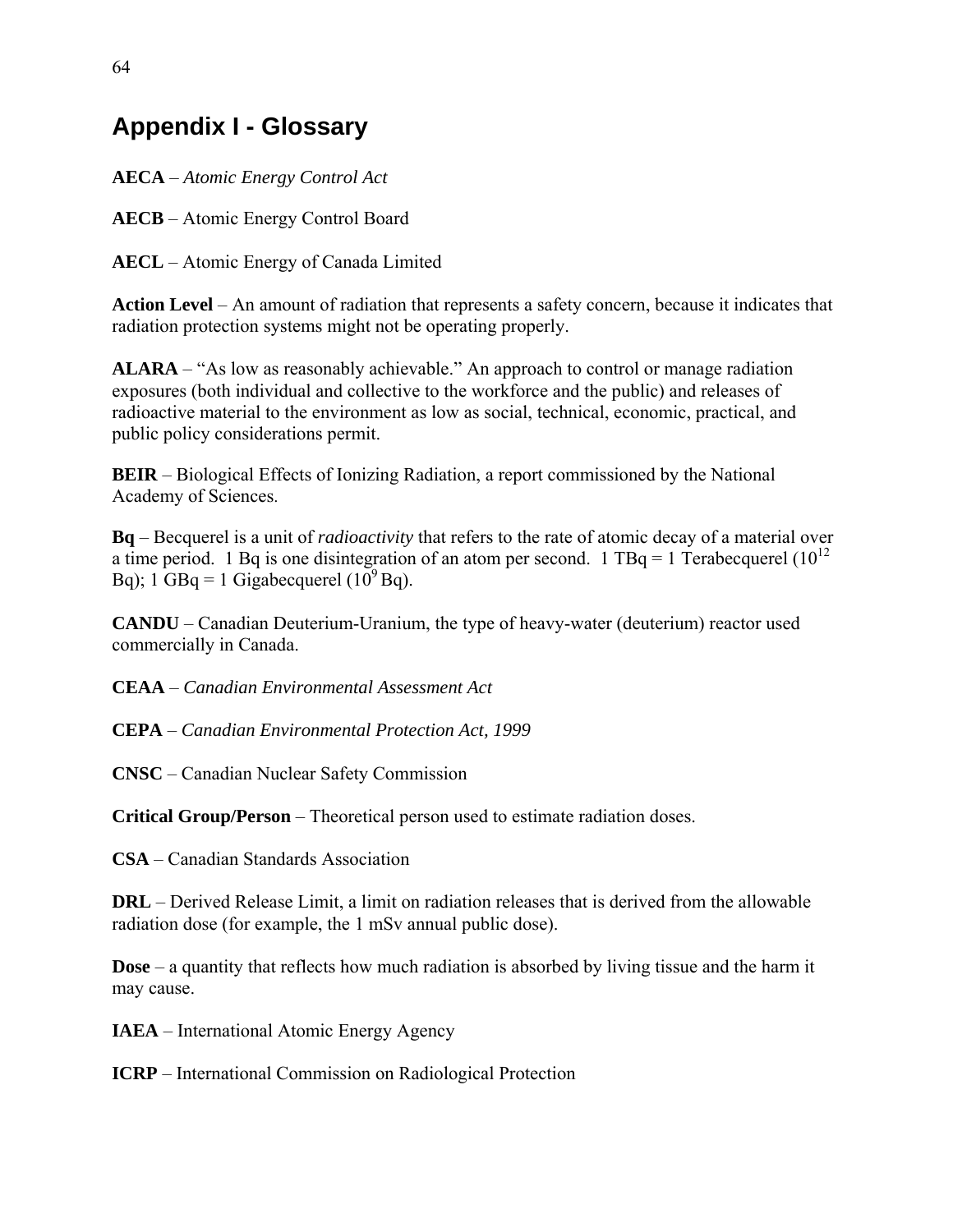# Appendix I - Glossary

**AECA** – *Atomic Energy Control Act*

**AECB** – Atomic Energy Control Board

**AECL** – Atomic Energy of Canada Limited

**Action Level** – An amount of radiation that represents a safety concern, because it indicates that radiation protection systems might not be operating properly.

**ALARA** – "As low as reasonably achievable." An approach to control or manage radiation exposures (both individual and collective to the workforce and the public) and releases of radioactive material to the environment as low as social, technical, economic, practical, and public policy considerations permit.

**BEIR** – Biological Effects of Ionizing Radiation, a report commissioned by the National Academy of Sciences.

**Bq** – Becquerel is a unit of *radioactivity* that refers to the rate of atomic decay of a material over a time period. 1 Bq is one disintegration of an atom per second. 1 TBq = 1 Terabecquerel ($10^{12}$ Bq); 1 GBq = 1 Gigabecquerel ($10^{9}$ Bq).

**CANDU** – Canadian Deuterium-Uranium, the type of heavy-water (deuterium) reactor used commercially in Canada.

**CEAA** – *Canadian Environmental Assessment Act*

**CEPA** – *Canadian Environmental Protection Act, 1999*

**CNSC** – Canadian Nuclear Safety Commission

**Critical Group/Person** – Theoretical person used to estimate radiation doses.

**CSA** – Canadian Standards Association

**DRL** – Derived Release Limit, a limit on radiation releases that is derived from the allowable radiation dose (for example, the 1 mSv annual public dose).

**Dose** – a quantity that reflects how much radiation is absorbed by living tissue and the harm it may cause.

**IAEA** – International Atomic Energy Agency

**ICRP** – International Commission on Radiological Protection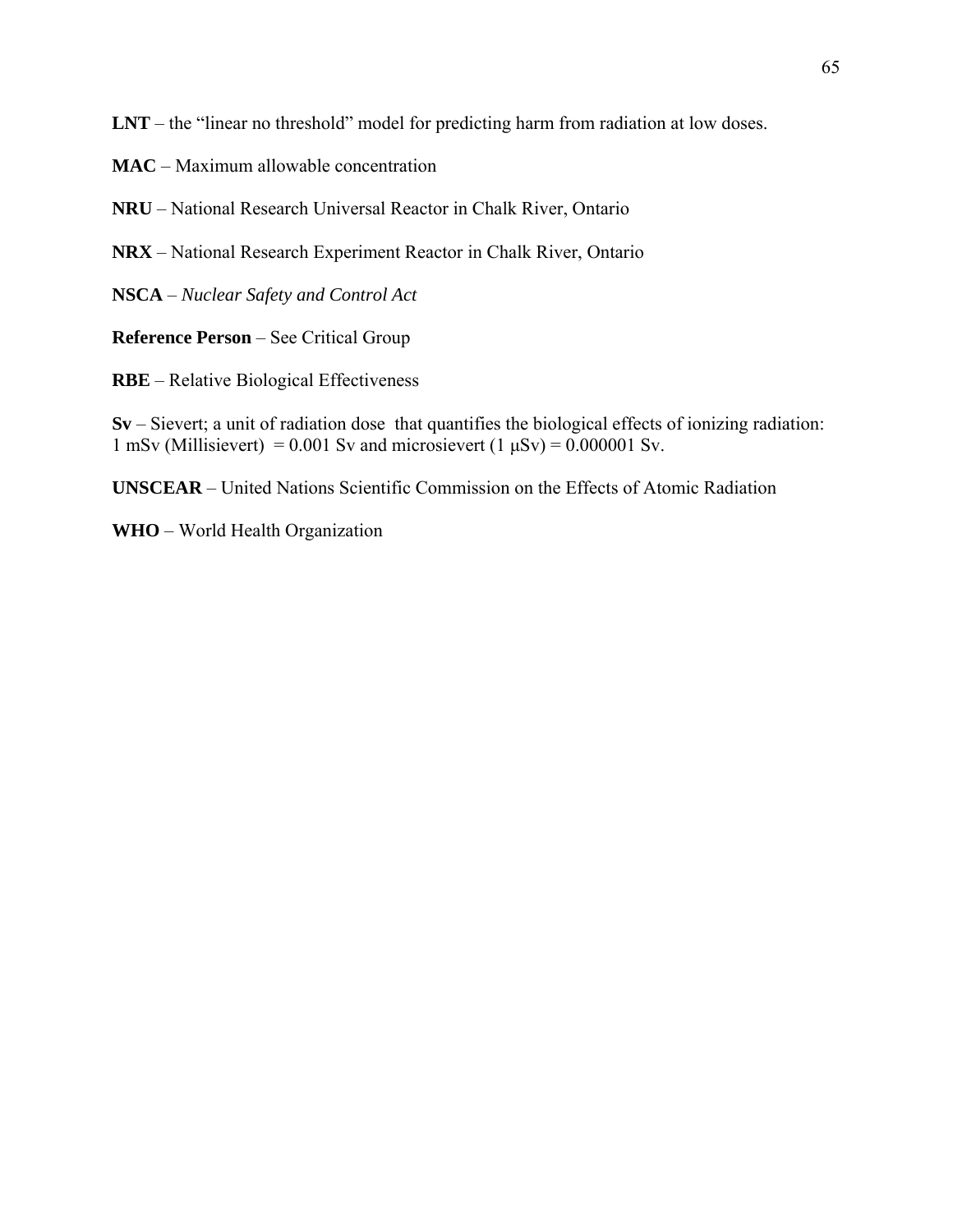**LNT** – the "linear no threshold" model for predicting harm from radiation at low doses.

**MAC** – Maximum allowable concentration

**NRU** – National Research Universal Reactor in Chalk River, Ontario

**NRX** – National Research Experiment Reactor in Chalk River, Ontario

**NSCA** – *Nuclear Safety and Control Act*

**Reference Person** – See Critical Group

**RBE** – Relative Biological Effectiveness

**Sv** – Sievert; a unit of radiation dose that quantifies the biological effects of ionizing radiation: 1 mSv (Millisievert) = 0.001 Sv and microsievert (1 μSv) = 0.000001 Sv.

**UNSCEAR** – United Nations Scientific Commission on the Effects of Atomic Radiation

**WHO** – World Health Organization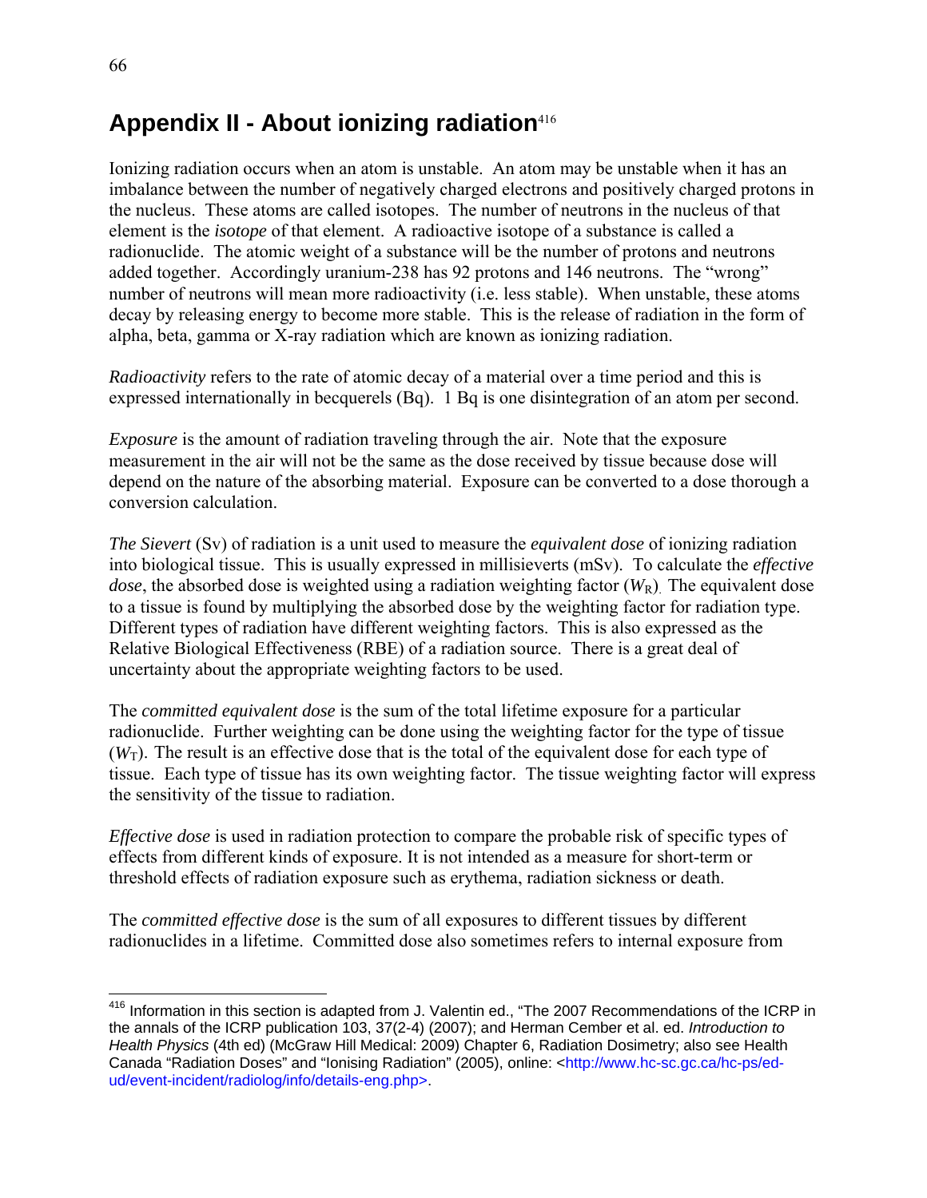# Appendix II - About ionizing radiation[416]

Ionizing radiation occurs when an atom is unstable. An atom may be unstable when it has an imbalance between the number of negatively charged electrons and positively charged protons in the nucleus. These atoms are called isotopes. The number of neutrons in the nucleus of that element is the *isotope* of that element. A radioactive isotope of a substance is called a radionuclide. The atomic weight of a substance will be the number of protons and neutrons added together. Accordingly uranium-238 has 92 protons and 146 neutrons. The "wrong" number of neutrons will mean more radioactivity (i.e. less stable). When unstable, these atoms decay by releasing energy to become more stable. This is the release of radiation in the form of alpha, beta, gamma or X-ray radiation which are known as ionizing radiation.

*Radioactivity* refers to the rate of atomic decay of a material over a time period and this is expressed internationally in becquerels (Bq). 1 Bq is one disintegration of an atom per second.

*Exposure* is the amount of radiation traveling through the air. Note that the exposure measurement in the air will not be the same as the dose received by tissue because dose will depend on the nature of the absorbing material. Exposure can be converted to a dose thorough a conversion calculation.

*The Sievert* (Sv) of radiation is a unit used to measure the *equivalent dose* of ionizing radiation into biological tissue. This is usually expressed in millisieverts (mSv). To calculate the *effective dose*, the absorbed dose is weighted using a radiation weighting factor ($W_R$). The equivalent dose to a tissue is found by multiplying the absorbed dose by the weighting factor for radiation type. Different types of radiation have different weighting factors. This is also expressed as the Relative Biological Effectiveness (RBE) of a radiation source. There is a great deal of uncertainty about the appropriate weighting factors to be used.

The *committed equivalent dose* is the sum of the total lifetime exposure for a particular radionuclide. Further weighting can be done using the weighting factor for the type of tissue ($W_T$). The result is an effective dose that is the total of the equivalent dose for each type of tissue. Each type of tissue has its own weighting factor. The tissue weighting factor will express the sensitivity of the tissue to radiation.

*Effective dose* is used in radiation protection to compare the probable risk of specific types of effects from different kinds of exposure. It is not intended as a measure for short-term or threshold effects of radiation exposure such as erythema, radiation sickness or death.

The *committed effective dose* is the sum of all exposures to different tissues by different radionuclides in a lifetime. Committed dose also sometimes refers to internal exposure from

---

[416] Information in this section is adapted from J. Valentin ed., "The 2007 Recommendations of the ICRP in the annals of the ICRP publication 103, 37(2-4) (2007); and Herman Cember et al. ed. *Introduction to Health Physics* (4th ed) (McGraw Hill Medical: 2009) Chapter 6, Radiation Dosimetry; also see Health Canada "Radiation Doses" and "Ionising Radiation" (2005), online: <http://www.hc-sc.gc.ca/hc-ps/ed-ud/event-incident/radiolog/info/details-eng.php>.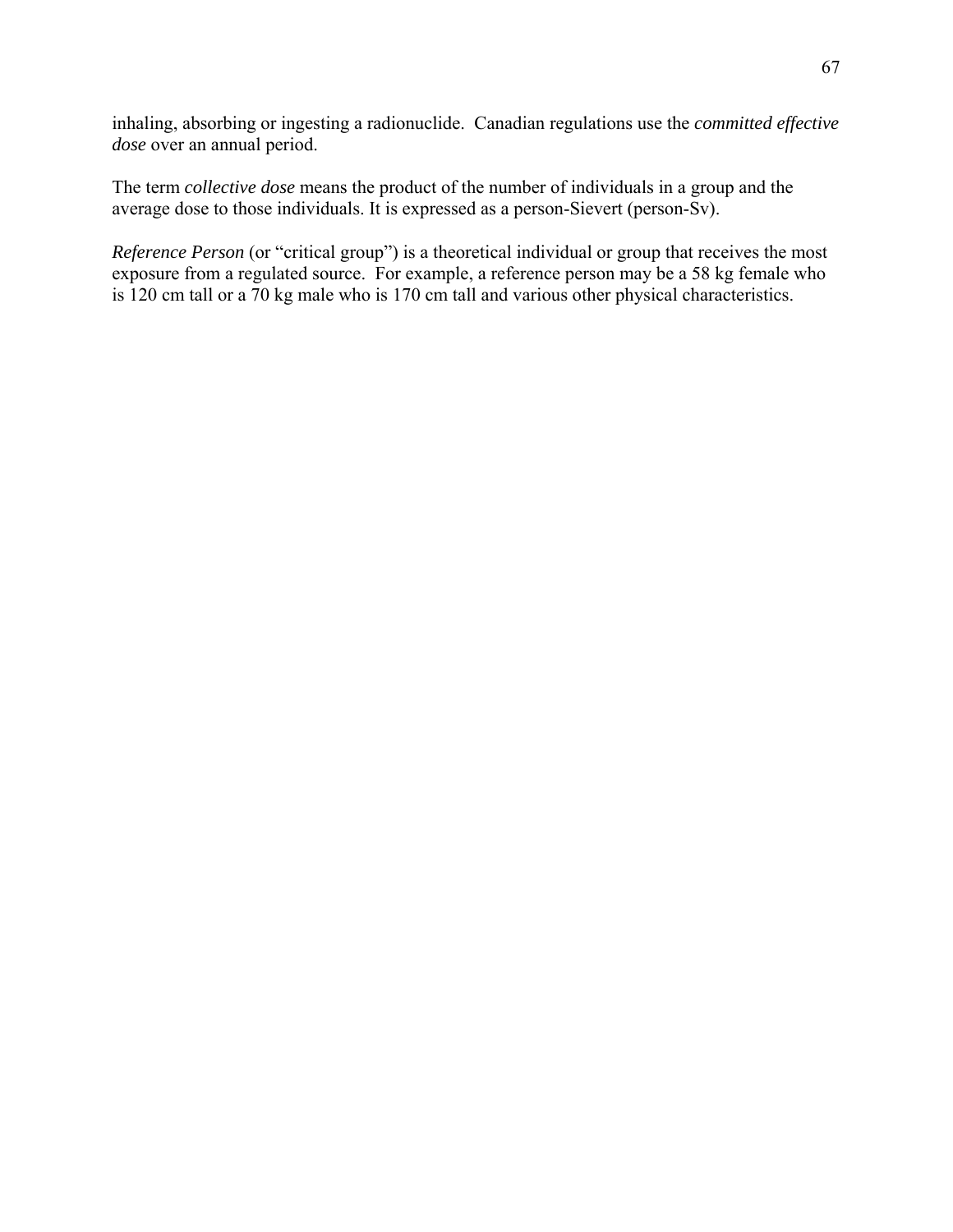inhaling, absorbing or ingesting a radionuclide.  Canadian regulations use the *committed effective dose* over an annual period.

The term *collective dose* means the product of the number of individuals in a group and the average dose to those individuals. It is expressed as a person-Sievert (person-Sv).

*Reference Person* (or "critical group") is a theoretical individual or group that receives the most exposure from a regulated source.  For example, a reference person may be a 58 kg female who is 120 cm tall or a 70 kg male who is 170 cm tall and various other physical characteristics.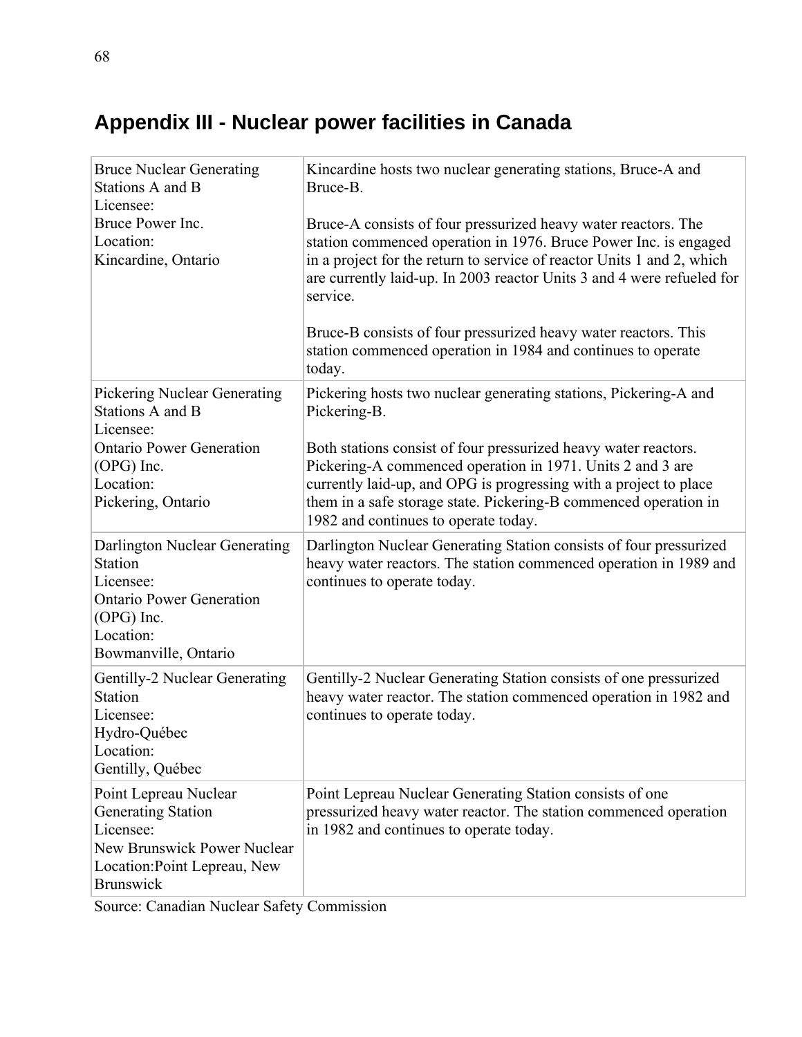# Appendix III - Nuclear power facilities in Canada

| Facility | Description |
| --- | --- |
| Bruce Nuclear Generating Stations A and B<br>Licensee:<br>Bruce Power Inc.<br>Location:<br>Kincardine, Ontario | Kincardine hosts two nuclear generating stations, Bruce-A and Bruce-B.<br><br>Bruce-A consists of four pressurized heavy water reactors. The station commenced operation in 1976. Bruce Power Inc. is engaged in a project for the return to service of reactor Units 1 and 2, which are currently laid-up. In 2003 reactor Units 3 and 4 were refueled for service.<br><br>Bruce-B consists of four pressurized heavy water reactors. This station commenced operation in 1984 and continues to operate today. |
| Pickering Nuclear Generating Stations A and B<br>Licensee:<br>Ontario Power Generation (OPG) Inc.<br>Location:<br>Pickering, Ontario | Pickering hosts two nuclear generating stations, Pickering-A and Pickering-B.<br><br>Both stations consist of four pressurized heavy water reactors. Pickering-A commenced operation in 1971. Units 2 and 3 are currently laid-up, and OPG is progressing with a project to place them in a safe storage state. Pickering-B commenced operation in 1982 and continues to operate today. |
| Darlington Nuclear Generating Station<br>Licensee:<br>Ontario Power Generation (OPG) Inc.<br>Location:<br>Bowmanville, Ontario | Darlington Nuclear Generating Station consists of four pressurized heavy water reactors. The station commenced operation in 1989 and continues to operate today. |
| Gentilly-2 Nuclear Generating Station<br>Licensee:<br>Hydro-Québec<br>Location:<br>Gentilly, Québec | Gentilly-2 Nuclear Generating Station consists of one pressurized heavy water reactor. The station commenced operation in 1982 and continues to operate today. |
| Point Lepreau Nuclear Generating Station<br>Licensee:<br>New Brunswick Power Nuclear<br>Location:Point Lepreau, New Brunswick | Point Lepreau Nuclear Generating Station consists of one pressurized heavy water reactor. The station commenced operation in 1982 and continues to operate today. |

Source: Canadian Nuclear Safety Commission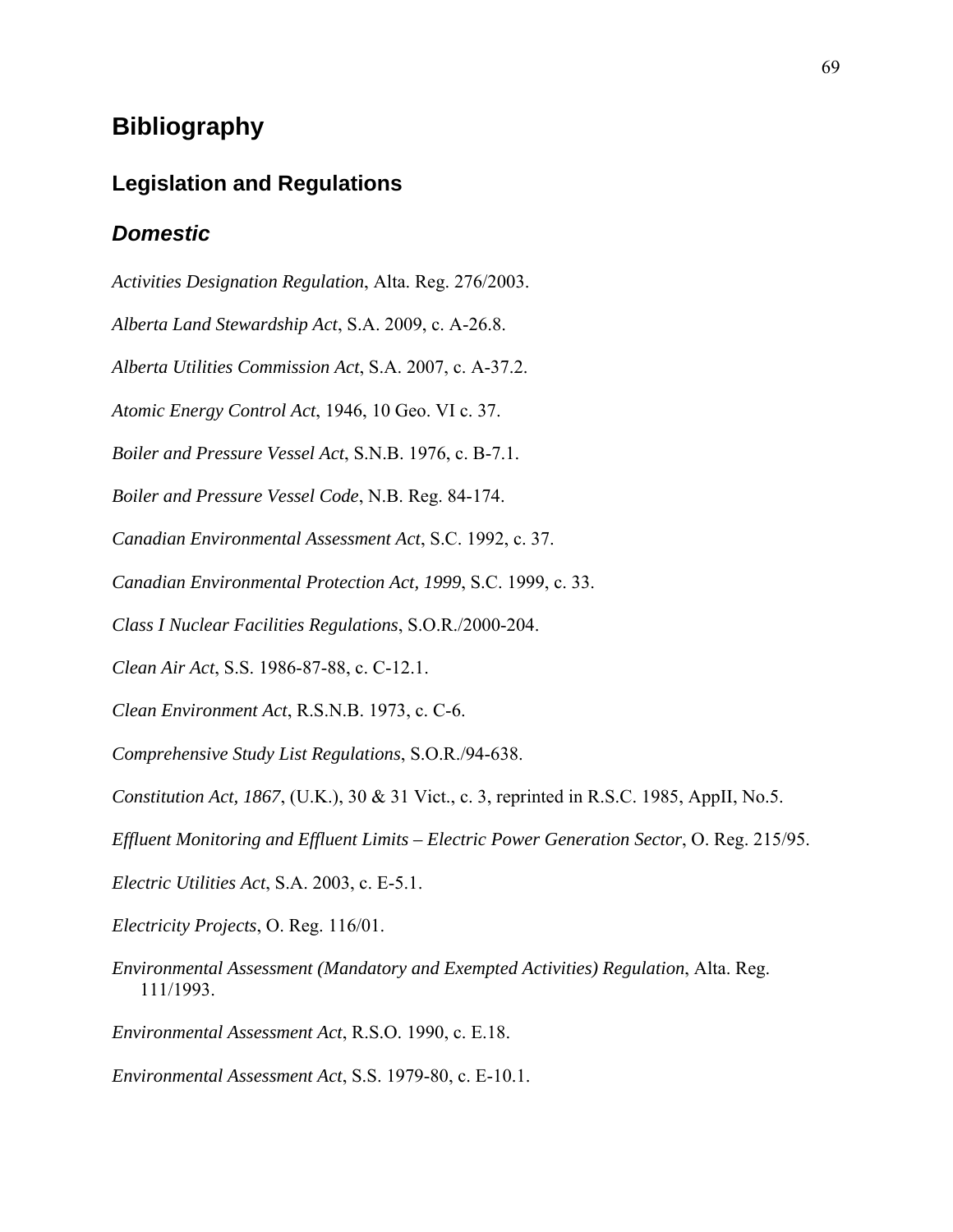# Bibliography

## Legislation and Regulations

### *Domestic*

*Activities Designation Regulation*, Alta. Reg. 276/2003.

*Alberta Land Stewardship Act*, S.A. 2009, c. A-26.8.

*Alberta Utilities Commission Act*, S.A. 2007, c. A-37.2.

*Atomic Energy Control Act*, 1946, 10 Geo. VI c. 37.

*Boiler and Pressure Vessel Act*, S.N.B. 1976, c. B-7.1.

*Boiler and Pressure Vessel Code*, N.B. Reg. 84-174.

*Canadian Environmental Assessment Act*, S.C. 1992, c. 37.

*Canadian Environmental Protection Act, 1999*, S.C. 1999, c. 33.

*Class I Nuclear Facilities Regulations*, S.O.R./2000-204.

*Clean Air Act*, S.S. 1986-87-88, c. C-12.1.

*Clean Environment Act*, R.S.N.B. 1973, c. C-6.

*Comprehensive Study List Regulations*, S.O.R./94-638.

*Constitution Act, 1867*, (U.K.), 30 & 31 Vict., c. 3, reprinted in R.S.C. 1985, AppII, No.5.

*Effluent Monitoring and Effluent Limits – Electric Power Generation Sector*, O. Reg. 215/95.

*Electric Utilities Act*, S.A. 2003, c. E-5.1.

*Electricity Projects*, O. Reg. 116/01.

*Environmental Assessment (Mandatory and Exempted Activities) Regulation*, Alta. Reg. 111/1993.

*Environmental Assessment Act*, R.S.O. 1990, c. E.18.

*Environmental Assessment Act*, S.S. 1979-80, c. E-10.1.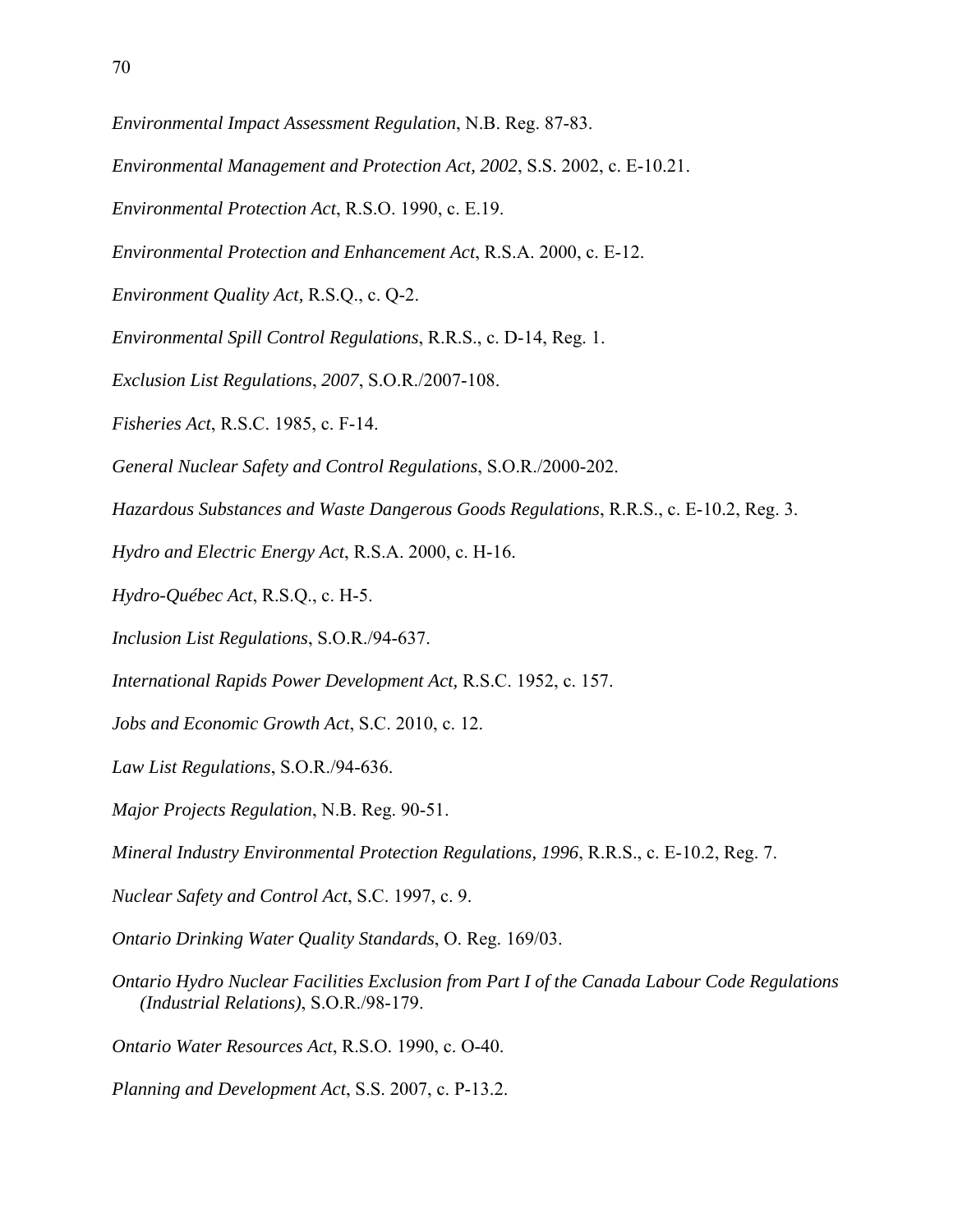*Environmental Impact Assessment Regulation*, N.B. Reg. 87-83.

*Environmental Management and Protection Act, 2002*, S.S. 2002, c. E-10.21.

*Environmental Protection Act*, R.S.O. 1990, c. E.19.

*Environmental Protection and Enhancement Act*, R.S.A. 2000, c. E-12.

*Environment Quality Act,* R.S.Q., c. Q-2.

*Environmental Spill Control Regulations*, R.R.S., c. D-14, Reg. 1.

*Exclusion List Regulations*, *2007*, S.O.R./2007-108.

*Fisheries Act*, R.S.C. 1985, c. F-14.

*General Nuclear Safety and Control Regulations*, S.O.R./2000-202.

*Hazardous Substances and Waste Dangerous Goods Regulations*, R.R.S., c. E-10.2, Reg. 3.

*Hydro and Electric Energy Act*, R.S.A. 2000, c. H-16.

*Hydro-Québec Act*, R.S.Q., c. H-5.

*Inclusion List Regulations*, S.O.R./94-637.

*International Rapids Power Development Act,* R.S.C. 1952, c. 157.

*Jobs and Economic Growth Act*, S.C. 2010, c. 12.

*Law List Regulations*, S.O.R./94-636.

*Major Projects Regulation*, N.B. Reg. 90-51.

*Mineral Industry Environmental Protection Regulations, 1996*, R.R.S., c. E-10.2, Reg. 7.

*Nuclear Safety and Control Act*, S.C. 1997, c. 9.

*Ontario Drinking Water Quality Standards*, O. Reg. 169/03.

*Ontario Hydro Nuclear Facilities Exclusion from Part I of the Canada Labour Code Regulations (Industrial Relations)*, S.O.R./98-179.

*Ontario Water Resources Act*, R.S.O. 1990, c. O-40.

*Planning and Development Act*, S.S. 2007, c. P-13.2.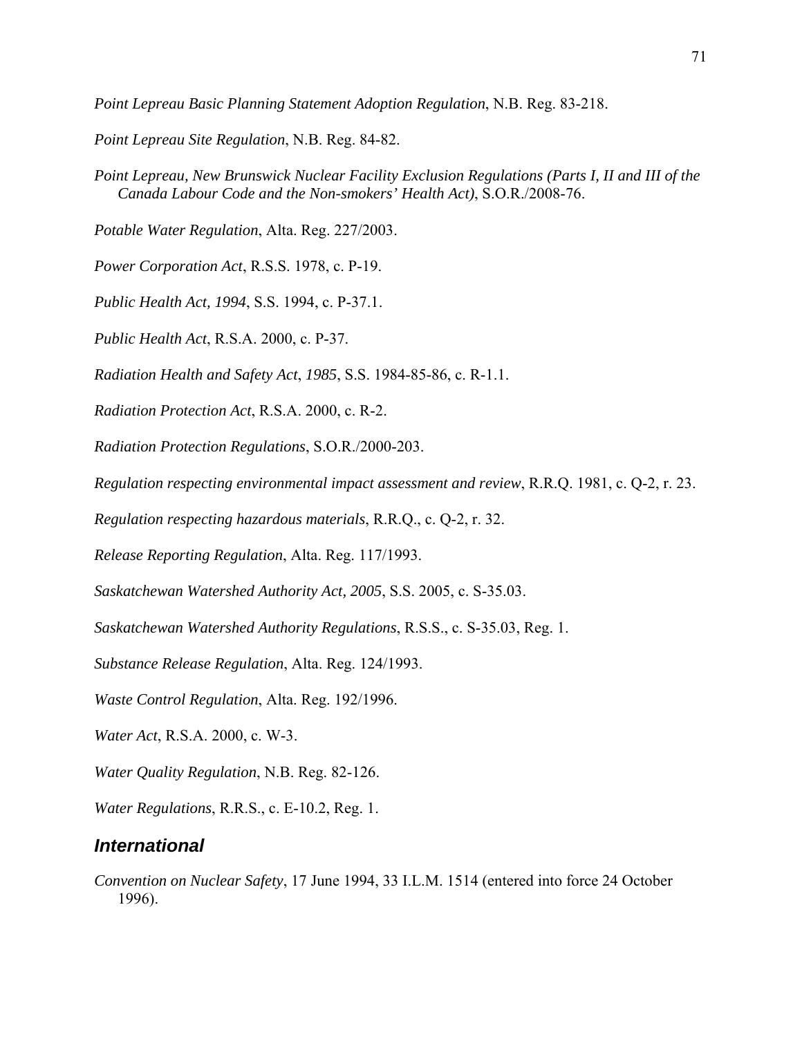*Point Lepreau Basic Planning Statement Adoption Regulation*, N.B. Reg. 83-218.

*Point Lepreau Site Regulation*, N.B. Reg. 84-82.

*Point Lepreau, New Brunswick Nuclear Facility Exclusion Regulations (Parts I, II and III of the Canada Labour Code and the Non-smokers' Health Act)*, S.O.R./2008-76.

*Potable Water Regulation*, Alta. Reg. 227/2003.

*Power Corporation Act*, R.S.S. 1978, c. P-19.

*Public Health Act, 1994*, S.S. 1994, c. P-37.1.

*Public Health Act*, R.S.A. 2000, c. P-37.

*Radiation Health and Safety Act*, *1985*, S.S. 1984-85-86, c. R-1.1.

*Radiation Protection Act*, R.S.A. 2000, c. R-2.

*Radiation Protection Regulations*, S.O.R./2000-203.

*Regulation respecting environmental impact assessment and review*, R.R.Q. 1981, c. Q-2, r. 23.

*Regulation respecting hazardous materials*, R.R.Q., c. Q-2, r. 32.

*Release Reporting Regulation*, Alta. Reg. 117/1993.

*Saskatchewan Watershed Authority Act, 2005*, S.S. 2005, c. S-35.03.

*Saskatchewan Watershed Authority Regulations*, R.S.S., c. S-35.03, Reg. 1.

*Substance Release Regulation*, Alta. Reg. 124/1993.

*Waste Control Regulation*, Alta. Reg. 192/1996.

*Water Act*, R.S.A. 2000, c. W-3.

*Water Quality Regulation*, N.B. Reg. 82-126.

*Water Regulations*, R.R.S., c. E-10.2, Reg. 1.

## International

*Convention on Nuclear Safety*, 17 June 1994, 33 I.L.M. 1514 (entered into force 24 October 1996).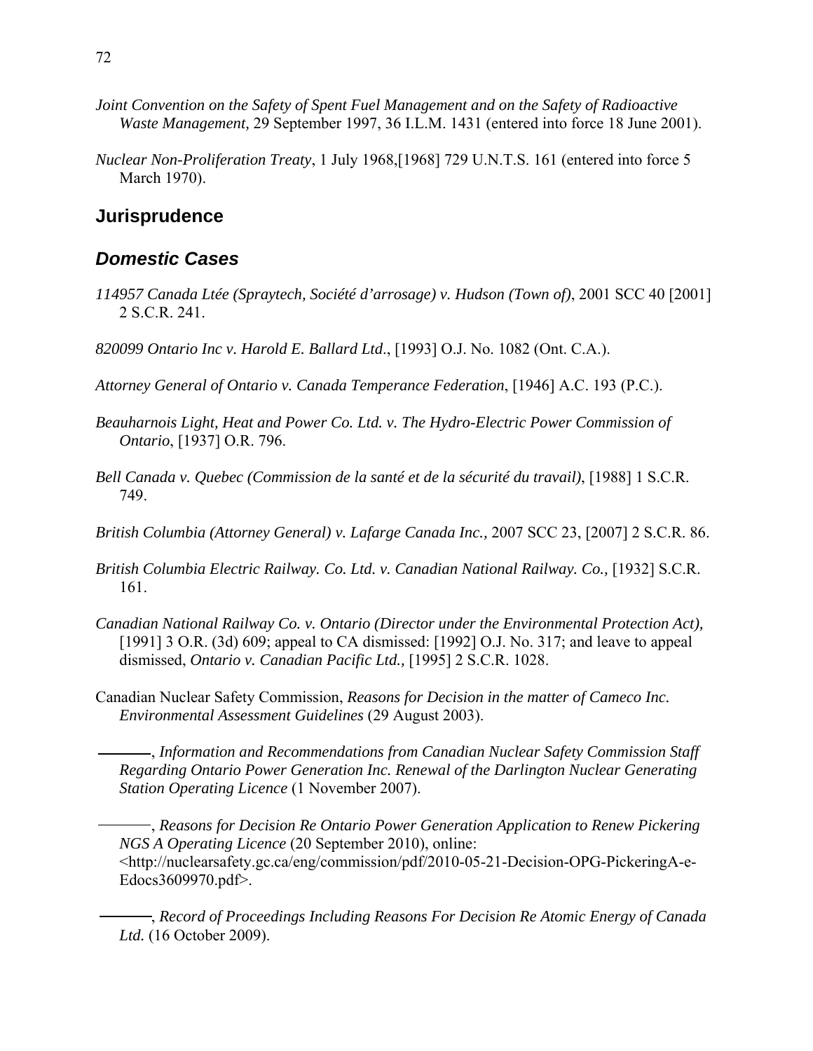*Joint Convention on the Safety of Spent Fuel Management and on the Safety of Radioactive Waste Management,* 29 September 1997, 36 I.L.M. 1431 (entered into force 18 June 2001).

*Nuclear Non-Proliferation Treaty*, 1 July 1968,[1968] 729 U.N.T.S. 161 (entered into force 5 March 1970).

## Jurisprudence

### *Domestic Cases*

*114957 Canada Ltée (Spraytech, Société d'arrosage) v. Hudson (Town of)*, 2001 SCC 40 [2001] 2 S.C.R. 241.

*820099 Ontario Inc v. Harold E. Ballard Ltd*., [1993] O.J. No. 1082 (Ont. C.A.).

*Attorney General of Ontario v. Canada Temperance Federation*, [1946] A.C. 193 (P.C.).

*Beauharnois Light, Heat and Power Co. Ltd. v. The Hydro-Electric Power Commission of Ontario*, [1937] O.R. 796.

*Bell Canada v. Quebec (Commission de la santé et de la sécurité du travail)*, [1988] 1 S.C.R. 749.

*British Columbia (Attorney General) v. Lafarge Canada Inc.,* 2007 SCC 23, [2007] 2 S.C.R. 86.

*British Columbia Electric Railway. Co. Ltd. v. Canadian National Railway. Co.,* [1932] S.C.R. 161.

*Canadian National Railway Co. v. Ontario (Director under the Environmental Protection Act),* [1991] 3 O.R. (3d) 609; appeal to CA dismissed: [1992] O.J. No. 317; and leave to appeal dismissed, *Ontario v. Canadian Pacific Ltd.,* [1995] 2 S.C.R. 1028.

Canadian Nuclear Safety Commission, *Reasons for Decision in the matter of Cameco Inc. Environmental Assessment Guidelines* (29 August 2003).

———, *Information and Recommendations from Canadian Nuclear Safety Commission Staff Regarding Ontario Power Generation Inc. Renewal of the Darlington Nuclear Generating Station Operating Licence* (1 November 2007).

———, *Reasons for Decision Re Ontario Power Generation Application to Renew Pickering NGS A Operating Licence* (20 September 2010), online: <http://nuclearsafety.gc.ca/eng/commission/pdf/2010-05-21-Decision-OPG-PickeringA-e-Edocs3609970.pdf>.

———, *Record of Proceedings Including Reasons For Decision Re Atomic Energy of Canada Ltd.* (16 October 2009).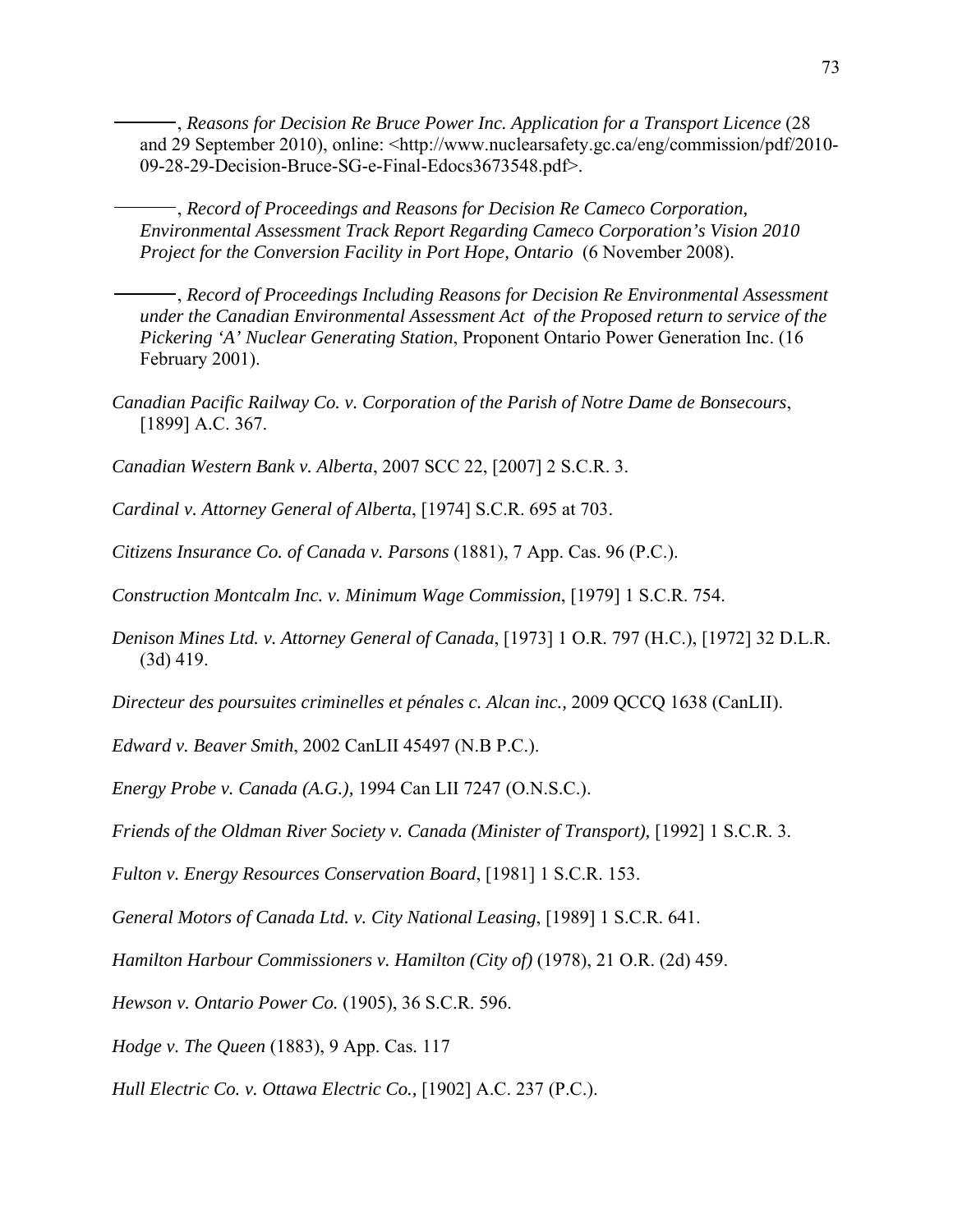———, *Reasons for Decision Re Bruce Power Inc. Application for a Transport Licence* (28 and 29 September 2010), online: <http://www.nuclearsafety.gc.ca/eng/commission/pdf/2010-09-28-29-Decision-Bruce-SG-e-Final-Edocs3673548.pdf>.

———, *Record of Proceedings and Reasons for Decision Re Cameco Corporation, Environmental Assessment Track Report Regarding Cameco Corporation's Vision 2010 Project for the Conversion Facility in Port Hope, Ontario* (6 November 2008).

———, *Record of Proceedings Including Reasons for Decision Re Environmental Assessment under the Canadian Environmental Assessment Act of the Proposed return to service of the Pickering 'A' Nuclear Generating Station*, Proponent Ontario Power Generation Inc. (16 February 2001).

*Canadian Pacific Railway Co. v. Corporation of the Parish of Notre Dame de Bonsecours*, [1899] A.C. 367.

*Canadian Western Bank v. Alberta*, 2007 SCC 22, [2007] 2 S.C.R. 3.

*Cardinal v. Attorney General of Alberta*, [1974] S.C.R. 695 at 703.

*Citizens Insurance Co. of Canada v. Parsons* (1881), 7 App. Cas. 96 (P.C.).

*Construction Montcalm Inc. v. Minimum Wage Commission*, [1979] 1 S.C.R. 754.

*Denison Mines Ltd. v. Attorney General of Canada*, [1973] 1 O.R. 797 (H.C.), [1972] 32 D.L.R. (3d) 419.

*Directeur des poursuites criminelles et pénales c. Alcan inc.,* 2009 QCCQ 1638 (CanLII).

*Edward v. Beaver Smith*, 2002 CanLII 45497 (N.B P.C.).

*Energy Probe v. Canada (A.G.),* 1994 Can LII 7247 (O.N.S.C.).

*Friends of the Oldman River Society v. Canada (Minister of Transport),* [1992] 1 S.C.R. 3.

*Fulton v. Energy Resources Conservation Board*, [1981] 1 S.C.R. 153.

*General Motors of Canada Ltd. v. City National Leasing*, [1989] 1 S.C.R. 641.

*Hamilton Harbour Commissioners v. Hamilton (City of)* (1978), 21 O.R. (2d) 459.

*Hewson v. Ontario Power Co.* (1905), 36 S.C.R. 596.

*Hodge v. The Queen* (1883), 9 App. Cas. 117

*Hull Electric Co. v. Ottawa Electric Co.,* [1902] A.C. 237 (P.C.).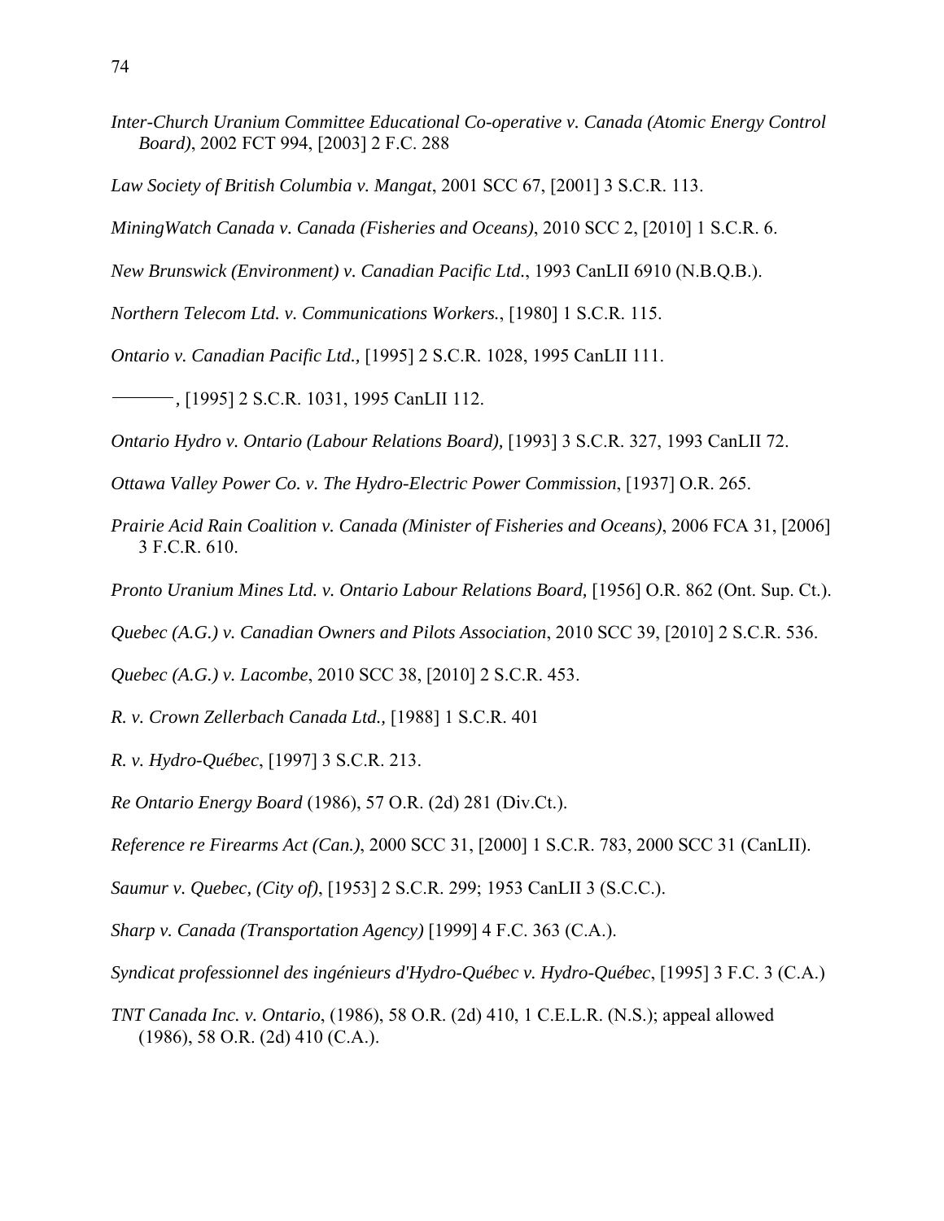*Inter-Church Uranium Committee Educational Co-operative v. Canada (Atomic Energy Control Board)*, 2002 FCT 994, [2003] 2 F.C. 288

*Law Society of British Columbia v. Mangat*, 2001 SCC 67, [2001] 3 S.C.R. 113.

*MiningWatch Canada v. Canada (Fisheries and Oceans)*, 2010 SCC 2, [2010] 1 S.C.R. 6.

*New Brunswick (Environment) v. Canadian Pacific Ltd.*, 1993 CanLII 6910 (N.B.Q.B.).

*Northern Telecom Ltd. v. Communications Workers.*, [1980] 1 S.C.R. 115.

*Ontario v. Canadian Pacific Ltd.,* [1995] 2 S.C.R. 1028, 1995 CanLII 111.

———, [1995] 2 S.C.R. 1031, 1995 CanLII 112.

*Ontario Hydro v. Ontario (Labour Relations Board),* [1993] 3 S.C.R. 327, 1993 CanLII 72.

*Ottawa Valley Power Co. v. The Hydro-Electric Power Commission*, [1937] O.R. 265.

*Prairie Acid Rain Coalition v. Canada (Minister of Fisheries and Oceans)*, 2006 FCA 31, [2006] 3 F.C.R. 610.

*Pronto Uranium Mines Ltd. v. Ontario Labour Relations Board,* [1956] O.R. 862 (Ont. Sup. Ct.).

*Quebec (A.G.) v. Canadian Owners and Pilots Association*, 2010 SCC 39, [2010] 2 S.C.R. 536.

*Quebec (A.G.) v. Lacombe*, 2010 SCC 38, [2010] 2 S.C.R. 453.

*R. v. Crown Zellerbach Canada Ltd.,* [1988] 1 S.C.R. 401

*R. v. Hydro-Québec*, [1997] 3 S.C.R. 213.

*Re Ontario Energy Board* (1986), 57 O.R. (2d) 281 (Div.Ct.).

*Reference re Firearms Act (Can.)*, 2000 SCC 31, [2000] 1 S.C.R. 783, 2000 SCC 31 (CanLII).

*Saumur v. Quebec, (City of)*, [1953] 2 S.C.R. 299; 1953 CanLII 3 (S.C.C.).

*Sharp v. Canada (Transportation Agency)* [1999] 4 F.C. 363 (C.A.).

*Syndicat professionnel des ingénieurs d'Hydro-Québec v. Hydro-Québec*, [1995] 3 F.C. 3 (C.A.)

*TNT Canada Inc. v. Ontario*, (1986), 58 O.R. (2d) 410, 1 C.E.L.R. (N.S.); appeal allowed (1986), 58 O.R. (2d) 410 (C.A.).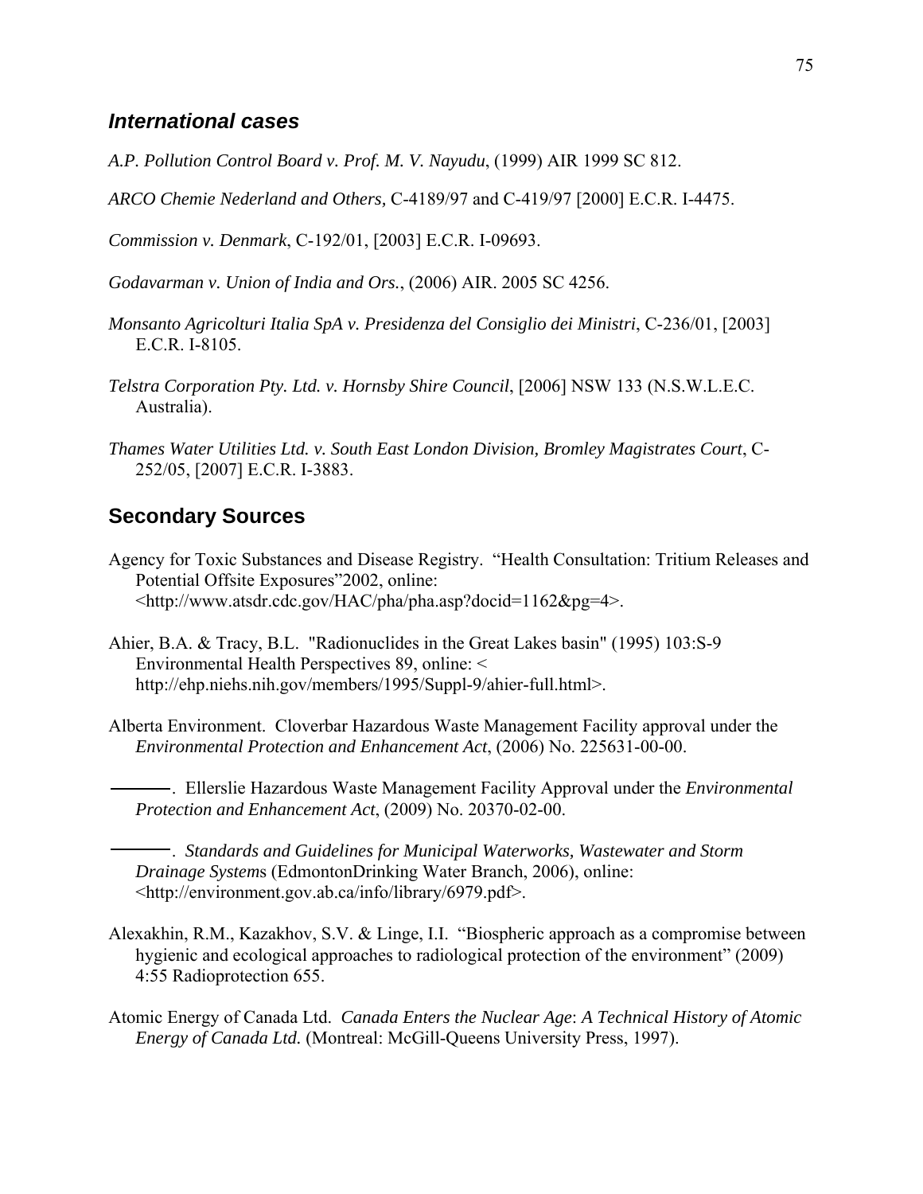### *International cases*

*A.P. Pollution Control Board v. Prof. M. V. Nayudu*, (1999) AIR 1999 SC 812.

*ARCO Chemie Nederland and Others,* C-4189/97 and C-419/97 [2000] E.C.R. I-4475.

*Commission v. Denmark*, C-192/01, [2003] E.C.R. I-09693.

*Godavarman v. Union of India and Ors.*, (2006) AIR. 2005 SC 4256.

*Monsanto Agricolturi Italia SpA v. Presidenza del Consiglio dei Ministri*, C-236/01, [2003] E.C.R. I-8105.

*Telstra Corporation Pty. Ltd. v. Hornsby Shire Council*, [2006] NSW 133 (N.S.W.L.E.C. Australia).

*Thames Water Utilities Ltd. v. South East London Division, Bromley Magistrates Court*, C-252/05, [2007] E.C.R. I-3883.

## Secondary Sources

Agency for Toxic Substances and Disease Registry. "Health Consultation: Tritium Releases and Potential Offsite Exposures"2002, online: <http://www.atsdr.cdc.gov/HAC/pha/pha.asp?docid=1162&pg=4>.

Ahier, B.A. & Tracy, B.L. "Radionuclides in the Great Lakes basin" (1995) 103:S-9 Environmental Health Perspectives 89, online: < http://ehp.niehs.nih.gov/members/1995/Suppl-9/ahier-full.html>.

Alberta Environment. Cloverbar Hazardous Waste Management Facility approval under the *Environmental Protection and Enhancement Act*, (2006) No. 225631-00-00.

———. Ellerslie Hazardous Waste Management Facility Approval under the *Environmental Protection and Enhancement Act*, (2009) No. 20370-02-00.

———. *Standards and Guidelines for Municipal Waterworks, Wastewater and Storm Drainage Systems* (EdmontonDrinking Water Branch, 2006), online: <http://environment.gov.ab.ca/info/library/6979.pdf>.

Alexakhin, R.M., Kazakhov, S.V. & Linge, I.I. "Biospheric approach as a compromise between hygienic and ecological approaches to radiological protection of the environment" (2009) 4:55 Radioprotection 655.

Atomic Energy of Canada Ltd. *Canada Enters the Nuclear Age*: *A Technical History of Atomic Energy of Canada Ltd.* (Montreal: McGill-Queens University Press, 1997).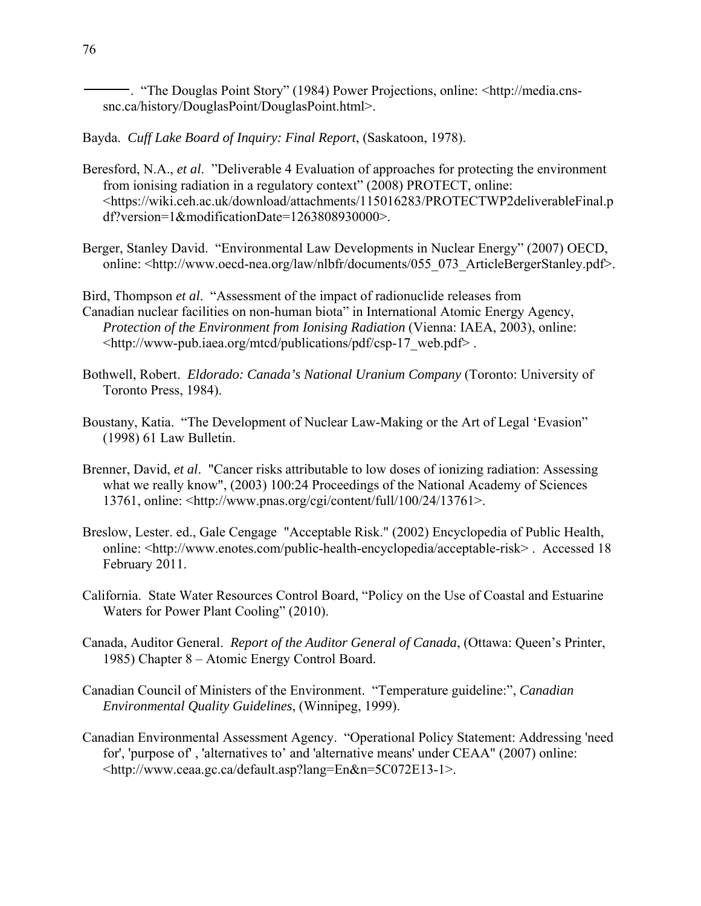———. “The Douglas Point Story” (1984) Power Projections, online: <http://media.cns-snc.ca/history/DouglasPoint/DouglasPoint.html>.

Bayda. *Cuff Lake Board of Inquiry: Final Report*, (Saskatoon, 1978).

Beresford, N.A., *et al*. ”Deliverable 4 Evaluation of approaches for protecting the environment from ionising radiation in a regulatory context” (2008) PROTECT, online: <https://wiki.ceh.ac.uk/download/attachments/115016283/PROTECTWP2deliverableFinal.pdf?version=1&modificationDate=1263808930000>.

Berger, Stanley David. “Environmental Law Developments in Nuclear Energy” (2007) OECD, online: <http://www.oecd-nea.org/law/nlbfr/documents/055_073_ArticleBergerStanley.pdf>.

Bird, Thompson *et al*. “Assessment of the impact of radionuclide releases from Canadian nuclear facilities on non-human biota” in International Atomic Energy Agency, *Protection of the Environment from Ionising Radiation* (Vienna: IAEA, 2003), online: <http://www-pub.iaea.org/mtcd/publications/pdf/csp-17_web.pdf> .

Bothwell, Robert. *Eldorado: Canada’s National Uranium Company* (Toronto: University of Toronto Press, 1984).

Boustany, Katia. “The Development of Nuclear Law-Making or the Art of Legal ‘Evasion” (1998) 61 Law Bulletin.

Brenner, David, *et al*. "Cancer risks attributable to low doses of ionizing radiation: Assessing what we really know", (2003) 100:24 Proceedings of the National Academy of Sciences 13761, online: <http://www.pnas.org/cgi/content/full/100/24/13761>.

Breslow, Lester. ed., Gale Cengage "Acceptable Risk." (2002) Encyclopedia of Public Health, online: <http://www.enotes.com/public-health-encyclopedia/acceptable-risk> . Accessed 18 February 2011.

California. State Water Resources Control Board, “Policy on the Use of Coastal and Estuarine Waters for Power Plant Cooling” (2010).

Canada, Auditor General. *Report of the Auditor General of Canada*, (Ottawa: Queen’s Printer, 1985) Chapter 8 – Atomic Energy Control Board.

Canadian Council of Ministers of the Environment. “Temperature guideline:”, *Canadian Environmental Quality Guidelines*, (Winnipeg, 1999).

Canadian Environmental Assessment Agency. “Operational Policy Statement: Addressing 'need for', 'purpose of' , 'alternatives to’ and 'alternative means' under CEAA" (2007) online: <http://www.ceaa.gc.ca/default.asp?lang=En&n=5C072E13-1>.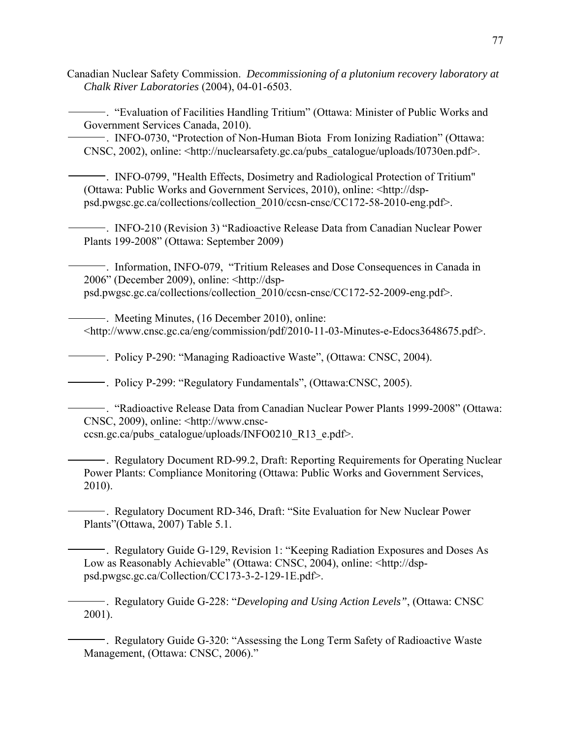Canadian Nuclear Safety Commission. *Decommissioning of a plutonium recovery laboratory at Chalk River Laboratories* (2004), 04-01-6503.

———. "Evaluation of Facilities Handling Tritium" (Ottawa: Minister of Public Works and Government Services Canada, 2010).

———. INFO-0730, "Protection of Non-Human Biota From Ionizing Radiation" (Ottawa: CNSC, 2002), online: <http://nuclearsafety.gc.ca/pubs_catalogue/uploads/I0730en.pdf>.

———. INFO-0799, "Health Effects, Dosimetry and Radiological Protection of Tritium" (Ottawa: Public Works and Government Services, 2010), online: <http://dsp-psd.pwgsc.gc.ca/collections/collection_2010/ccsn-cnsc/CC172-58-2010-eng.pdf>.

———. INFO-210 (Revision 3) "Radioactive Release Data from Canadian Nuclear Power Plants 199-2008" (Ottawa: September 2009)

———. Information, INFO-079, "Tritium Releases and Dose Consequences in Canada in 2006" (December 2009), online: <http://dsp-psd.pwgsc.gc.ca/collections/collection_2010/ccsn-cnsc/CC172-52-2009-eng.pdf>.

———. Meeting Minutes, (16 December 2010), online: <http://www.cnsc.gc.ca/eng/commission/pdf/2010-11-03-Minutes-e-Edocs3648675.pdf>.

———. Policy P-290: "Managing Radioactive Waste", (Ottawa: CNSC, 2004).

———. Policy P-299: "Regulatory Fundamentals", (Ottawa:CNSC, 2005).

———. "Radioactive Release Data from Canadian Nuclear Power Plants 1999-2008" (Ottawa: CNSC, 2009), online: <http://www.cnsc-ccsn.gc.ca/pubs_catalogue/uploads/INFO0210_R13_e.pdf>.

———. Regulatory Document RD-99.2, Draft: Reporting Requirements for Operating Nuclear Power Plants: Compliance Monitoring (Ottawa: Public Works and Government Services, 2010).

———. Regulatory Document RD-346, Draft: "Site Evaluation for New Nuclear Power Plants"(Ottawa, 2007) Table 5.1.

———. Regulatory Guide G-129, Revision 1: "Keeping Radiation Exposures and Doses As Low as Reasonably Achievable" (Ottawa: CNSC, 2004), online: <http://dsp-psd.pwgsc.gc.ca/Collection/CC173-3-2-129-1E.pdf>.

———. Regulatory Guide G-228: "*Developing and Using Action Levels"*, (Ottawa: CNSC 2001).

———. Regulatory Guide G-320: "Assessing the Long Term Safety of Radioactive Waste Management, (Ottawa: CNSC, 2006)."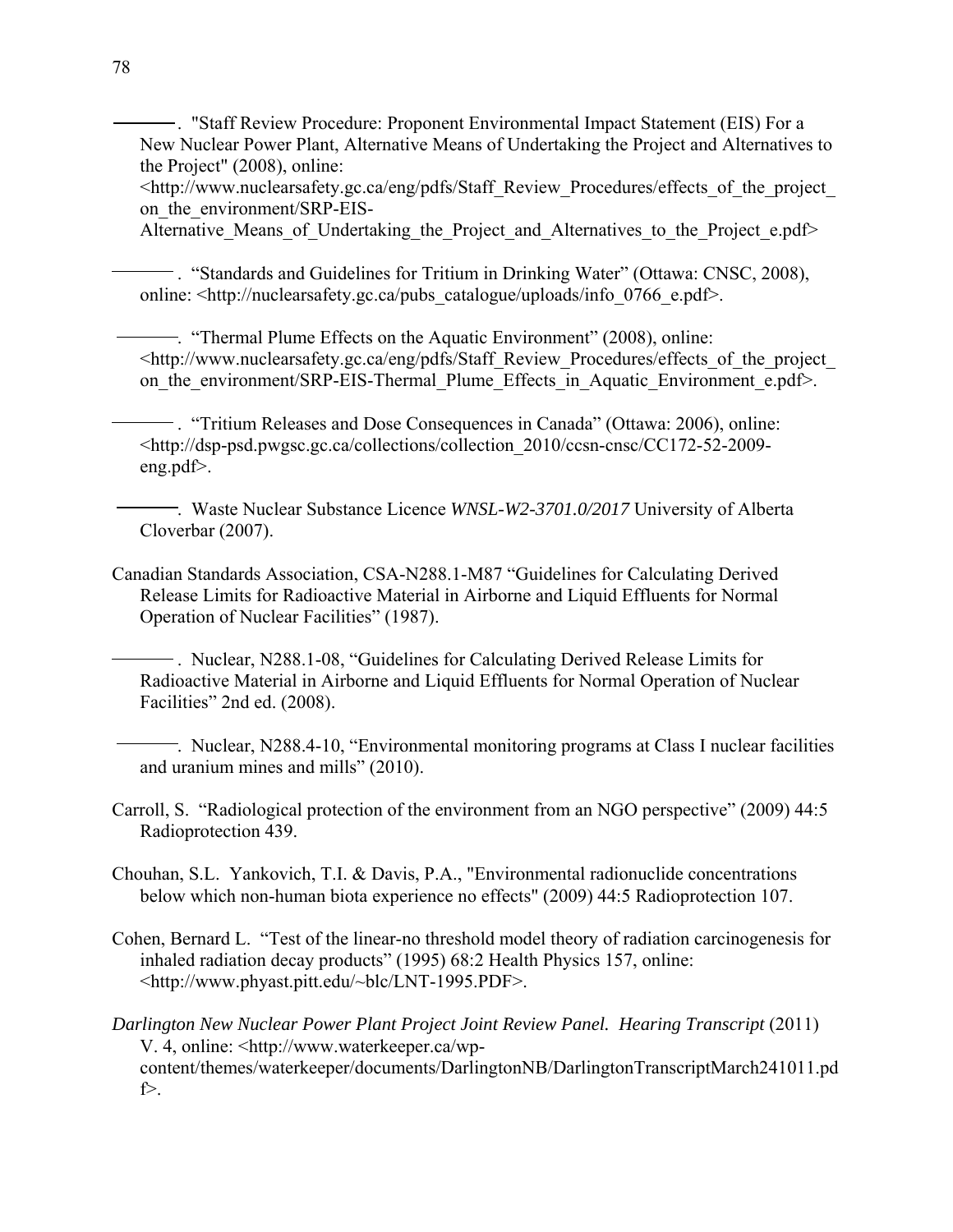———. "Staff Review Procedure: Proponent Environmental Impact Statement (EIS) For a New Nuclear Power Plant, Alternative Means of Undertaking the Project and Alternatives to the Project" (2008), online: <http://www.nuclearsafety.gc.ca/eng/pdfs/Staff_Review_Procedures/effects_of_the_project_on_the_environment/SRP-EIS-Alternative_Means_of_Undertaking_the_Project_and_Alternatives_to_the_Project_e.pdf>

———. "Standards and Guidelines for Tritium in Drinking Water" (Ottawa: CNSC, 2008), online: <http://nuclearsafety.gc.ca/pubs_catalogue/uploads/info_0766_e.pdf>.

———. "Thermal Plume Effects on the Aquatic Environment" (2008), online: <http://www.nuclearsafety.gc.ca/eng/pdfs/Staff_Review_Procedures/effects_of_the_project_on_the_environment/SRP-EIS-Thermal_Plume_Effects_in_Aquatic_Environment_e.pdf>.

———. "Tritium Releases and Dose Consequences in Canada" (Ottawa: 2006), online: <http://dsp-psd.pwgsc.gc.ca/collections/collection_2010/ccsn-cnsc/CC172-52-2009-eng.pdf>.

———. Waste Nuclear Substance Licence *WNSL-W2-3701.0/2017* University of Alberta Cloverbar (2007).

Canadian Standards Association, CSA-N288.1-M87 "Guidelines for Calculating Derived Release Limits for Radioactive Material in Airborne and Liquid Effluents for Normal Operation of Nuclear Facilities" (1987).

———. Nuclear, N288.1-08, "Guidelines for Calculating Derived Release Limits for Radioactive Material in Airborne and Liquid Effluents for Normal Operation of Nuclear Facilities" 2nd ed. (2008).

———. Nuclear, N288.4-10, "Environmental monitoring programs at Class I nuclear facilities and uranium mines and mills" (2010).

Carroll, S. "Radiological protection of the environment from an NGO perspective" (2009) 44:5 Radioprotection 439.

Chouhan, S.L. Yankovich, T.I. & Davis, P.A., "Environmental radionuclide concentrations below which non-human biota experience no effects" (2009) 44:5 Radioprotection 107.

Cohen, Bernard L. "Test of the linear-no threshold model theory of radiation carcinogenesis for inhaled radiation decay products" (1995) 68:2 Health Physics 157, online: <http://www.phyast.pitt.edu/~blc/LNT-1995.PDF>.

*Darlington New Nuclear Power Plant Project Joint Review Panel. Hearing Transcript* (2011) V. 4, online: <http://www.waterkeeper.ca/wp-content/themes/waterkeeper/documents/DarlingtonNB/DarlingtonTranscriptMarch241011.pdf>.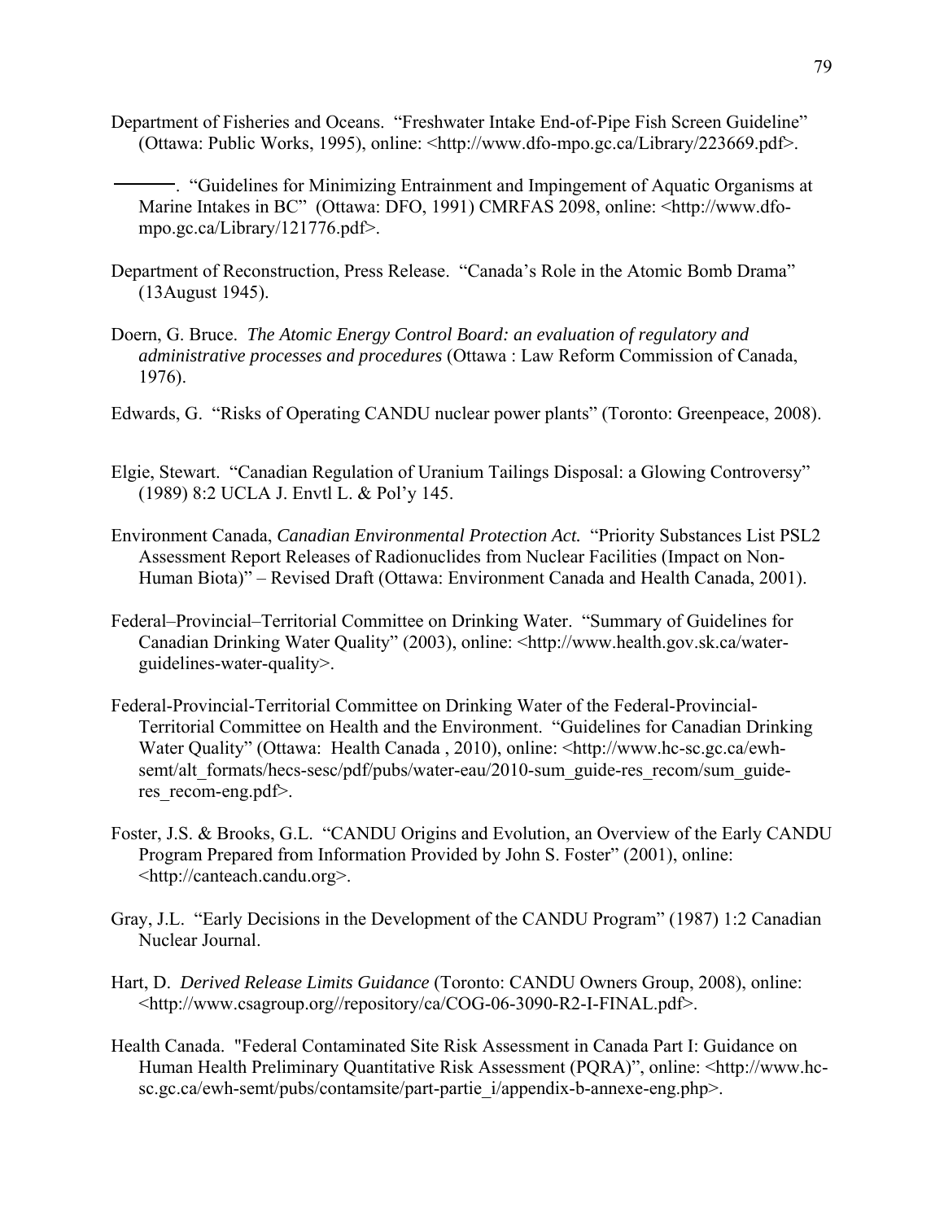Department of Fisheries and Oceans. "Freshwater Intake End-of-Pipe Fish Screen Guideline" (Ottawa: Public Works, 1995), online: <http://www.dfo-mpo.gc.ca/Library/223669.pdf>.

———. "Guidelines for Minimizing Entrainment and Impingement of Aquatic Organisms at Marine Intakes in BC" (Ottawa: DFO, 1991) CMRFAS 2098, online: <http://www.dfo-mpo.gc.ca/Library/121776.pdf>.

Department of Reconstruction, Press Release. "Canada's Role in the Atomic Bomb Drama" (13August 1945).

Doern, G. Bruce. *The Atomic Energy Control Board: an evaluation of regulatory and administrative processes and procedures* (Ottawa : Law Reform Commission of Canada, 1976).

Edwards, G. "Risks of Operating CANDU nuclear power plants" (Toronto: Greenpeace, 2008).

Elgie, Stewart. "Canadian Regulation of Uranium Tailings Disposal: a Glowing Controversy" (1989) 8:2 UCLA J. Envtl L. & Pol'y 145.

Environment Canada, *Canadian Environmental Protection Act.* "Priority Substances List PSL2 Assessment Report Releases of Radionuclides from Nuclear Facilities (Impact on Non-Human Biota)" – Revised Draft (Ottawa: Environment Canada and Health Canada, 2001).

Federal–Provincial–Territorial Committee on Drinking Water. "Summary of Guidelines for Canadian Drinking Water Quality" (2003), online: <http://www.health.gov.sk.ca/water-guidelines-water-quality>.

Federal-Provincial-Territorial Committee on Drinking Water of the Federal-Provincial-Territorial Committee on Health and the Environment. "Guidelines for Canadian Drinking Water Quality" (Ottawa: Health Canada , 2010), online: <http://www.hc-sc.gc.ca/ewh-semt/alt_formats/hecs-sesc/pdf/pubs/water-eau/2010-sum_guide-res_recom/sum_guide-res_recom-eng.pdf>.

Foster, J.S. & Brooks, G.L. "CANDU Origins and Evolution, an Overview of the Early CANDU Program Prepared from Information Provided by John S. Foster" (2001), online: <http://canteach.candu.org>.

Gray, J.L. "Early Decisions in the Development of the CANDU Program" (1987) 1:2 Canadian Nuclear Journal.

Hart, D. *Derived Release Limits Guidance* (Toronto: CANDU Owners Group, 2008), online: <http://www.csagroup.org//repository/ca/COG-06-3090-R2-I-FINAL.pdf>.

Health Canada. "Federal Contaminated Site Risk Assessment in Canada Part I: Guidance on Human Health Preliminary Quantitative Risk Assessment (PQRA)", online: <http://www.hc-sc.gc.ca/ewh-semt/pubs/contamsite/part-partie_i/appendix-b-annexe-eng.php>.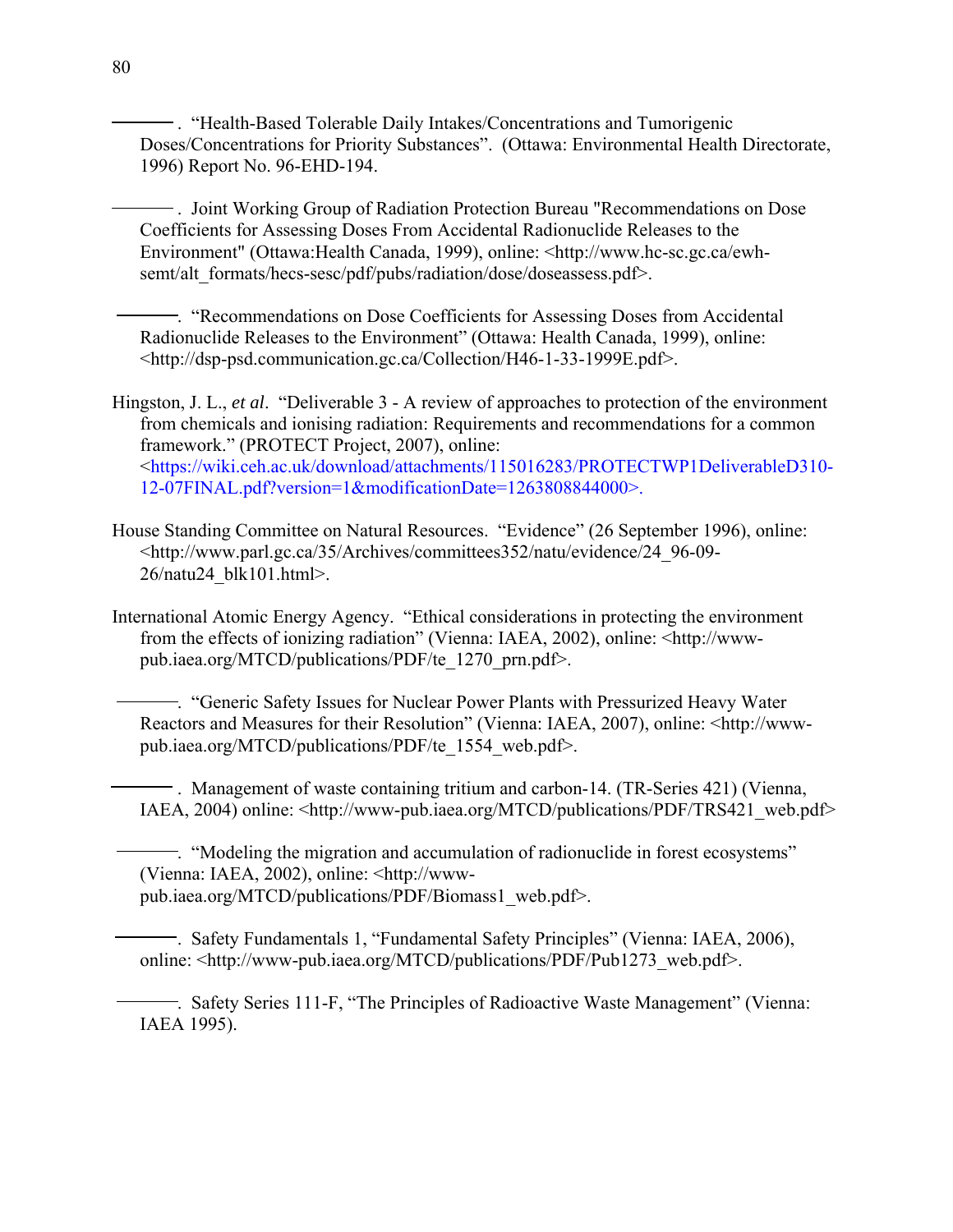———. "Health-Based Tolerable Daily Intakes/Concentrations and Tumorigenic Doses/Concentrations for Priority Substances". (Ottawa: Environmental Health Directorate, 1996) Report No. 96-EHD-194.

———. Joint Working Group of Radiation Protection Bureau "Recommendations on Dose Coefficients for Assessing Doses From Accidental Radionuclide Releases to the Environment" (Ottawa:Health Canada, 1999), online: <http://www.hc-sc.gc.ca/ewh-semt/alt_formats/hecs-sesc/pdf/pubs/radiation/dose/doseassess.pdf>.

———. "Recommendations on Dose Coefficients for Assessing Doses from Accidental Radionuclide Releases to the Environment" (Ottawa: Health Canada, 1999), online: <http://dsp-psd.communication.gc.ca/Collection/H46-1-33-1999E.pdf>.

Hingston, J. L., *et al*. "Deliverable 3 - A review of approaches to protection of the environment from chemicals and ionising radiation: Requirements and recommendations for a common framework." (PROTECT Project, 2007), online: <https://wiki.ceh.ac.uk/download/attachments/115016283/PROTECTWP1DeliverableD310-12-07FINAL.pdf?version=1&modificationDate=1263808844000>.

House Standing Committee on Natural Resources. "Evidence" (26 September 1996), online: <http://www.parl.gc.ca/35/Archives/committees352/natu/evidence/24_96-09-26/natu24_blk101.html>.

International Atomic Energy Agency. "Ethical considerations in protecting the environment from the effects of ionizing radiation" (Vienna: IAEA, 2002), online: <http://www-pub.iaea.org/MTCD/publications/PDF/te_1270_prn.pdf>.

———. "Generic Safety Issues for Nuclear Power Plants with Pressurized Heavy Water Reactors and Measures for their Resolution" (Vienna: IAEA, 2007), online: <http://www-pub.iaea.org/MTCD/publications/PDF/te_1554_web.pdf>.

———. Management of waste containing tritium and carbon-14. (TR-Series 421) (Vienna, IAEA, 2004) online: <http://www-pub.iaea.org/MTCD/publications/PDF/TRS421_web.pdf>

———. "Modeling the migration and accumulation of radionuclide in forest ecosystems" (Vienna: IAEA, 2002), online: <http://www-pub.iaea.org/MTCD/publications/PDF/Biomass1_web.pdf>.

———. Safety Fundamentals 1, "Fundamental Safety Principles" (Vienna: IAEA, 2006), online: <http://www-pub.iaea.org/MTCD/publications/PDF/Pub1273_web.pdf>.

———. Safety Series 111-F, "The Principles of Radioactive Waste Management" (Vienna: IAEA 1995).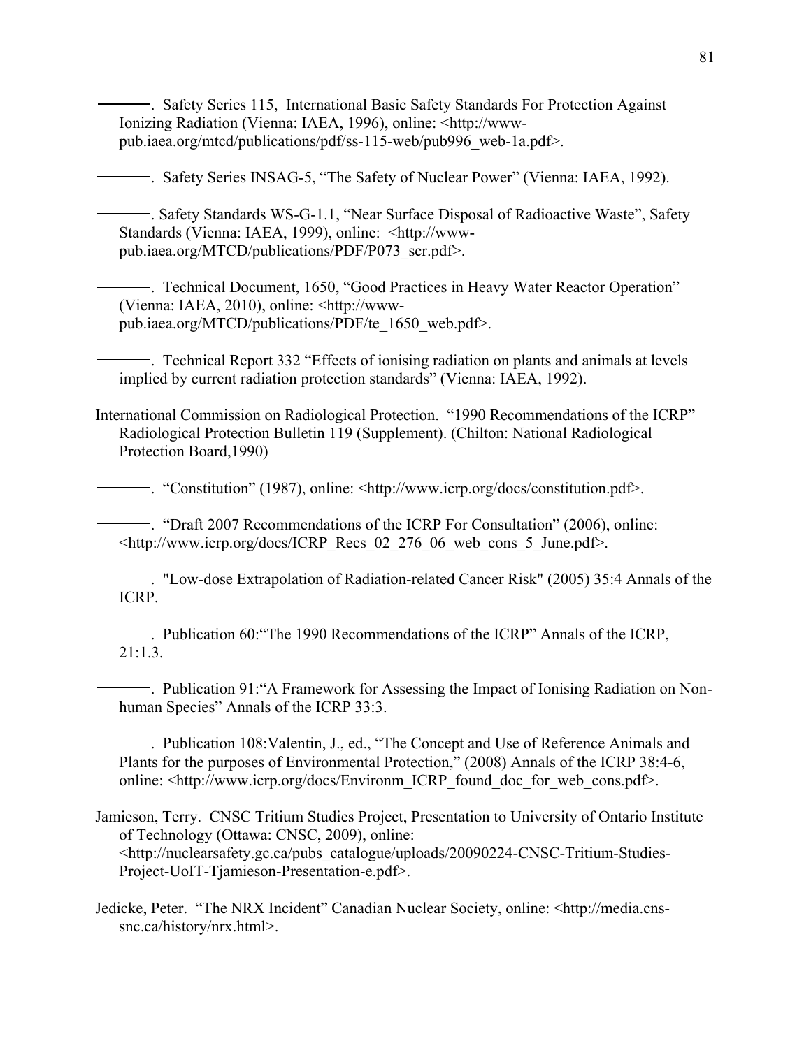———. Safety Series 115, International Basic Safety Standards For Protection Against Ionizing Radiation (Vienna: IAEA, 1996), online: <http://www-pub.iaea.org/mtcd/publications/pdf/ss-115-web/pub996_web-1a.pdf>.

———. Safety Series INSAG-5, "The Safety of Nuclear Power" (Vienna: IAEA, 1992).

———. Safety Standards WS-G-1.1, "Near Surface Disposal of Radioactive Waste", Safety Standards (Vienna: IAEA, 1999), online: <http://www-pub.iaea.org/MTCD/publications/PDF/P073_scr.pdf>.

———. Technical Document, 1650, "Good Practices in Heavy Water Reactor Operation" (Vienna: IAEA, 2010), online: <http://www-pub.iaea.org/MTCD/publications/PDF/te_1650_web.pdf>.

———. Technical Report 332 "Effects of ionising radiation on plants and animals at levels implied by current radiation protection standards" (Vienna: IAEA, 1992).

International Commission on Radiological Protection. "1990 Recommendations of the ICRP" Radiological Protection Bulletin 119 (Supplement). (Chilton: National Radiological Protection Board,1990)

———. "Constitution" (1987), online: <http://www.icrp.org/docs/constitution.pdf>.

———. "Draft 2007 Recommendations of the ICRP For Consultation" (2006), online: <http://www.icrp.org/docs/ICRP_Recs_02_276_06_web_cons_5_June.pdf>.

———. "Low-dose Extrapolation of Radiation-related Cancer Risk" (2005) 35:4 Annals of the ICRP.

———. Publication 60:"The 1990 Recommendations of the ICRP" Annals of the ICRP, 21:1.3.

———. Publication 91:"A Framework for Assessing the Impact of Ionising Radiation on Non-human Species" Annals of the ICRP 33:3.

———. Publication 108:Valentin, J., ed., "The Concept and Use of Reference Animals and Plants for the purposes of Environmental Protection," (2008) Annals of the ICRP 38:4-6, online: <http://www.icrp.org/docs/Environm_ICRP_found_doc_for_web_cons.pdf>.

Jamieson, Terry. CNSC Tritium Studies Project, Presentation to University of Ontario Institute of Technology (Ottawa: CNSC, 2009), online: <http://nuclearsafety.gc.ca/pubs_catalogue/uploads/20090224-CNSC-Tritium-Studies-Project-UoIT-Tjamieson-Presentation-e.pdf>.

Jedicke, Peter. "The NRX Incident" Canadian Nuclear Society, online: <http://media.cns-snc.ca/history/nrx.html>.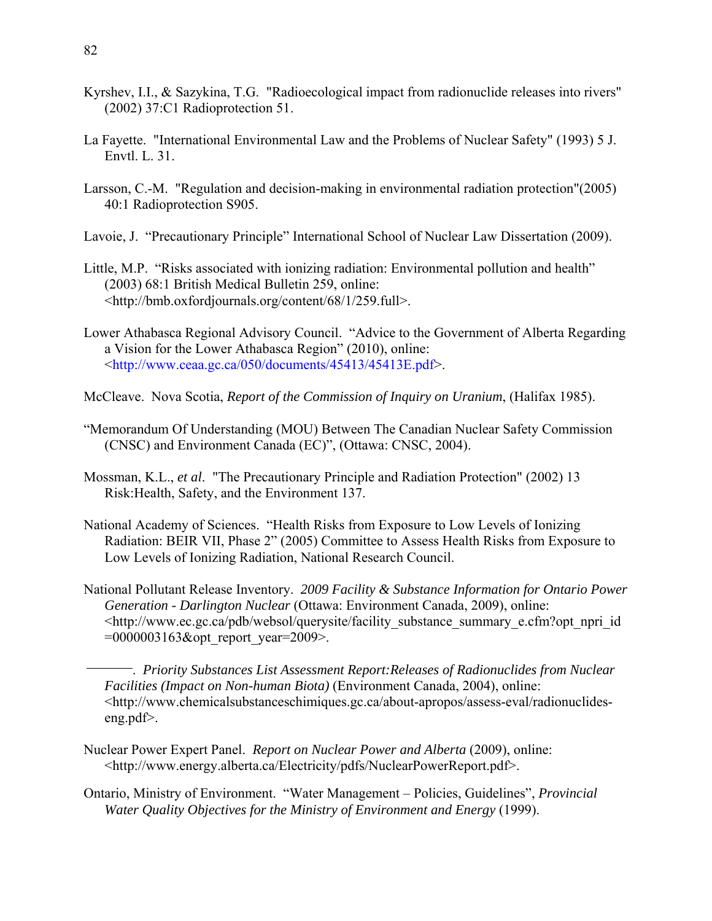Kyrshev, I.I., & Sazykina, T.G. "Radioecological impact from radionuclide releases into rivers" (2002) 37:C1 Radioprotection 51.

La Fayette. "International Environmental Law and the Problems of Nuclear Safety" (1993) 5 J. Envtl. L. 31.

Larsson, C.-M. "Regulation and decision-making in environmental radiation protection"(2005) 40:1 Radioprotection S905.

Lavoie, J. "Precautionary Principle" International School of Nuclear Law Dissertation (2009).

Little, M.P. "Risks associated with ionizing radiation: Environmental pollution and health" (2003) 68:1 British Medical Bulletin 259, online: <http://bmb.oxfordjournals.org/content/68/1/259.full>.

Lower Athabasca Regional Advisory Council. "Advice to the Government of Alberta Regarding a Vision for the Lower Athabasca Region" (2010), online: <http://www.ceaa.gc.ca/050/documents/45413/45413E.pdf>.

McCleave. Nova Scotia, *Report of the Commission of Inquiry on Uranium*, (Halifax 1985).

"Memorandum Of Understanding (MOU) Between The Canadian Nuclear Safety Commission (CNSC) and Environment Canada (EC)", (Ottawa: CNSC, 2004).

Mossman, K.L., *et al*. "The Precautionary Principle and Radiation Protection" (2002) 13 Risk:Health, Safety, and the Environment 137.

National Academy of Sciences. "Health Risks from Exposure to Low Levels of Ionizing Radiation: BEIR VII, Phase 2" (2005) Committee to Assess Health Risks from Exposure to Low Levels of Ionizing Radiation, National Research Council.

National Pollutant Release Inventory. *2009 Facility & Substance Information for Ontario Power Generation - Darlington Nuclear* (Ottawa: Environment Canada, 2009), online: <http://www.ec.gc.ca/pdb/websol/querysite/facility_substance_summary_e.cfm?opt_npri_id=0000003163&opt_report_year=2009>.

———. *Priority Substances List Assessment Report:Releases of Radionuclides from Nuclear Facilities (Impact on Non-human Biota)* (Environment Canada, 2004), online: <http://www.chemicalsubstanceschimiques.gc.ca/about-apropos/assess-eval/radionuclides-eng.pdf>.

Nuclear Power Expert Panel. *Report on Nuclear Power and Alberta* (2009), online: <http://www.energy.alberta.ca/Electricity/pdfs/NuclearPowerReport.pdf>.

Ontario, Ministry of Environment. "Water Management – Policies, Guidelines", *Provincial Water Quality Objectives for the Ministry of Environment and Energy* (1999).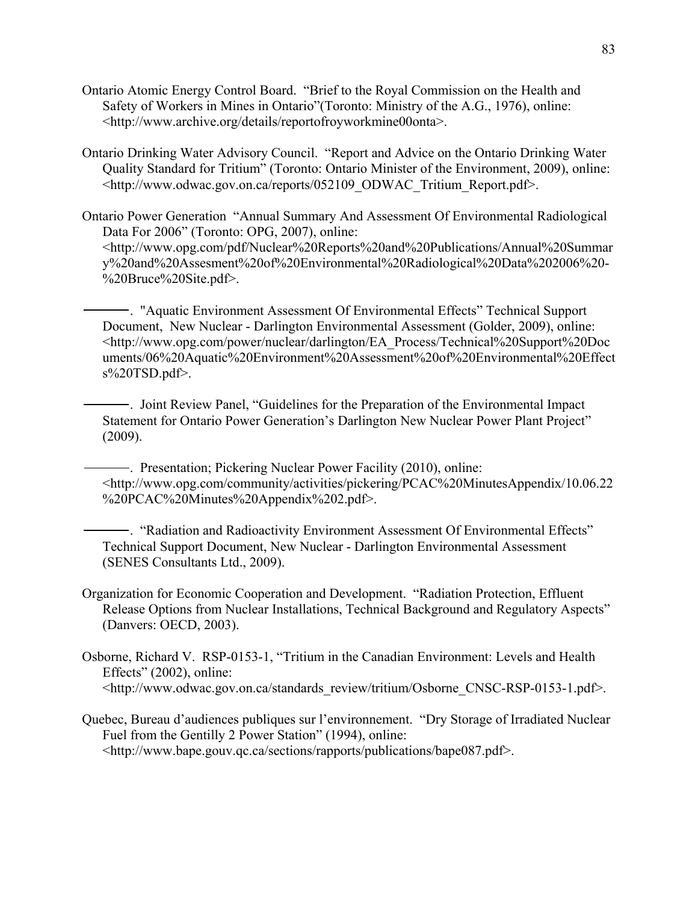Ontario Atomic Energy Control Board. "Brief to the Royal Commission on the Health and Safety of Workers in Mines in Ontario"(Toronto: Ministry of the A.G., 1976), online: <http://www.archive.org/details/reportofroyworkmine00onta>.

Ontario Drinking Water Advisory Council. "Report and Advice on the Ontario Drinking Water Quality Standard for Tritium" (Toronto: Ontario Minister of the Environment, 2009), online: <http://www.odwac.gov.on.ca/reports/052109_ODWAC_Tritium_Report.pdf>.

Ontario Power Generation "Annual Summary And Assessment Of Environmental Radiological Data For 2006" (Toronto: OPG, 2007), online: <http://www.opg.com/pdf/Nuclear%20Reports%20and%20Publications/Annual%20Summary%20and%20Assesment%20of%20Environmental%20Radiological%20Data%202006%20-%20Bruce%20Site.pdf>.

———. "Aquatic Environment Assessment Of Environmental Effects" Technical Support Document, New Nuclear - Darlington Environmental Assessment (Golder, 2009), online: <http://www.opg.com/power/nuclear/darlington/EA_Process/Technical%20Support%20Documents/06%20Aquatic%20Environment%20Assessment%20of%20Environmental%20Effects%20TSD.pdf>.

———. Joint Review Panel, "Guidelines for the Preparation of the Environmental Impact Statement for Ontario Power Generation's Darlington New Nuclear Power Plant Project" (2009).

———. Presentation; Pickering Nuclear Power Facility (2010), online: <http://www.opg.com/community/activities/pickering/PCAC%20MinutesAppendix/10.06.22%20PCAC%20Minutes%20Appendix%202.pdf>.

———. "Radiation and Radioactivity Environment Assessment Of Environmental Effects" Technical Support Document, New Nuclear - Darlington Environmental Assessment (SENES Consultants Ltd., 2009).

Organization for Economic Cooperation and Development. "Radiation Protection, Effluent Release Options from Nuclear Installations, Technical Background and Regulatory Aspects" (Danvers: OECD, 2003).

Osborne, Richard V. RSP-0153-1, "Tritium in the Canadian Environment: Levels and Health Effects" (2002), online: <http://www.odwac.gov.on.ca/standards_review/tritium/Osborne_CNSC-RSP-0153-1.pdf>.

Quebec, Bureau d'audiences publiques sur l'environnement. "Dry Storage of Irradiated Nuclear Fuel from the Gentilly 2 Power Station" (1994), online: <http://www.bape.gouv.qc.ca/sections/rapports/publications/bape087.pdf>.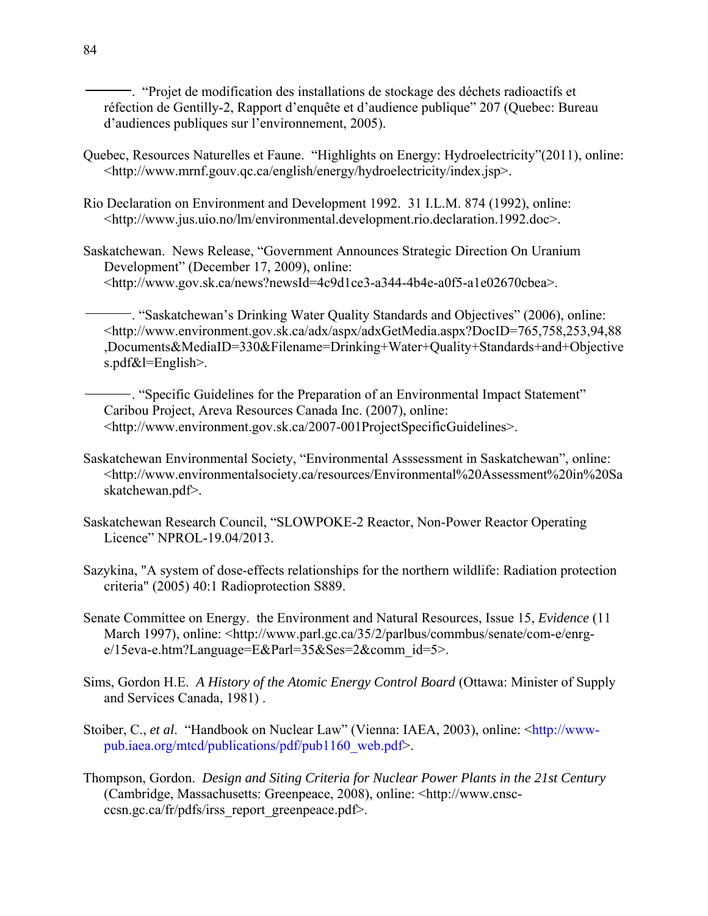———. "Projet de modification des installations de stockage des déchets radioactifs et réfection de Gentilly-2, Rapport d'enquête et d'audience publique" 207 (Quebec: Bureau d'audiences publiques sur l'environnement, 2005).

Quebec, Resources Naturelles et Faune. "Highlights on Energy: Hydroelectricity"(2011), online: <http://www.mrnf.gouv.qc.ca/english/energy/hydroelectricity/index.jsp>.

Rio Declaration on Environment and Development 1992. 31 I.L.M. 874 (1992), online: <http://www.jus.uio.no/lm/environmental.development.rio.declaration.1992.doc>.

Saskatchewan. News Release, "Government Announces Strategic Direction On Uranium Development" (December 17, 2009), online: <http://www.gov.sk.ca/news?newsId=4c9d1ce3-a344-4b4e-a0f5-a1e02670cbea>.

———. "Saskatchewan's Drinking Water Quality Standards and Objectives" (2006), online: <http://www.environment.gov.sk.ca/adx/aspx/adxGetMedia.aspx?DocID=765,758,253,94,88,Documents&MediaID=330&Filename=Drinking+Water+Quality+Standards+and+Objectives.pdf&l=English>.

———. "Specific Guidelines for the Preparation of an Environmental Impact Statement" Caribou Project, Areva Resources Canada Inc. (2007), online: <http://www.environment.gov.sk.ca/2007-001ProjectSpecificGuidelines>.

Saskatchewan Environmental Society, "Environmental Asssessment in Saskatchewan", online: <http://www.environmentalsociety.ca/resources/Environmental%20Assessment%20in%20Saskatchewan.pdf>.

Saskatchewan Research Council, "SLOWPOKE-2 Reactor, Non-Power Reactor Operating Licence" NPROL-19.04/2013.

Sazykina, "A system of dose-effects relationships for the northern wildlife: Radiation protection criteria" (2005) 40:1 Radioprotection S889.

Senate Committee on Energy. the Environment and Natural Resources, Issue 15, *Evidence* (11 March 1997), online: <http://www.parl.gc.ca/35/2/parlbus/commbus/senate/com-e/enrg-e/15eva-e.htm?Language=E&Parl=35&Ses=2&comm_id=5>.

Sims, Gordon H.E. *A History of the Atomic Energy Control Board* (Ottawa: Minister of Supply and Services Canada, 1981) .

Stoiber, C., *et al*. "Handbook on Nuclear Law" (Vienna: IAEA, 2003), online: <http://www-pub.iaea.org/mtcd/publications/pdf/pub1160_web.pdf>.

Thompson, Gordon. *Design and Siting Criteria for Nuclear Power Plants in the 21st Century* (Cambridge, Massachusetts: Greenpeace, 2008), online: <http://www.cnsc-ccsn.gc.ca/fr/pdfs/irss_report_greenpeace.pdf>.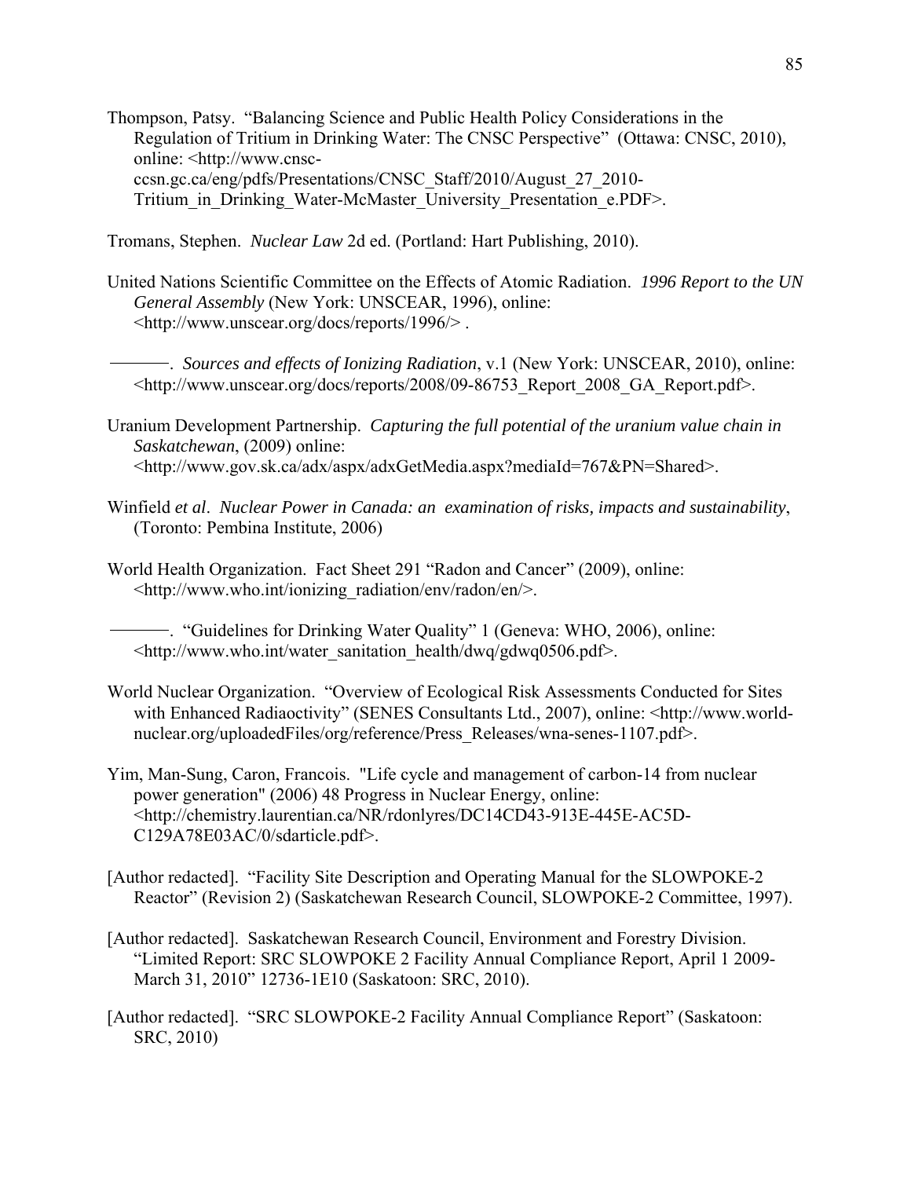Thompson, Patsy. "Balancing Science and Public Health Policy Considerations in the Regulation of Tritium in Drinking Water: The CNSC Perspective" (Ottawa: CNSC, 2010), online: <http://www.cnsc-ccsn.gc.ca/eng/pdfs/Presentations/CNSC_Staff/2010/August_27_2010-Tritium_in_Drinking_Water-McMaster_University_Presentation_e.PDF>.

Tromans, Stephen. *Nuclear Law* 2d ed. (Portland: Hart Publishing, 2010).

United Nations Scientific Committee on the Effects of Atomic Radiation. *1996 Report to the UN General Assembly* (New York: UNSCEAR, 1996), online: <http://www.unscear.org/docs/reports/1996/> .

———. *Sources and effects of Ionizing Radiation*, v.1 (New York: UNSCEAR, 2010), online: <http://www.unscear.org/docs/reports/2008/09-86753_Report_2008_GA_Report.pdf>.

Uranium Development Partnership. *Capturing the full potential of the uranium value chain in Saskatchewan*, (2009) online: <http://www.gov.sk.ca/adx/aspx/adxGetMedia.aspx?mediaId=767&PN=Shared>.

Winfield *et al*. *Nuclear Power in Canada: an examination of risks, impacts and sustainability*, (Toronto: Pembina Institute, 2006)

World Health Organization. Fact Sheet 291 "Radon and Cancer" (2009), online: <http://www.who.int/ionizing_radiation/env/radon/en/>.

———. "Guidelines for Drinking Water Quality" 1 (Geneva: WHO, 2006), online: <http://www.who.int/water_sanitation_health/dwq/gdwq0506.pdf>.

World Nuclear Organization. "Overview of Ecological Risk Assessments Conducted for Sites with Enhanced Radiaoctivity" (SENES Consultants Ltd., 2007), online: <http://www.world-nuclear.org/uploadedFiles/org/reference/Press_Releases/wna-senes-1107.pdf>.

Yim, Man-Sung, Caron, Francois. "Life cycle and management of carbon-14 from nuclear power generation" (2006) 48 Progress in Nuclear Energy, online: <http://chemistry.laurentian.ca/NR/rdonlyres/DC14CD43-913E-445E-AC5D-C129A78E03AC/0/sdarticle.pdf>.

[Author redacted]. "Facility Site Description and Operating Manual for the SLOWPOKE-2 Reactor" (Revision 2) (Saskatchewan Research Council, SLOWPOKE-2 Committee, 1997).

[Author redacted]. Saskatchewan Research Council, Environment and Forestry Division. "Limited Report: SRC SLOWPOKE 2 Facility Annual Compliance Report, April 1 2009-March 31, 2010" 12736-1E10 (Saskatoon: SRC, 2010).

[Author redacted]. "SRC SLOWPOKE-2 Facility Annual Compliance Report" (Saskatoon: SRC, 2010)